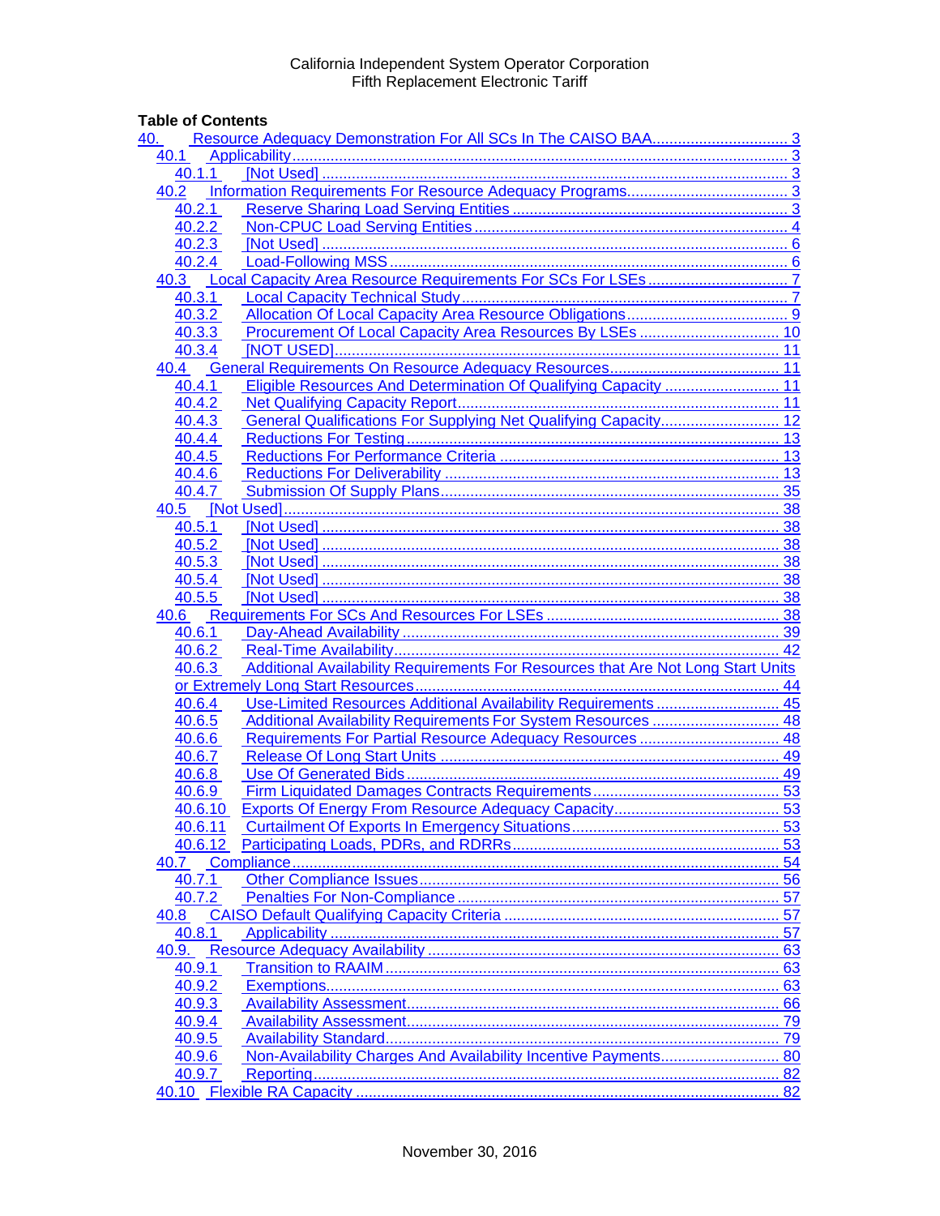California Independent System Operator Corporation
Fifth Replacement Electronic Tariff

**Table of Contents**

- 40. Resource Adequacy Demonstration For All SCs In The CAISO BAA ..... 3
  - 40.1 Applicability ..... 3
    - 40.1.1 [Not Used] ..... 3
  - 40.2 Information Requirements For Resource Adequacy Programs ..... 3
    - 40.2.1 Reserve Sharing Load Serving Entities ..... 3
    - 40.2.2 Non-CPUC Load Serving Entities ..... 4
    - 40.2.3 [Not Used] ..... 6
    - 40.2.4 Load-Following MSS ..... 6
  - 40.3 Local Capacity Area Resource Requirements For SCs For LSEs ..... 7
    - 40.3.1 Local Capacity Technical Study ..... 7
    - 40.3.2 Allocation Of Local Capacity Area Resource Obligations ..... 9
    - 40.3.3 Procurement Of Local Capacity Area Resources By LSEs ..... 10
    - 40.3.4 [NOT USED] ..... 11
  - 40.4 General Requirements On Resource Adequacy Resources ..... 11
    - 40.4.1 Eligible Resources And Determination Of Qualifying Capacity ..... 11
    - 40.4.2 Net Qualifying Capacity Report ..... 11
    - 40.4.3 General Qualifications For Supplying Net Qualifying Capacity ..... 12
    - 40.4.4 Reductions For Testing ..... 13
    - 40.4.5 Reductions For Performance Criteria ..... 13
    - 40.4.6 Reductions For Deliverability ..... 13
    - 40.4.7 Submission Of Supply Plans ..... 35
  - 40.5 [Not Used] ..... 38
    - 40.5.1 [Not Used] ..... 38
    - 40.5.2 [Not Used] ..... 38
    - 40.5.3 [Not Used] ..... 38
    - 40.5.4 [Not Used] ..... 38
    - 40.5.5 [Not Used] ..... 38
  - 40.6 Requirements For SCs And Resources For LSEs ..... 38
    - 40.6.1 Day-Ahead Availability ..... 39
    - 40.6.2 Real-Time Availability ..... 42
    - 40.6.3 Additional Availability Requirements For Resources that Are Not Long Start Units or Extremely Long Start Resources ..... 44
    - 40.6.4 Use-Limited Resources Additional Availability Requirements ..... 45
    - 40.6.5 Additional Availability Requirements For System Resources ..... 48
    - 40.6.6 Requirements For Partial Resource Adequacy Resources ..... 48
    - 40.6.7 Release Of Long Start Units ..... 49
    - 40.6.8 Use Of Generated Bids ..... 49
    - 40.6.9 Firm Liquidated Damages Contracts Requirements ..... 53
    - 40.6.10 Exports Of Energy From Resource Adequacy Capacity ..... 53
    - 40.6.11 Curtailment Of Exports In Emergency Situations ..... 53
    - 40.6.12 Participating Loads, PDRs, and RDRRs ..... 53
  - 40.7 Compliance ..... 54
    - 40.7.1 Other Compliance Issues ..... 56
    - 40.7.2 Penalties For Non-Compliance ..... 57
  - 40.8 CAISO Default Qualifying Capacity Criteria ..... 57
    - 40.8.1 Applicability ..... 57
  - 40.9. Resource Adequacy Availability ..... 63
    - 40.9.1 Transition to RAAIM ..... 63
    - 40.9.2 Exemptions ..... 63
    - 40.9.3 Availability Assessment ..... 66
    - 40.9.4 Availability Assessment ..... 79
    - 40.9.5 Availability Standard ..... 79
    - 40.9.6 Non-Availability Charges And Availability Incentive Payments ..... 80
    - 40.9.7 Reporting ..... 82
  - 40.10 Flexible RA Capacity ..... 82

November 30, 2016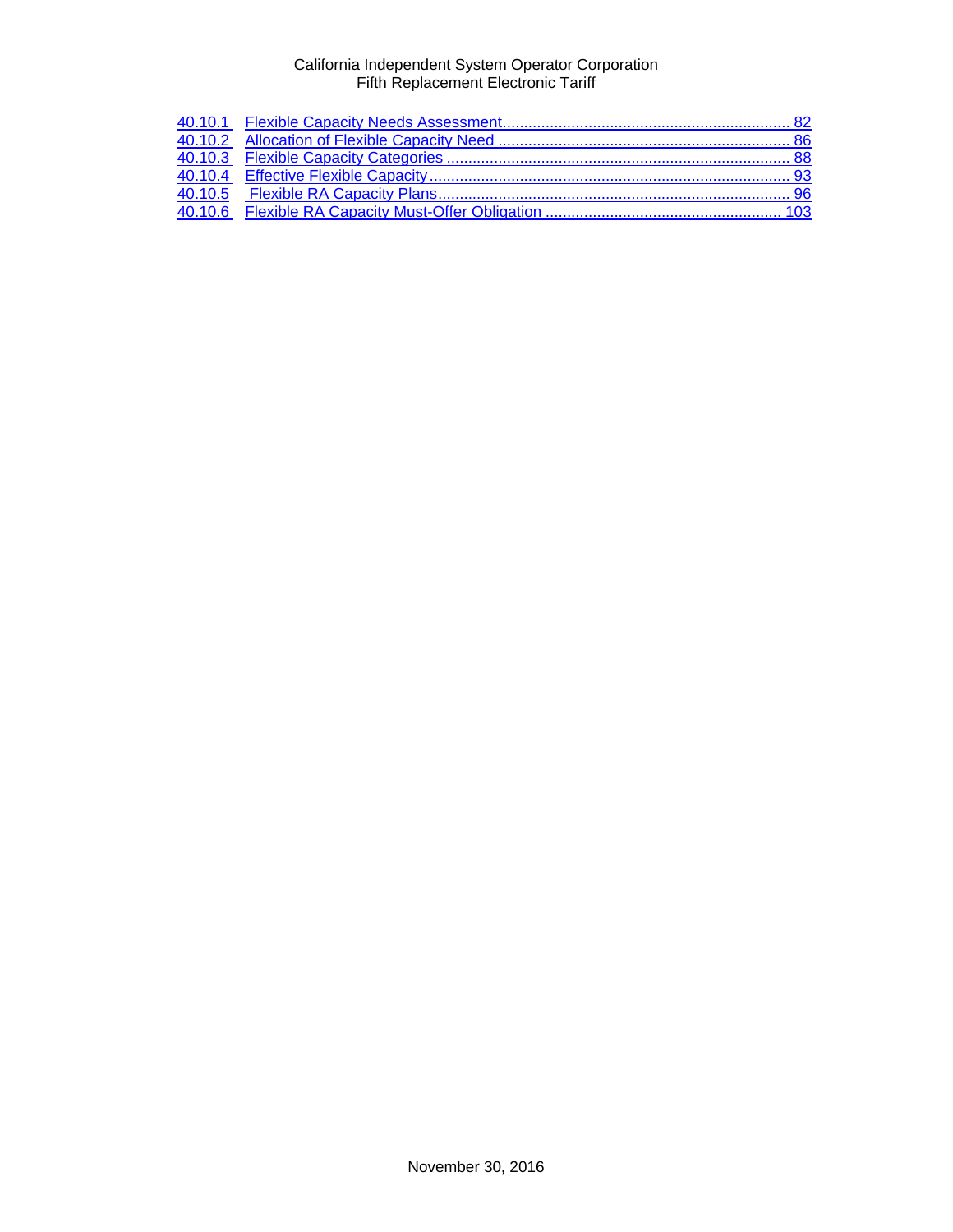| | | |
|---|---|---|
| 40.10.1 | Flexible Capacity Needs Assessment | 82 |
| 40.10.2 | Allocation of Flexible Capacity Need | 86 |
| 40.10.3 | Flexible Capacity Categories | 88 |
| 40.10.4 | Effective Flexible Capacity | 93 |
| 40.10.5 | Flexible RA Capacity Plans | 96 |
| 40.10.6 | Flexible RA Capacity Must-Offer Obligation | 103 |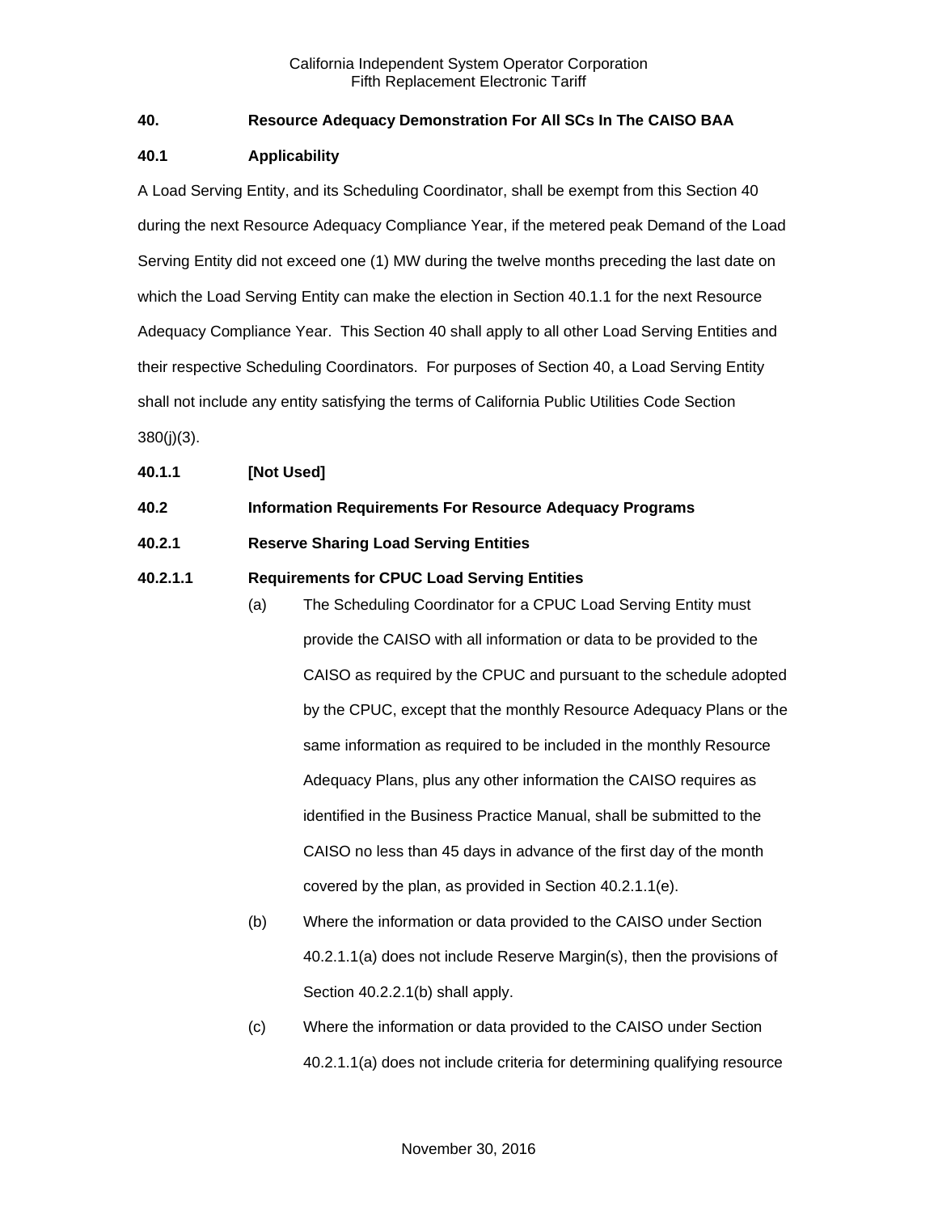## 40. Resource Adequacy Demonstration For All SCs In The CAISO BAA

### 40.1 Applicability

A Load Serving Entity, and its Scheduling Coordinator, shall be exempt from this Section 40 during the next Resource Adequacy Compliance Year, if the metered peak Demand of the Load Serving Entity did not exceed one (1) MW during the twelve months preceding the last date on which the Load Serving Entity can make the election in Section 40.1.1 for the next Resource Adequacy Compliance Year. This Section 40 shall apply to all other Load Serving Entities and their respective Scheduling Coordinators. For purposes of Section 40, a Load Serving Entity shall not include any entity satisfying the terms of California Public Utilities Code Section 380(j)(3).

#### 40.1.1 [Not Used]

### 40.2 Information Requirements For Resource Adequacy Programs

#### 40.2.1 Reserve Sharing Load Serving Entities

##### 40.2.1.1 Requirements for CPUC Load Serving Entities

(a) The Scheduling Coordinator for a CPUC Load Serving Entity must provide the CAISO with all information or data to be provided to the CAISO as required by the CPUC and pursuant to the schedule adopted by the CPUC, except that the monthly Resource Adequacy Plans or the same information as required to be included in the monthly Resource Adequacy Plans, plus any other information the CAISO requires as identified in the Business Practice Manual, shall be submitted to the CAISO no less than 45 days in advance of the first day of the month covered by the plan, as provided in Section 40.2.1.1(e).

(b) Where the information or data provided to the CAISO under Section 40.2.1.1(a) does not include Reserve Margin(s), then the provisions of Section 40.2.2.1(b) shall apply.

(c) Where the information or data provided to the CAISO under Section 40.2.1.1(a) does not include criteria for determining qualifying resource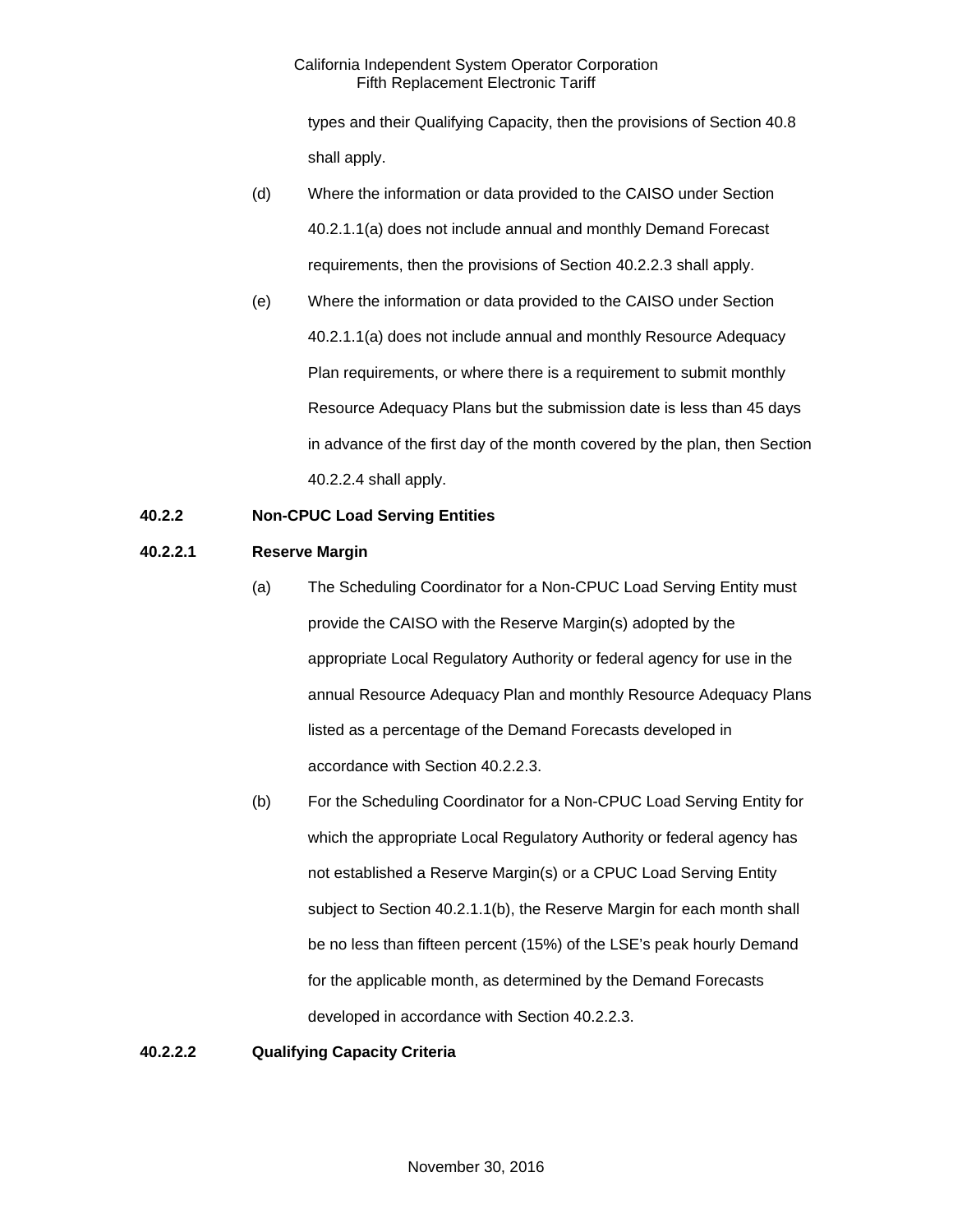types and their Qualifying Capacity, then the provisions of Section 40.8 shall apply.

(d) Where the information or data provided to the CAISO under Section 40.2.1.1(a) does not include annual and monthly Demand Forecast requirements, then the provisions of Section 40.2.2.3 shall apply.

(e) Where the information or data provided to the CAISO under Section 40.2.1.1(a) does not include annual and monthly Resource Adequacy Plan requirements, or where there is a requirement to submit monthly Resource Adequacy Plans but the submission date is less than 45 days in advance of the first day of the month covered by the plan, then Section 40.2.2.4 shall apply.

**40.2.2 Non-CPUC Load Serving Entities**

**40.2.2.1 Reserve Margin**

(a) The Scheduling Coordinator for a Non-CPUC Load Serving Entity must provide the CAISO with the Reserve Margin(s) adopted by the appropriate Local Regulatory Authority or federal agency for use in the annual Resource Adequacy Plan and monthly Resource Adequacy Plans listed as a percentage of the Demand Forecasts developed in accordance with Section 40.2.2.3.

(b) For the Scheduling Coordinator for a Non-CPUC Load Serving Entity for which the appropriate Local Regulatory Authority or federal agency has not established a Reserve Margin(s) or a CPUC Load Serving Entity subject to Section 40.2.1.1(b), the Reserve Margin for each month shall be no less than fifteen percent (15%) of the LSE's peak hourly Demand for the applicable month, as determined by the Demand Forecasts developed in accordance with Section 40.2.2.3.

**40.2.2.2 Qualifying Capacity Criteria**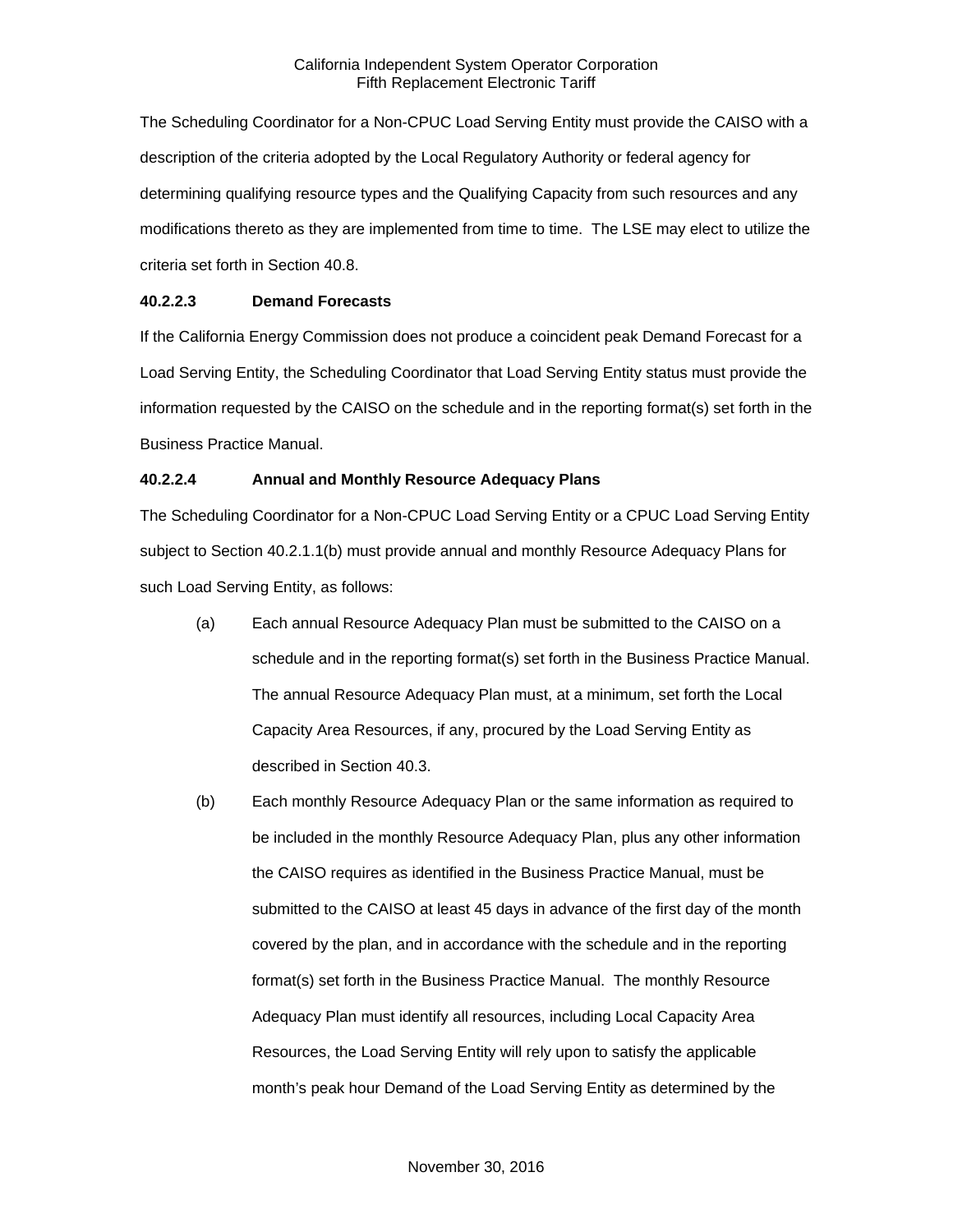The Scheduling Coordinator for a Non-CPUC Load Serving Entity must provide the CAISO with a description of the criteria adopted by the Local Regulatory Authority or federal agency for determining qualifying resource types and the Qualifying Capacity from such resources and any modifications thereto as they are implemented from time to time. The LSE may elect to utilize the criteria set forth in Section 40.8.

**40.2.2.3 Demand Forecasts**

If the California Energy Commission does not produce a coincident peak Demand Forecast for a Load Serving Entity, the Scheduling Coordinator that Load Serving Entity status must provide the information requested by the CAISO on the schedule and in the reporting format(s) set forth in the Business Practice Manual.

**40.2.2.4 Annual and Monthly Resource Adequacy Plans**

The Scheduling Coordinator for a Non-CPUC Load Serving Entity or a CPUC Load Serving Entity subject to Section 40.2.1.1(b) must provide annual and monthly Resource Adequacy Plans for such Load Serving Entity, as follows:

(a) Each annual Resource Adequacy Plan must be submitted to the CAISO on a schedule and in the reporting format(s) set forth in the Business Practice Manual. The annual Resource Adequacy Plan must, at a minimum, set forth the Local Capacity Area Resources, if any, procured by the Load Serving Entity as described in Section 40.3.

(b) Each monthly Resource Adequacy Plan or the same information as required to be included in the monthly Resource Adequacy Plan, plus any other information the CAISO requires as identified in the Business Practice Manual, must be submitted to the CAISO at least 45 days in advance of the first day of the month covered by the plan, and in accordance with the schedule and in the reporting format(s) set forth in the Business Practice Manual. The monthly Resource Adequacy Plan must identify all resources, including Local Capacity Area Resources, the Load Serving Entity will rely upon to satisfy the applicable month's peak hour Demand of the Load Serving Entity as determined by the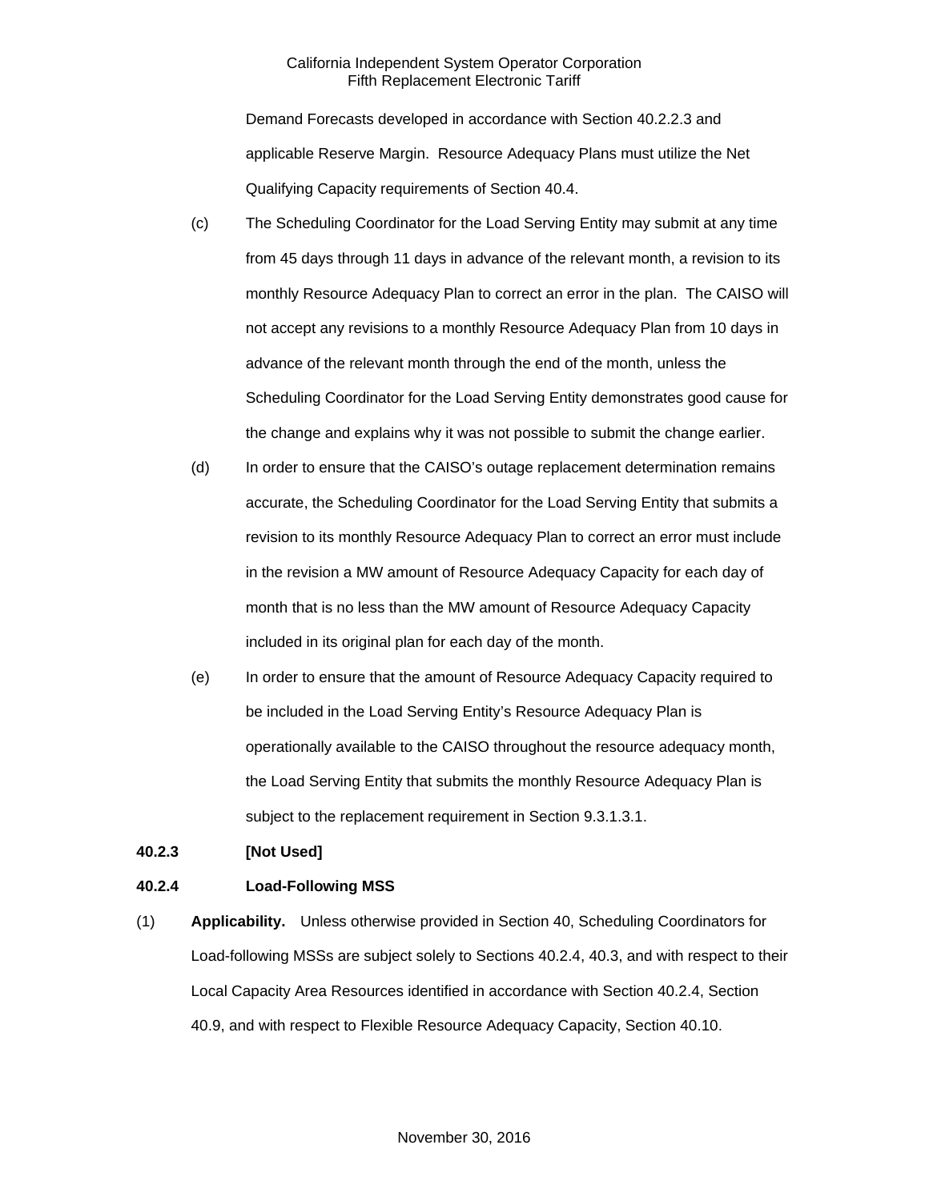Demand Forecasts developed in accordance with Section 40.2.2.3 and applicable Reserve Margin. Resource Adequacy Plans must utilize the Net Qualifying Capacity requirements of Section 40.4.

(c) The Scheduling Coordinator for the Load Serving Entity may submit at any time from 45 days through 11 days in advance of the relevant month, a revision to its monthly Resource Adequacy Plan to correct an error in the plan. The CAISO will not accept any revisions to a monthly Resource Adequacy Plan from 10 days in advance of the relevant month through the end of the month, unless the Scheduling Coordinator for the Load Serving Entity demonstrates good cause for the change and explains why it was not possible to submit the change earlier.

(d) In order to ensure that the CAISO's outage replacement determination remains accurate, the Scheduling Coordinator for the Load Serving Entity that submits a revision to its monthly Resource Adequacy Plan to correct an error must include in the revision a MW amount of Resource Adequacy Capacity for each day of month that is no less than the MW amount of Resource Adequacy Capacity included in its original plan for each day of the month.

(e) In order to ensure that the amount of Resource Adequacy Capacity required to be included in the Load Serving Entity's Resource Adequacy Plan is operationally available to the CAISO throughout the resource adequacy month, the Load Serving Entity that submits the monthly Resource Adequacy Plan is subject to the replacement requirement in Section 9.3.1.3.1.

**40.2.3 [Not Used]**

**40.2.4 Load-Following MSS**

(1) **Applicability.** Unless otherwise provided in Section 40, Scheduling Coordinators for Load-following MSSs are subject solely to Sections 40.2.4, 40.3, and with respect to their Local Capacity Area Resources identified in accordance with Section 40.2.4, Section 40.9, and with respect to Flexible Resource Adequacy Capacity, Section 40.10.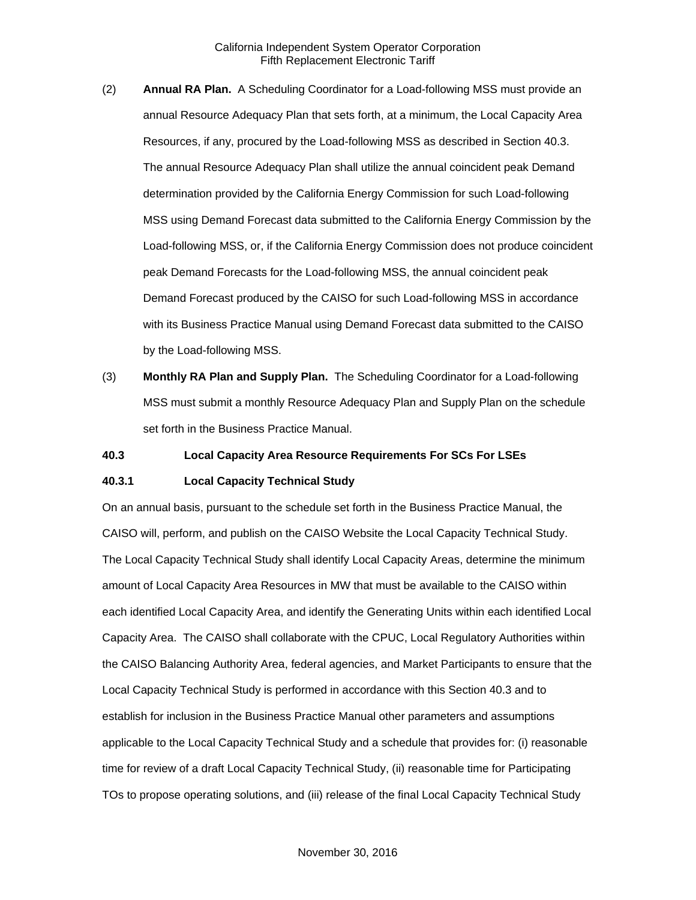(2) **Annual RA Plan.** A Scheduling Coordinator for a Load-following MSS must provide an annual Resource Adequacy Plan that sets forth, at a minimum, the Local Capacity Area Resources, if any, procured by the Load-following MSS as described in Section 40.3. The annual Resource Adequacy Plan shall utilize the annual coincident peak Demand determination provided by the California Energy Commission for such Load-following MSS using Demand Forecast data submitted to the California Energy Commission by the Load-following MSS, or, if the California Energy Commission does not produce coincident peak Demand Forecasts for the Load-following MSS, the annual coincident peak Demand Forecast produced by the CAISO for such Load-following MSS in accordance with its Business Practice Manual using Demand Forecast data submitted to the CAISO by the Load-following MSS.

(3) **Monthly RA Plan and Supply Plan.** The Scheduling Coordinator for a Load-following MSS must submit a monthly Resource Adequacy Plan and Supply Plan on the schedule set forth in the Business Practice Manual.

**40.3 Local Capacity Area Resource Requirements For SCs For LSEs**

**40.3.1 Local Capacity Technical Study**

On an annual basis, pursuant to the schedule set forth in the Business Practice Manual, the CAISO will, perform, and publish on the CAISO Website the Local Capacity Technical Study. The Local Capacity Technical Study shall identify Local Capacity Areas, determine the minimum amount of Local Capacity Area Resources in MW that must be available to the CAISO within each identified Local Capacity Area, and identify the Generating Units within each identified Local Capacity Area. The CAISO shall collaborate with the CPUC, Local Regulatory Authorities within the CAISO Balancing Authority Area, federal agencies, and Market Participants to ensure that the Local Capacity Technical Study is performed in accordance with this Section 40.3 and to establish for inclusion in the Business Practice Manual other parameters and assumptions applicable to the Local Capacity Technical Study and a schedule that provides for: (i) reasonable time for review of a draft Local Capacity Technical Study, (ii) reasonable time for Participating TOs to propose operating solutions, and (iii) release of the final Local Capacity Technical Study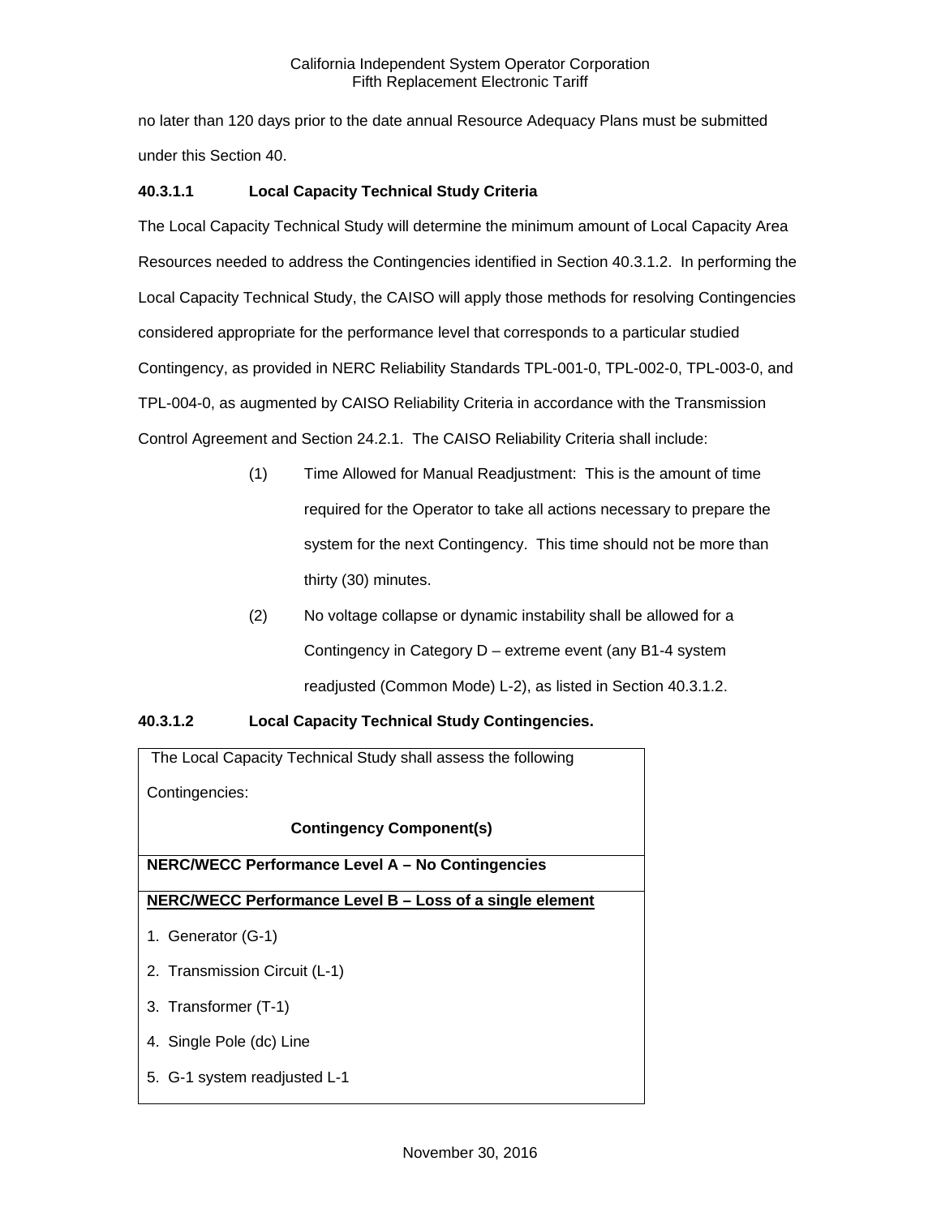no later than 120 days prior to the date annual Resource Adequacy Plans must be submitted under this Section 40.

### 40.3.1.1 Local Capacity Technical Study Criteria

The Local Capacity Technical Study will determine the minimum amount of Local Capacity Area Resources needed to address the Contingencies identified in Section 40.3.1.2. In performing the Local Capacity Technical Study, the CAISO will apply those methods for resolving Contingencies considered appropriate for the performance level that corresponds to a particular studied Contingency, as provided in NERC Reliability Standards TPL-001-0, TPL-002-0, TPL-003-0, and TPL-004-0, as augmented by CAISO Reliability Criteria in accordance with the Transmission Control Agreement and Section 24.2.1. The CAISO Reliability Criteria shall include:

(1) Time Allowed for Manual Readjustment: This is the amount of time required for the Operator to take all actions necessary to prepare the system for the next Contingency. This time should not be more than thirty (30) minutes.

(2) No voltage collapse or dynamic instability shall be allowed for a Contingency in Category D – extreme event (any B1-4 system readjusted (Common Mode) L-2), as listed in Section 40.3.1.2.

### 40.3.1.2 Local Capacity Technical Study Contingencies.

| The Local Capacity Technical Study shall assess the following Contingencies:<br><br>**Contingency Component(s)** |
|---|
| **NERC/WECC Performance Level A – No Contingencies** |
| **<u>NERC/WECC Performance Level B – Loss of a single element</u>**<br>1. Generator (G-1)<br>2. Transmission Circuit (L-1)<br>3. Transformer (T-1)<br>4. Single Pole (dc) Line<br>5. G-1 system readjusted L-1 |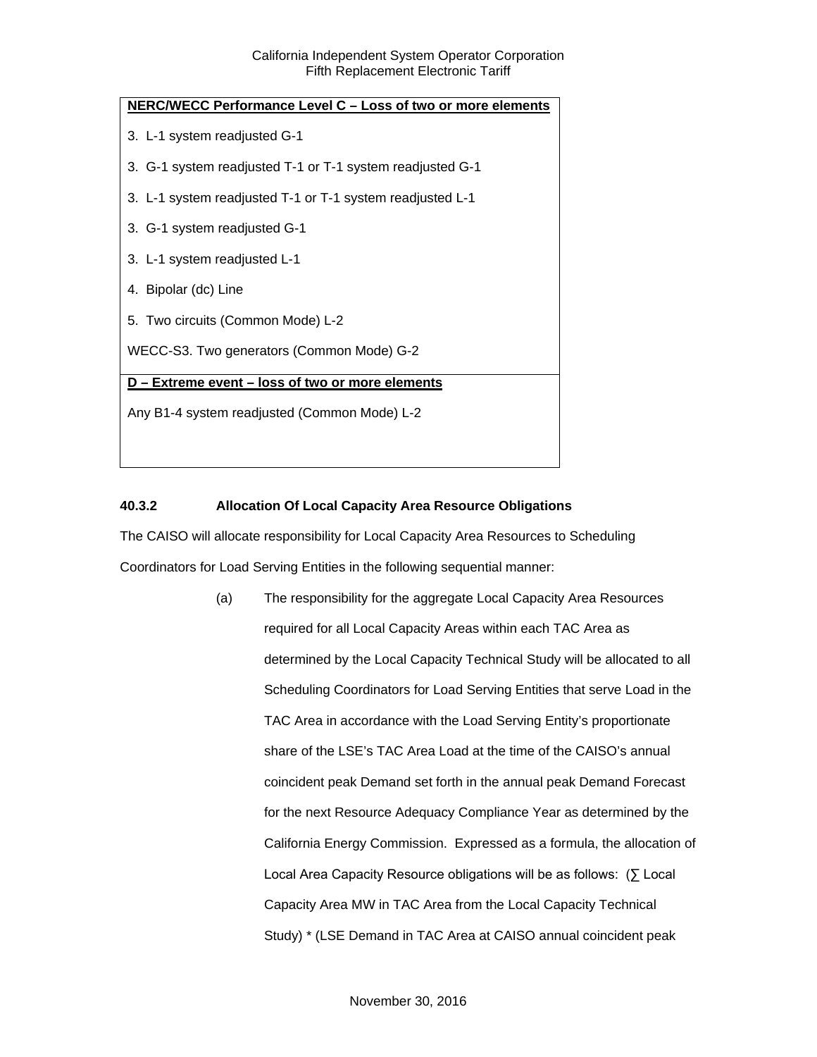| NERC/WECC Performance Level C – Loss of two or more elements |
| --- |
| 3. L-1 system readjusted G-1 |
| 3. G-1 system readjusted T-1 or T-1 system readjusted G-1 |
| 3. L-1 system readjusted T-1 or T-1 system readjusted L-1 |
| 3. G-1 system readjusted G-1 |
| 3. L-1 system readjusted L-1 |
| 4. Bipolar (dc) Line |
| 5. Two circuits (Common Mode) L-2 |
| WECC-S3. Two generators (Common Mode) G-2 |
| **D – Extreme event – loss of two or more elements** |
| Any B1-4 system readjusted (Common Mode) L-2 |

### 40.3.2 Allocation Of Local Capacity Area Resource Obligations

The CAISO will allocate responsibility for Local Capacity Area Resources to Scheduling Coordinators for Load Serving Entities in the following sequential manner:

(a) The responsibility for the aggregate Local Capacity Area Resources required for all Local Capacity Areas within each TAC Area as determined by the Local Capacity Technical Study will be allocated to all Scheduling Coordinators for Load Serving Entities that serve Load in the TAC Area in accordance with the Load Serving Entity's proportionate share of the LSE's TAC Area Load at the time of the CAISO's annual coincident peak Demand set forth in the annual peak Demand Forecast for the next Resource Adequacy Compliance Year as determined by the California Energy Commission. Expressed as a formula, the allocation of Local Area Capacity Resource obligations will be as follows: (∑ Local Capacity Area MW in TAC Area from the Local Capacity Technical Study) * (LSE Demand in TAC Area at CAISO annual coincident peak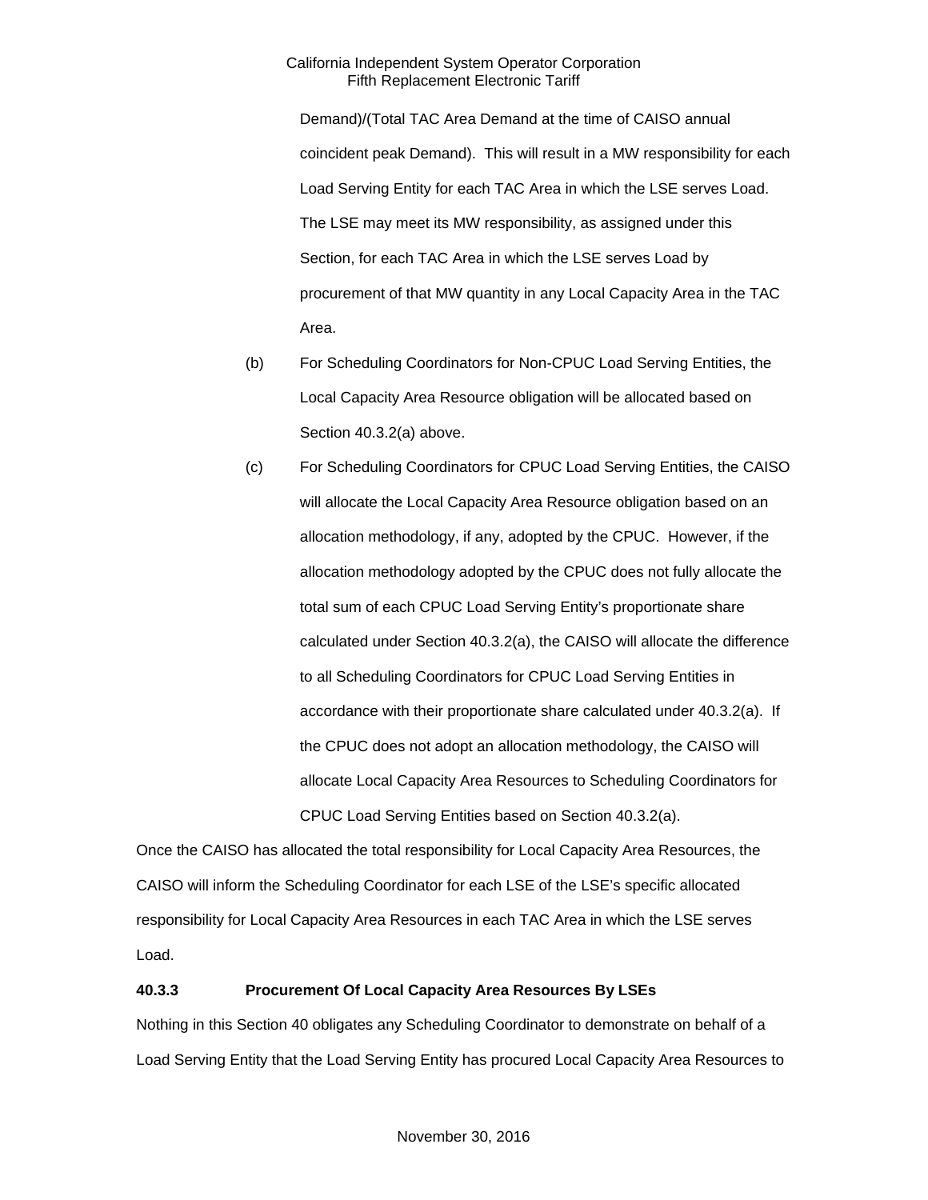Demand)/(Total TAC Area Demand at the time of CAISO annual coincident peak Demand). This will result in a MW responsibility for each Load Serving Entity for each TAC Area in which the LSE serves Load. The LSE may meet its MW responsibility, as assigned under this Section, for each TAC Area in which the LSE serves Load by procurement of that MW quantity in any Local Capacity Area in the TAC Area.

(b) For Scheduling Coordinators for Non-CPUC Load Serving Entities, the Local Capacity Area Resource obligation will be allocated based on Section 40.3.2(a) above.

(c) For Scheduling Coordinators for CPUC Load Serving Entities, the CAISO will allocate the Local Capacity Area Resource obligation based on an allocation methodology, if any, adopted by the CPUC. However, if the allocation methodology adopted by the CPUC does not fully allocate the total sum of each CPUC Load Serving Entity's proportionate share calculated under Section 40.3.2(a), the CAISO will allocate the difference to all Scheduling Coordinators for CPUC Load Serving Entities in accordance with their proportionate share calculated under 40.3.2(a). If the CPUC does not adopt an allocation methodology, the CAISO will allocate Local Capacity Area Resources to Scheduling Coordinators for CPUC Load Serving Entities based on Section 40.3.2(a).

Once the CAISO has allocated the total responsibility for Local Capacity Area Resources, the CAISO will inform the Scheduling Coordinator for each LSE of the LSE's specific allocated responsibility for Local Capacity Area Resources in each TAC Area in which the LSE serves Load.

**40.3.3 Procurement Of Local Capacity Area Resources By LSEs**

Nothing in this Section 40 obligates any Scheduling Coordinator to demonstrate on behalf of a Load Serving Entity that the Load Serving Entity has procured Local Capacity Area Resources to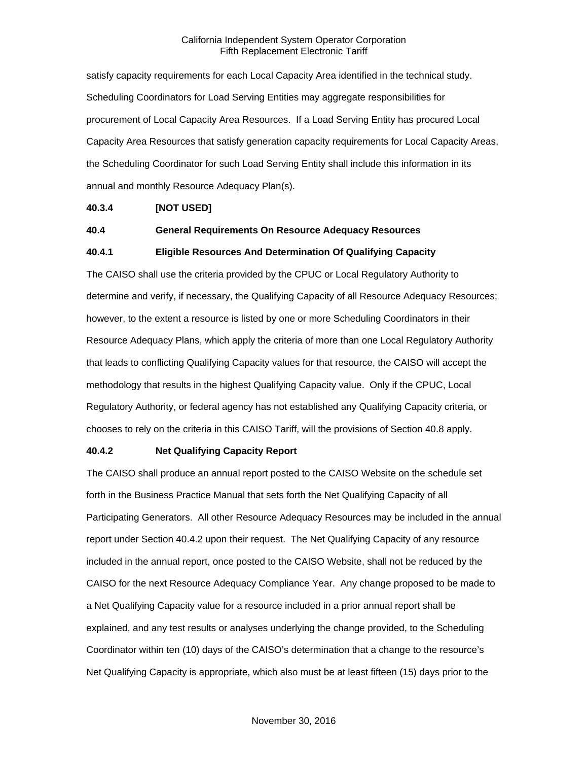satisfy capacity requirements for each Local Capacity Area identified in the technical study. Scheduling Coordinators for Load Serving Entities may aggregate responsibilities for procurement of Local Capacity Area Resources. If a Load Serving Entity has procured Local Capacity Area Resources that satisfy generation capacity requirements for Local Capacity Areas, the Scheduling Coordinator for such Load Serving Entity shall include this information in its annual and monthly Resource Adequacy Plan(s).

**40.3.4 [NOT USED]**

**40.4 General Requirements On Resource Adequacy Resources**

**40.4.1 Eligible Resources And Determination Of Qualifying Capacity**

The CAISO shall use the criteria provided by the CPUC or Local Regulatory Authority to determine and verify, if necessary, the Qualifying Capacity of all Resource Adequacy Resources; however, to the extent a resource is listed by one or more Scheduling Coordinators in their Resource Adequacy Plans, which apply the criteria of more than one Local Regulatory Authority that leads to conflicting Qualifying Capacity values for that resource, the CAISO will accept the methodology that results in the highest Qualifying Capacity value. Only if the CPUC, Local Regulatory Authority, or federal agency has not established any Qualifying Capacity criteria, or chooses to rely on the criteria in this CAISO Tariff, will the provisions of Section 40.8 apply.

**40.4.2 Net Qualifying Capacity Report**

The CAISO shall produce an annual report posted to the CAISO Website on the schedule set forth in the Business Practice Manual that sets forth the Net Qualifying Capacity of all Participating Generators. All other Resource Adequacy Resources may be included in the annual report under Section 40.4.2 upon their request. The Net Qualifying Capacity of any resource included in the annual report, once posted to the CAISO Website, shall not be reduced by the CAISO for the next Resource Adequacy Compliance Year. Any change proposed to be made to a Net Qualifying Capacity value for a resource included in a prior annual report shall be explained, and any test results or analyses underlying the change provided, to the Scheduling Coordinator within ten (10) days of the CAISO's determination that a change to the resource's Net Qualifying Capacity is appropriate, which also must be at least fifteen (15) days prior to the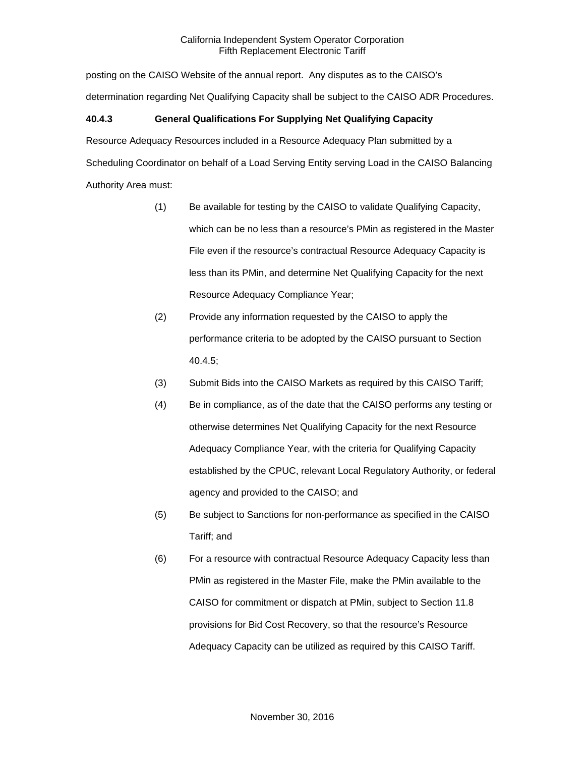posting on the CAISO Website of the annual report. Any disputes as to the CAISO's determination regarding Net Qualifying Capacity shall be subject to the CAISO ADR Procedures.

### 40.4.3 General Qualifications For Supplying Net Qualifying Capacity

Resource Adequacy Resources included in a Resource Adequacy Plan submitted by a Scheduling Coordinator on behalf of a Load Serving Entity serving Load in the CAISO Balancing Authority Area must:

(1) Be available for testing by the CAISO to validate Qualifying Capacity, which can be no less than a resource's PMin as registered in the Master File even if the resource's contractual Resource Adequacy Capacity is less than its PMin, and determine Net Qualifying Capacity for the next Resource Adequacy Compliance Year;

(2) Provide any information requested by the CAISO to apply the performance criteria to be adopted by the CAISO pursuant to Section 40.4.5;

(3) Submit Bids into the CAISO Markets as required by this CAISO Tariff;

(4) Be in compliance, as of the date that the CAISO performs any testing or otherwise determines Net Qualifying Capacity for the next Resource Adequacy Compliance Year, with the criteria for Qualifying Capacity established by the CPUC, relevant Local Regulatory Authority, or federal agency and provided to the CAISO; and

(5) Be subject to Sanctions for non-performance as specified in the CAISO Tariff; and

(6) For a resource with contractual Resource Adequacy Capacity less than PMin as registered in the Master File, make the PMin available to the CAISO for commitment or dispatch at PMin, subject to Section 11.8 provisions for Bid Cost Recovery, so that the resource's Resource Adequacy Capacity can be utilized as required by this CAISO Tariff.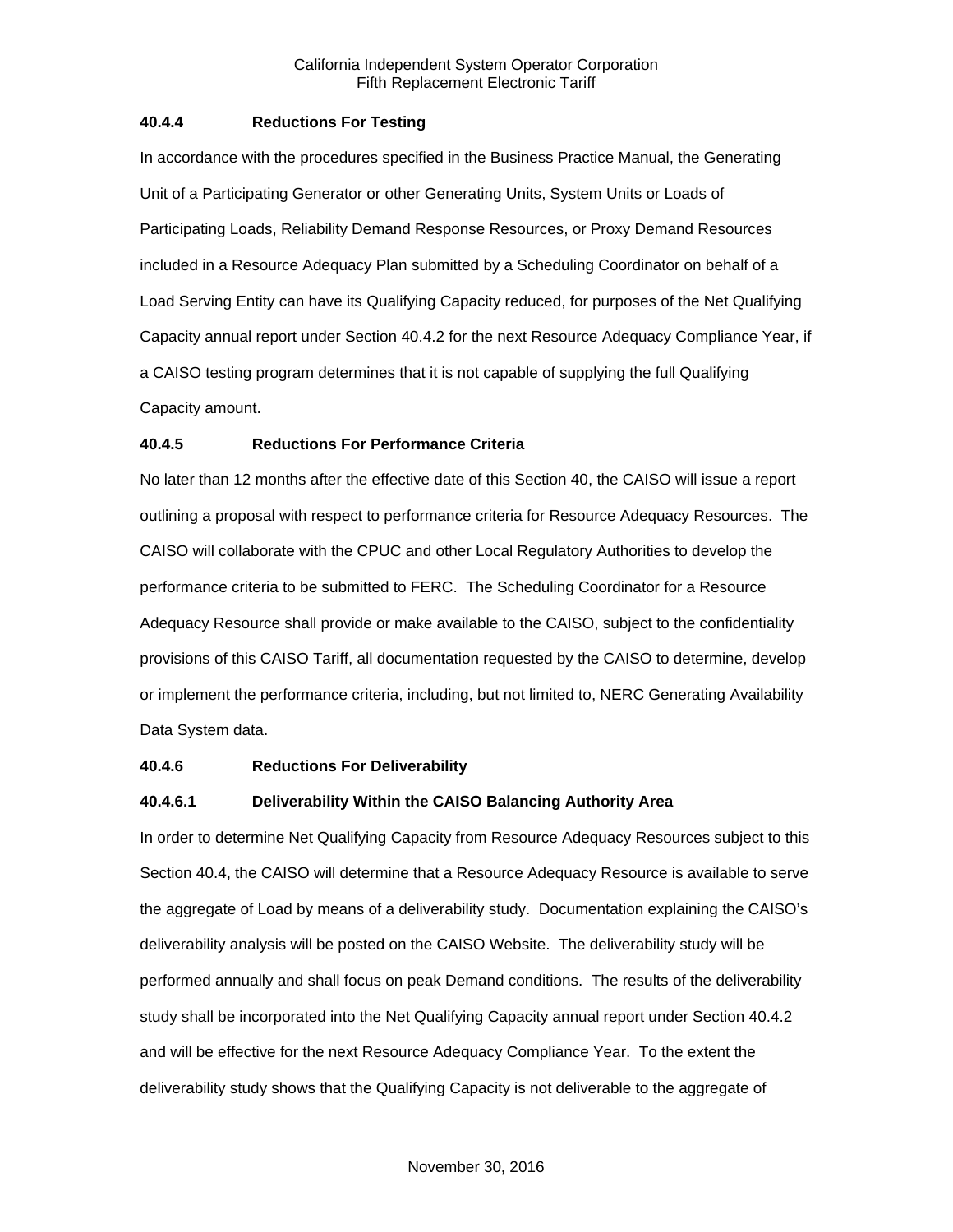#### 40.4.4 Reductions For Testing

In accordance with the procedures specified in the Business Practice Manual, the Generating Unit of a Participating Generator or other Generating Units, System Units or Loads of Participating Loads, Reliability Demand Response Resources, or Proxy Demand Resources included in a Resource Adequacy Plan submitted by a Scheduling Coordinator on behalf of a Load Serving Entity can have its Qualifying Capacity reduced, for purposes of the Net Qualifying Capacity annual report under Section 40.4.2 for the next Resource Adequacy Compliance Year, if a CAISO testing program determines that it is not capable of supplying the full Qualifying Capacity amount.

#### 40.4.5 Reductions For Performance Criteria

No later than 12 months after the effective date of this Section 40, the CAISO will issue a report outlining a proposal with respect to performance criteria for Resource Adequacy Resources. The CAISO will collaborate with the CPUC and other Local Regulatory Authorities to develop the performance criteria to be submitted to FERC. The Scheduling Coordinator for a Resource Adequacy Resource shall provide or make available to the CAISO, subject to the confidentiality provisions of this CAISO Tariff, all documentation requested by the CAISO to determine, develop or implement the performance criteria, including, but not limited to, NERC Generating Availability Data System data.

#### 40.4.6 Reductions For Deliverability

##### 40.4.6.1 Deliverability Within the CAISO Balancing Authority Area

In order to determine Net Qualifying Capacity from Resource Adequacy Resources subject to this Section 40.4, the CAISO will determine that a Resource Adequacy Resource is available to serve the aggregate of Load by means of a deliverability study. Documentation explaining the CAISO's deliverability analysis will be posted on the CAISO Website. The deliverability study will be performed annually and shall focus on peak Demand conditions. The results of the deliverability study shall be incorporated into the Net Qualifying Capacity annual report under Section 40.4.2 and will be effective for the next Resource Adequacy Compliance Year. To the extent the deliverability study shows that the Qualifying Capacity is not deliverable to the aggregate of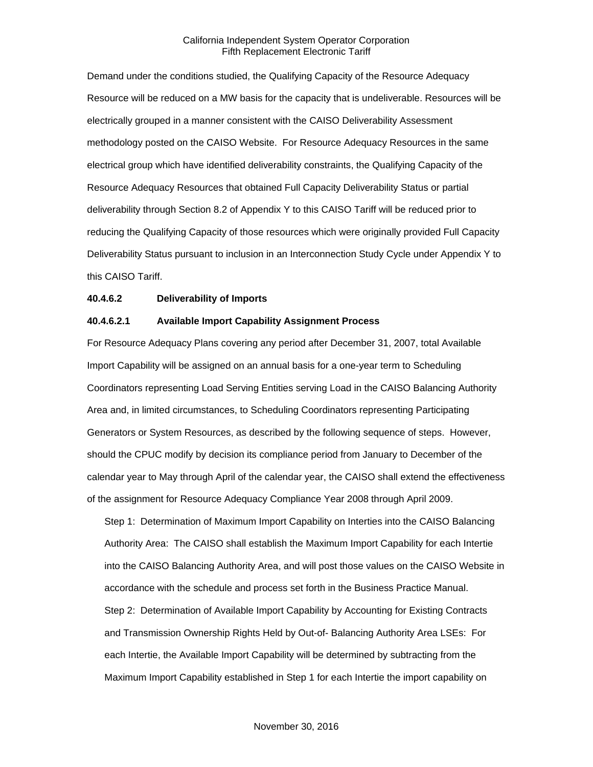Demand under the conditions studied, the Qualifying Capacity of the Resource Adequacy Resource will be reduced on a MW basis for the capacity that is undeliverable. Resources will be electrically grouped in a manner consistent with the CAISO Deliverability Assessment methodology posted on the CAISO Website. For Resource Adequacy Resources in the same electrical group which have identified deliverability constraints, the Qualifying Capacity of the Resource Adequacy Resources that obtained Full Capacity Deliverability Status or partial deliverability through Section 8.2 of Appendix Y to this CAISO Tariff will be reduced prior to reducing the Qualifying Capacity of those resources which were originally provided Full Capacity Deliverability Status pursuant to inclusion in an Interconnection Study Cycle under Appendix Y to this CAISO Tariff.

**40.4.6.2 Deliverability of Imports**

**40.4.6.2.1 Available Import Capability Assignment Process**

For Resource Adequacy Plans covering any period after December 31, 2007, total Available Import Capability will be assigned on an annual basis for a one-year term to Scheduling Coordinators representing Load Serving Entities serving Load in the CAISO Balancing Authority Area and, in limited circumstances, to Scheduling Coordinators representing Participating Generators or System Resources, as described by the following sequence of steps. However, should the CPUC modify by decision its compliance period from January to December of the calendar year to May through April of the calendar year, the CAISO shall extend the effectiveness of the assignment for Resource Adequacy Compliance Year 2008 through April 2009.

Step 1: Determination of Maximum Import Capability on Interties into the CAISO Balancing Authority Area: The CAISO shall establish the Maximum Import Capability for each Intertie into the CAISO Balancing Authority Area, and will post those values on the CAISO Website in accordance with the schedule and process set forth in the Business Practice Manual.

Step 2: Determination of Available Import Capability by Accounting for Existing Contracts and Transmission Ownership Rights Held by Out-of- Balancing Authority Area LSEs: For each Intertie, the Available Import Capability will be determined by subtracting from the Maximum Import Capability established in Step 1 for each Intertie the import capability on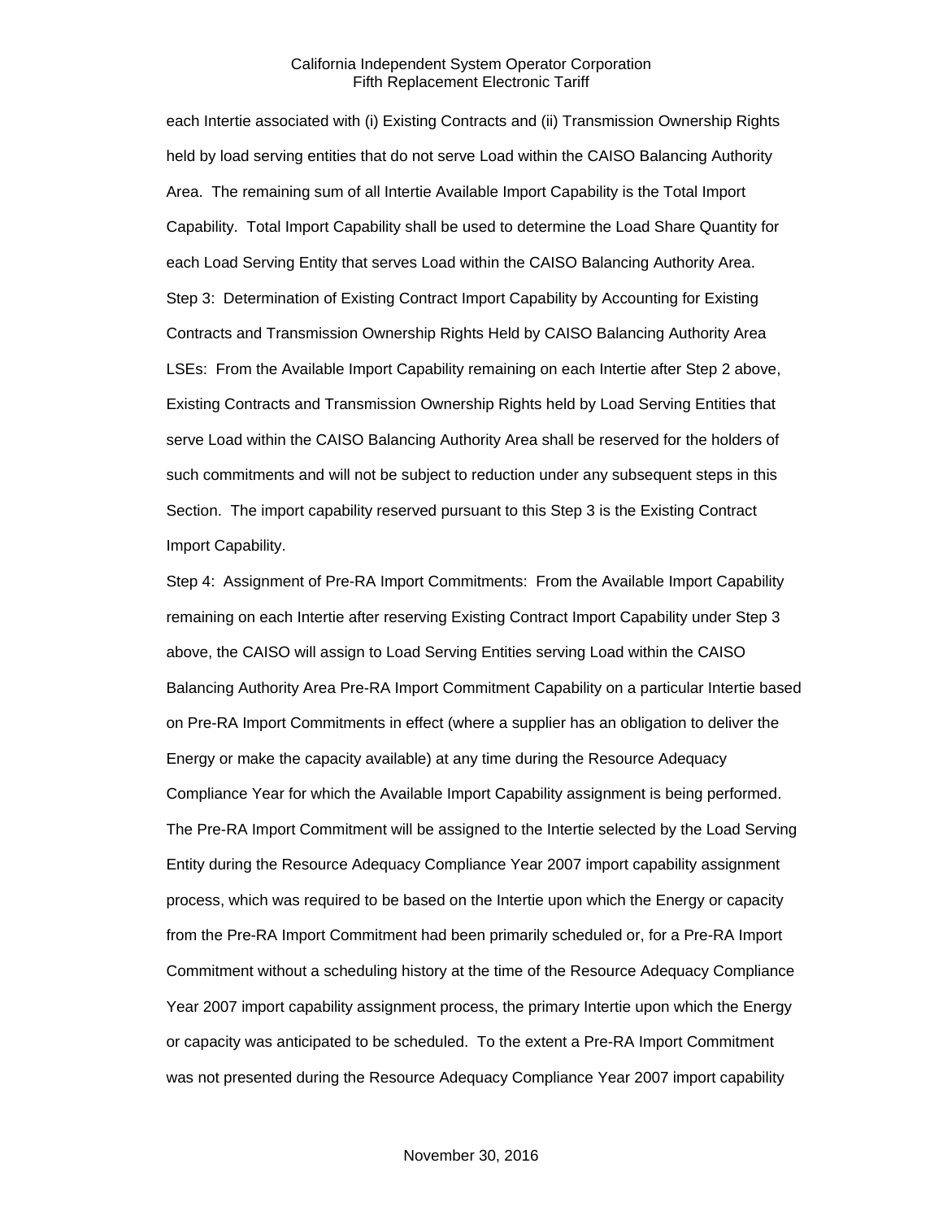each Intertie associated with (i) Existing Contracts and (ii) Transmission Ownership Rights held by load serving entities that do not serve Load within the CAISO Balancing Authority Area. The remaining sum of all Intertie Available Import Capability is the Total Import Capability. Total Import Capability shall be used to determine the Load Share Quantity for each Load Serving Entity that serves Load within the CAISO Balancing Authority Area.

Step 3: Determination of Existing Contract Import Capability by Accounting for Existing Contracts and Transmission Ownership Rights Held by CAISO Balancing Authority Area LSEs: From the Available Import Capability remaining on each Intertie after Step 2 above, Existing Contracts and Transmission Ownership Rights held by Load Serving Entities that serve Load within the CAISO Balancing Authority Area shall be reserved for the holders of such commitments and will not be subject to reduction under any subsequent steps in this Section. The import capability reserved pursuant to this Step 3 is the Existing Contract Import Capability.

Step 4: Assignment of Pre-RA Import Commitments: From the Available Import Capability remaining on each Intertie after reserving Existing Contract Import Capability under Step 3 above, the CAISO will assign to Load Serving Entities serving Load within the CAISO Balancing Authority Area Pre-RA Import Commitment Capability on a particular Intertie based on Pre-RA Import Commitments in effect (where a supplier has an obligation to deliver the Energy or make the capacity available) at any time during the Resource Adequacy Compliance Year for which the Available Import Capability assignment is being performed. The Pre-RA Import Commitment will be assigned to the Intertie selected by the Load Serving Entity during the Resource Adequacy Compliance Year 2007 import capability assignment process, which was required to be based on the Intertie upon which the Energy or capacity from the Pre-RA Import Commitment had been primarily scheduled or, for a Pre-RA Import Commitment without a scheduling history at the time of the Resource Adequacy Compliance Year 2007 import capability assignment process, the primary Intertie upon which the Energy or capacity was anticipated to be scheduled. To the extent a Pre-RA Import Commitment was not presented during the Resource Adequacy Compliance Year 2007 import capability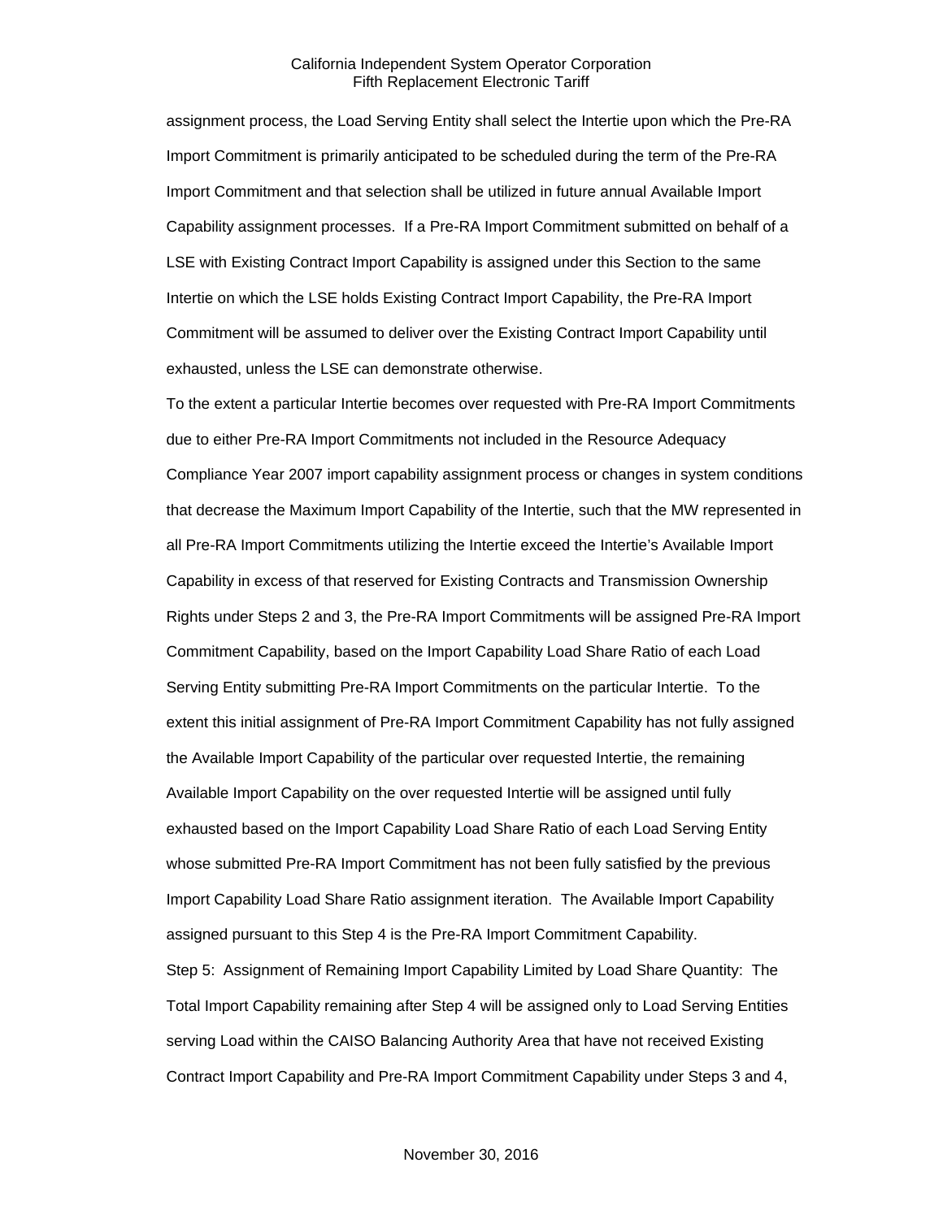assignment process, the Load Serving Entity shall select the Intertie upon which the Pre-RA Import Commitment is primarily anticipated to be scheduled during the term of the Pre-RA Import Commitment and that selection shall be utilized in future annual Available Import Capability assignment processes. If a Pre-RA Import Commitment submitted on behalf of a LSE with Existing Contract Import Capability is assigned under this Section to the same Intertie on which the LSE holds Existing Contract Import Capability, the Pre-RA Import Commitment will be assumed to deliver over the Existing Contract Import Capability until exhausted, unless the LSE can demonstrate otherwise.

To the extent a particular Intertie becomes over requested with Pre-RA Import Commitments due to either Pre-RA Import Commitments not included in the Resource Adequacy Compliance Year 2007 import capability assignment process or changes in system conditions that decrease the Maximum Import Capability of the Intertie, such that the MW represented in all Pre-RA Import Commitments utilizing the Intertie exceed the Intertie's Available Import Capability in excess of that reserved for Existing Contracts and Transmission Ownership Rights under Steps 2 and 3, the Pre-RA Import Commitments will be assigned Pre-RA Import Commitment Capability, based on the Import Capability Load Share Ratio of each Load Serving Entity submitting Pre-RA Import Commitments on the particular Intertie. To the extent this initial assignment of Pre-RA Import Commitment Capability has not fully assigned the Available Import Capability of the particular over requested Intertie, the remaining Available Import Capability on the over requested Intertie will be assigned until fully exhausted based on the Import Capability Load Share Ratio of each Load Serving Entity whose submitted Pre-RA Import Commitment has not been fully satisfied by the previous Import Capability Load Share Ratio assignment iteration. The Available Import Capability assigned pursuant to this Step 4 is the Pre-RA Import Commitment Capability.

Step 5: Assignment of Remaining Import Capability Limited by Load Share Quantity: The Total Import Capability remaining after Step 4 will be assigned only to Load Serving Entities serving Load within the CAISO Balancing Authority Area that have not received Existing Contract Import Capability and Pre-RA Import Commitment Capability under Steps 3 and 4,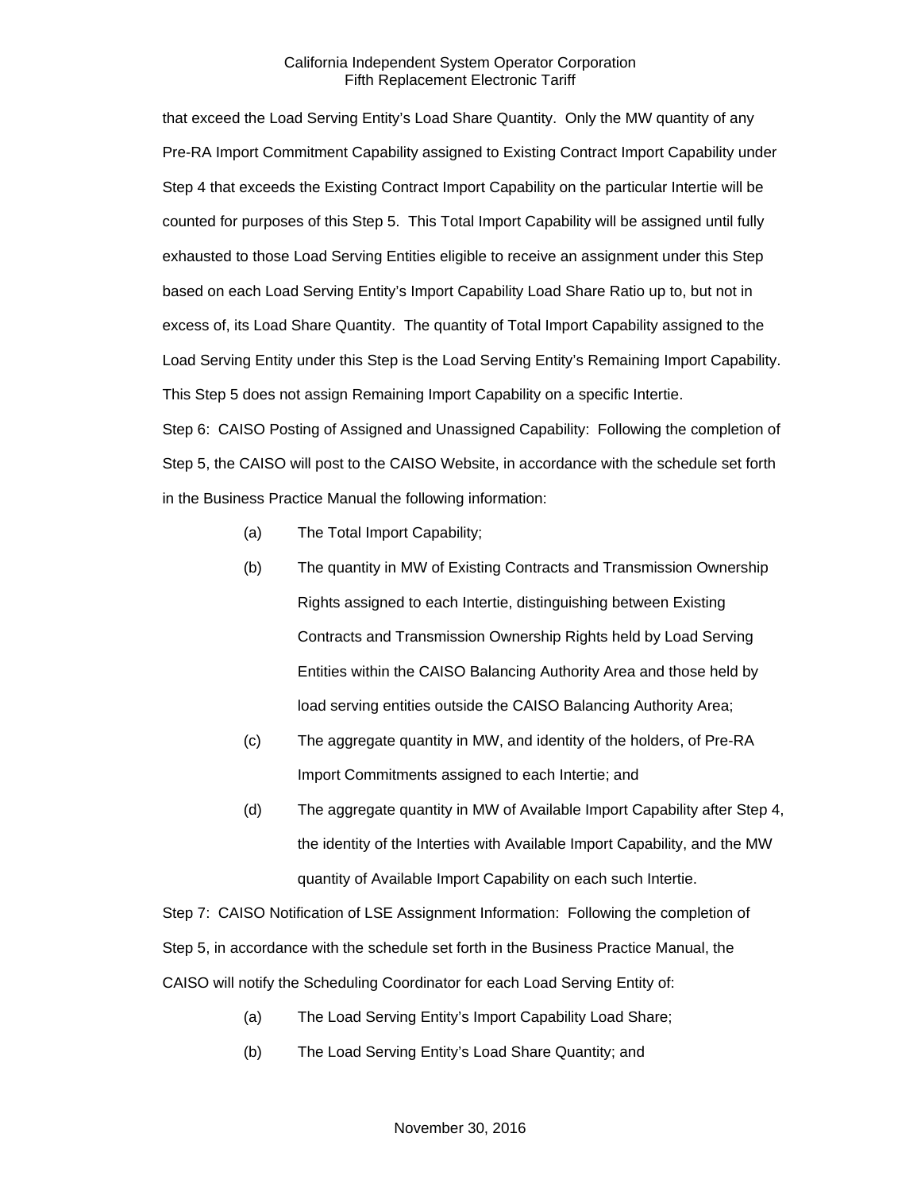that exceed the Load Serving Entity's Load Share Quantity. Only the MW quantity of any Pre-RA Import Commitment Capability assigned to Existing Contract Import Capability under Step 4 that exceeds the Existing Contract Import Capability on the particular Intertie will be counted for purposes of this Step 5. This Total Import Capability will be assigned until fully exhausted to those Load Serving Entities eligible to receive an assignment under this Step based on each Load Serving Entity's Import Capability Load Share Ratio up to, but not in excess of, its Load Share Quantity. The quantity of Total Import Capability assigned to the Load Serving Entity under this Step is the Load Serving Entity's Remaining Import Capability. This Step 5 does not assign Remaining Import Capability on a specific Intertie.

Step 6: CAISO Posting of Assigned and Unassigned Capability: Following the completion of Step 5, the CAISO will post to the CAISO Website, in accordance with the schedule set forth in the Business Practice Manual the following information:

(a) The Total Import Capability;

(b) The quantity in MW of Existing Contracts and Transmission Ownership Rights assigned to each Intertie, distinguishing between Existing Contracts and Transmission Ownership Rights held by Load Serving Entities within the CAISO Balancing Authority Area and those held by load serving entities outside the CAISO Balancing Authority Area;

(c) The aggregate quantity in MW, and identity of the holders, of Pre-RA Import Commitments assigned to each Intertie; and

(d) The aggregate quantity in MW of Available Import Capability after Step 4, the identity of the Interties with Available Import Capability, and the MW quantity of Available Import Capability on each such Intertie.

Step 7: CAISO Notification of LSE Assignment Information: Following the completion of Step 5, in accordance with the schedule set forth in the Business Practice Manual, the CAISO will notify the Scheduling Coordinator for each Load Serving Entity of:

(a) The Load Serving Entity's Import Capability Load Share;

(b) The Load Serving Entity's Load Share Quantity; and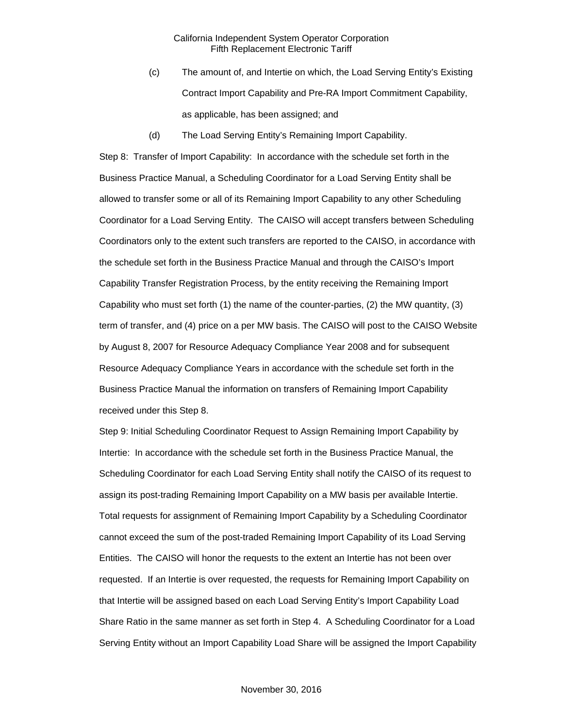(c) The amount of, and Intertie on which, the Load Serving Entity's Existing Contract Import Capability and Pre-RA Import Commitment Capability, as applicable, has been assigned; and

(d) The Load Serving Entity's Remaining Import Capability.

Step 8: Transfer of Import Capability: In accordance with the schedule set forth in the Business Practice Manual, a Scheduling Coordinator for a Load Serving Entity shall be allowed to transfer some or all of its Remaining Import Capability to any other Scheduling Coordinator for a Load Serving Entity. The CAISO will accept transfers between Scheduling Coordinators only to the extent such transfers are reported to the CAISO, in accordance with the schedule set forth in the Business Practice Manual and through the CAISO's Import Capability Transfer Registration Process, by the entity receiving the Remaining Import Capability who must set forth (1) the name of the counter-parties, (2) the MW quantity, (3) term of transfer, and (4) price on a per MW basis. The CAISO will post to the CAISO Website by August 8, 2007 for Resource Adequacy Compliance Year 2008 and for subsequent Resource Adequacy Compliance Years in accordance with the schedule set forth in the Business Practice Manual the information on transfers of Remaining Import Capability received under this Step 8.

Step 9: Initial Scheduling Coordinator Request to Assign Remaining Import Capability by Intertie: In accordance with the schedule set forth in the Business Practice Manual, the Scheduling Coordinator for each Load Serving Entity shall notify the CAISO of its request to assign its post-trading Remaining Import Capability on a MW basis per available Intertie. Total requests for assignment of Remaining Import Capability by a Scheduling Coordinator cannot exceed the sum of the post-traded Remaining Import Capability of its Load Serving Entities. The CAISO will honor the requests to the extent an Intertie has not been over requested. If an Intertie is over requested, the requests for Remaining Import Capability on that Intertie will be assigned based on each Load Serving Entity's Import Capability Load Share Ratio in the same manner as set forth in Step 4. A Scheduling Coordinator for a Load Serving Entity without an Import Capability Load Share will be assigned the Import Capability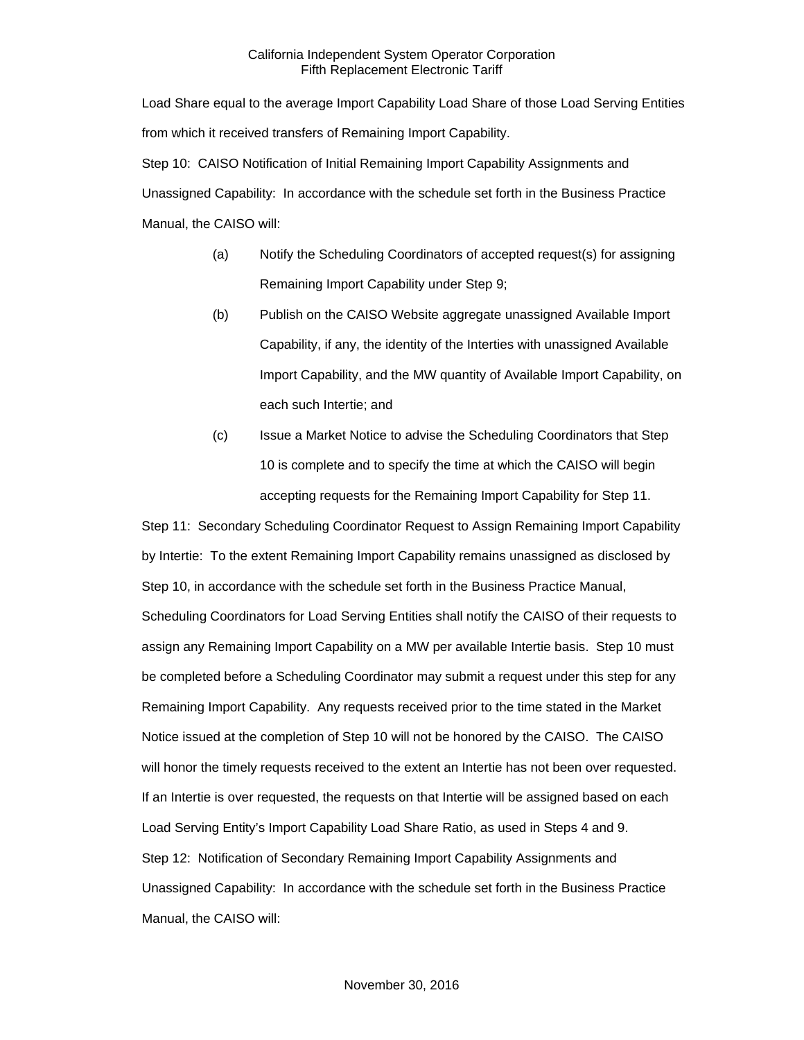Load Share equal to the average Import Capability Load Share of those Load Serving Entities from which it received transfers of Remaining Import Capability.

Step 10: CAISO Notification of Initial Remaining Import Capability Assignments and Unassigned Capability: In accordance with the schedule set forth in the Business Practice Manual, the CAISO will:

(a) Notify the Scheduling Coordinators of accepted request(s) for assigning Remaining Import Capability under Step 9;

(b) Publish on the CAISO Website aggregate unassigned Available Import Capability, if any, the identity of the Interties with unassigned Available Import Capability, and the MW quantity of Available Import Capability, on each such Intertie; and

(c) Issue a Market Notice to advise the Scheduling Coordinators that Step 10 is complete and to specify the time at which the CAISO will begin accepting requests for the Remaining Import Capability for Step 11.

Step 11: Secondary Scheduling Coordinator Request to Assign Remaining Import Capability by Intertie: To the extent Remaining Import Capability remains unassigned as disclosed by Step 10, in accordance with the schedule set forth in the Business Practice Manual, Scheduling Coordinators for Load Serving Entities shall notify the CAISO of their requests to assign any Remaining Import Capability on a MW per available Intertie basis. Step 10 must be completed before a Scheduling Coordinator may submit a request under this step for any Remaining Import Capability. Any requests received prior to the time stated in the Market Notice issued at the completion of Step 10 will not be honored by the CAISO. The CAISO will honor the timely requests received to the extent an Intertie has not been over requested. If an Intertie is over requested, the requests on that Intertie will be assigned based on each Load Serving Entity's Import Capability Load Share Ratio, as used in Steps 4 and 9.

Step 12: Notification of Secondary Remaining Import Capability Assignments and Unassigned Capability: In accordance with the schedule set forth in the Business Practice Manual, the CAISO will: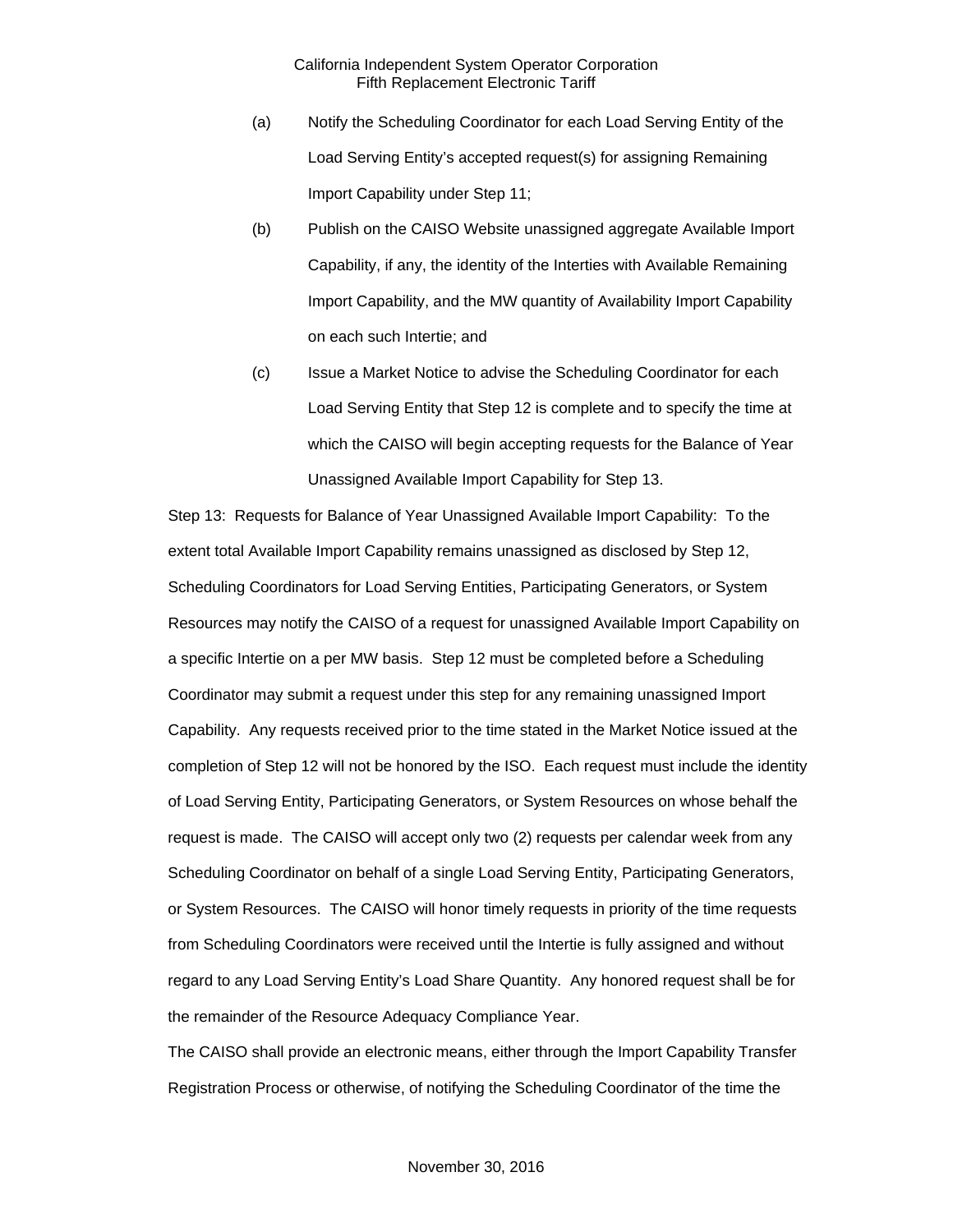(a) Notify the Scheduling Coordinator for each Load Serving Entity of the Load Serving Entity's accepted request(s) for assigning Remaining Import Capability under Step 11;

(b) Publish on the CAISO Website unassigned aggregate Available Import Capability, if any, the identity of the Interties with Available Remaining Import Capability, and the MW quantity of Availability Import Capability on each such Intertie; and

(c) Issue a Market Notice to advise the Scheduling Coordinator for each Load Serving Entity that Step 12 is complete and to specify the time at which the CAISO will begin accepting requests for the Balance of Year Unassigned Available Import Capability for Step 13.

Step 13: Requests for Balance of Year Unassigned Available Import Capability: To the extent total Available Import Capability remains unassigned as disclosed by Step 12, Scheduling Coordinators for Load Serving Entities, Participating Generators, or System Resources may notify the CAISO of a request for unassigned Available Import Capability on a specific Intertie on a per MW basis. Step 12 must be completed before a Scheduling Coordinator may submit a request under this step for any remaining unassigned Import Capability. Any requests received prior to the time stated in the Market Notice issued at the completion of Step 12 will not be honored by the ISO. Each request must include the identity of Load Serving Entity, Participating Generators, or System Resources on whose behalf the request is made. The CAISO will accept only two (2) requests per calendar week from any Scheduling Coordinator on behalf of a single Load Serving Entity, Participating Generators, or System Resources. The CAISO will honor timely requests in priority of the time requests from Scheduling Coordinators were received until the Intertie is fully assigned and without regard to any Load Serving Entity's Load Share Quantity. Any honored request shall be for the remainder of the Resource Adequacy Compliance Year.

The CAISO shall provide an electronic means, either through the Import Capability Transfer Registration Process or otherwise, of notifying the Scheduling Coordinator of the time the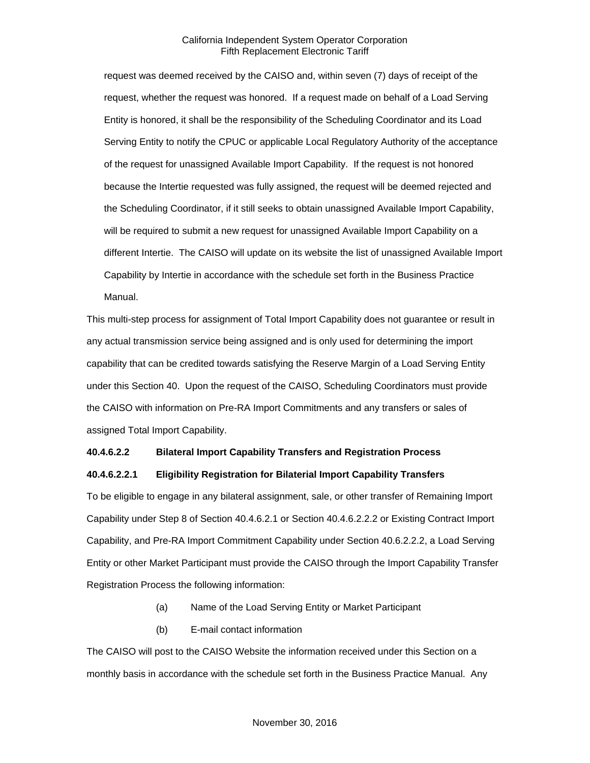request was deemed received by the CAISO and, within seven (7) days of receipt of the request, whether the request was honored. If a request made on behalf of a Load Serving Entity is honored, it shall be the responsibility of the Scheduling Coordinator and its Load Serving Entity to notify the CPUC or applicable Local Regulatory Authority of the acceptance of the request for unassigned Available Import Capability. If the request is not honored because the Intertie requested was fully assigned, the request will be deemed rejected and the Scheduling Coordinator, if it still seeks to obtain unassigned Available Import Capability, will be required to submit a new request for unassigned Available Import Capability on a different Intertie. The CAISO will update on its website the list of unassigned Available Import Capability by Intertie in accordance with the schedule set forth in the Business Practice Manual.

This multi-step process for assignment of Total Import Capability does not guarantee or result in any actual transmission service being assigned and is only used for determining the import capability that can be credited towards satisfying the Reserve Margin of a Load Serving Entity under this Section 40. Upon the request of the CAISO, Scheduling Coordinators must provide the CAISO with information on Pre-RA Import Commitments and any transfers or sales of assigned Total Import Capability.

**40.4.6.2.2 Bilateral Import Capability Transfers and Registration Process**

**40.4.6.2.2.1 Eligibility Registration for Bilaterial Import Capability Transfers**

To be eligible to engage in any bilateral assignment, sale, or other transfer of Remaining Import Capability under Step 8 of Section 40.4.6.2.1 or Section 40.4.6.2.2.2 or Existing Contract Import Capability, and Pre-RA Import Commitment Capability under Section 40.6.2.2.2, a Load Serving Entity or other Market Participant must provide the CAISO through the Import Capability Transfer Registration Process the following information:

(a) Name of the Load Serving Entity or Market Participant

(b) E-mail contact information

The CAISO will post to the CAISO Website the information received under this Section on a monthly basis in accordance with the schedule set forth in the Business Practice Manual. Any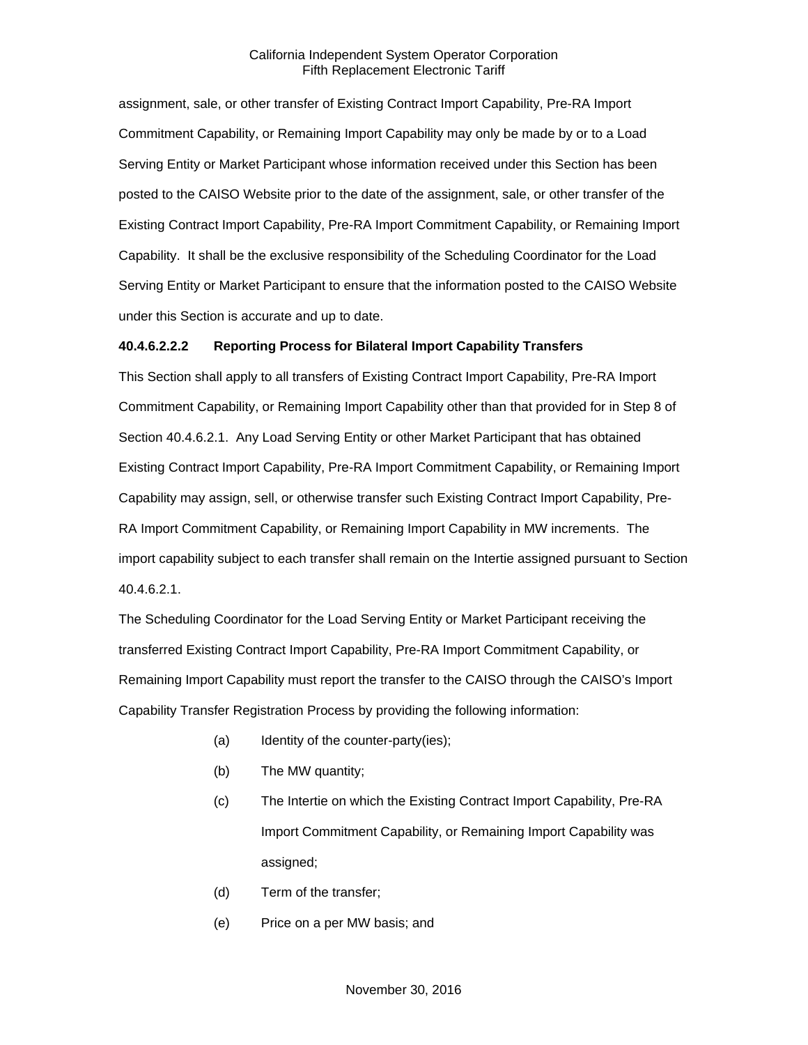assignment, sale, or other transfer of Existing Contract Import Capability, Pre-RA Import Commitment Capability, or Remaining Import Capability may only be made by or to a Load Serving Entity or Market Participant whose information received under this Section has been posted to the CAISO Website prior to the date of the assignment, sale, or other transfer of the Existing Contract Import Capability, Pre-RA Import Commitment Capability, or Remaining Import Capability. It shall be the exclusive responsibility of the Scheduling Coordinator for the Load Serving Entity or Market Participant to ensure that the information posted to the CAISO Website under this Section is accurate and up to date.

**40.4.6.2.2.2 Reporting Process for Bilateral Import Capability Transfers**

This Section shall apply to all transfers of Existing Contract Import Capability, Pre-RA Import Commitment Capability, or Remaining Import Capability other than that provided for in Step 8 of Section 40.4.6.2.1. Any Load Serving Entity or other Market Participant that has obtained Existing Contract Import Capability, Pre-RA Import Commitment Capability, or Remaining Import Capability may assign, sell, or otherwise transfer such Existing Contract Import Capability, Pre-RA Import Commitment Capability, or Remaining Import Capability in MW increments. The import capability subject to each transfer shall remain on the Intertie assigned pursuant to Section 40.4.6.2.1.

The Scheduling Coordinator for the Load Serving Entity or Market Participant receiving the transferred Existing Contract Import Capability, Pre-RA Import Commitment Capability, or Remaining Import Capability must report the transfer to the CAISO through the CAISO's Import Capability Transfer Registration Process by providing the following information:

(a) Identity of the counter-party(ies);

(b) The MW quantity;

(c) The Intertie on which the Existing Contract Import Capability, Pre-RA Import Commitment Capability, or Remaining Import Capability was assigned;

(d) Term of the transfer;

(e) Price on a per MW basis; and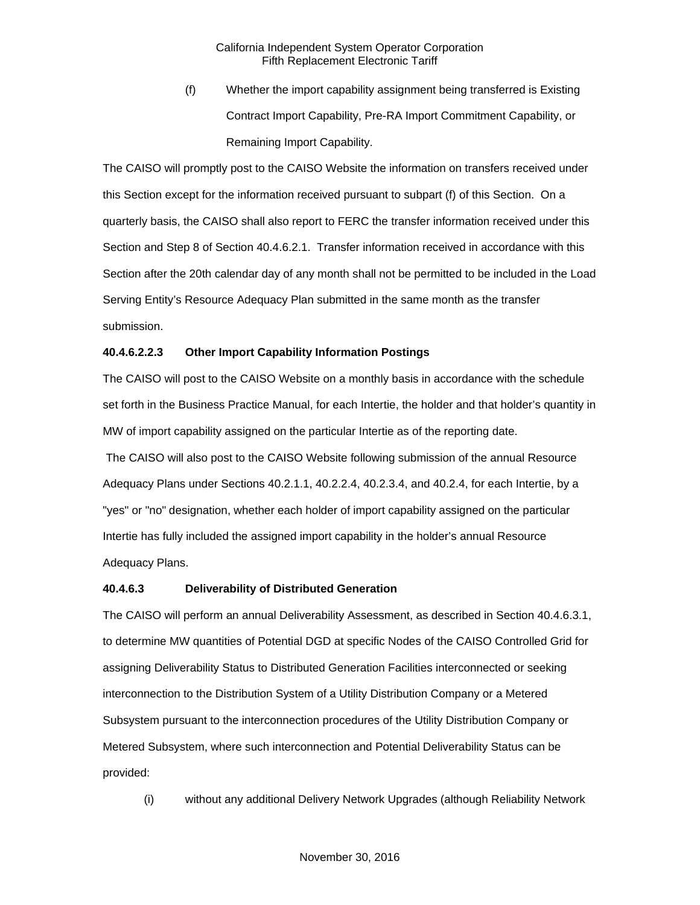(f) Whether the import capability assignment being transferred is Existing Contract Import Capability, Pre-RA Import Commitment Capability, or Remaining Import Capability.

The CAISO will promptly post to the CAISO Website the information on transfers received under this Section except for the information received pursuant to subpart (f) of this Section. On a quarterly basis, the CAISO shall also report to FERC the transfer information received under this Section and Step 8 of Section 40.4.6.2.1. Transfer information received in accordance with this Section after the 20th calendar day of any month shall not be permitted to be included in the Load Serving Entity's Resource Adequacy Plan submitted in the same month as the transfer submission.

**40.4.6.2.2.3 Other Import Capability Information Postings**

The CAISO will post to the CAISO Website on a monthly basis in accordance with the schedule set forth in the Business Practice Manual, for each Intertie, the holder and that holder's quantity in MW of import capability assigned on the particular Intertie as of the reporting date.

The CAISO will also post to the CAISO Website following submission of the annual Resource Adequacy Plans under Sections 40.2.1.1, 40.2.2.4, 40.2.3.4, and 40.2.4, for each Intertie, by a "yes" or "no" designation, whether each holder of import capability assigned on the particular Intertie has fully included the assigned import capability in the holder's annual Resource Adequacy Plans.

**40.4.6.3 Deliverability of Distributed Generation**

The CAISO will perform an annual Deliverability Assessment, as described in Section 40.4.6.3.1, to determine MW quantities of Potential DGD at specific Nodes of the CAISO Controlled Grid for assigning Deliverability Status to Distributed Generation Facilities interconnected or seeking interconnection to the Distribution System of a Utility Distribution Company or a Metered Subsystem pursuant to the interconnection procedures of the Utility Distribution Company or Metered Subsystem, where such interconnection and Potential Deliverability Status can be provided:

(i) without any additional Delivery Network Upgrades (although Reliability Network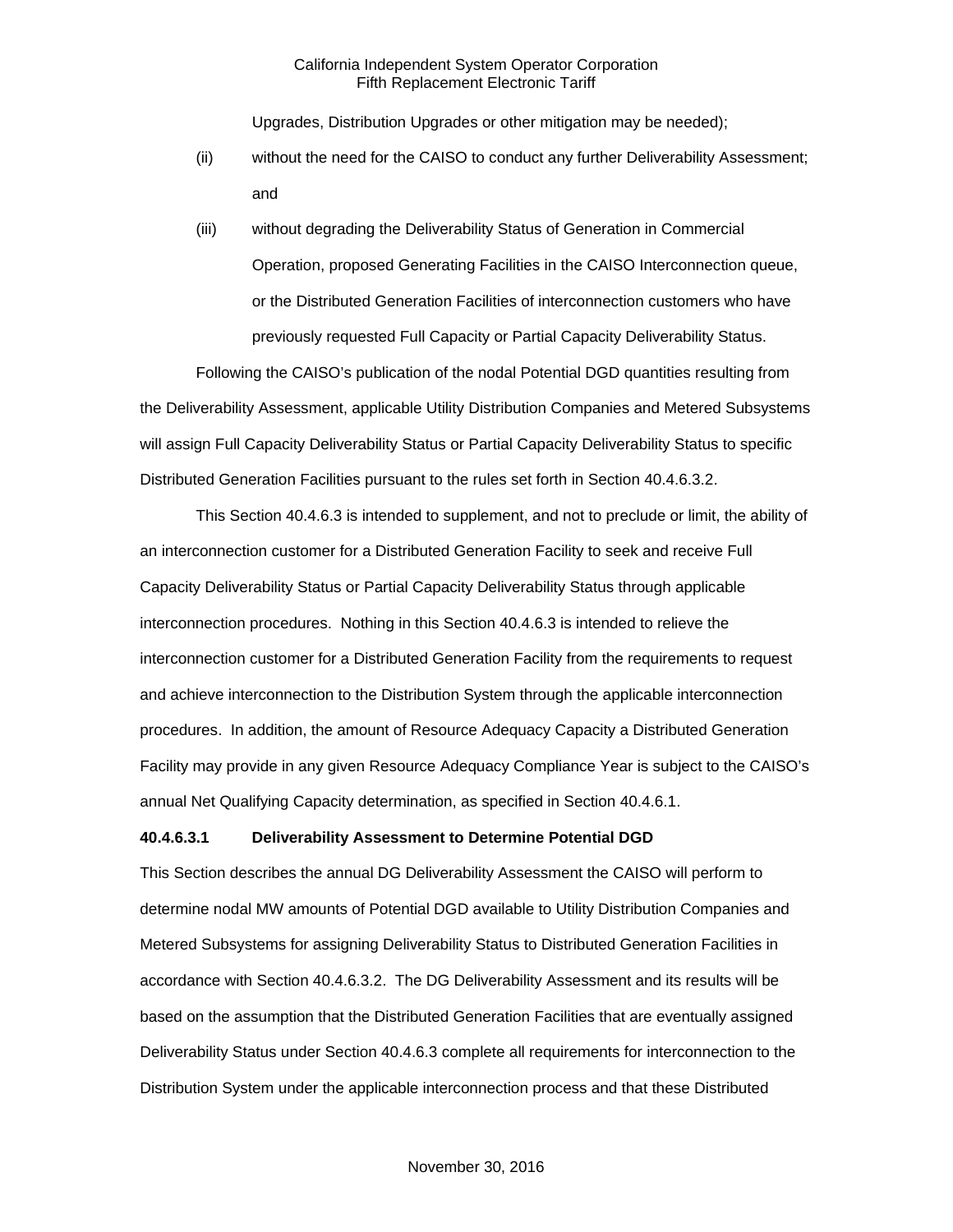Upgrades, Distribution Upgrades or other mitigation may be needed);

(ii) without the need for the CAISO to conduct any further Deliverability Assessment; and

(iii) without degrading the Deliverability Status of Generation in Commercial Operation, proposed Generating Facilities in the CAISO Interconnection queue, or the Distributed Generation Facilities of interconnection customers who have previously requested Full Capacity or Partial Capacity Deliverability Status.

Following the CAISO's publication of the nodal Potential DGD quantities resulting from the Deliverability Assessment, applicable Utility Distribution Companies and Metered Subsystems will assign Full Capacity Deliverability Status or Partial Capacity Deliverability Status to specific Distributed Generation Facilities pursuant to the rules set forth in Section 40.4.6.3.2.

This Section 40.4.6.3 is intended to supplement, and not to preclude or limit, the ability of an interconnection customer for a Distributed Generation Facility to seek and receive Full Capacity Deliverability Status or Partial Capacity Deliverability Status through applicable interconnection procedures. Nothing in this Section 40.4.6.3 is intended to relieve the interconnection customer for a Distributed Generation Facility from the requirements to request and achieve interconnection to the Distribution System through the applicable interconnection procedures. In addition, the amount of Resource Adequacy Capacity a Distributed Generation Facility may provide in any given Resource Adequacy Compliance Year is subject to the CAISO's annual Net Qualifying Capacity determination, as specified in Section 40.4.6.1.

**40.4.6.3.1 Deliverability Assessment to Determine Potential DGD**

This Section describes the annual DG Deliverability Assessment the CAISO will perform to determine nodal MW amounts of Potential DGD available to Utility Distribution Companies and Metered Subsystems for assigning Deliverability Status to Distributed Generation Facilities in accordance with Section 40.4.6.3.2. The DG Deliverability Assessment and its results will be based on the assumption that the Distributed Generation Facilities that are eventually assigned Deliverability Status under Section 40.4.6.3 complete all requirements for interconnection to the Distribution System under the applicable interconnection process and that these Distributed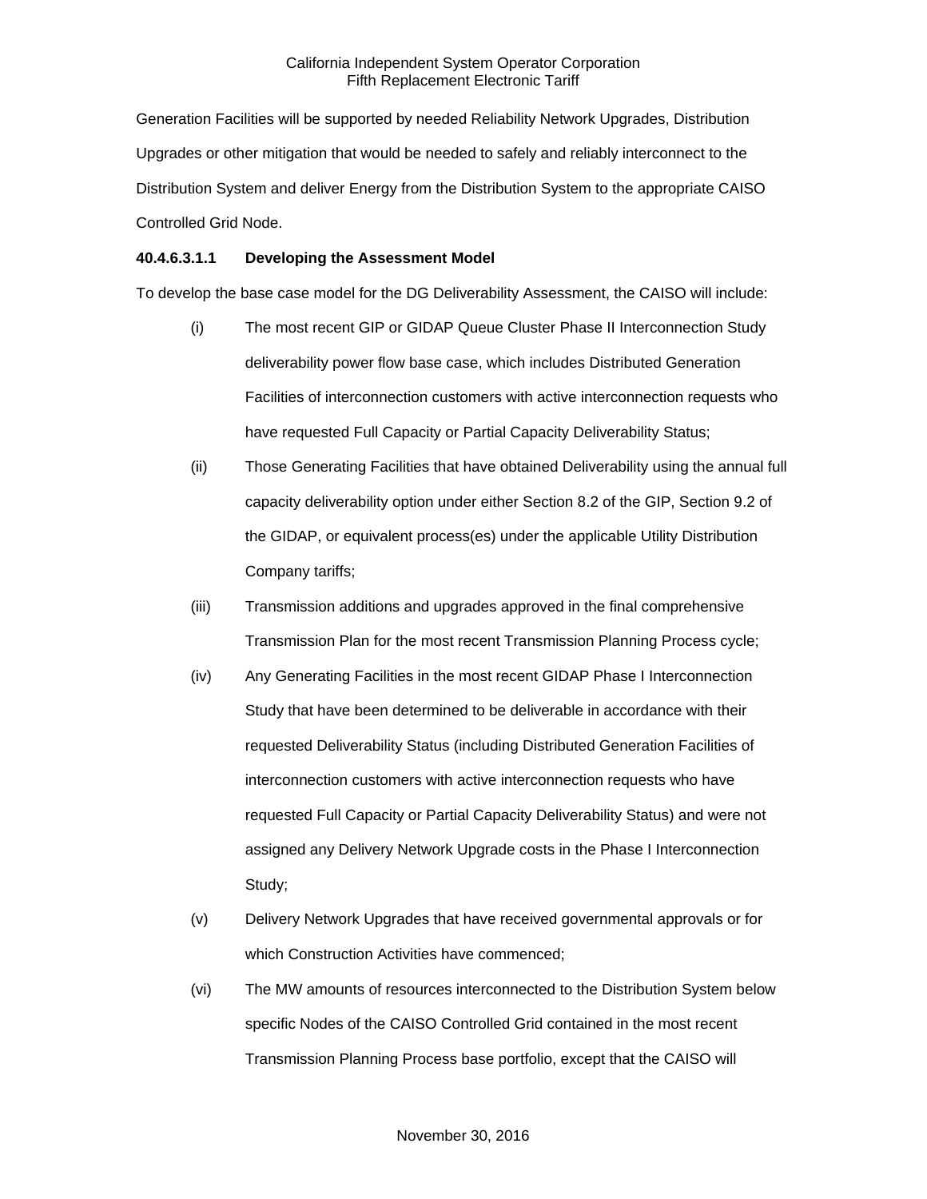Generation Facilities will be supported by needed Reliability Network Upgrades, Distribution Upgrades or other mitigation that would be needed to safely and reliably interconnect to the Distribution System and deliver Energy from the Distribution System to the appropriate CAISO Controlled Grid Node.

**40.4.6.3.1.1 Developing the Assessment Model**

To develop the base case model for the DG Deliverability Assessment, the CAISO will include:

(i) The most recent GIP or GIDAP Queue Cluster Phase II Interconnection Study deliverability power flow base case, which includes Distributed Generation Facilities of interconnection customers with active interconnection requests who have requested Full Capacity or Partial Capacity Deliverability Status;

(ii) Those Generating Facilities that have obtained Deliverability using the annual full capacity deliverability option under either Section 8.2 of the GIP, Section 9.2 of the GIDAP, or equivalent process(es) under the applicable Utility Distribution Company tariffs;

(iii) Transmission additions and upgrades approved in the final comprehensive Transmission Plan for the most recent Transmission Planning Process cycle;

(iv) Any Generating Facilities in the most recent GIDAP Phase I Interconnection Study that have been determined to be deliverable in accordance with their requested Deliverability Status (including Distributed Generation Facilities of interconnection customers with active interconnection requests who have requested Full Capacity or Partial Capacity Deliverability Status) and were not assigned any Delivery Network Upgrade costs in the Phase I Interconnection Study;

(v) Delivery Network Upgrades that have received governmental approvals or for which Construction Activities have commenced;

(vi) The MW amounts of resources interconnected to the Distribution System below specific Nodes of the CAISO Controlled Grid contained in the most recent Transmission Planning Process base portfolio, except that the CAISO will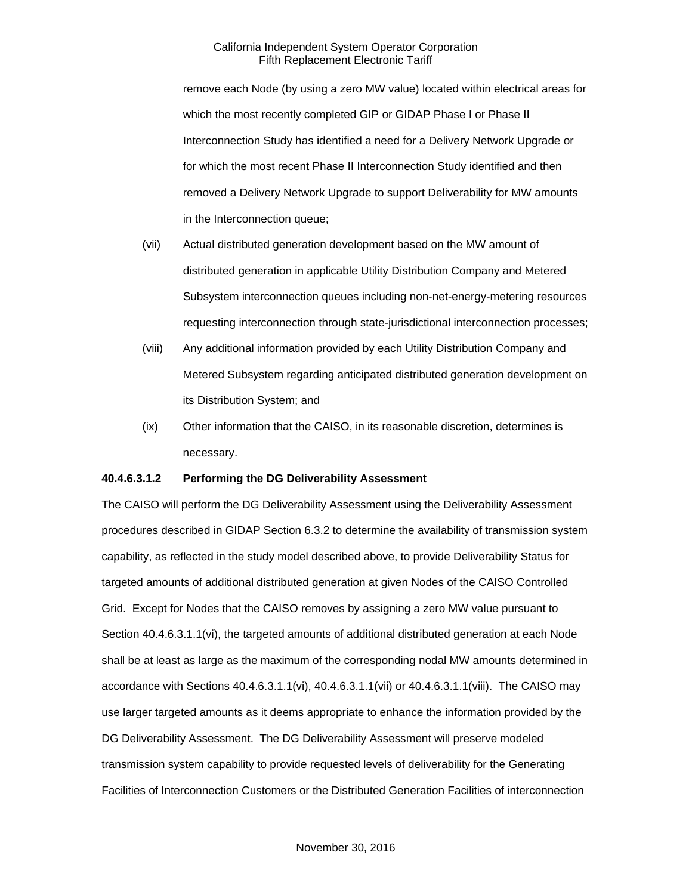remove each Node (by using a zero MW value) located within electrical areas for which the most recently completed GIP or GIDAP Phase I or Phase II Interconnection Study has identified a need for a Delivery Network Upgrade or for which the most recent Phase II Interconnection Study identified and then removed a Delivery Network Upgrade to support Deliverability for MW amounts in the Interconnection queue;

(vii) Actual distributed generation development based on the MW amount of distributed generation in applicable Utility Distribution Company and Metered Subsystem interconnection queues including non-net-energy-metering resources requesting interconnection through state-jurisdictional interconnection processes;

(viii) Any additional information provided by each Utility Distribution Company and Metered Subsystem regarding anticipated distributed generation development on its Distribution System; and

(ix) Other information that the CAISO, in its reasonable discretion, determines is necessary.

**40.4.6.3.1.2 Performing the DG Deliverability Assessment**

The CAISO will perform the DG Deliverability Assessment using the Deliverability Assessment procedures described in GIDAP Section 6.3.2 to determine the availability of transmission system capability, as reflected in the study model described above, to provide Deliverability Status for targeted amounts of additional distributed generation at given Nodes of the CAISO Controlled Grid. Except for Nodes that the CAISO removes by assigning a zero MW value pursuant to Section 40.4.6.3.1.1(vi), the targeted amounts of additional distributed generation at each Node shall be at least as large as the maximum of the corresponding nodal MW amounts determined in accordance with Sections 40.4.6.3.1.1(vi), 40.4.6.3.1.1(vii) or 40.4.6.3.1.1(viii). The CAISO may use larger targeted amounts as it deems appropriate to enhance the information provided by the DG Deliverability Assessment. The DG Deliverability Assessment will preserve modeled transmission system capability to provide requested levels of deliverability for the Generating Facilities of Interconnection Customers or the Distributed Generation Facilities of interconnection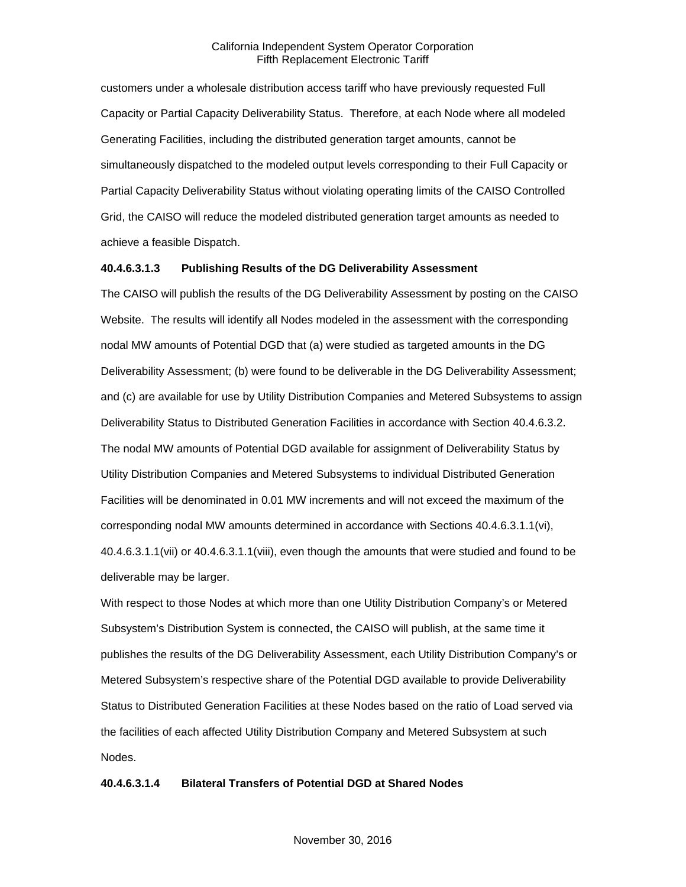customers under a wholesale distribution access tariff who have previously requested Full Capacity or Partial Capacity Deliverability Status. Therefore, at each Node where all modeled Generating Facilities, including the distributed generation target amounts, cannot be simultaneously dispatched to the modeled output levels corresponding to their Full Capacity or Partial Capacity Deliverability Status without violating operating limits of the CAISO Controlled Grid, the CAISO will reduce the modeled distributed generation target amounts as needed to achieve a feasible Dispatch.

**40.4.6.3.1.3 Publishing Results of the DG Deliverability Assessment**

The CAISO will publish the results of the DG Deliverability Assessment by posting on the CAISO Website. The results will identify all Nodes modeled in the assessment with the corresponding nodal MW amounts of Potential DGD that (a) were studied as targeted amounts in the DG Deliverability Assessment; (b) were found to be deliverable in the DG Deliverability Assessment; and (c) are available for use by Utility Distribution Companies and Metered Subsystems to assign Deliverability Status to Distributed Generation Facilities in accordance with Section 40.4.6.3.2. The nodal MW amounts of Potential DGD available for assignment of Deliverability Status by Utility Distribution Companies and Metered Subsystems to individual Distributed Generation Facilities will be denominated in 0.01 MW increments and will not exceed the maximum of the corresponding nodal MW amounts determined in accordance with Sections 40.4.6.3.1.1(vi), 40.4.6.3.1.1(vii) or 40.4.6.3.1.1(viii), even though the amounts that were studied and found to be deliverable may be larger.

With respect to those Nodes at which more than one Utility Distribution Company's or Metered Subsystem's Distribution System is connected, the CAISO will publish, at the same time it publishes the results of the DG Deliverability Assessment, each Utility Distribution Company's or Metered Subsystem's respective share of the Potential DGD available to provide Deliverability Status to Distributed Generation Facilities at these Nodes based on the ratio of Load served via the facilities of each affected Utility Distribution Company and Metered Subsystem at such Nodes.

**40.4.6.3.1.4 Bilateral Transfers of Potential DGD at Shared Nodes**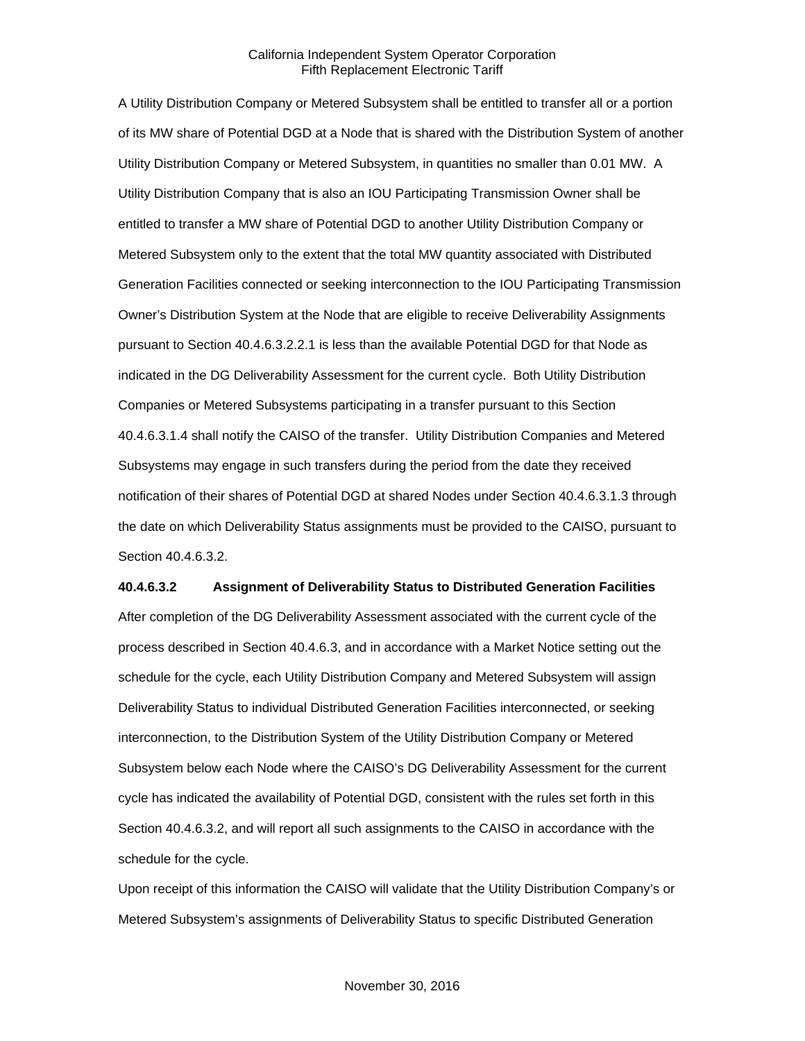A Utility Distribution Company or Metered Subsystem shall be entitled to transfer all or a portion of its MW share of Potential DGD at a Node that is shared with the Distribution System of another Utility Distribution Company or Metered Subsystem, in quantities no smaller than 0.01 MW. A Utility Distribution Company that is also an IOU Participating Transmission Owner shall be entitled to transfer a MW share of Potential DGD to another Utility Distribution Company or Metered Subsystem only to the extent that the total MW quantity associated with Distributed Generation Facilities connected or seeking interconnection to the IOU Participating Transmission Owner's Distribution System at the Node that are eligible to receive Deliverability Assignments pursuant to Section 40.4.6.3.2.2.1 is less than the available Potential DGD for that Node as indicated in the DG Deliverability Assessment for the current cycle. Both Utility Distribution Companies or Metered Subsystems participating in a transfer pursuant to this Section 40.4.6.3.1.4 shall notify the CAISO of the transfer. Utility Distribution Companies and Metered Subsystems may engage in such transfers during the period from the date they received notification of their shares of Potential DGD at shared Nodes under Section 40.4.6.3.1.3 through the date on which Deliverability Status assignments must be provided to the CAISO, pursuant to Section 40.4.6.3.2.

**40.4.6.3.2 Assignment of Deliverability Status to Distributed Generation Facilities**

After completion of the DG Deliverability Assessment associated with the current cycle of the process described in Section 40.4.6.3, and in accordance with a Market Notice setting out the schedule for the cycle, each Utility Distribution Company and Metered Subsystem will assign Deliverability Status to individual Distributed Generation Facilities interconnected, or seeking interconnection, to the Distribution System of the Utility Distribution Company or Metered Subsystem below each Node where the CAISO's DG Deliverability Assessment for the current cycle has indicated the availability of Potential DGD, consistent with the rules set forth in this Section 40.4.6.3.2, and will report all such assignments to the CAISO in accordance with the schedule for the cycle.

Upon receipt of this information the CAISO will validate that the Utility Distribution Company's or Metered Subsystem's assignments of Deliverability Status to specific Distributed Generation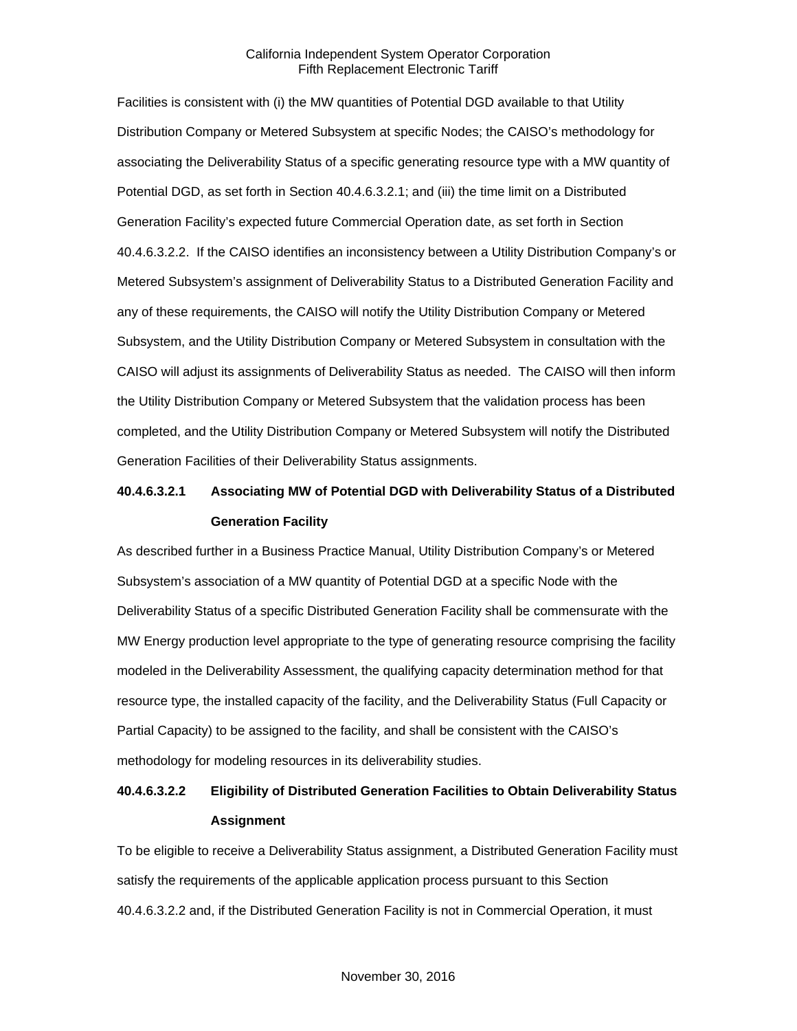Facilities is consistent with (i) the MW quantities of Potential DGD available to that Utility Distribution Company or Metered Subsystem at specific Nodes; the CAISO's methodology for associating the Deliverability Status of a specific generating resource type with a MW quantity of Potential DGD, as set forth in Section 40.4.6.3.2.1; and (iii) the time limit on a Distributed Generation Facility's expected future Commercial Operation date, as set forth in Section 40.4.6.3.2.2. If the CAISO identifies an inconsistency between a Utility Distribution Company's or Metered Subsystem's assignment of Deliverability Status to a Distributed Generation Facility and any of these requirements, the CAISO will notify the Utility Distribution Company or Metered Subsystem, and the Utility Distribution Company or Metered Subsystem in consultation with the CAISO will adjust its assignments of Deliverability Status as needed. The CAISO will then inform the Utility Distribution Company or Metered Subsystem that the validation process has been completed, and the Utility Distribution Company or Metered Subsystem will notify the Distributed Generation Facilities of their Deliverability Status assignments.

**40.4.6.3.2.1 Associating MW of Potential DGD with Deliverability Status of a Distributed Generation Facility**

As described further in a Business Practice Manual, Utility Distribution Company's or Metered Subsystem's association of a MW quantity of Potential DGD at a specific Node with the Deliverability Status of a specific Distributed Generation Facility shall be commensurate with the MW Energy production level appropriate to the type of generating resource comprising the facility modeled in the Deliverability Assessment, the qualifying capacity determination method for that resource type, the installed capacity of the facility, and the Deliverability Status (Full Capacity or Partial Capacity) to be assigned to the facility, and shall be consistent with the CAISO's methodology for modeling resources in its deliverability studies.

**40.4.6.3.2.2 Eligibility of Distributed Generation Facilities to Obtain Deliverability Status Assignment**

To be eligible to receive a Deliverability Status assignment, a Distributed Generation Facility must satisfy the requirements of the applicable application process pursuant to this Section 40.4.6.3.2.2 and, if the Distributed Generation Facility is not in Commercial Operation, it must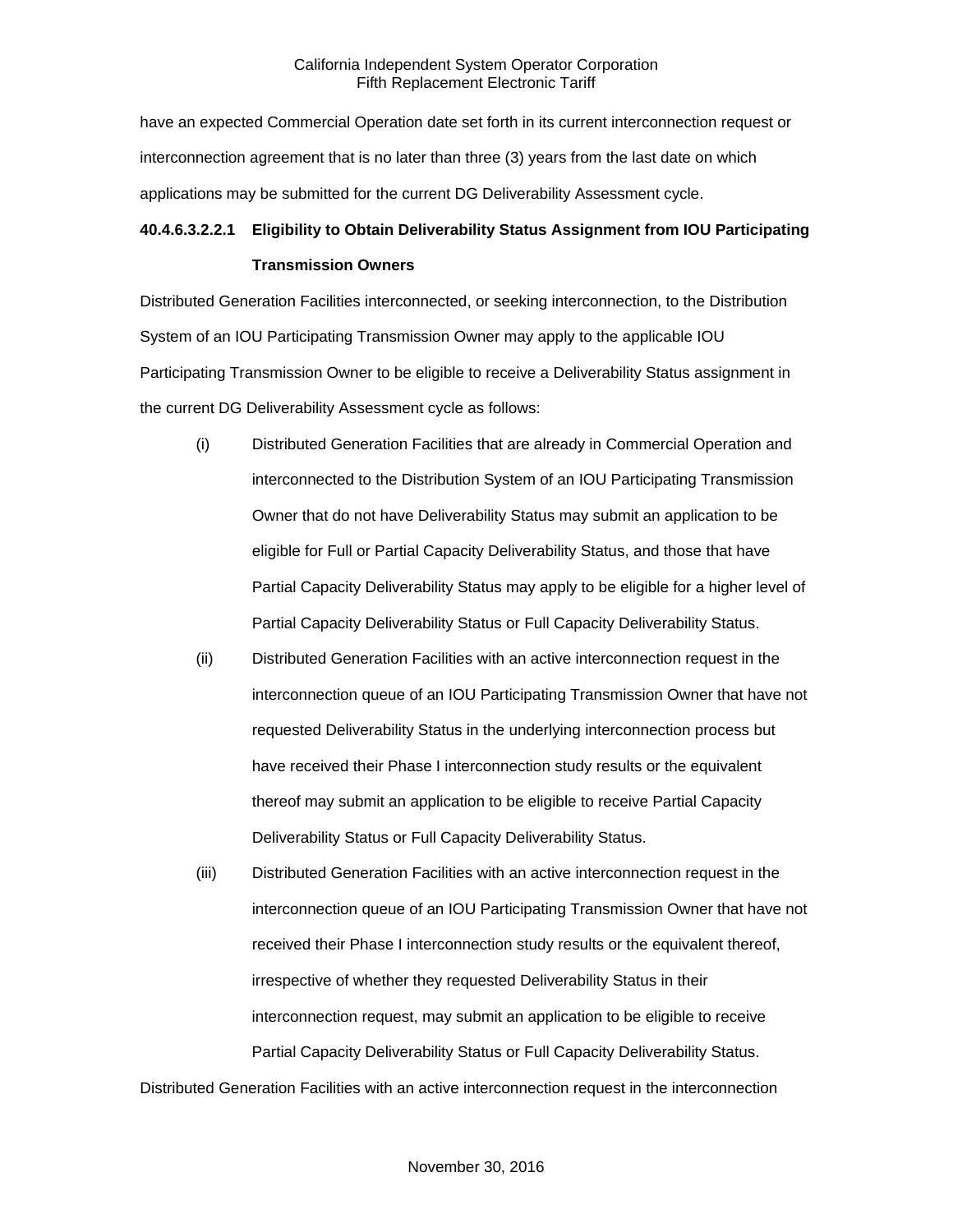have an expected Commercial Operation date set forth in its current interconnection request or interconnection agreement that is no later than three (3) years from the last date on which applications may be submitted for the current DG Deliverability Assessment cycle.

**40.4.6.3.2.2.1 Eligibility to Obtain Deliverability Status Assignment from IOU Participating Transmission Owners**

Distributed Generation Facilities interconnected, or seeking interconnection, to the Distribution System of an IOU Participating Transmission Owner may apply to the applicable IOU Participating Transmission Owner to be eligible to receive a Deliverability Status assignment in the current DG Deliverability Assessment cycle as follows:

(i) Distributed Generation Facilities that are already in Commercial Operation and interconnected to the Distribution System of an IOU Participating Transmission Owner that do not have Deliverability Status may submit an application to be eligible for Full or Partial Capacity Deliverability Status, and those that have Partial Capacity Deliverability Status may apply to be eligible for a higher level of Partial Capacity Deliverability Status or Full Capacity Deliverability Status.

(ii) Distributed Generation Facilities with an active interconnection request in the interconnection queue of an IOU Participating Transmission Owner that have not requested Deliverability Status in the underlying interconnection process but have received their Phase I interconnection study results or the equivalent thereof may submit an application to be eligible to receive Partial Capacity Deliverability Status or Full Capacity Deliverability Status.

(iii) Distributed Generation Facilities with an active interconnection request in the interconnection queue of an IOU Participating Transmission Owner that have not received their Phase I interconnection study results or the equivalent thereof, irrespective of whether they requested Deliverability Status in their interconnection request, may submit an application to be eligible to receive Partial Capacity Deliverability Status or Full Capacity Deliverability Status.

Distributed Generation Facilities with an active interconnection request in the interconnection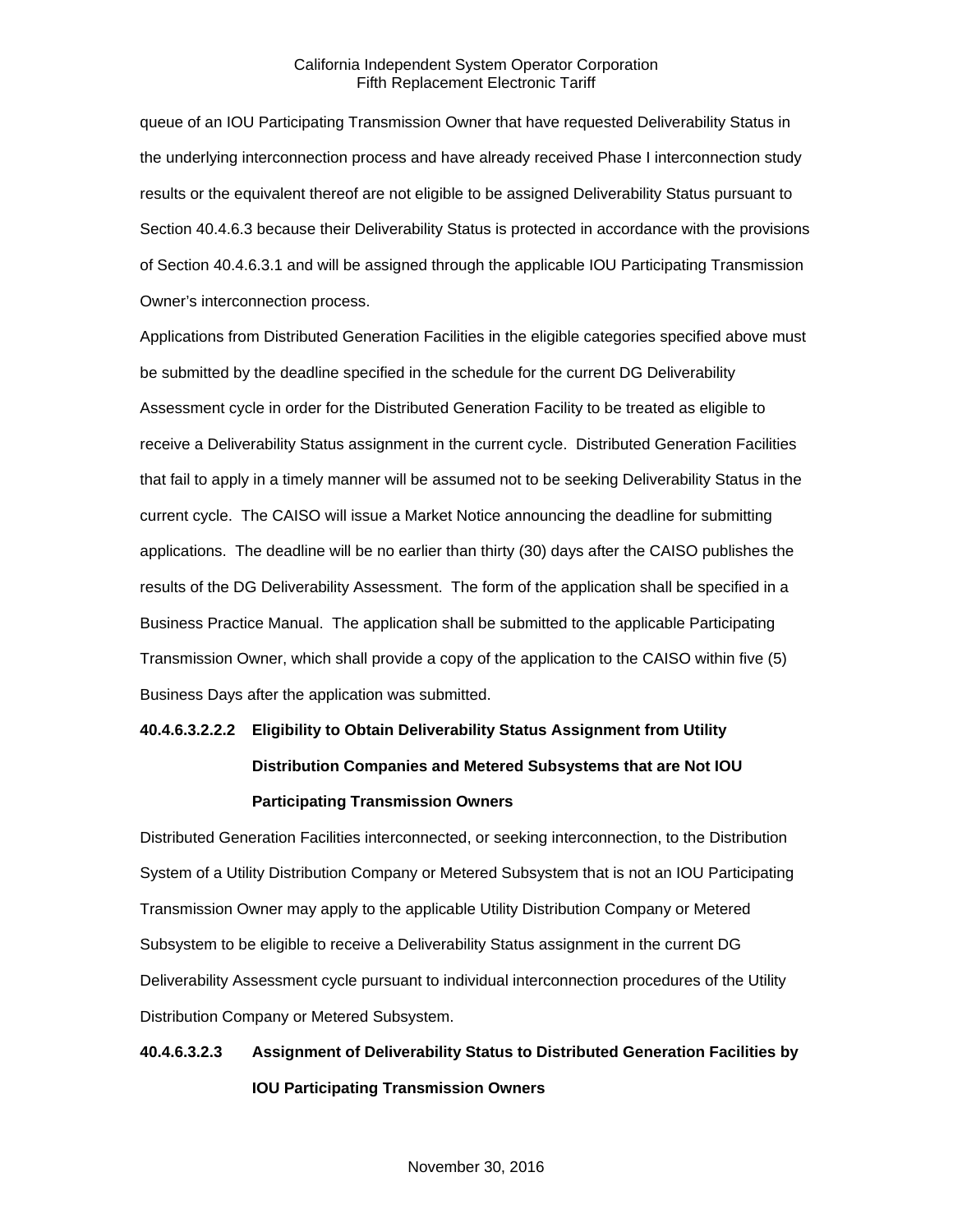queue of an IOU Participating Transmission Owner that have requested Deliverability Status in the underlying interconnection process and have already received Phase I interconnection study results or the equivalent thereof are not eligible to be assigned Deliverability Status pursuant to Section 40.4.6.3 because their Deliverability Status is protected in accordance with the provisions of Section 40.4.6.3.1 and will be assigned through the applicable IOU Participating Transmission Owner's interconnection process.

Applications from Distributed Generation Facilities in the eligible categories specified above must be submitted by the deadline specified in the schedule for the current DG Deliverability Assessment cycle in order for the Distributed Generation Facility to be treated as eligible to receive a Deliverability Status assignment in the current cycle. Distributed Generation Facilities that fail to apply in a timely manner will be assumed not to be seeking Deliverability Status in the current cycle. The CAISO will issue a Market Notice announcing the deadline for submitting applications. The deadline will be no earlier than thirty (30) days after the CAISO publishes the results of the DG Deliverability Assessment. The form of the application shall be specified in a Business Practice Manual. The application shall be submitted to the applicable Participating Transmission Owner, which shall provide a copy of the application to the CAISO within five (5) Business Days after the application was submitted.

**40.4.6.3.2.2.2 Eligibility to Obtain Deliverability Status Assignment from Utility Distribution Companies and Metered Subsystems that are Not IOU Participating Transmission Owners**

Distributed Generation Facilities interconnected, or seeking interconnection, to the Distribution System of a Utility Distribution Company or Metered Subsystem that is not an IOU Participating Transmission Owner may apply to the applicable Utility Distribution Company or Metered Subsystem to be eligible to receive a Deliverability Status assignment in the current DG Deliverability Assessment cycle pursuant to individual interconnection procedures of the Utility Distribution Company or Metered Subsystem.

**40.4.6.3.2.3 Assignment of Deliverability Status to Distributed Generation Facilities by IOU Participating Transmission Owners**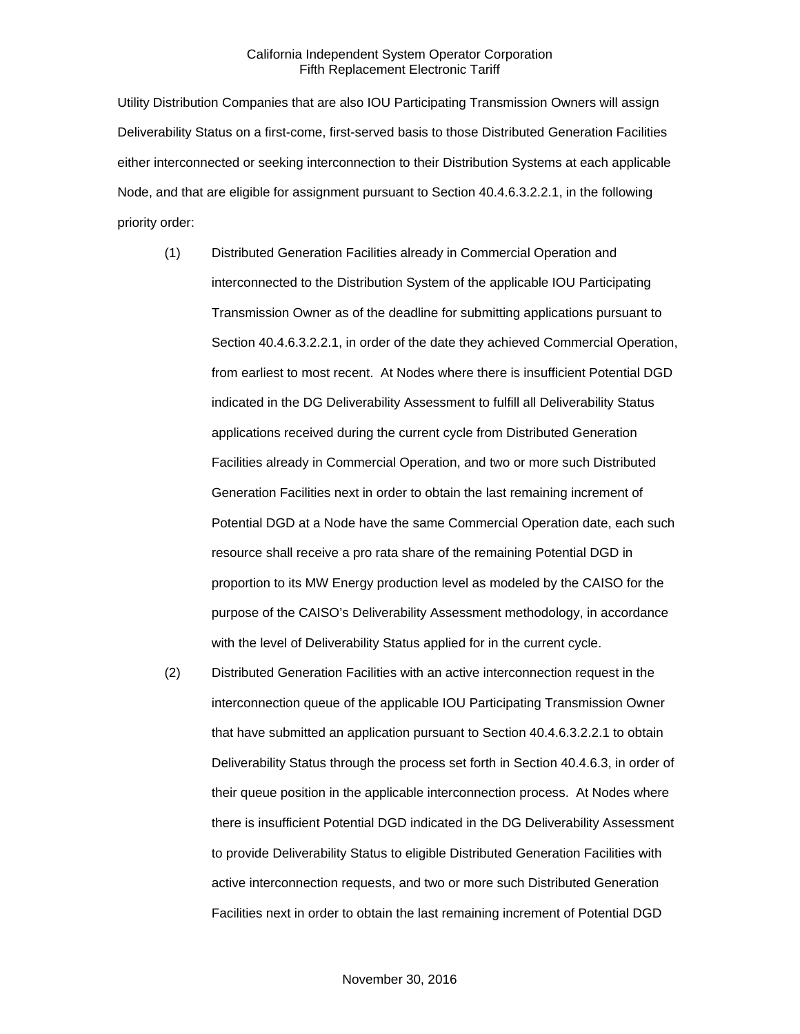Utility Distribution Companies that are also IOU Participating Transmission Owners will assign Deliverability Status on a first-come, first-served basis to those Distributed Generation Facilities either interconnected or seeking interconnection to their Distribution Systems at each applicable Node, and that are eligible for assignment pursuant to Section 40.4.6.3.2.2.1, in the following priority order:

(1) Distributed Generation Facilities already in Commercial Operation and interconnected to the Distribution System of the applicable IOU Participating Transmission Owner as of the deadline for submitting applications pursuant to Section 40.4.6.3.2.2.1, in order of the date they achieved Commercial Operation, from earliest to most recent. At Nodes where there is insufficient Potential DGD indicated in the DG Deliverability Assessment to fulfill all Deliverability Status applications received during the current cycle from Distributed Generation Facilities already in Commercial Operation, and two or more such Distributed Generation Facilities next in order to obtain the last remaining increment of Potential DGD at a Node have the same Commercial Operation date, each such resource shall receive a pro rata share of the remaining Potential DGD in proportion to its MW Energy production level as modeled by the CAISO for the purpose of the CAISO's Deliverability Assessment methodology, in accordance with the level of Deliverability Status applied for in the current cycle.

(2) Distributed Generation Facilities with an active interconnection request in the interconnection queue of the applicable IOU Participating Transmission Owner that have submitted an application pursuant to Section 40.4.6.3.2.2.1 to obtain Deliverability Status through the process set forth in Section 40.4.6.3, in order of their queue position in the applicable interconnection process. At Nodes where there is insufficient Potential DGD indicated in the DG Deliverability Assessment to provide Deliverability Status to eligible Distributed Generation Facilities with active interconnection requests, and two or more such Distributed Generation Facilities next in order to obtain the last remaining increment of Potential DGD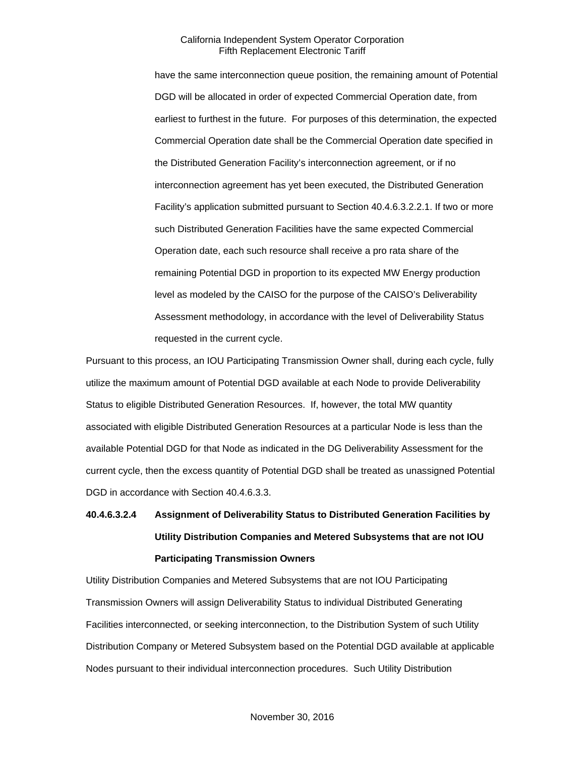have the same interconnection queue position, the remaining amount of Potential DGD will be allocated in order of expected Commercial Operation date, from earliest to furthest in the future. For purposes of this determination, the expected Commercial Operation date shall be the Commercial Operation date specified in the Distributed Generation Facility's interconnection agreement, or if no interconnection agreement has yet been executed, the Distributed Generation Facility's application submitted pursuant to Section 40.4.6.3.2.2.1. If two or more such Distributed Generation Facilities have the same expected Commercial Operation date, each such resource shall receive a pro rata share of the remaining Potential DGD in proportion to its expected MW Energy production level as modeled by the CAISO for the purpose of the CAISO's Deliverability Assessment methodology, in accordance with the level of Deliverability Status requested in the current cycle.

Pursuant to this process, an IOU Participating Transmission Owner shall, during each cycle, fully utilize the maximum amount of Potential DGD available at each Node to provide Deliverability Status to eligible Distributed Generation Resources. If, however, the total MW quantity associated with eligible Distributed Generation Resources at a particular Node is less than the available Potential DGD for that Node as indicated in the DG Deliverability Assessment for the current cycle, then the excess quantity of Potential DGD shall be treated as unassigned Potential DGD in accordance with Section 40.4.6.3.3.

**40.4.6.3.2.4 Assignment of Deliverability Status to Distributed Generation Facilities by Utility Distribution Companies and Metered Subsystems that are not IOU Participating Transmission Owners**

Utility Distribution Companies and Metered Subsystems that are not IOU Participating Transmission Owners will assign Deliverability Status to individual Distributed Generating Facilities interconnected, or seeking interconnection, to the Distribution System of such Utility Distribution Company or Metered Subsystem based on the Potential DGD available at applicable Nodes pursuant to their individual interconnection procedures. Such Utility Distribution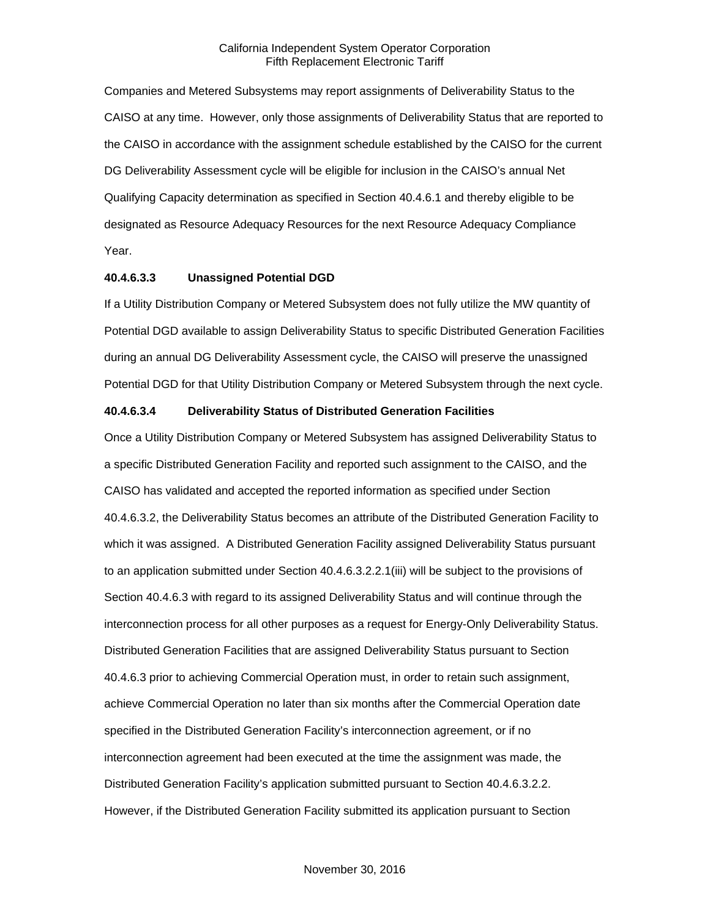Companies and Metered Subsystems may report assignments of Deliverability Status to the CAISO at any time. However, only those assignments of Deliverability Status that are reported to the CAISO in accordance with the assignment schedule established by the CAISO for the current DG Deliverability Assessment cycle will be eligible for inclusion in the CAISO's annual Net Qualifying Capacity determination as specified in Section 40.4.6.1 and thereby eligible to be designated as Resource Adequacy Resources for the next Resource Adequacy Compliance Year.

**40.4.6.3.3 Unassigned Potential DGD**

If a Utility Distribution Company or Metered Subsystem does not fully utilize the MW quantity of Potential DGD available to assign Deliverability Status to specific Distributed Generation Facilities during an annual DG Deliverability Assessment cycle, the CAISO will preserve the unassigned Potential DGD for that Utility Distribution Company or Metered Subsystem through the next cycle.

**40.4.6.3.4 Deliverability Status of Distributed Generation Facilities**

Once a Utility Distribution Company or Metered Subsystem has assigned Deliverability Status to a specific Distributed Generation Facility and reported such assignment to the CAISO, and the CAISO has validated and accepted the reported information as specified under Section 40.4.6.3.2, the Deliverability Status becomes an attribute of the Distributed Generation Facility to which it was assigned. A Distributed Generation Facility assigned Deliverability Status pursuant to an application submitted under Section 40.4.6.3.2.2.1(iii) will be subject to the provisions of Section 40.4.6.3 with regard to its assigned Deliverability Status and will continue through the interconnection process for all other purposes as a request for Energy-Only Deliverability Status. Distributed Generation Facilities that are assigned Deliverability Status pursuant to Section 40.4.6.3 prior to achieving Commercial Operation must, in order to retain such assignment, achieve Commercial Operation no later than six months after the Commercial Operation date specified in the Distributed Generation Facility's interconnection agreement, or if no interconnection agreement had been executed at the time the assignment was made, the Distributed Generation Facility's application submitted pursuant to Section 40.4.6.3.2.2. However, if the Distributed Generation Facility submitted its application pursuant to Section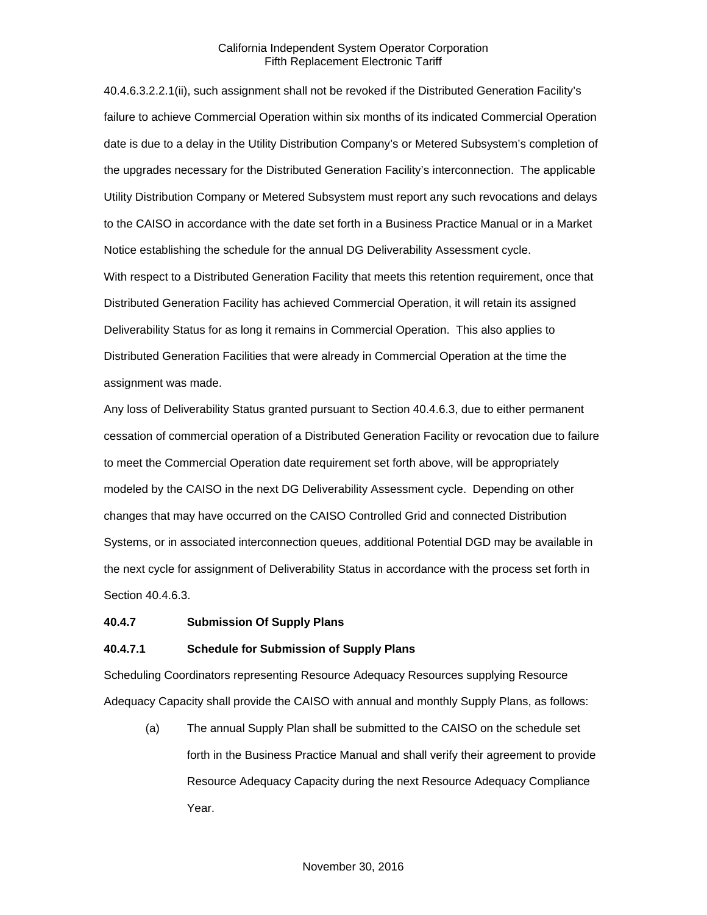40.4.6.3.2.2.1(ii), such assignment shall not be revoked if the Distributed Generation Facility's failure to achieve Commercial Operation within six months of its indicated Commercial Operation date is due to a delay in the Utility Distribution Company's or Metered Subsystem's completion of the upgrades necessary for the Distributed Generation Facility's interconnection. The applicable Utility Distribution Company or Metered Subsystem must report any such revocations and delays to the CAISO in accordance with the date set forth in a Business Practice Manual or in a Market Notice establishing the schedule for the annual DG Deliverability Assessment cycle.

With respect to a Distributed Generation Facility that meets this retention requirement, once that Distributed Generation Facility has achieved Commercial Operation, it will retain its assigned Deliverability Status for as long it remains in Commercial Operation. This also applies to Distributed Generation Facilities that were already in Commercial Operation at the time the assignment was made.

Any loss of Deliverability Status granted pursuant to Section 40.4.6.3, due to either permanent cessation of commercial operation of a Distributed Generation Facility or revocation due to failure to meet the Commercial Operation date requirement set forth above, will be appropriately modeled by the CAISO in the next DG Deliverability Assessment cycle. Depending on other changes that may have occurred on the CAISO Controlled Grid and connected Distribution Systems, or in associated interconnection queues, additional Potential DGD may be available in the next cycle for assignment of Deliverability Status in accordance with the process set forth in Section 40.4.6.3.

**40.4.7 Submission Of Supply Plans**

**40.4.7.1 Schedule for Submission of Supply Plans**

Scheduling Coordinators representing Resource Adequacy Resources supplying Resource Adequacy Capacity shall provide the CAISO with annual and monthly Supply Plans, as follows:

(a) The annual Supply Plan shall be submitted to the CAISO on the schedule set forth in the Business Practice Manual and shall verify their agreement to provide Resource Adequacy Capacity during the next Resource Adequacy Compliance Year.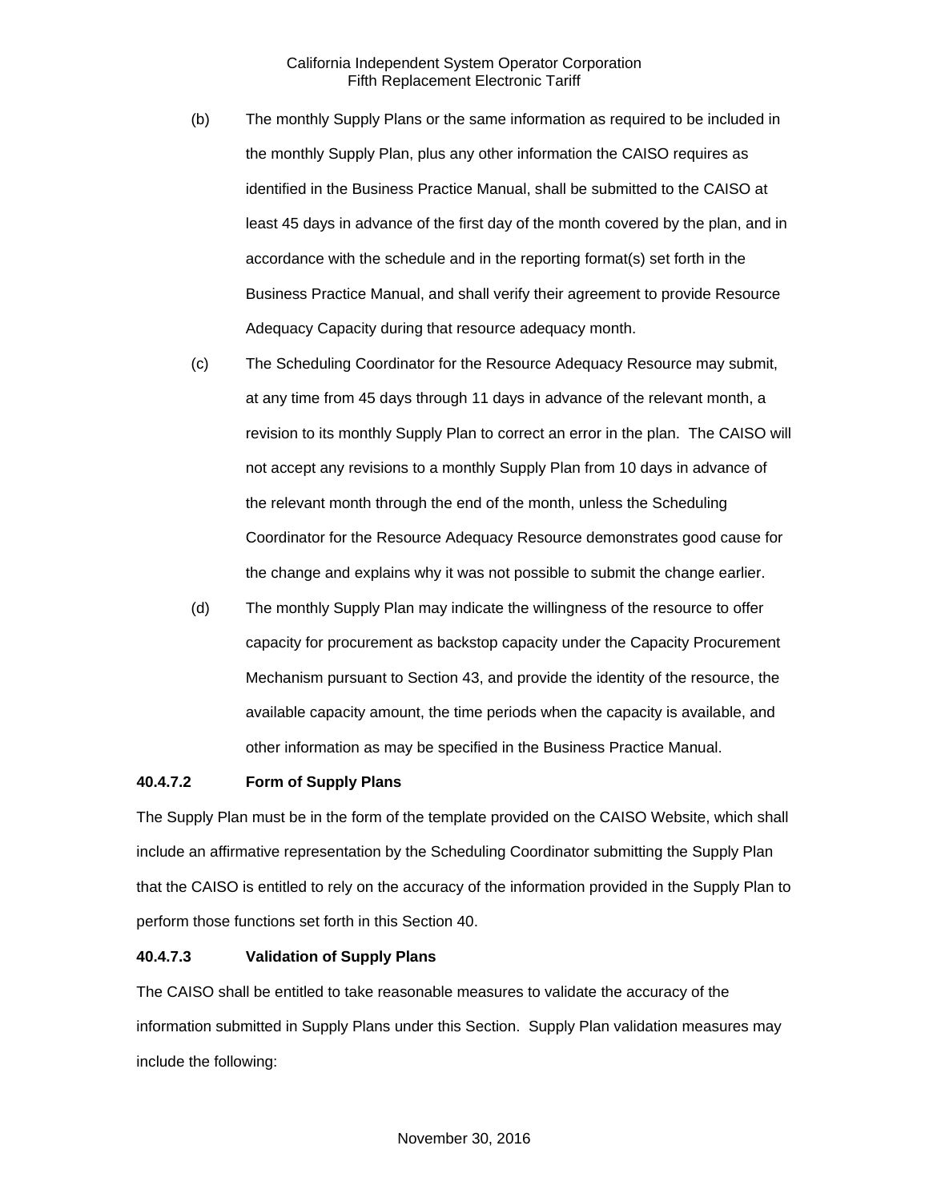(b) The monthly Supply Plans or the same information as required to be included in the monthly Supply Plan, plus any other information the CAISO requires as identified in the Business Practice Manual, shall be submitted to the CAISO at least 45 days in advance of the first day of the month covered by the plan, and in accordance with the schedule and in the reporting format(s) set forth in the Business Practice Manual, and shall verify their agreement to provide Resource Adequacy Capacity during that resource adequacy month.

(c) The Scheduling Coordinator for the Resource Adequacy Resource may submit, at any time from 45 days through 11 days in advance of the relevant month, a revision to its monthly Supply Plan to correct an error in the plan. The CAISO will not accept any revisions to a monthly Supply Plan from 10 days in advance of the relevant month through the end of the month, unless the Scheduling Coordinator for the Resource Adequacy Resource demonstrates good cause for the change and explains why it was not possible to submit the change earlier.

(d) The monthly Supply Plan may indicate the willingness of the resource to offer capacity for procurement as backstop capacity under the Capacity Procurement Mechanism pursuant to Section 43, and provide the identity of the resource, the available capacity amount, the time periods when the capacity is available, and other information as may be specified in the Business Practice Manual.

**40.4.7.2 Form of Supply Plans**

The Supply Plan must be in the form of the template provided on the CAISO Website, which shall include an affirmative representation by the Scheduling Coordinator submitting the Supply Plan that the CAISO is entitled to rely on the accuracy of the information provided in the Supply Plan to perform those functions set forth in this Section 40.

**40.4.7.3 Validation of Supply Plans**

The CAISO shall be entitled to take reasonable measures to validate the accuracy of the information submitted in Supply Plans under this Section. Supply Plan validation measures may include the following: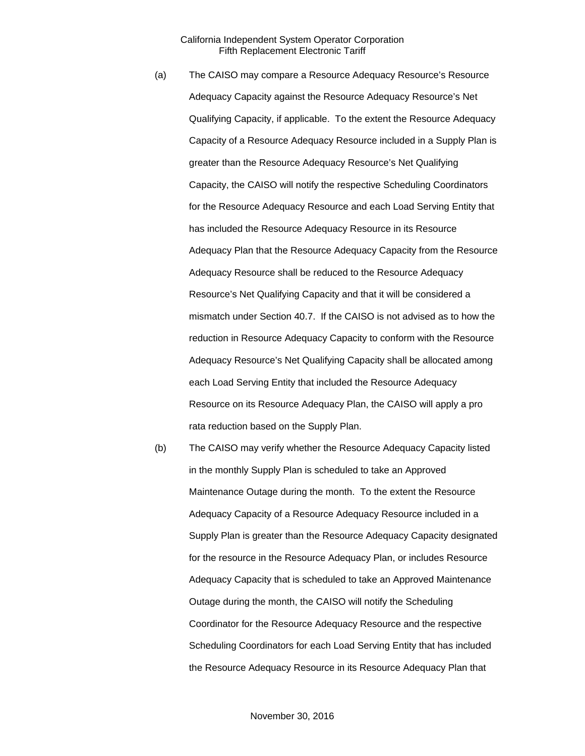(a) The CAISO may compare a Resource Adequacy Resource's Resource Adequacy Capacity against the Resource Adequacy Resource's Net Qualifying Capacity, if applicable. To the extent the Resource Adequacy Capacity of a Resource Adequacy Resource included in a Supply Plan is greater than the Resource Adequacy Resource's Net Qualifying Capacity, the CAISO will notify the respective Scheduling Coordinators for the Resource Adequacy Resource and each Load Serving Entity that has included the Resource Adequacy Resource in its Resource Adequacy Plan that the Resource Adequacy Capacity from the Resource Adequacy Resource shall be reduced to the Resource Adequacy Resource's Net Qualifying Capacity and that it will be considered a mismatch under Section 40.7. If the CAISO is not advised as to how the reduction in Resource Adequacy Capacity to conform with the Resource Adequacy Resource's Net Qualifying Capacity shall be allocated among each Load Serving Entity that included the Resource Adequacy Resource on its Resource Adequacy Plan, the CAISO will apply a pro rata reduction based on the Supply Plan.

(b) The CAISO may verify whether the Resource Adequacy Capacity listed in the monthly Supply Plan is scheduled to take an Approved Maintenance Outage during the month. To the extent the Resource Adequacy Capacity of a Resource Adequacy Resource included in a Supply Plan is greater than the Resource Adequacy Capacity designated for the resource in the Resource Adequacy Plan, or includes Resource Adequacy Capacity that is scheduled to take an Approved Maintenance Outage during the month, the CAISO will notify the Scheduling Coordinator for the Resource Adequacy Resource and the respective Scheduling Coordinators for each Load Serving Entity that has included the Resource Adequacy Resource in its Resource Adequacy Plan that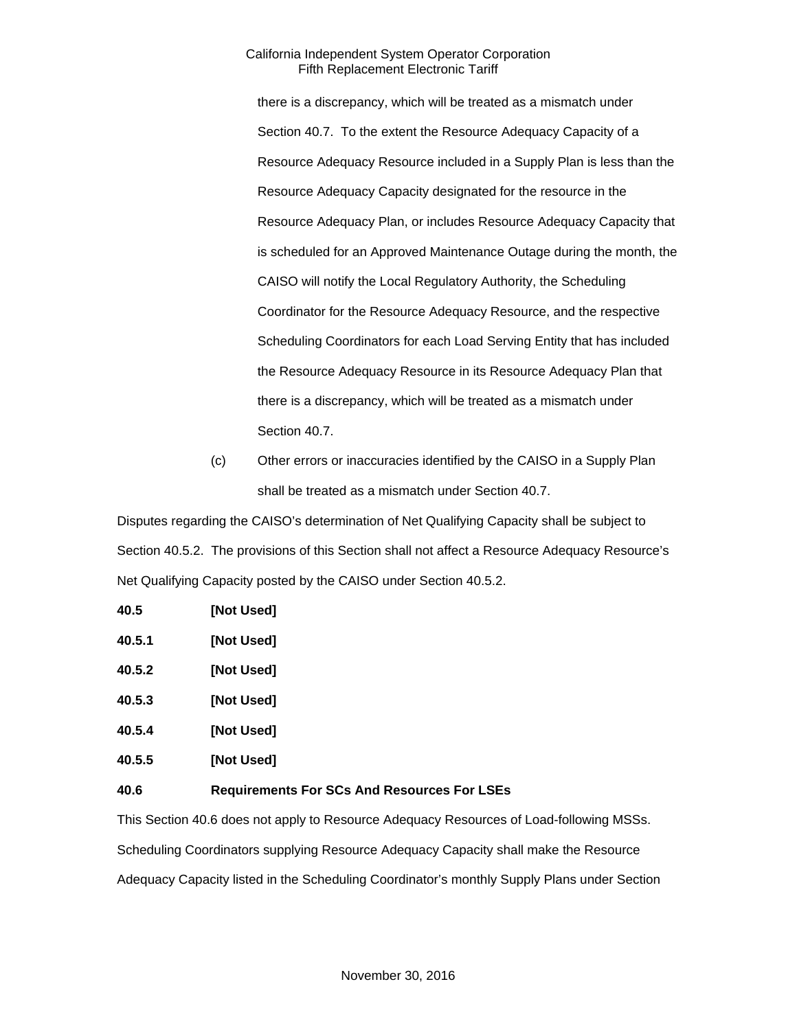there is a discrepancy, which will be treated as a mismatch under Section 40.7. To the extent the Resource Adequacy Capacity of a Resource Adequacy Resource included in a Supply Plan is less than the Resource Adequacy Capacity designated for the resource in the Resource Adequacy Plan, or includes Resource Adequacy Capacity that is scheduled for an Approved Maintenance Outage during the month, the CAISO will notify the Local Regulatory Authority, the Scheduling Coordinator for the Resource Adequacy Resource, and the respective Scheduling Coordinators for each Load Serving Entity that has included the Resource Adequacy Resource in its Resource Adequacy Plan that there is a discrepancy, which will be treated as a mismatch under Section 40.7.

(c) Other errors or inaccuracies identified by the CAISO in a Supply Plan shall be treated as a mismatch under Section 40.7.

Disputes regarding the CAISO's determination of Net Qualifying Capacity shall be subject to Section 40.5.2. The provisions of this Section shall not affect a Resource Adequacy Resource's Net Qualifying Capacity posted by the CAISO under Section 40.5.2.

**40.5 [Not Used]**

**40.5.1 [Not Used]**

**40.5.2 [Not Used]**

**40.5.3 [Not Used]**

**40.5.4 [Not Used]**

**40.5.5 [Not Used]**

**40.6 Requirements For SCs And Resources For LSEs**

This Section 40.6 does not apply to Resource Adequacy Resources of Load-following MSSs. Scheduling Coordinators supplying Resource Adequacy Capacity shall make the Resource Adequacy Capacity listed in the Scheduling Coordinator's monthly Supply Plans under Section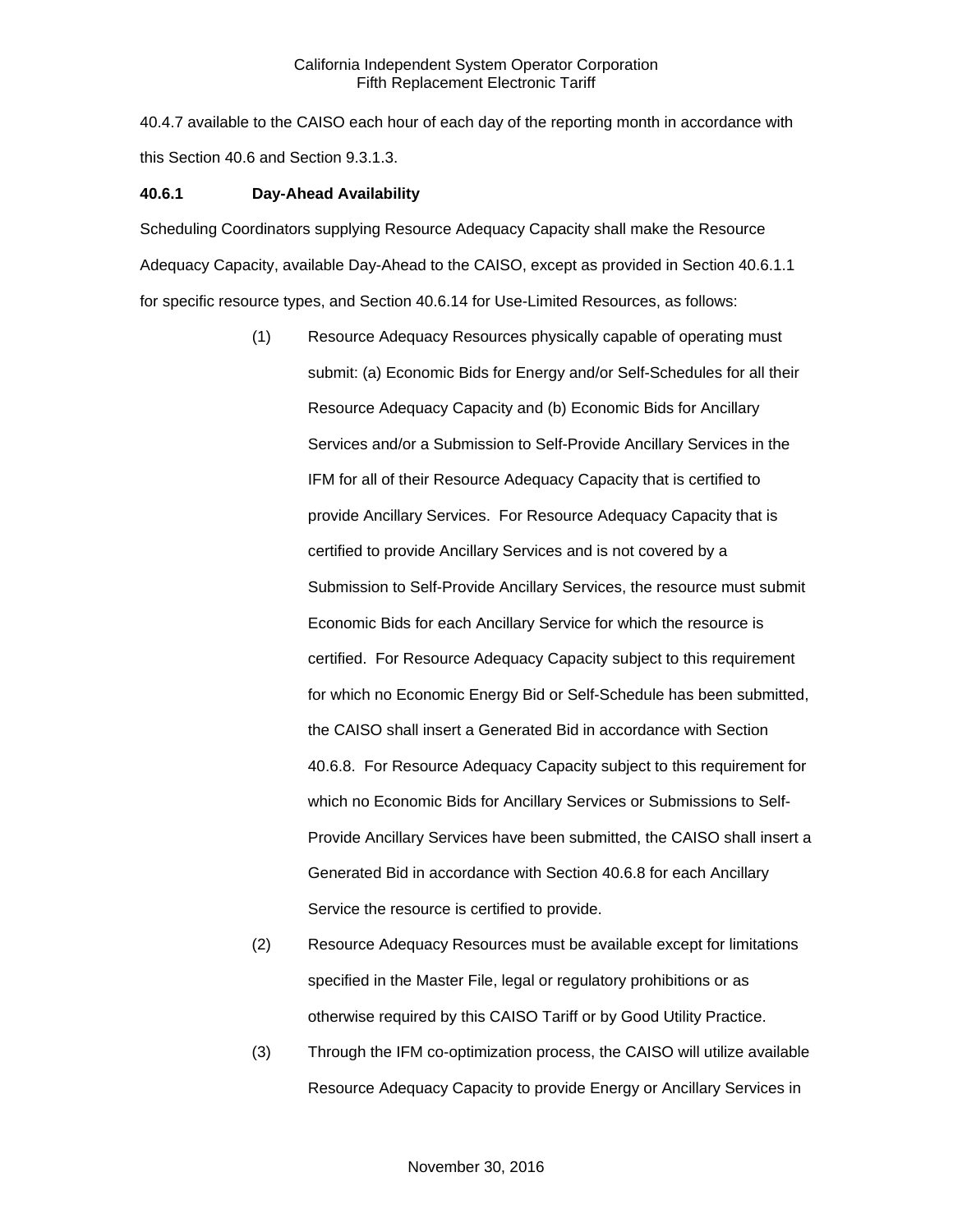40.4.7 available to the CAISO each hour of each day of the reporting month in accordance with this Section 40.6 and Section 9.3.1.3.

**40.6.1 Day-Ahead Availability**

Scheduling Coordinators supplying Resource Adequacy Capacity shall make the Resource Adequacy Capacity, available Day-Ahead to the CAISO, except as provided in Section 40.6.1.1 for specific resource types, and Section 40.6.14 for Use-Limited Resources, as follows:

(1) Resource Adequacy Resources physically capable of operating must submit: (a) Economic Bids for Energy and/or Self-Schedules for all their Resource Adequacy Capacity and (b) Economic Bids for Ancillary Services and/or a Submission to Self-Provide Ancillary Services in the IFM for all of their Resource Adequacy Capacity that is certified to provide Ancillary Services. For Resource Adequacy Capacity that is certified to provide Ancillary Services and is not covered by a Submission to Self-Provide Ancillary Services, the resource must submit Economic Bids for each Ancillary Service for which the resource is certified. For Resource Adequacy Capacity subject to this requirement for which no Economic Energy Bid or Self-Schedule has been submitted, the CAISO shall insert a Generated Bid in accordance with Section 40.6.8. For Resource Adequacy Capacity subject to this requirement for which no Economic Bids for Ancillary Services or Submissions to Self-Provide Ancillary Services have been submitted, the CAISO shall insert a Generated Bid in accordance with Section 40.6.8 for each Ancillary Service the resource is certified to provide.

(2) Resource Adequacy Resources must be available except for limitations specified in the Master File, legal or regulatory prohibitions or as otherwise required by this CAISO Tariff or by Good Utility Practice.

(3) Through the IFM co-optimization process, the CAISO will utilize available Resource Adequacy Capacity to provide Energy or Ancillary Services in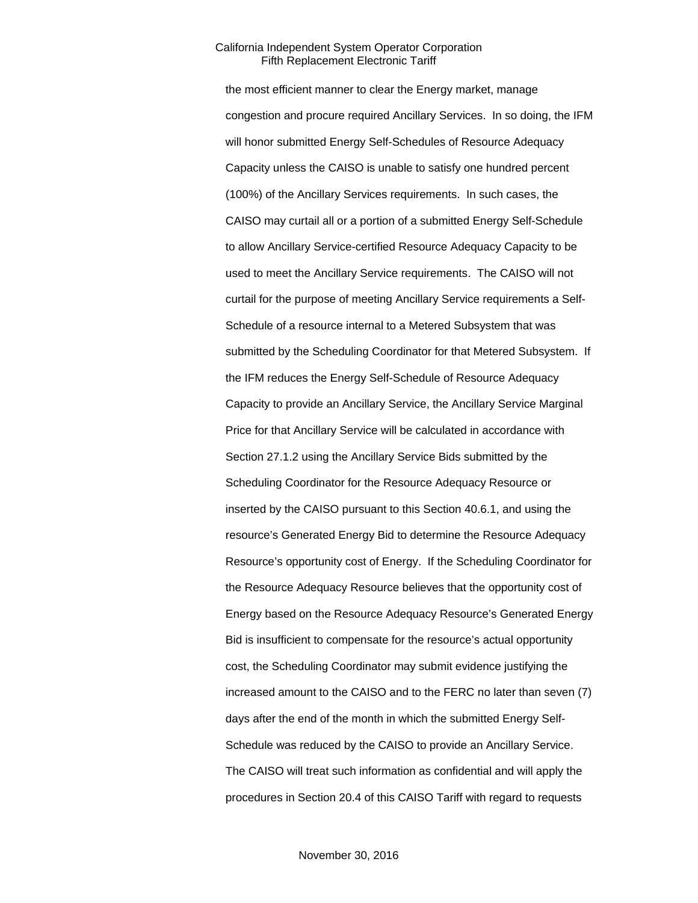the most efficient manner to clear the Energy market, manage congestion and procure required Ancillary Services. In so doing, the IFM will honor submitted Energy Self-Schedules of Resource Adequacy Capacity unless the CAISO is unable to satisfy one hundred percent (100%) of the Ancillary Services requirements. In such cases, the CAISO may curtail all or a portion of a submitted Energy Self-Schedule to allow Ancillary Service-certified Resource Adequacy Capacity to be used to meet the Ancillary Service requirements. The CAISO will not curtail for the purpose of meeting Ancillary Service requirements a Self-Schedule of a resource internal to a Metered Subsystem that was submitted by the Scheduling Coordinator for that Metered Subsystem. If the IFM reduces the Energy Self-Schedule of Resource Adequacy Capacity to provide an Ancillary Service, the Ancillary Service Marginal Price for that Ancillary Service will be calculated in accordance with Section 27.1.2 using the Ancillary Service Bids submitted by the Scheduling Coordinator for the Resource Adequacy Resource or inserted by the CAISO pursuant to this Section 40.6.1, and using the resource's Generated Energy Bid to determine the Resource Adequacy Resource's opportunity cost of Energy. If the Scheduling Coordinator for the Resource Adequacy Resource believes that the opportunity cost of Energy based on the Resource Adequacy Resource's Generated Energy Bid is insufficient to compensate for the resource's actual opportunity cost, the Scheduling Coordinator may submit evidence justifying the increased amount to the CAISO and to the FERC no later than seven (7) days after the end of the month in which the submitted Energy Self-Schedule was reduced by the CAISO to provide an Ancillary Service. The CAISO will treat such information as confidential and will apply the procedures in Section 20.4 of this CAISO Tariff with regard to requests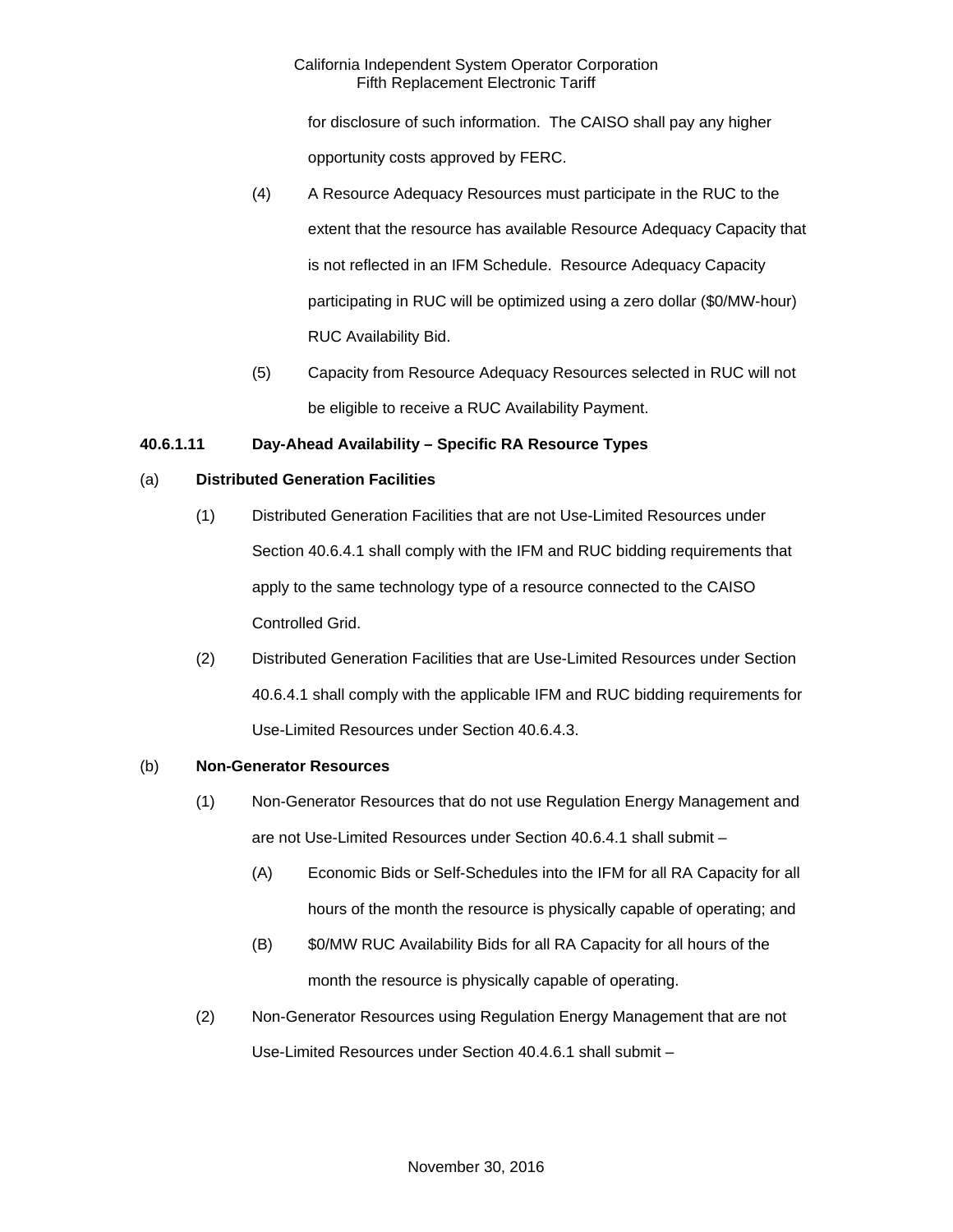for disclosure of such information. The CAISO shall pay any higher opportunity costs approved by FERC.

(4) A Resource Adequacy Resources must participate in the RUC to the extent that the resource has available Resource Adequacy Capacity that is not reflected in an IFM Schedule. Resource Adequacy Capacity participating in RUC will be optimized using a zero dollar ($0/MW-hour) RUC Availability Bid.

(5) Capacity from Resource Adequacy Resources selected in RUC will not be eligible to receive a RUC Availability Payment.

**40.6.1.11 Day-Ahead Availability – Specific RA Resource Types**

(a) **Distributed Generation Facilities**

(1) Distributed Generation Facilities that are not Use-Limited Resources under Section 40.6.4.1 shall comply with the IFM and RUC bidding requirements that apply to the same technology type of a resource connected to the CAISO Controlled Grid.

(2) Distributed Generation Facilities that are Use-Limited Resources under Section 40.6.4.1 shall comply with the applicable IFM and RUC bidding requirements for Use-Limited Resources under Section 40.6.4.3.

(b) **Non-Generator Resources**

(1) Non-Generator Resources that do not use Regulation Energy Management and are not Use-Limited Resources under Section 40.6.4.1 shall submit –

(A) Economic Bids or Self-Schedules into the IFM for all RA Capacity for all hours of the month the resource is physically capable of operating; and

(B) $0/MW RUC Availability Bids for all RA Capacity for all hours of the month the resource is physically capable of operating.

(2) Non-Generator Resources using Regulation Energy Management that are not Use-Limited Resources under Section 40.4.6.1 shall submit –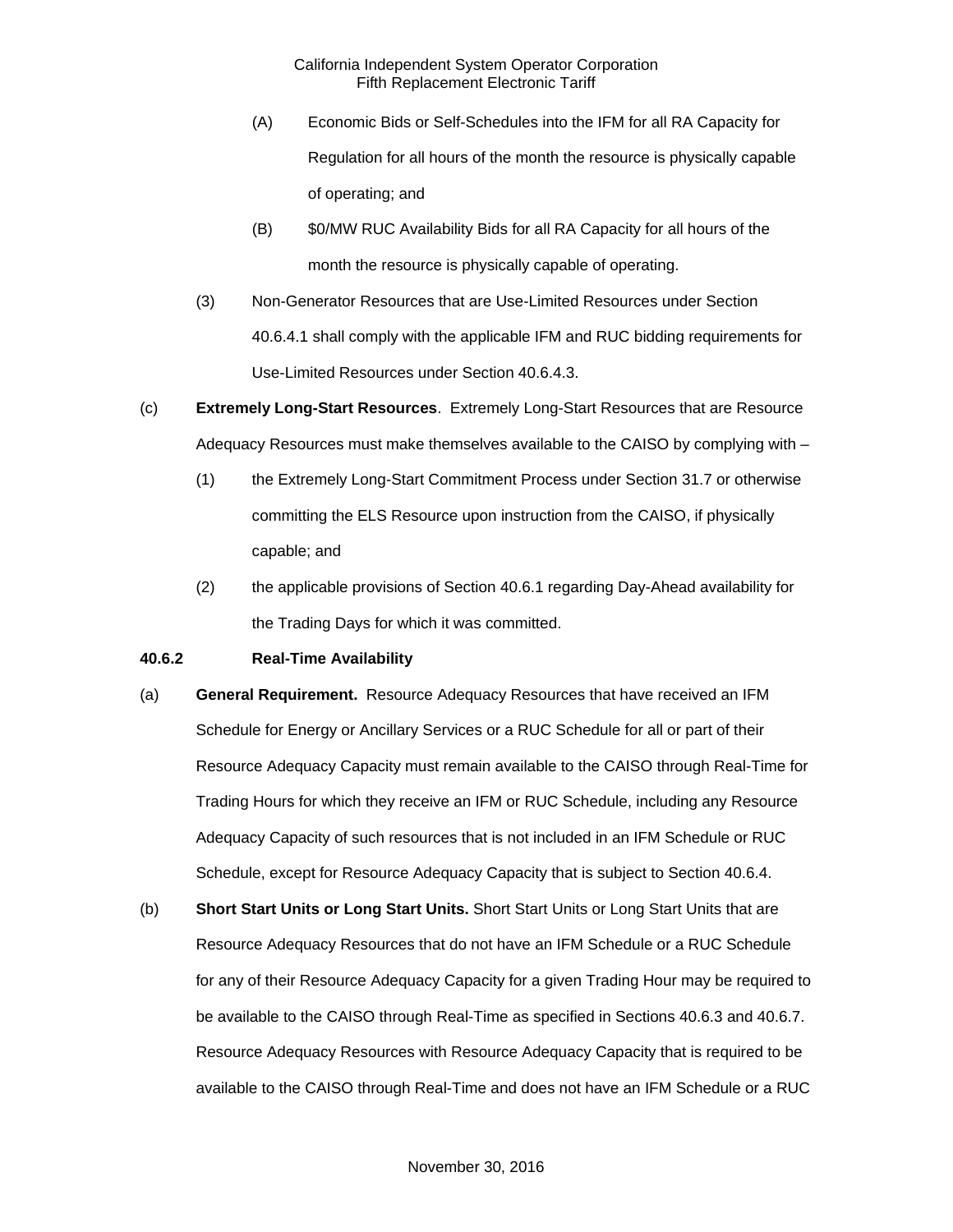(A) Economic Bids or Self-Schedules into the IFM for all RA Capacity for Regulation for all hours of the month the resource is physically capable of operating; and

(B) $0/MW RUC Availability Bids for all RA Capacity for all hours of the month the resource is physically capable of operating.

(3) Non-Generator Resources that are Use-Limited Resources under Section 40.6.4.1 shall comply with the applicable IFM and RUC bidding requirements for Use-Limited Resources under Section 40.6.4.3.

(c) **Extremely Long-Start Resources**. Extremely Long-Start Resources that are Resource Adequacy Resources must make themselves available to the CAISO by complying with –

(1) the Extremely Long-Start Commitment Process under Section 31.7 or otherwise committing the ELS Resource upon instruction from the CAISO, if physically capable; and

(2) the applicable provisions of Section 40.6.1 regarding Day-Ahead availability for the Trading Days for which it was committed.

**40.6.2 Real-Time Availability**

(a) **General Requirement.** Resource Adequacy Resources that have received an IFM Schedule for Energy or Ancillary Services or a RUC Schedule for all or part of their Resource Adequacy Capacity must remain available to the CAISO through Real-Time for Trading Hours for which they receive an IFM or RUC Schedule, including any Resource Adequacy Capacity of such resources that is not included in an IFM Schedule or RUC Schedule, except for Resource Adequacy Capacity that is subject to Section 40.6.4.

(b) **Short Start Units or Long Start Units.** Short Start Units or Long Start Units that are Resource Adequacy Resources that do not have an IFM Schedule or a RUC Schedule for any of their Resource Adequacy Capacity for a given Trading Hour may be required to be available to the CAISO through Real-Time as specified in Sections 40.6.3 and 40.6.7. Resource Adequacy Resources with Resource Adequacy Capacity that is required to be available to the CAISO through Real-Time and does not have an IFM Schedule or a RUC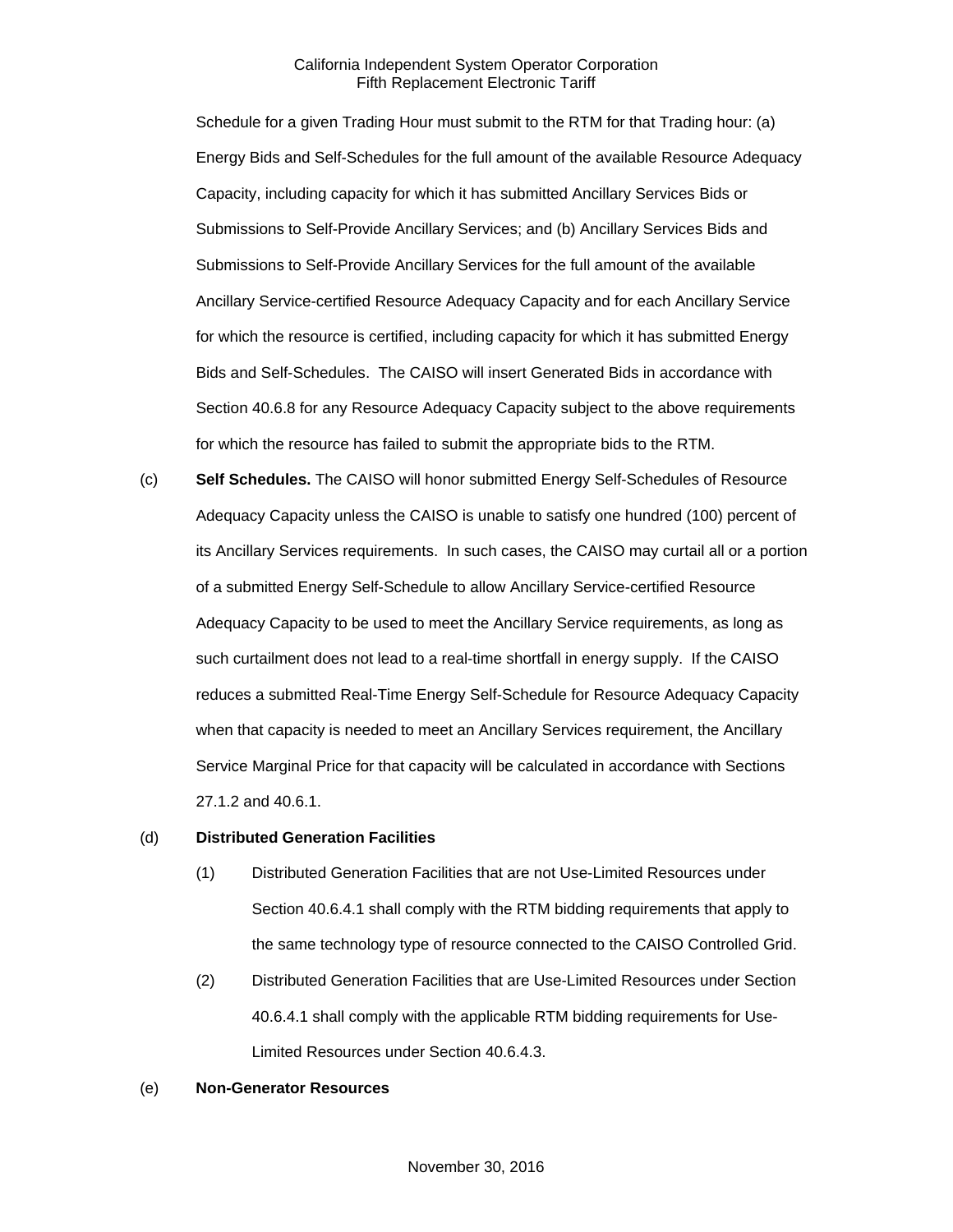Schedule for a given Trading Hour must submit to the RTM for that Trading hour: (a) Energy Bids and Self-Schedules for the full amount of the available Resource Adequacy Capacity, including capacity for which it has submitted Ancillary Services Bids or Submissions to Self-Provide Ancillary Services; and (b) Ancillary Services Bids and Submissions to Self-Provide Ancillary Services for the full amount of the available Ancillary Service-certified Resource Adequacy Capacity and for each Ancillary Service for which the resource is certified, including capacity for which it has submitted Energy Bids and Self-Schedules. The CAISO will insert Generated Bids in accordance with Section 40.6.8 for any Resource Adequacy Capacity subject to the above requirements for which the resource has failed to submit the appropriate bids to the RTM.

(c) **Self Schedules.** The CAISO will honor submitted Energy Self-Schedules of Resource Adequacy Capacity unless the CAISO is unable to satisfy one hundred (100) percent of its Ancillary Services requirements. In such cases, the CAISO may curtail all or a portion of a submitted Energy Self-Schedule to allow Ancillary Service-certified Resource Adequacy Capacity to be used to meet the Ancillary Service requirements, as long as such curtailment does not lead to a real-time shortfall in energy supply. If the CAISO reduces a submitted Real-Time Energy Self-Schedule for Resource Adequacy Capacity when that capacity is needed to meet an Ancillary Services requirement, the Ancillary Service Marginal Price for that capacity will be calculated in accordance with Sections 27.1.2 and 40.6.1.

(d) **Distributed Generation Facilities**

(1) Distributed Generation Facilities that are not Use-Limited Resources under Section 40.6.4.1 shall comply with the RTM bidding requirements that apply to the same technology type of resource connected to the CAISO Controlled Grid.

(2) Distributed Generation Facilities that are Use-Limited Resources under Section 40.6.4.1 shall comply with the applicable RTM bidding requirements for Use-Limited Resources under Section 40.6.4.3.

(e) **Non-Generator Resources**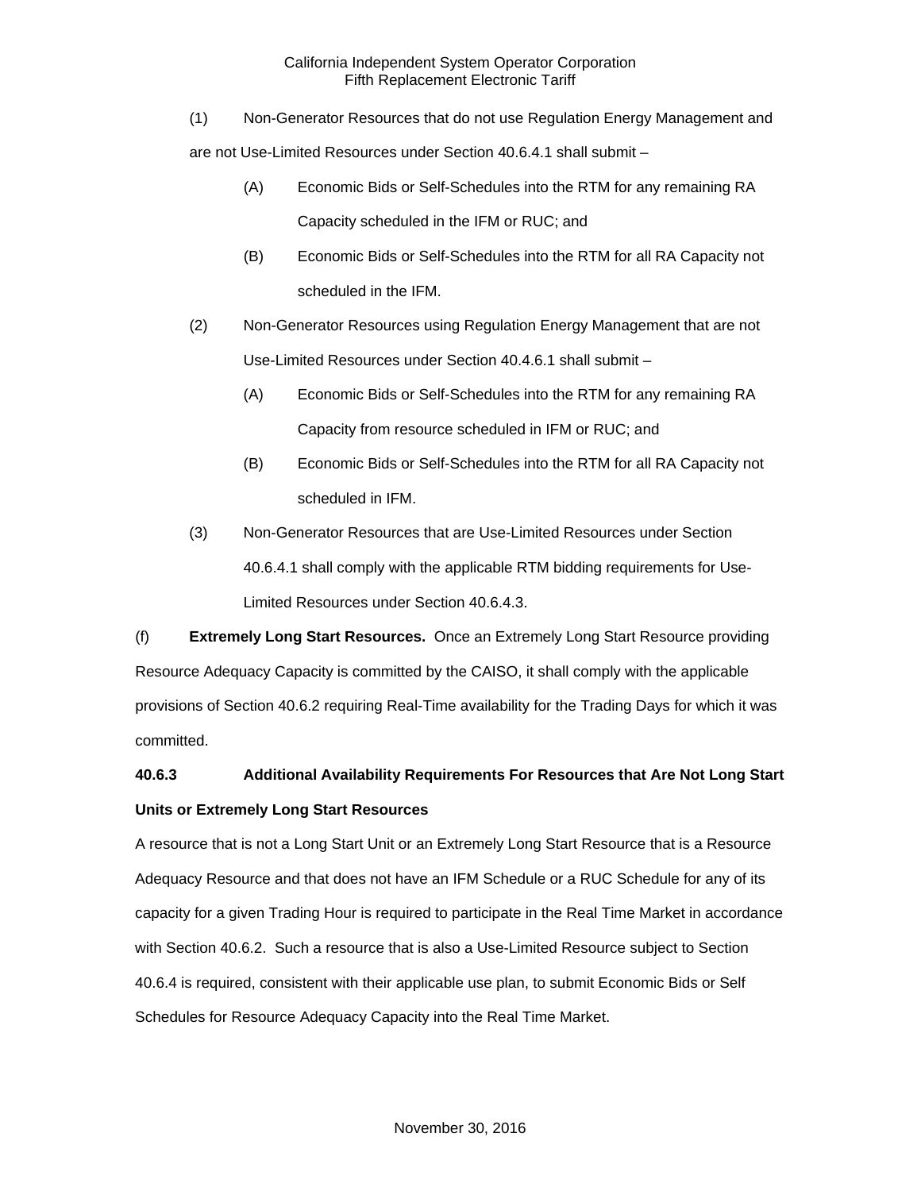(1) Non-Generator Resources that do not use Regulation Energy Management and are not Use-Limited Resources under Section 40.6.4.1 shall submit –

(A) Economic Bids or Self-Schedules into the RTM for any remaining RA Capacity scheduled in the IFM or RUC; and

(B) Economic Bids or Self-Schedules into the RTM for all RA Capacity not scheduled in the IFM.

(2) Non-Generator Resources using Regulation Energy Management that are not Use-Limited Resources under Section 40.4.6.1 shall submit –

(A) Economic Bids or Self-Schedules into the RTM for any remaining RA Capacity from resource scheduled in IFM or RUC; and

(B) Economic Bids or Self-Schedules into the RTM for all RA Capacity not scheduled in IFM.

(3) Non-Generator Resources that are Use-Limited Resources under Section 40.6.4.1 shall comply with the applicable RTM bidding requirements for Use-Limited Resources under Section 40.6.4.3.

(f) **Extremely Long Start Resources.** Once an Extremely Long Start Resource providing Resource Adequacy Capacity is committed by the CAISO, it shall comply with the applicable provisions of Section 40.6.2 requiring Real-Time availability for the Trading Days for which it was committed.

**40.6.3 Additional Availability Requirements For Resources that Are Not Long Start Units or Extremely Long Start Resources**

A resource that is not a Long Start Unit or an Extremely Long Start Resource that is a Resource Adequacy Resource and that does not have an IFM Schedule or a RUC Schedule for any of its capacity for a given Trading Hour is required to participate in the Real Time Market in accordance with Section 40.6.2. Such a resource that is also a Use-Limited Resource subject to Section 40.6.4 is required, consistent with their applicable use plan, to submit Economic Bids or Self Schedules for Resource Adequacy Capacity into the Real Time Market.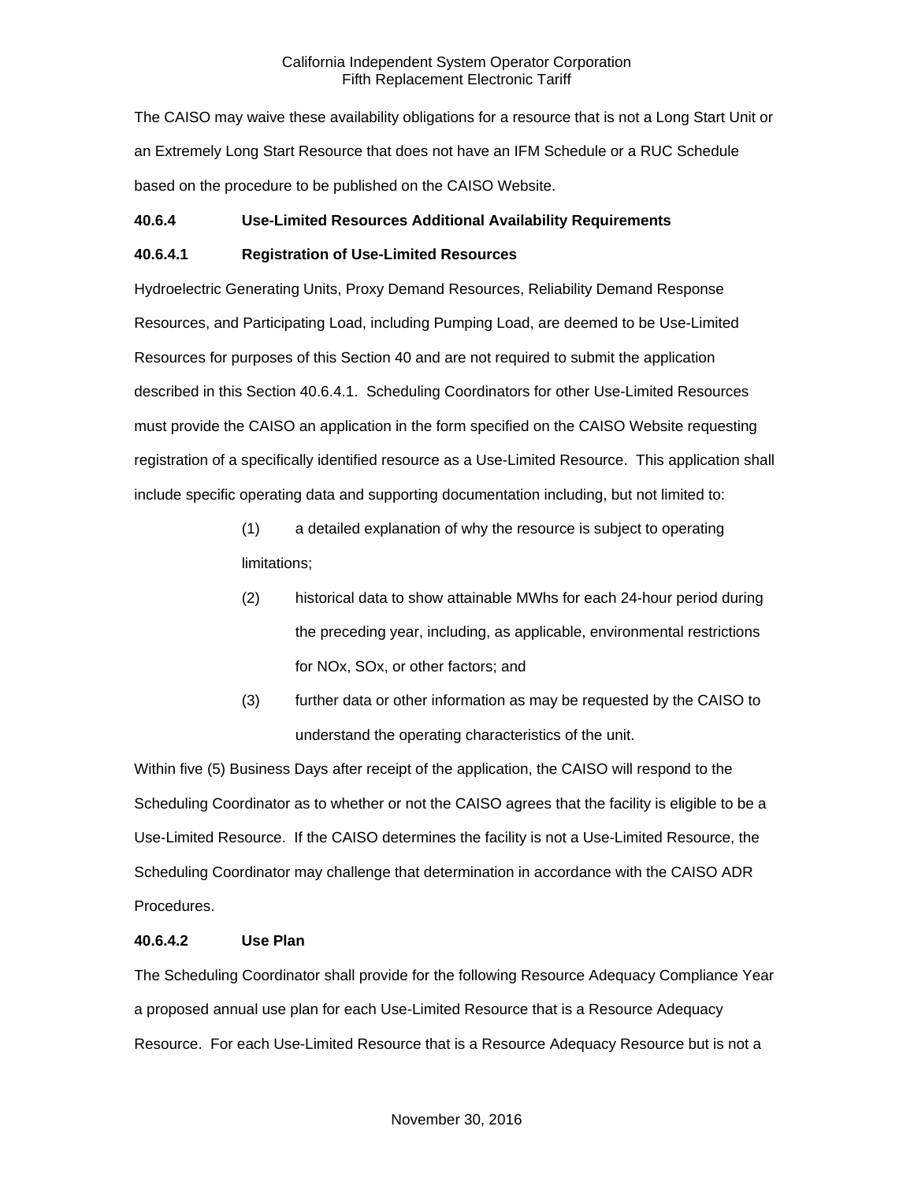The CAISO may waive these availability obligations for a resource that is not a Long Start Unit or an Extremely Long Start Resource that does not have an IFM Schedule or a RUC Schedule based on the procedure to be published on the CAISO Website.

**40.6.4 Use-Limited Resources Additional Availability Requirements**

**40.6.4.1 Registration of Use-Limited Resources**

Hydroelectric Generating Units, Proxy Demand Resources, Reliability Demand Response Resources, and Participating Load, including Pumping Load, are deemed to be Use-Limited Resources for purposes of this Section 40 and are not required to submit the application described in this Section 40.6.4.1. Scheduling Coordinators for other Use-Limited Resources must provide the CAISO an application in the form specified on the CAISO Website requesting registration of a specifically identified resource as a Use-Limited Resource. This application shall include specific operating data and supporting documentation including, but not limited to:

(1) a detailed explanation of why the resource is subject to operating limitations;

(2) historical data to show attainable MWhs for each 24-hour period during the preceding year, including, as applicable, environmental restrictions for NOx, SOx, or other factors; and

(3) further data or other information as may be requested by the CAISO to understand the operating characteristics of the unit.

Within five (5) Business Days after receipt of the application, the CAISO will respond to the Scheduling Coordinator as to whether or not the CAISO agrees that the facility is eligible to be a Use-Limited Resource. If the CAISO determines the facility is not a Use-Limited Resource, the Scheduling Coordinator may challenge that determination in accordance with the CAISO ADR Procedures.

**40.6.4.2 Use Plan**

The Scheduling Coordinator shall provide for the following Resource Adequacy Compliance Year a proposed annual use plan for each Use-Limited Resource that is a Resource Adequacy Resource. For each Use-Limited Resource that is a Resource Adequacy Resource but is not a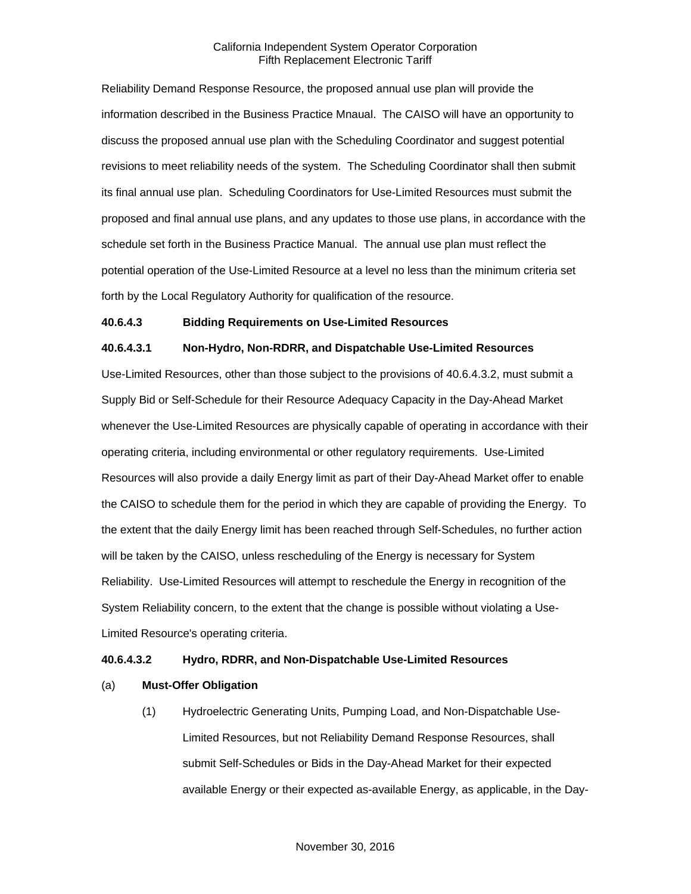Reliability Demand Response Resource, the proposed annual use plan will provide the information described in the Business Practice Mnaual. The CAISO will have an opportunity to discuss the proposed annual use plan with the Scheduling Coordinator and suggest potential revisions to meet reliability needs of the system. The Scheduling Coordinator shall then submit its final annual use plan. Scheduling Coordinators for Use-Limited Resources must submit the proposed and final annual use plans, and any updates to those use plans, in accordance with the schedule set forth in the Business Practice Manual. The annual use plan must reflect the potential operation of the Use-Limited Resource at a level no less than the minimum criteria set forth by the Local Regulatory Authority for qualification of the resource.

**40.6.4.3 Bidding Requirements on Use-Limited Resources**

**40.6.4.3.1 Non-Hydro, Non-RDRR, and Dispatchable Use-Limited Resources**

Use-Limited Resources, other than those subject to the provisions of 40.6.4.3.2, must submit a Supply Bid or Self-Schedule for their Resource Adequacy Capacity in the Day-Ahead Market whenever the Use-Limited Resources are physically capable of operating in accordance with their operating criteria, including environmental or other regulatory requirements. Use-Limited Resources will also provide a daily Energy limit as part of their Day-Ahead Market offer to enable the CAISO to schedule them for the period in which they are capable of providing the Energy. To the extent that the daily Energy limit has been reached through Self-Schedules, no further action will be taken by the CAISO, unless rescheduling of the Energy is necessary for System Reliability. Use-Limited Resources will attempt to reschedule the Energy in recognition of the System Reliability concern, to the extent that the change is possible without violating a Use-Limited Resource's operating criteria.

**40.6.4.3.2 Hydro, RDRR, and Non-Dispatchable Use-Limited Resources**

(a) **Must-Offer Obligation**

(1) Hydroelectric Generating Units, Pumping Load, and Non-Dispatchable Use-Limited Resources, but not Reliability Demand Response Resources, shall submit Self-Schedules or Bids in the Day-Ahead Market for their expected available Energy or their expected as-available Energy, as applicable, in the Day-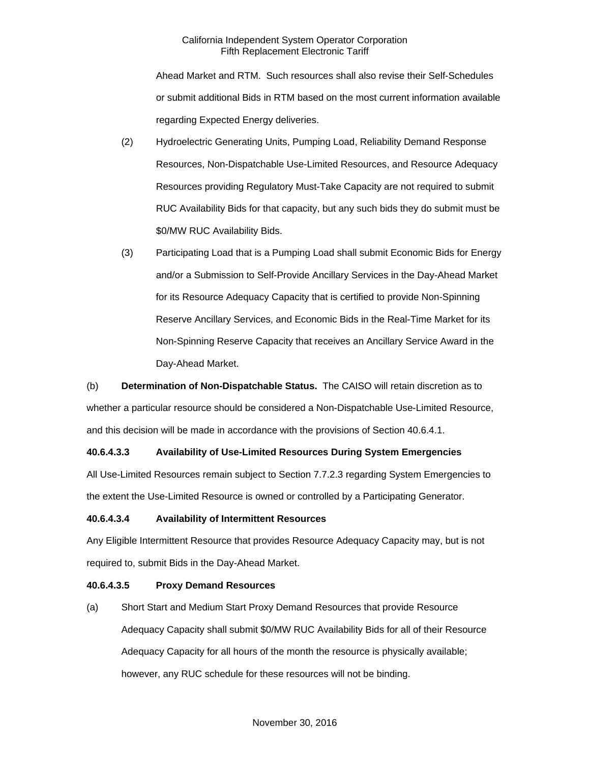Ahead Market and RTM. Such resources shall also revise their Self-Schedules or submit additional Bids in RTM based on the most current information available regarding Expected Energy deliveries.

(2) Hydroelectric Generating Units, Pumping Load, Reliability Demand Response Resources, Non-Dispatchable Use-Limited Resources, and Resource Adequacy Resources providing Regulatory Must-Take Capacity are not required to submit RUC Availability Bids for that capacity, but any such bids they do submit must be $0/MW RUC Availability Bids.

(3) Participating Load that is a Pumping Load shall submit Economic Bids for Energy and/or a Submission to Self-Provide Ancillary Services in the Day-Ahead Market for its Resource Adequacy Capacity that is certified to provide Non-Spinning Reserve Ancillary Services, and Economic Bids in the Real-Time Market for its Non-Spinning Reserve Capacity that receives an Ancillary Service Award in the Day-Ahead Market.

(b) **Determination of Non-Dispatchable Status.** The CAISO will retain discretion as to whether a particular resource should be considered a Non-Dispatchable Use-Limited Resource, and this decision will be made in accordance with the provisions of Section 40.6.4.1.

**40.6.4.3.3 Availability of Use-Limited Resources During System Emergencies**

All Use-Limited Resources remain subject to Section 7.7.2.3 regarding System Emergencies to the extent the Use-Limited Resource is owned or controlled by a Participating Generator.

**40.6.4.3.4 Availability of Intermittent Resources**

Any Eligible Intermittent Resource that provides Resource Adequacy Capacity may, but is not required to, submit Bids in the Day-Ahead Market.

**40.6.4.3.5 Proxy Demand Resources**

(a) Short Start and Medium Start Proxy Demand Resources that provide Resource Adequacy Capacity shall submit $0/MW RUC Availability Bids for all of their Resource Adequacy Capacity for all hours of the month the resource is physically available; however, any RUC schedule for these resources will not be binding.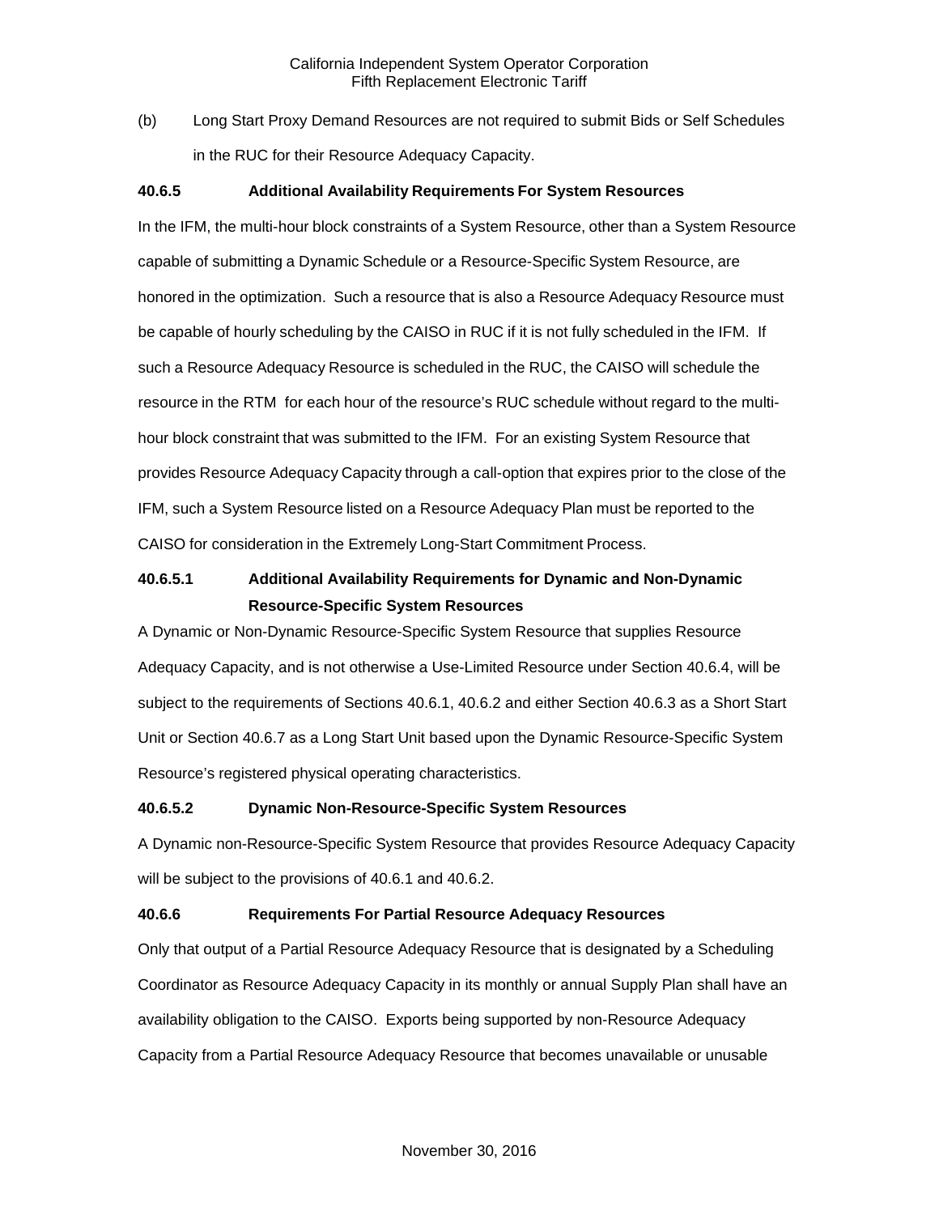(b) Long Start Proxy Demand Resources are not required to submit Bids or Self Schedules in the RUC for their Resource Adequacy Capacity.

**40.6.5 Additional Availability Requirements For System Resources**

In the IFM, the multi-hour block constraints of a System Resource, other than a System Resource capable of submitting a Dynamic Schedule or a Resource-Specific System Resource, are honored in the optimization. Such a resource that is also a Resource Adequacy Resource must be capable of hourly scheduling by the CAISO in RUC if it is not fully scheduled in the IFM. If such a Resource Adequacy Resource is scheduled in the RUC, the CAISO will schedule the resource in the RTM for each hour of the resource's RUC schedule without regard to the multi-hour block constraint that was submitted to the IFM. For an existing System Resource that provides Resource Adequacy Capacity through a call-option that expires prior to the close of the IFM, such a System Resource listed on a Resource Adequacy Plan must be reported to the CAISO for consideration in the Extremely Long-Start Commitment Process.

**40.6.5.1 Additional Availability Requirements for Dynamic and Non-Dynamic Resource-Specific System Resources**

A Dynamic or Non-Dynamic Resource-Specific System Resource that supplies Resource Adequacy Capacity, and is not otherwise a Use-Limited Resource under Section 40.6.4, will be subject to the requirements of Sections 40.6.1, 40.6.2 and either Section 40.6.3 as a Short Start Unit or Section 40.6.7 as a Long Start Unit based upon the Dynamic Resource-Specific System Resource's registered physical operating characteristics.

**40.6.5.2 Dynamic Non-Resource-Specific System Resources**

A Dynamic non-Resource-Specific System Resource that provides Resource Adequacy Capacity will be subject to the provisions of 40.6.1 and 40.6.2.

**40.6.6 Requirements For Partial Resource Adequacy Resources**

Only that output of a Partial Resource Adequacy Resource that is designated by a Scheduling Coordinator as Resource Adequacy Capacity in its monthly or annual Supply Plan shall have an availability obligation to the CAISO. Exports being supported by non-Resource Adequacy Capacity from a Partial Resource Adequacy Resource that becomes unavailable or unusable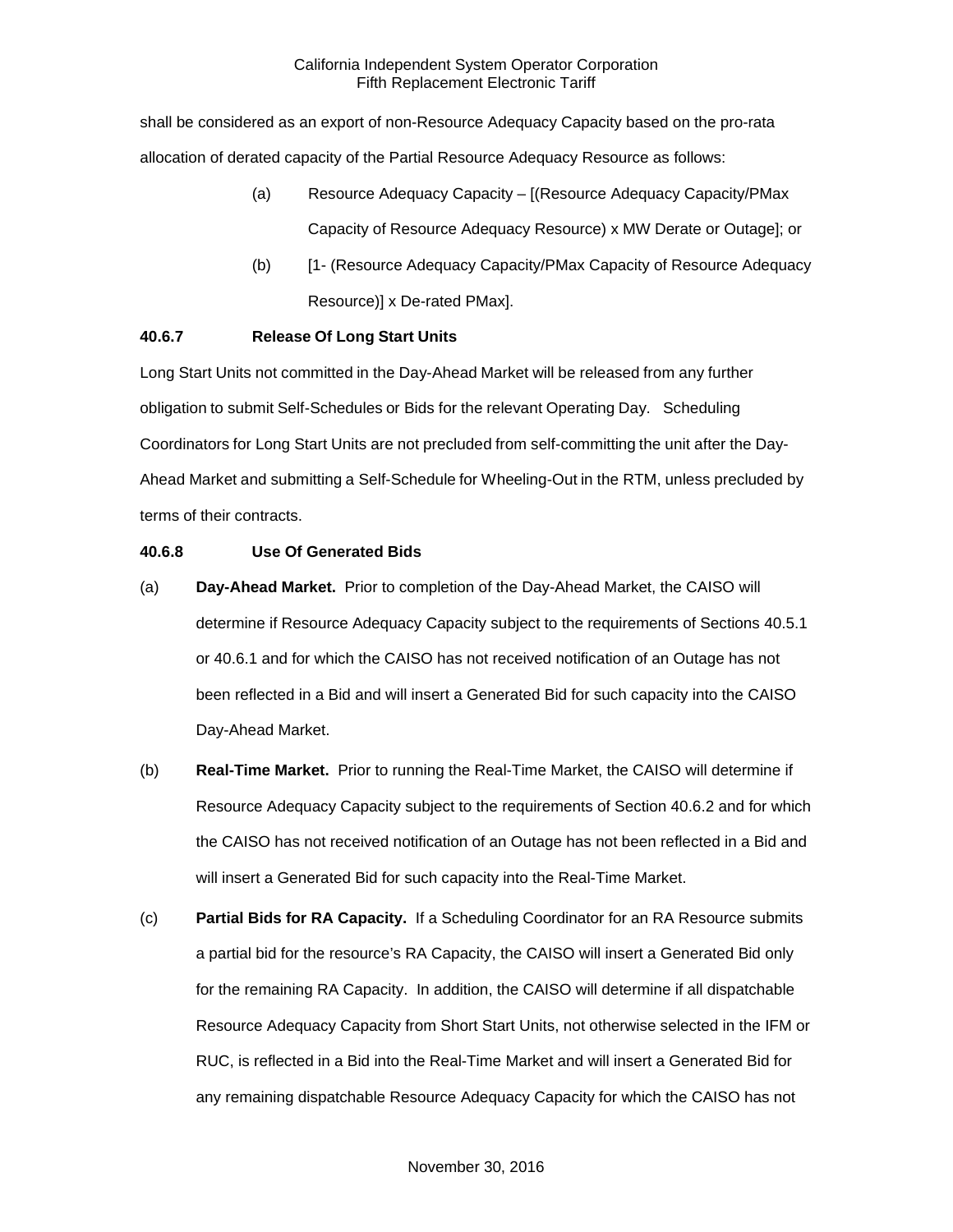shall be considered as an export of non-Resource Adequacy Capacity based on the pro-rata allocation of derated capacity of the Partial Resource Adequacy Resource as follows:

(a) Resource Adequacy Capacity – [(Resource Adequacy Capacity/PMax Capacity of Resource Adequacy Resource) x MW Derate or Outage]; or

(b) [1- (Resource Adequacy Capacity/PMax Capacity of Resource Adequacy Resource)] x De-rated PMax].

**40.6.7 Release Of Long Start Units**

Long Start Units not committed in the Day-Ahead Market will be released from any further obligation to submit Self-Schedules or Bids for the relevant Operating Day. Scheduling Coordinators for Long Start Units are not precluded from self-committing the unit after the Day-Ahead Market and submitting a Self-Schedule for Wheeling-Out in the RTM, unless precluded by terms of their contracts.

**40.6.8 Use Of Generated Bids**

(a) **Day-Ahead Market.** Prior to completion of the Day-Ahead Market, the CAISO will determine if Resource Adequacy Capacity subject to the requirements of Sections 40.5.1 or 40.6.1 and for which the CAISO has not received notification of an Outage has not been reflected in a Bid and will insert a Generated Bid for such capacity into the CAISO Day-Ahead Market.

(b) **Real-Time Market.** Prior to running the Real-Time Market, the CAISO will determine if Resource Adequacy Capacity subject to the requirements of Section 40.6.2 and for which the CAISO has not received notification of an Outage has not been reflected in a Bid and will insert a Generated Bid for such capacity into the Real-Time Market.

(c) **Partial Bids for RA Capacity.** If a Scheduling Coordinator for an RA Resource submits a partial bid for the resource's RA Capacity, the CAISO will insert a Generated Bid only for the remaining RA Capacity. In addition, the CAISO will determine if all dispatchable Resource Adequacy Capacity from Short Start Units, not otherwise selected in the IFM or RUC, is reflected in a Bid into the Real-Time Market and will insert a Generated Bid for any remaining dispatchable Resource Adequacy Capacity for which the CAISO has not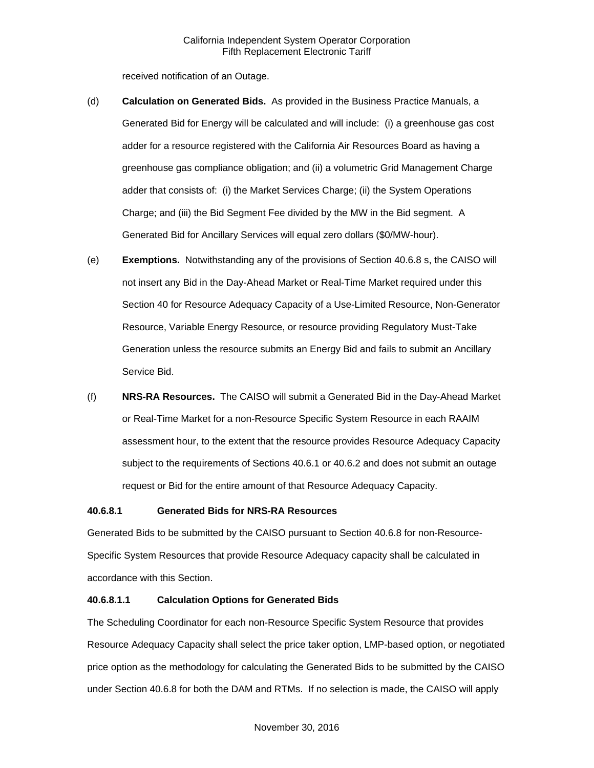received notification of an Outage.

(d) **Calculation on Generated Bids.** As provided in the Business Practice Manuals, a Generated Bid for Energy will be calculated and will include: (i) a greenhouse gas cost adder for a resource registered with the California Air Resources Board as having a greenhouse gas compliance obligation; and (ii) a volumetric Grid Management Charge adder that consists of: (i) the Market Services Charge; (ii) the System Operations Charge; and (iii) the Bid Segment Fee divided by the MW in the Bid segment. A Generated Bid for Ancillary Services will equal zero dollars ($0/MW-hour).

(e) **Exemptions.** Notwithstanding any of the provisions of Section 40.6.8 s, the CAISO will not insert any Bid in the Day-Ahead Market or Real-Time Market required under this Section 40 for Resource Adequacy Capacity of a Use-Limited Resource, Non-Generator Resource, Variable Energy Resource, or resource providing Regulatory Must-Take Generation unless the resource submits an Energy Bid and fails to submit an Ancillary Service Bid.

(f) **NRS-RA Resources.** The CAISO will submit a Generated Bid in the Day-Ahead Market or Real-Time Market for a non-Resource Specific System Resource in each RAAIM assessment hour, to the extent that the resource provides Resource Adequacy Capacity subject to the requirements of Sections 40.6.1 or 40.6.2 and does not submit an outage request or Bid for the entire amount of that Resource Adequacy Capacity.

**40.6.8.1 Generated Bids for NRS-RA Resources**

Generated Bids to be submitted by the CAISO pursuant to Section 40.6.8 for non-Resource-Specific System Resources that provide Resource Adequacy capacity shall be calculated in accordance with this Section.

**40.6.8.1.1 Calculation Options for Generated Bids**

The Scheduling Coordinator for each non-Resource Specific System Resource that provides Resource Adequacy Capacity shall select the price taker option, LMP-based option, or negotiated price option as the methodology for calculating the Generated Bids to be submitted by the CAISO under Section 40.6.8 for both the DAM and RTMs. If no selection is made, the CAISO will apply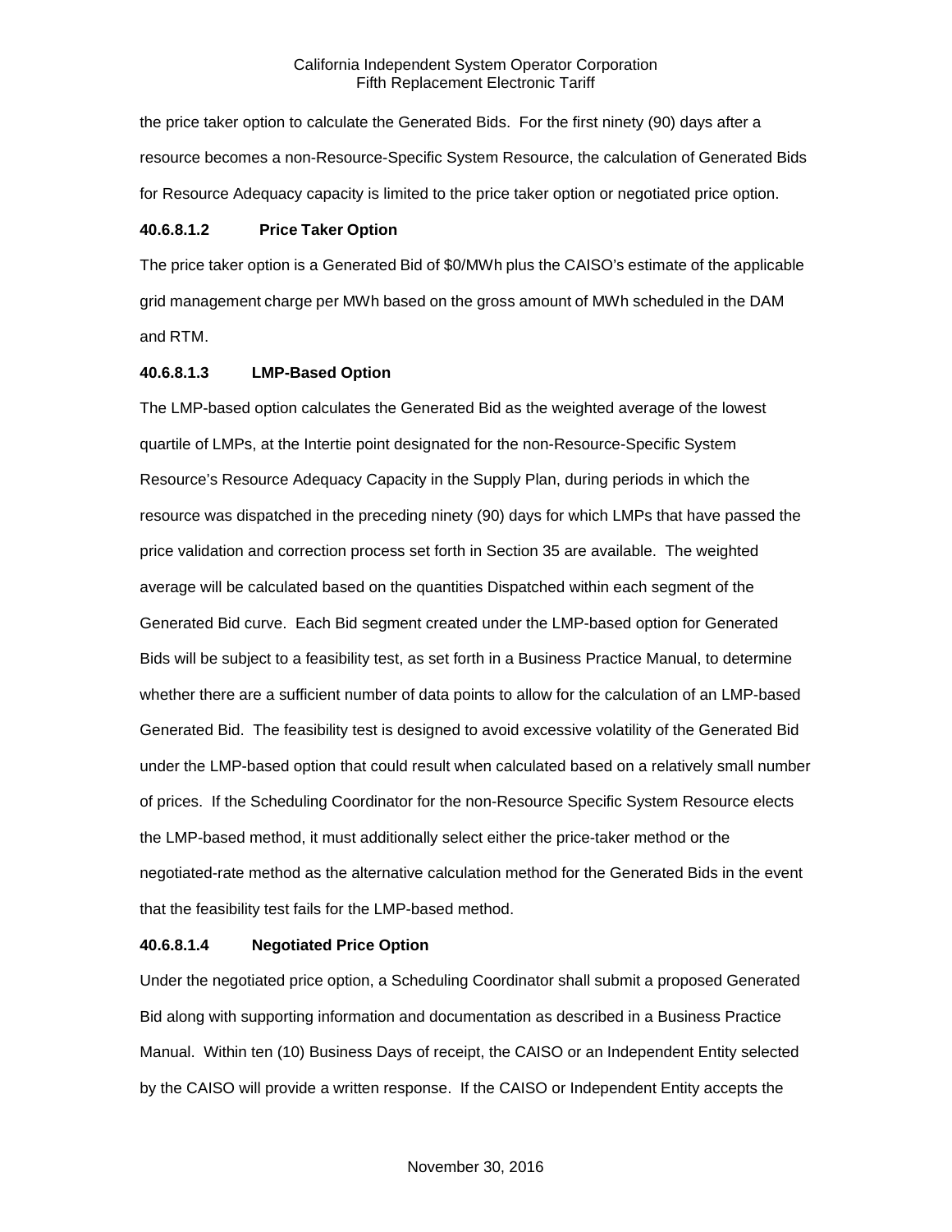the price taker option to calculate the Generated Bids. For the first ninety (90) days after a resource becomes a non-Resource-Specific System Resource, the calculation of Generated Bids for Resource Adequacy capacity is limited to the price taker option or negotiated price option.

#### 40.6.8.1.2 Price Taker Option

The price taker option is a Generated Bid of $0/MWh plus the CAISO's estimate of the applicable grid management charge per MWh based on the gross amount of MWh scheduled in the DAM and RTM.

#### 40.6.8.1.3 LMP-Based Option

The LMP-based option calculates the Generated Bid as the weighted average of the lowest quartile of LMPs, at the Intertie point designated for the non-Resource-Specific System Resource's Resource Adequacy Capacity in the Supply Plan, during periods in which the resource was dispatched in the preceding ninety (90) days for which LMPs that have passed the price validation and correction process set forth in Section 35 are available. The weighted average will be calculated based on the quantities Dispatched within each segment of the Generated Bid curve. Each Bid segment created under the LMP-based option for Generated Bids will be subject to a feasibility test, as set forth in a Business Practice Manual, to determine whether there are a sufficient number of data points to allow for the calculation of an LMP-based Generated Bid. The feasibility test is designed to avoid excessive volatility of the Generated Bid under the LMP-based option that could result when calculated based on a relatively small number of prices. If the Scheduling Coordinator for the non-Resource Specific System Resource elects the LMP-based method, it must additionally select either the price-taker method or the negotiated-rate method as the alternative calculation method for the Generated Bids in the event that the feasibility test fails for the LMP-based method.

#### 40.6.8.1.4 Negotiated Price Option

Under the negotiated price option, a Scheduling Coordinator shall submit a proposed Generated Bid along with supporting information and documentation as described in a Business Practice Manual. Within ten (10) Business Days of receipt, the CAISO or an Independent Entity selected by the CAISO will provide a written response. If the CAISO or Independent Entity accepts the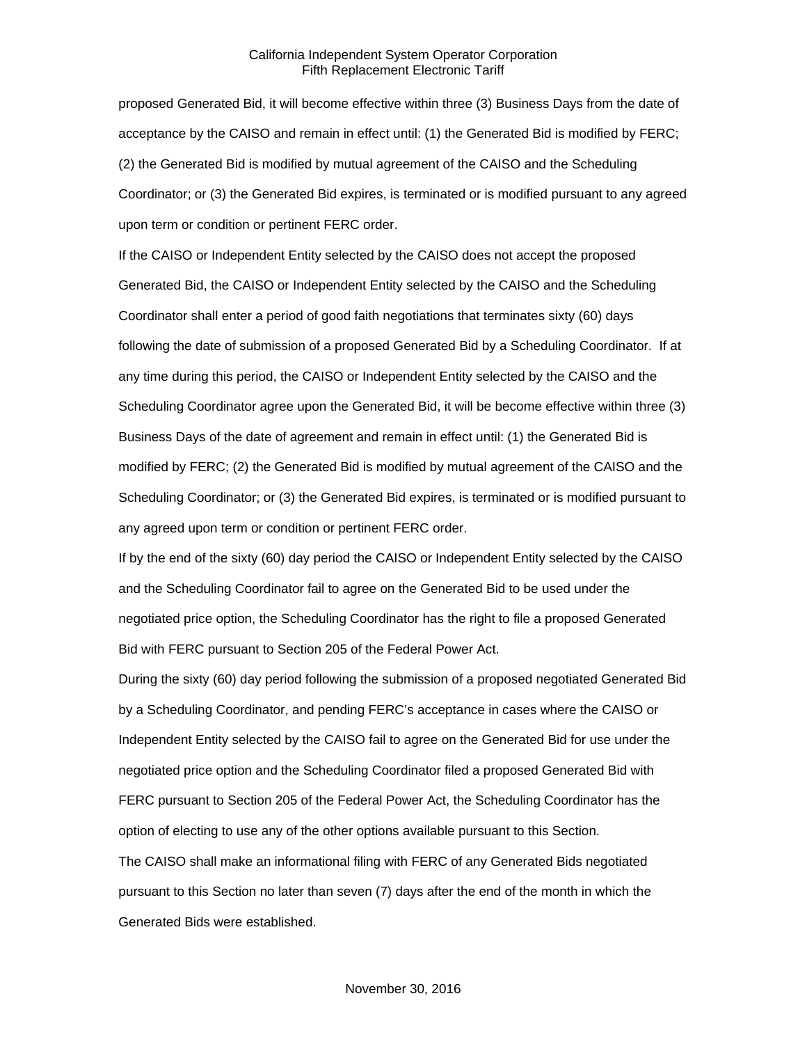proposed Generated Bid, it will become effective within three (3) Business Days from the date of acceptance by the CAISO and remain in effect until: (1) the Generated Bid is modified by FERC; (2) the Generated Bid is modified by mutual agreement of the CAISO and the Scheduling Coordinator; or (3) the Generated Bid expires, is terminated or is modified pursuant to any agreed upon term or condition or pertinent FERC order.

If the CAISO or Independent Entity selected by the CAISO does not accept the proposed Generated Bid, the CAISO or Independent Entity selected by the CAISO and the Scheduling Coordinator shall enter a period of good faith negotiations that terminates sixty (60) days following the date of submission of a proposed Generated Bid by a Scheduling Coordinator. If at any time during this period, the CAISO or Independent Entity selected by the CAISO and the Scheduling Coordinator agree upon the Generated Bid, it will be become effective within three (3) Business Days of the date of agreement and remain in effect until: (1) the Generated Bid is modified by FERC; (2) the Generated Bid is modified by mutual agreement of the CAISO and the Scheduling Coordinator; or (3) the Generated Bid expires, is terminated or is modified pursuant to any agreed upon term or condition or pertinent FERC order.

If by the end of the sixty (60) day period the CAISO or Independent Entity selected by the CAISO and the Scheduling Coordinator fail to agree on the Generated Bid to be used under the negotiated price option, the Scheduling Coordinator has the right to file a proposed Generated Bid with FERC pursuant to Section 205 of the Federal Power Act.

During the sixty (60) day period following the submission of a proposed negotiated Generated Bid by a Scheduling Coordinator, and pending FERC's acceptance in cases where the CAISO or Independent Entity selected by the CAISO fail to agree on the Generated Bid for use under the negotiated price option and the Scheduling Coordinator filed a proposed Generated Bid with FERC pursuant to Section 205 of the Federal Power Act, the Scheduling Coordinator has the option of electing to use any of the other options available pursuant to this Section.

The CAISO shall make an informational filing with FERC of any Generated Bids negotiated pursuant to this Section no later than seven (7) days after the end of the month in which the Generated Bids were established.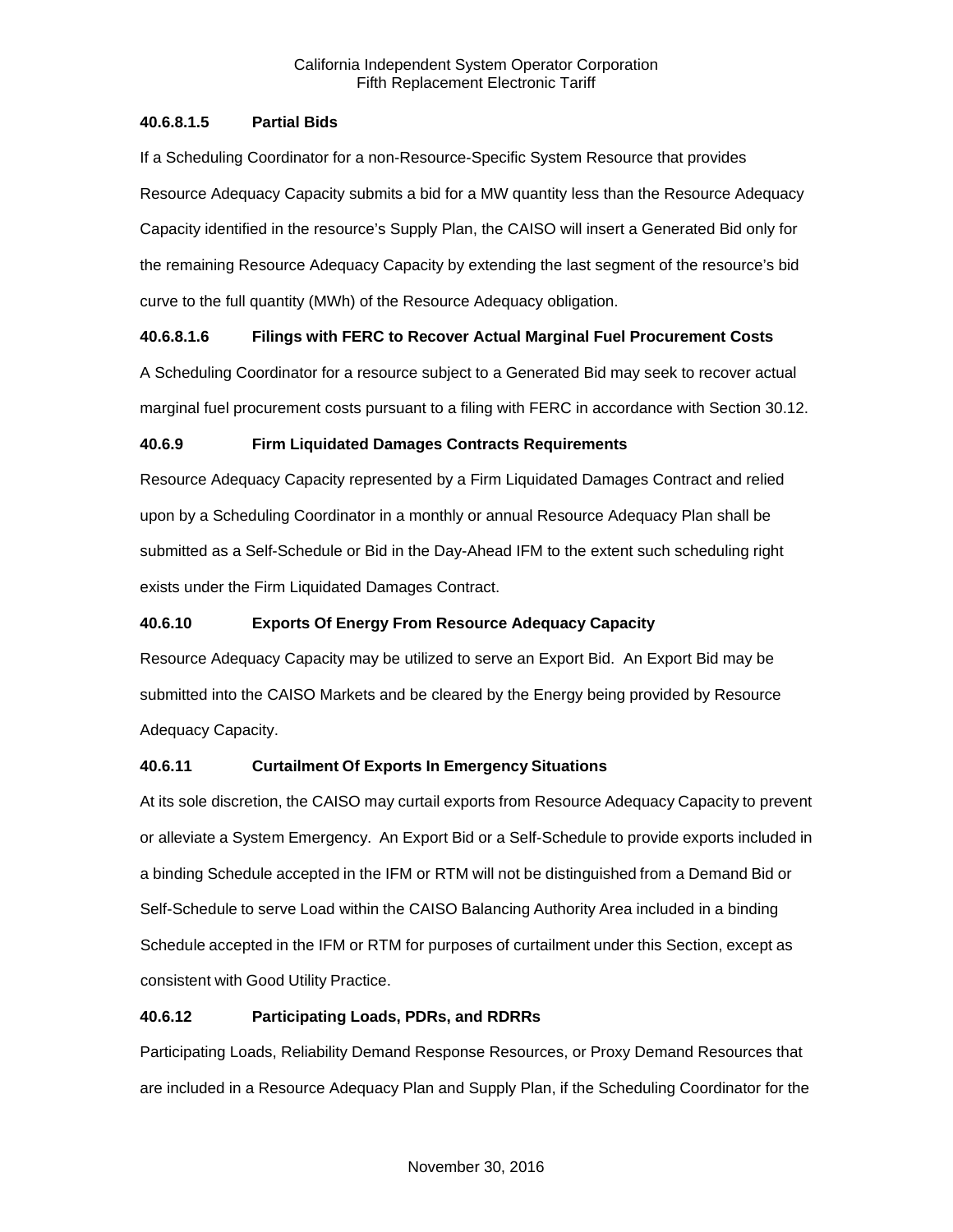#### 40.6.8.1.5 Partial Bids

If a Scheduling Coordinator for a non-Resource-Specific System Resource that provides Resource Adequacy Capacity submits a bid for a MW quantity less than the Resource Adequacy Capacity identified in the resource's Supply Plan, the CAISO will insert a Generated Bid only for the remaining Resource Adequacy Capacity by extending the last segment of the resource's bid curve to the full quantity (MWh) of the Resource Adequacy obligation.

#### 40.6.8.1.6 Filings with FERC to Recover Actual Marginal Fuel Procurement Costs

A Scheduling Coordinator for a resource subject to a Generated Bid may seek to recover actual marginal fuel procurement costs pursuant to a filing with FERC in accordance with Section 30.12.

### 40.6.9 Firm Liquidated Damages Contracts Requirements

Resource Adequacy Capacity represented by a Firm Liquidated Damages Contract and relied upon by a Scheduling Coordinator in a monthly or annual Resource Adequacy Plan shall be submitted as a Self-Schedule or Bid in the Day-Ahead IFM to the extent such scheduling right exists under the Firm Liquidated Damages Contract.

### 40.6.10 Exports Of Energy From Resource Adequacy Capacity

Resource Adequacy Capacity may be utilized to serve an Export Bid. An Export Bid may be submitted into the CAISO Markets and be cleared by the Energy being provided by Resource Adequacy Capacity.

### 40.6.11 Curtailment Of Exports In Emergency Situations

At its sole discretion, the CAISO may curtail exports from Resource Adequacy Capacity to prevent or alleviate a System Emergency. An Export Bid or a Self-Schedule to provide exports included in a binding Schedule accepted in the IFM or RTM will not be distinguished from a Demand Bid or Self-Schedule to serve Load within the CAISO Balancing Authority Area included in a binding Schedule accepted in the IFM or RTM for purposes of curtailment under this Section, except as consistent with Good Utility Practice.

### 40.6.12 Participating Loads, PDRs, and RDRRs

Participating Loads, Reliability Demand Response Resources, or Proxy Demand Resources that are included in a Resource Adequacy Plan and Supply Plan, if the Scheduling Coordinator for the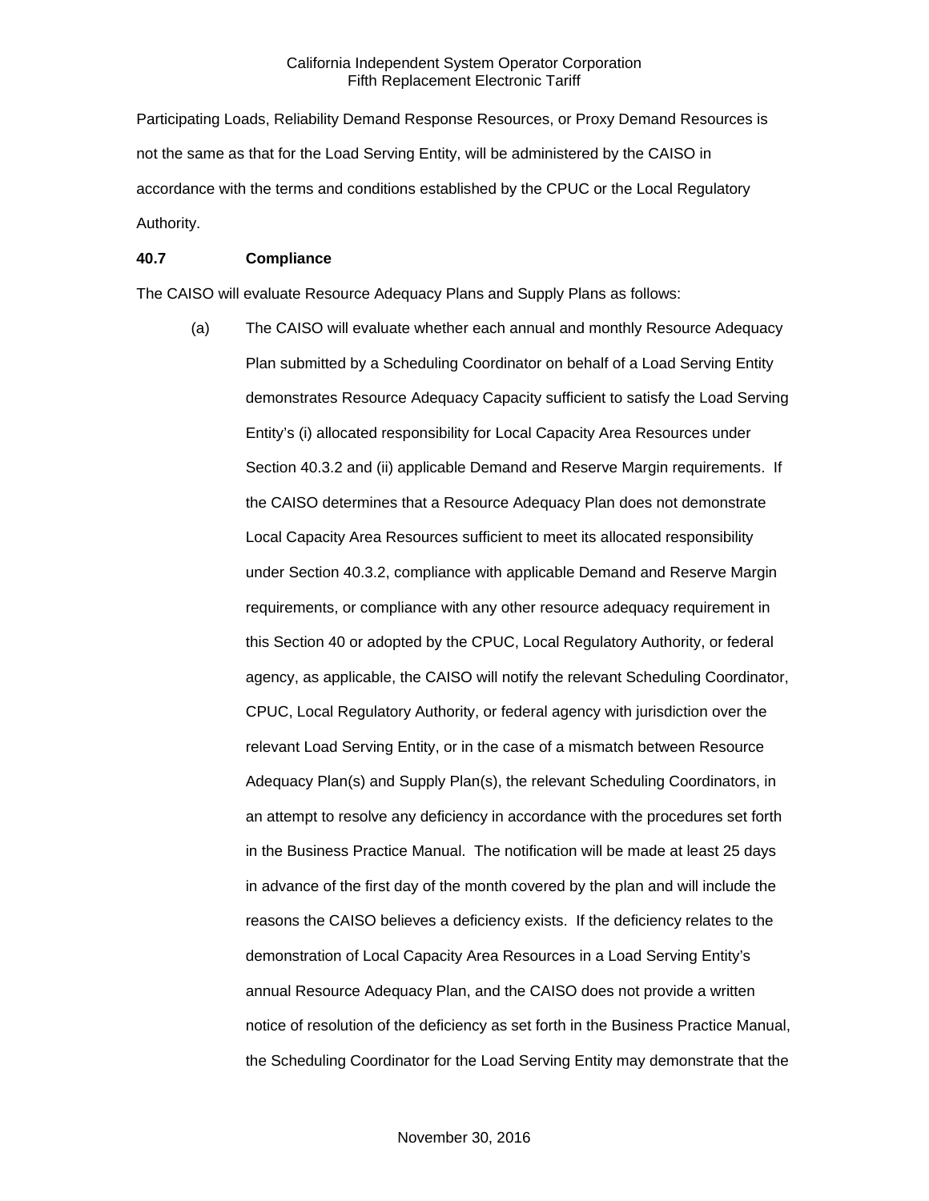Participating Loads, Reliability Demand Response Resources, or Proxy Demand Resources is not the same as that for the Load Serving Entity, will be administered by the CAISO in accordance with the terms and conditions established by the CPUC or the Local Regulatory Authority.

### 40.7 Compliance

The CAISO will evaluate Resource Adequacy Plans and Supply Plans as follows:

(a) The CAISO will evaluate whether each annual and monthly Resource Adequacy Plan submitted by a Scheduling Coordinator on behalf of a Load Serving Entity demonstrates Resource Adequacy Capacity sufficient to satisfy the Load Serving Entity's (i) allocated responsibility for Local Capacity Area Resources under Section 40.3.2 and (ii) applicable Demand and Reserve Margin requirements. If the CAISO determines that a Resource Adequacy Plan does not demonstrate Local Capacity Area Resources sufficient to meet its allocated responsibility under Section 40.3.2, compliance with applicable Demand and Reserve Margin requirements, or compliance with any other resource adequacy requirement in this Section 40 or adopted by the CPUC, Local Regulatory Authority, or federal agency, as applicable, the CAISO will notify the relevant Scheduling Coordinator, CPUC, Local Regulatory Authority, or federal agency with jurisdiction over the relevant Load Serving Entity, or in the case of a mismatch between Resource Adequacy Plan(s) and Supply Plan(s), the relevant Scheduling Coordinators, in an attempt to resolve any deficiency in accordance with the procedures set forth in the Business Practice Manual. The notification will be made at least 25 days in advance of the first day of the month covered by the plan and will include the reasons the CAISO believes a deficiency exists. If the deficiency relates to the demonstration of Local Capacity Area Resources in a Load Serving Entity's annual Resource Adequacy Plan, and the CAISO does not provide a written notice of resolution of the deficiency as set forth in the Business Practice Manual, the Scheduling Coordinator for the Load Serving Entity may demonstrate that the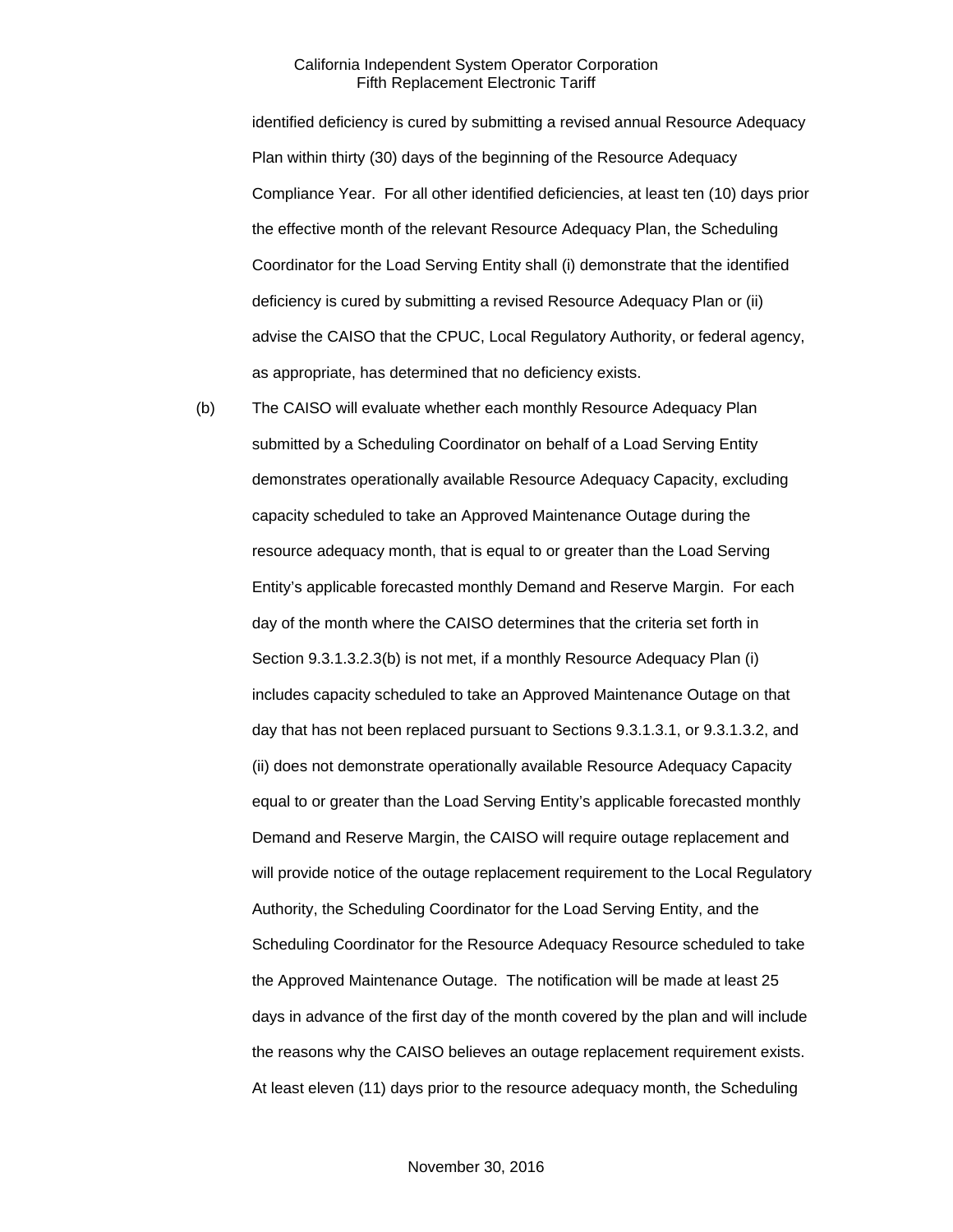identified deficiency is cured by submitting a revised annual Resource Adequacy Plan within thirty (30) days of the beginning of the Resource Adequacy Compliance Year. For all other identified deficiencies, at least ten (10) days prior the effective month of the relevant Resource Adequacy Plan, the Scheduling Coordinator for the Load Serving Entity shall (i) demonstrate that the identified deficiency is cured by submitting a revised Resource Adequacy Plan or (ii) advise the CAISO that the CPUC, Local Regulatory Authority, or federal agency, as appropriate, has determined that no deficiency exists.

(b) The CAISO will evaluate whether each monthly Resource Adequacy Plan submitted by a Scheduling Coordinator on behalf of a Load Serving Entity demonstrates operationally available Resource Adequacy Capacity, excluding capacity scheduled to take an Approved Maintenance Outage during the resource adequacy month, that is equal to or greater than the Load Serving Entity's applicable forecasted monthly Demand and Reserve Margin. For each day of the month where the CAISO determines that the criteria set forth in Section 9.3.1.3.2.3(b) is not met, if a monthly Resource Adequacy Plan (i) includes capacity scheduled to take an Approved Maintenance Outage on that day that has not been replaced pursuant to Sections 9.3.1.3.1, or 9.3.1.3.2, and (ii) does not demonstrate operationally available Resource Adequacy Capacity equal to or greater than the Load Serving Entity's applicable forecasted monthly Demand and Reserve Margin, the CAISO will require outage replacement and will provide notice of the outage replacement requirement to the Local Regulatory Authority, the Scheduling Coordinator for the Load Serving Entity, and the Scheduling Coordinator for the Resource Adequacy Resource scheduled to take the Approved Maintenance Outage. The notification will be made at least 25 days in advance of the first day of the month covered by the plan and will include the reasons why the CAISO believes an outage replacement requirement exists. At least eleven (11) days prior to the resource adequacy month, the Scheduling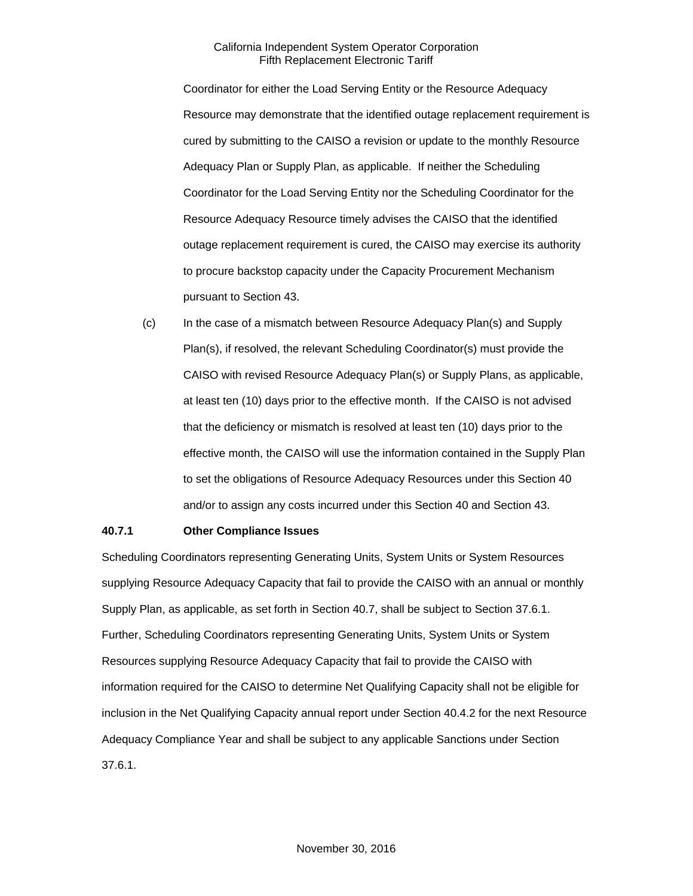Coordinator for either the Load Serving Entity or the Resource Adequacy Resource may demonstrate that the identified outage replacement requirement is cured by submitting to the CAISO a revision or update to the monthly Resource Adequacy Plan or Supply Plan, as applicable. If neither the Scheduling Coordinator for the Load Serving Entity nor the Scheduling Coordinator for the Resource Adequacy Resource timely advises the CAISO that the identified outage replacement requirement is cured, the CAISO may exercise its authority to procure backstop capacity under the Capacity Procurement Mechanism pursuant to Section 43.

(c) In the case of a mismatch between Resource Adequacy Plan(s) and Supply Plan(s), if resolved, the relevant Scheduling Coordinator(s) must provide the CAISO with revised Resource Adequacy Plan(s) or Supply Plans, as applicable, at least ten (10) days prior to the effective month. If the CAISO is not advised that the deficiency or mismatch is resolved at least ten (10) days prior to the effective month, the CAISO will use the information contained in the Supply Plan to set the obligations of Resource Adequacy Resources under this Section 40 and/or to assign any costs incurred under this Section 40 and Section 43.

### 40.7.1 Other Compliance Issues

Scheduling Coordinators representing Generating Units, System Units or System Resources supplying Resource Adequacy Capacity that fail to provide the CAISO with an annual or monthly Supply Plan, as applicable, as set forth in Section 40.7, shall be subject to Section 37.6.1. Further, Scheduling Coordinators representing Generating Units, System Units or System Resources supplying Resource Adequacy Capacity that fail to provide the CAISO with information required for the CAISO to determine Net Qualifying Capacity shall not be eligible for inclusion in the Net Qualifying Capacity annual report under Section 40.4.2 for the next Resource Adequacy Compliance Year and shall be subject to any applicable Sanctions under Section 37.6.1.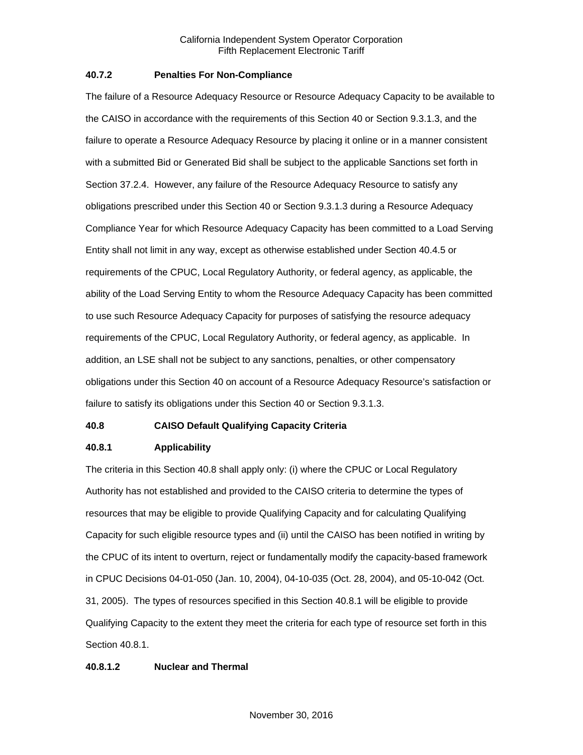### 40.7.2 Penalties For Non-Compliance

The failure of a Resource Adequacy Resource or Resource Adequacy Capacity to be available to the CAISO in accordance with the requirements of this Section 40 or Section 9.3.1.3, and the failure to operate a Resource Adequacy Resource by placing it online or in a manner consistent with a submitted Bid or Generated Bid shall be subject to the applicable Sanctions set forth in Section 37.2.4. However, any failure of the Resource Adequacy Resource to satisfy any obligations prescribed under this Section 40 or Section 9.3.1.3 during a Resource Adequacy Compliance Year for which Resource Adequacy Capacity has been committed to a Load Serving Entity shall not limit in any way, except as otherwise established under Section 40.4.5 or requirements of the CPUC, Local Regulatory Authority, or federal agency, as applicable, the ability of the Load Serving Entity to whom the Resource Adequacy Capacity has been committed to use such Resource Adequacy Capacity for purposes of satisfying the resource adequacy requirements of the CPUC, Local Regulatory Authority, or federal agency, as applicable. In addition, an LSE shall not be subject to any sanctions, penalties, or other compensatory obligations under this Section 40 on account of a Resource Adequacy Resource's satisfaction or failure to satisfy its obligations under this Section 40 or Section 9.3.1.3.

## 40.8 CAISO Default Qualifying Capacity Criteria

### 40.8.1 Applicability

The criteria in this Section 40.8 shall apply only: (i) where the CPUC or Local Regulatory Authority has not established and provided to the CAISO criteria to determine the types of resources that may be eligible to provide Qualifying Capacity and for calculating Qualifying Capacity for such eligible resource types and (ii) until the CAISO has been notified in writing by the CPUC of its intent to overturn, reject or fundamentally modify the capacity-based framework in CPUC Decisions 04-01-050 (Jan. 10, 2004), 04-10-035 (Oct. 28, 2004), and 05-10-042 (Oct. 31, 2005). The types of resources specified in this Section 40.8.1 will be eligible to provide Qualifying Capacity to the extent they meet the criteria for each type of resource set forth in this Section 40.8.1.

#### 40.8.1.2 Nuclear and Thermal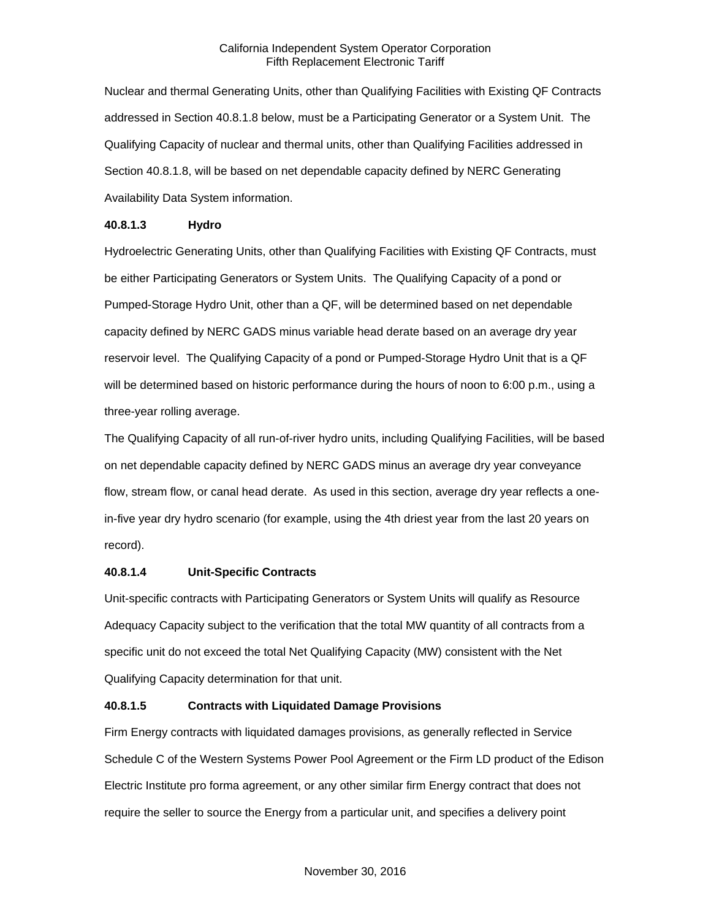Nuclear and thermal Generating Units, other than Qualifying Facilities with Existing QF Contracts addressed in Section 40.8.1.8 below, must be a Participating Generator or a System Unit. The Qualifying Capacity of nuclear and thermal units, other than Qualifying Facilities addressed in Section 40.8.1.8, will be based on net dependable capacity defined by NERC Generating Availability Data System information.

**40.8.1.3 Hydro**

Hydroelectric Generating Units, other than Qualifying Facilities with Existing QF Contracts, must be either Participating Generators or System Units. The Qualifying Capacity of a pond or Pumped-Storage Hydro Unit, other than a QF, will be determined based on net dependable capacity defined by NERC GADS minus variable head derate based on an average dry year reservoir level. The Qualifying Capacity of a pond or Pumped-Storage Hydro Unit that is a QF will be determined based on historic performance during the hours of noon to 6:00 p.m., using a three-year rolling average.

The Qualifying Capacity of all run-of-river hydro units, including Qualifying Facilities, will be based on net dependable capacity defined by NERC GADS minus an average dry year conveyance flow, stream flow, or canal head derate. As used in this section, average dry year reflects a one-in-five year dry hydro scenario (for example, using the 4th driest year from the last 20 years on record).

**40.8.1.4 Unit-Specific Contracts**

Unit-specific contracts with Participating Generators or System Units will qualify as Resource Adequacy Capacity subject to the verification that the total MW quantity of all contracts from a specific unit do not exceed the total Net Qualifying Capacity (MW) consistent with the Net Qualifying Capacity determination for that unit.

**40.8.1.5 Contracts with Liquidated Damage Provisions**

Firm Energy contracts with liquidated damages provisions, as generally reflected in Service Schedule C of the Western Systems Power Pool Agreement or the Firm LD product of the Edison Electric Institute pro forma agreement, or any other similar firm Energy contract that does not require the seller to source the Energy from a particular unit, and specifies a delivery point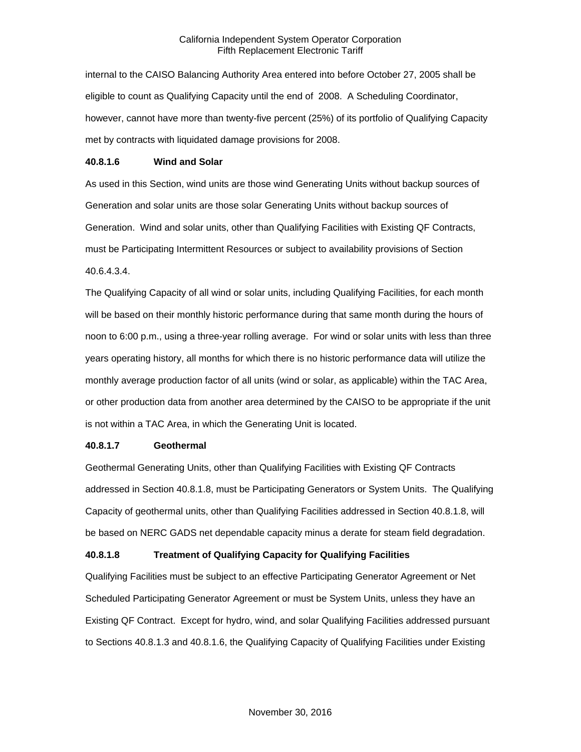internal to the CAISO Balancing Authority Area entered into before October 27, 2005 shall be eligible to count as Qualifying Capacity until the end of 2008. A Scheduling Coordinator, however, cannot have more than twenty-five percent (25%) of its portfolio of Qualifying Capacity met by contracts with liquidated damage provisions for 2008.

**40.8.1.6 Wind and Solar**

As used in this Section, wind units are those wind Generating Units without backup sources of Generation and solar units are those solar Generating Units without backup sources of Generation. Wind and solar units, other than Qualifying Facilities with Existing QF Contracts, must be Participating Intermittent Resources or subject to availability provisions of Section 40.6.4.3.4.

The Qualifying Capacity of all wind or solar units, including Qualifying Facilities, for each month will be based on their monthly historic performance during that same month during the hours of noon to 6:00 p.m., using a three-year rolling average. For wind or solar units with less than three years operating history, all months for which there is no historic performance data will utilize the monthly average production factor of all units (wind or solar, as applicable) within the TAC Area, or other production data from another area determined by the CAISO to be appropriate if the unit is not within a TAC Area, in which the Generating Unit is located.

**40.8.1.7 Geothermal**

Geothermal Generating Units, other than Qualifying Facilities with Existing QF Contracts addressed in Section 40.8.1.8, must be Participating Generators or System Units. The Qualifying Capacity of geothermal units, other than Qualifying Facilities addressed in Section 40.8.1.8, will be based on NERC GADS net dependable capacity minus a derate for steam field degradation.

**40.8.1.8 Treatment of Qualifying Capacity for Qualifying Facilities**

Qualifying Facilities must be subject to an effective Participating Generator Agreement or Net Scheduled Participating Generator Agreement or must be System Units, unless they have an Existing QF Contract. Except for hydro, wind, and solar Qualifying Facilities addressed pursuant to Sections 40.8.1.3 and 40.8.1.6, the Qualifying Capacity of Qualifying Facilities under Existing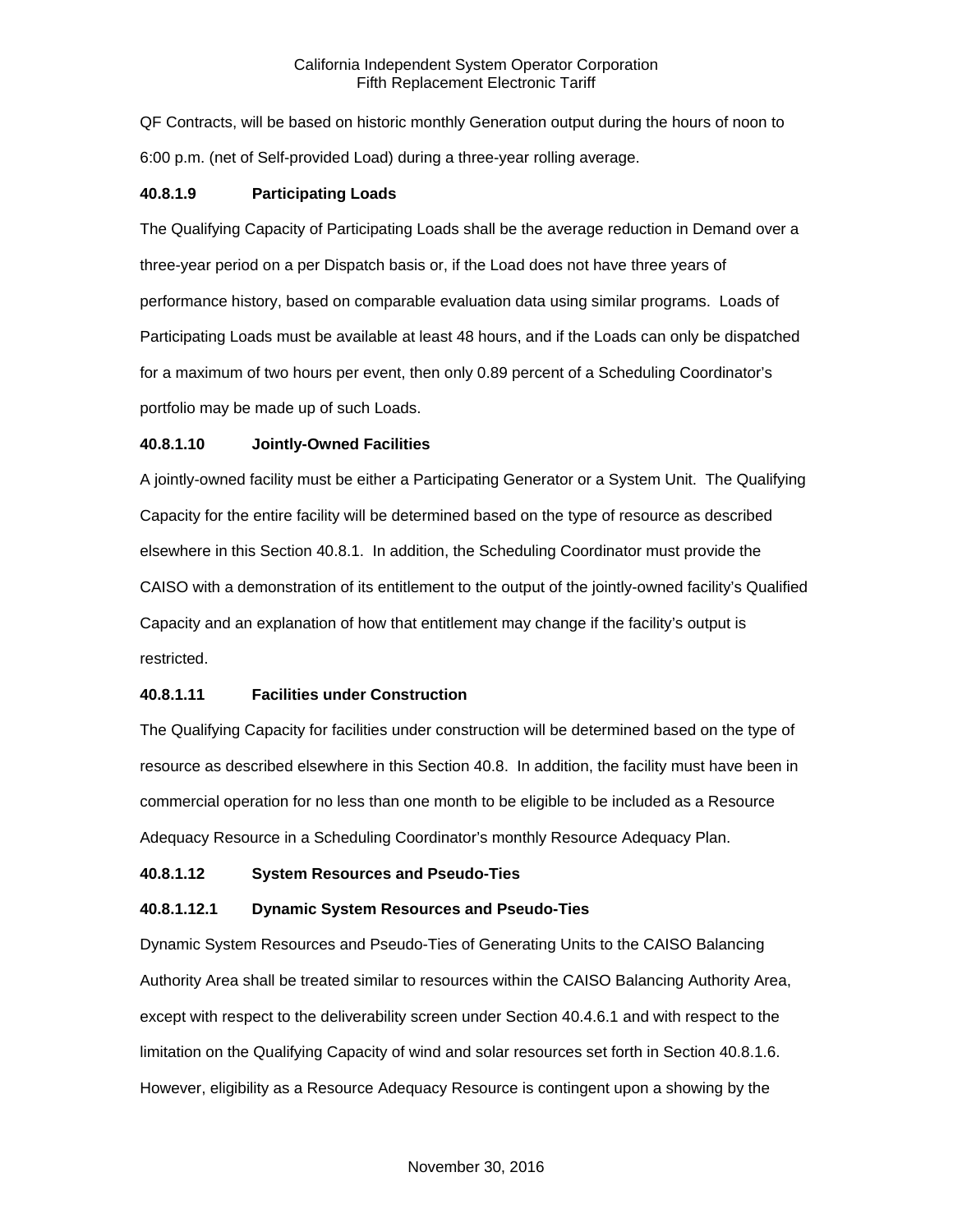QF Contracts, will be based on historic monthly Generation output during the hours of noon to 6:00 p.m. (net of Self-provided Load) during a three-year rolling average.

**40.8.1.9 Participating Loads**

The Qualifying Capacity of Participating Loads shall be the average reduction in Demand over a three-year period on a per Dispatch basis or, if the Load does not have three years of performance history, based on comparable evaluation data using similar programs. Loads of Participating Loads must be available at least 48 hours, and if the Loads can only be dispatched for a maximum of two hours per event, then only 0.89 percent of a Scheduling Coordinator's portfolio may be made up of such Loads.

**40.8.1.10 Jointly-Owned Facilities**

A jointly-owned facility must be either a Participating Generator or a System Unit. The Qualifying Capacity for the entire facility will be determined based on the type of resource as described elsewhere in this Section 40.8.1. In addition, the Scheduling Coordinator must provide the CAISO with a demonstration of its entitlement to the output of the jointly-owned facility's Qualified Capacity and an explanation of how that entitlement may change if the facility's output is restricted.

**40.8.1.11 Facilities under Construction**

The Qualifying Capacity for facilities under construction will be determined based on the type of resource as described elsewhere in this Section 40.8. In addition, the facility must have been in commercial operation for no less than one month to be eligible to be included as a Resource Adequacy Resource in a Scheduling Coordinator's monthly Resource Adequacy Plan.

**40.8.1.12 System Resources and Pseudo-Ties**

**40.8.1.12.1 Dynamic System Resources and Pseudo-Ties**

Dynamic System Resources and Pseudo-Ties of Generating Units to the CAISO Balancing Authority Area shall be treated similar to resources within the CAISO Balancing Authority Area, except with respect to the deliverability screen under Section 40.4.6.1 and with respect to the limitation on the Qualifying Capacity of wind and solar resources set forth in Section 40.8.1.6. However, eligibility as a Resource Adequacy Resource is contingent upon a showing by the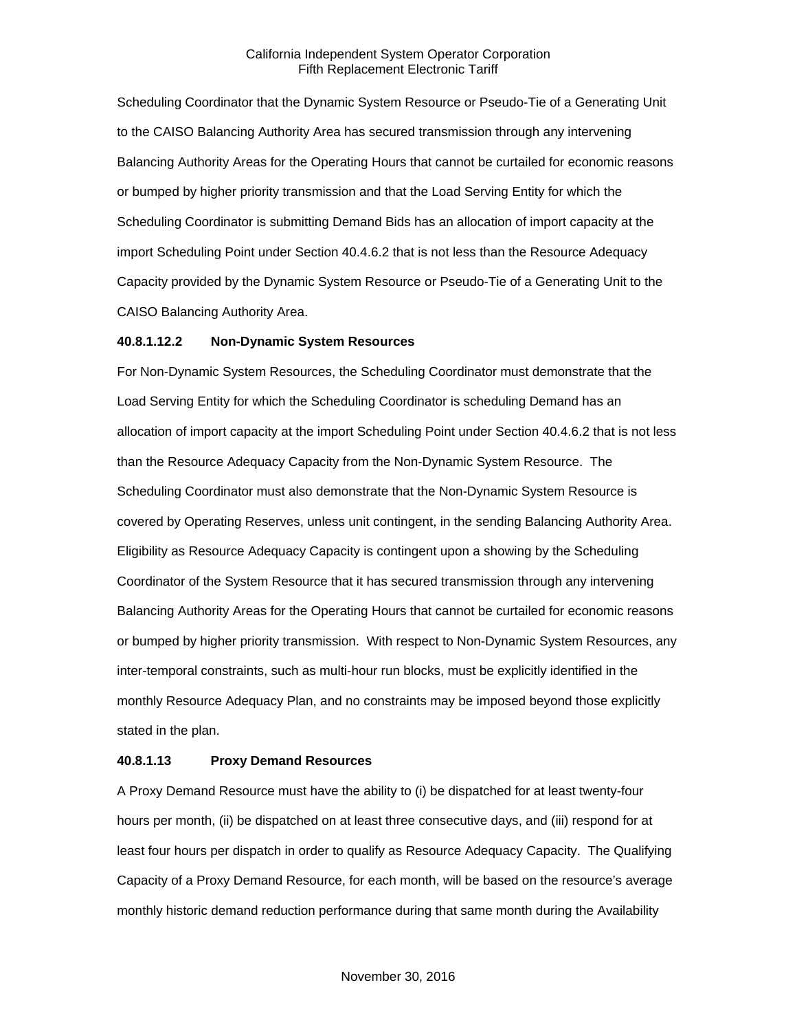Scheduling Coordinator that the Dynamic System Resource or Pseudo-Tie of a Generating Unit to the CAISO Balancing Authority Area has secured transmission through any intervening Balancing Authority Areas for the Operating Hours that cannot be curtailed for economic reasons or bumped by higher priority transmission and that the Load Serving Entity for which the Scheduling Coordinator is submitting Demand Bids has an allocation of import capacity at the import Scheduling Point under Section 40.4.6.2 that is not less than the Resource Adequacy Capacity provided by the Dynamic System Resource or Pseudo-Tie of a Generating Unit to the CAISO Balancing Authority Area.

**40.8.1.12.2 Non-Dynamic System Resources**

For Non-Dynamic System Resources, the Scheduling Coordinator must demonstrate that the Load Serving Entity for which the Scheduling Coordinator is scheduling Demand has an allocation of import capacity at the import Scheduling Point under Section 40.4.6.2 that is not less than the Resource Adequacy Capacity from the Non-Dynamic System Resource. The Scheduling Coordinator must also demonstrate that the Non-Dynamic System Resource is covered by Operating Reserves, unless unit contingent, in the sending Balancing Authority Area. Eligibility as Resource Adequacy Capacity is contingent upon a showing by the Scheduling Coordinator of the System Resource that it has secured transmission through any intervening Balancing Authority Areas for the Operating Hours that cannot be curtailed for economic reasons or bumped by higher priority transmission. With respect to Non-Dynamic System Resources, any inter-temporal constraints, such as multi-hour run blocks, must be explicitly identified in the monthly Resource Adequacy Plan, and no constraints may be imposed beyond those explicitly stated in the plan.

**40.8.1.13 Proxy Demand Resources**

A Proxy Demand Resource must have the ability to (i) be dispatched for at least twenty-four hours per month, (ii) be dispatched on at least three consecutive days, and (iii) respond for at least four hours per dispatch in order to qualify as Resource Adequacy Capacity. The Qualifying Capacity of a Proxy Demand Resource, for each month, will be based on the resource's average monthly historic demand reduction performance during that same month during the Availability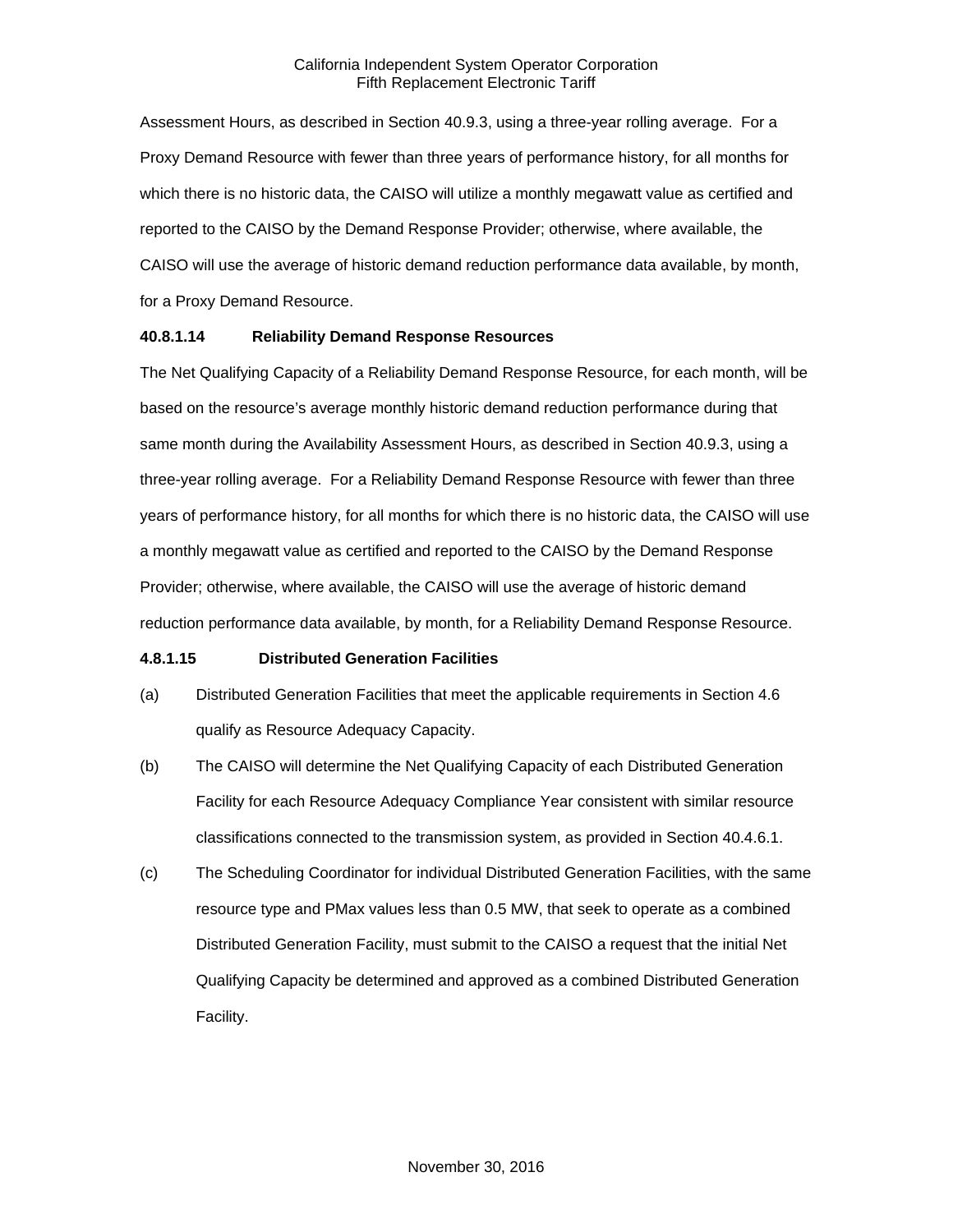Assessment Hours, as described in Section 40.9.3, using a three-year rolling average. For a Proxy Demand Resource with fewer than three years of performance history, for all months for which there is no historic data, the CAISO will utilize a monthly megawatt value as certified and reported to the CAISO by the Demand Response Provider; otherwise, where available, the CAISO will use the average of historic demand reduction performance data available, by month, for a Proxy Demand Resource.

**40.8.1.14 Reliability Demand Response Resources**

The Net Qualifying Capacity of a Reliability Demand Response Resource, for each month, will be based on the resource's average monthly historic demand reduction performance during that same month during the Availability Assessment Hours, as described in Section 40.9.3, using a three-year rolling average. For a Reliability Demand Response Resource with fewer than three years of performance history, for all months for which there is no historic data, the CAISO will use a monthly megawatt value as certified and reported to the CAISO by the Demand Response Provider; otherwise, where available, the CAISO will use the average of historic demand reduction performance data available, by month, for a Reliability Demand Response Resource.

**4.8.1.15 Distributed Generation Facilities**

(a) Distributed Generation Facilities that meet the applicable requirements in Section 4.6 qualify as Resource Adequacy Capacity.

(b) The CAISO will determine the Net Qualifying Capacity of each Distributed Generation Facility for each Resource Adequacy Compliance Year consistent with similar resource classifications connected to the transmission system, as provided in Section 40.4.6.1.

(c) The Scheduling Coordinator for individual Distributed Generation Facilities, with the same resource type and PMax values less than 0.5 MW, that seek to operate as a combined Distributed Generation Facility, must submit to the CAISO a request that the initial Net Qualifying Capacity be determined and approved as a combined Distributed Generation Facility.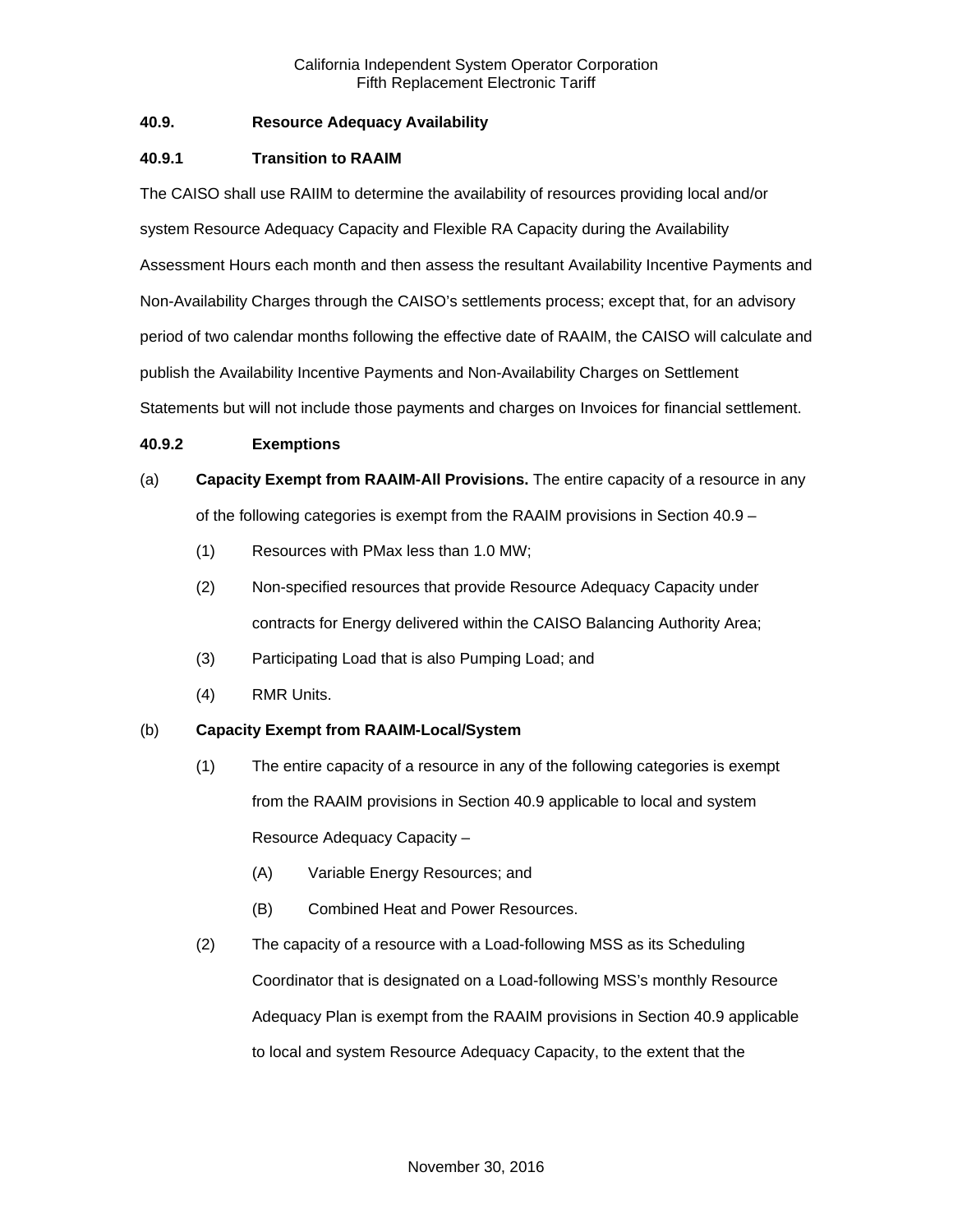### 40.9. Resource Adequacy Availability

#### 40.9.1 Transition to RAAIM

The CAISO shall use RAIIM to determine the availability of resources providing local and/or system Resource Adequacy Capacity and Flexible RA Capacity during the Availability Assessment Hours each month and then assess the resultant Availability Incentive Payments and Non-Availability Charges through the CAISO's settlements process; except that, for an advisory period of two calendar months following the effective date of RAAIM, the CAISO will calculate and publish the Availability Incentive Payments and Non-Availability Charges on Settlement Statements but will not include those payments and charges on Invoices for financial settlement.

#### 40.9.2 Exemptions

(a) **Capacity Exempt from RAAIM-All Provisions.** The entire capacity of a resource in any of the following categories is exempt from the RAAIM provisions in Section 40.9 –

  (1) Resources with PMax less than 1.0 MW;

  (2) Non-specified resources that provide Resource Adequacy Capacity under contracts for Energy delivered within the CAISO Balancing Authority Area;

  (3) Participating Load that is also Pumping Load; and

  (4) RMR Units.

(b) **Capacity Exempt from RAAIM-Local/System**

  (1) The entire capacity of a resource in any of the following categories is exempt from the RAAIM provisions in Section 40.9 applicable to local and system Resource Adequacy Capacity –

    (A) Variable Energy Resources; and

    (B) Combined Heat and Power Resources.

  (2) The capacity of a resource with a Load-following MSS as its Scheduling Coordinator that is designated on a Load-following MSS's monthly Resource Adequacy Plan is exempt from the RAAIM provisions in Section 40.9 applicable to local and system Resource Adequacy Capacity, to the extent that the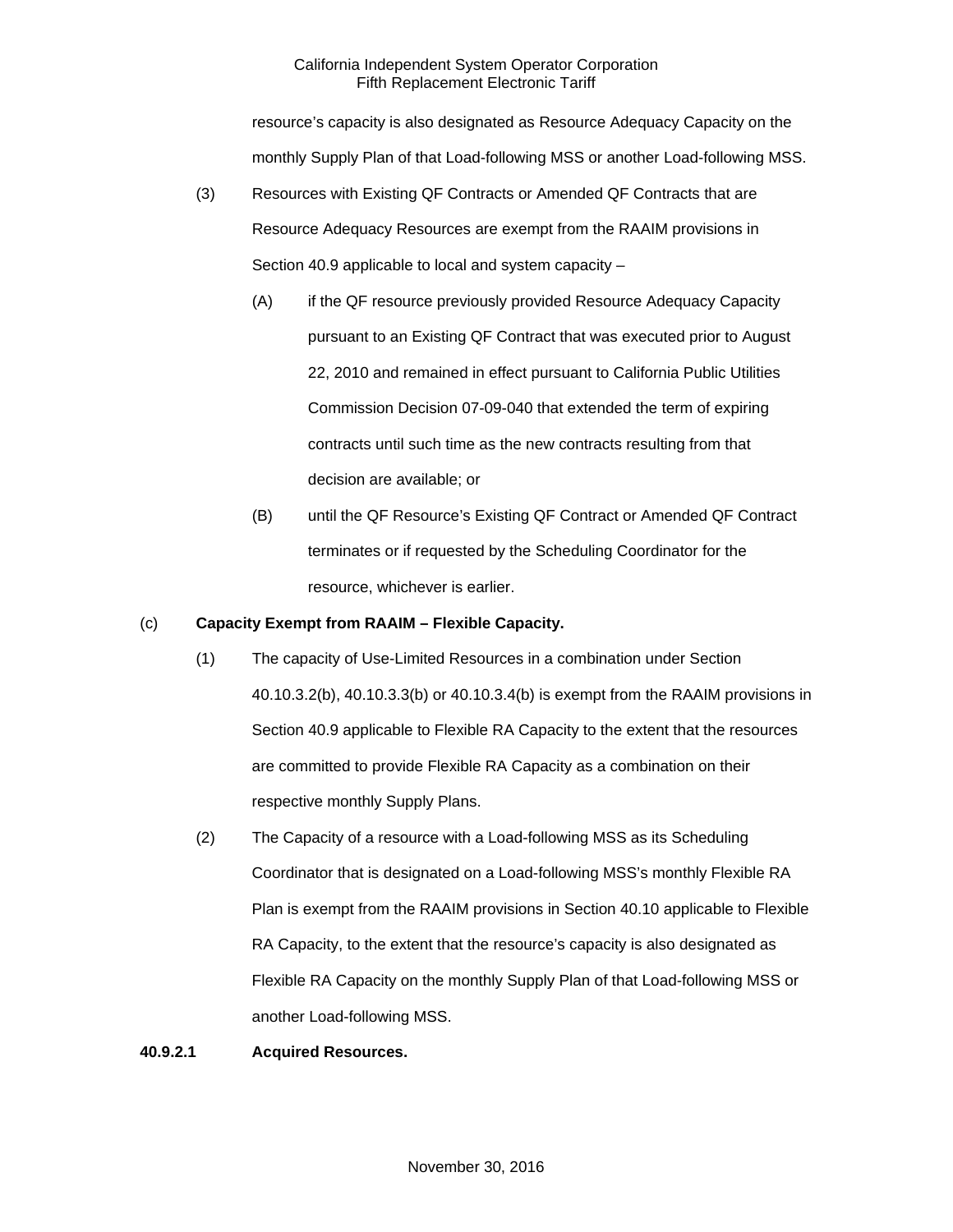resource's capacity is also designated as Resource Adequacy Capacity on the monthly Supply Plan of that Load-following MSS or another Load-following MSS.

(3) Resources with Existing QF Contracts or Amended QF Contracts that are Resource Adequacy Resources are exempt from the RAAIM provisions in Section 40.9 applicable to local and system capacity –

(A) if the QF resource previously provided Resource Adequacy Capacity pursuant to an Existing QF Contract that was executed prior to August 22, 2010 and remained in effect pursuant to California Public Utilities Commission Decision 07-09-040 that extended the term of expiring contracts until such time as the new contracts resulting from that decision are available; or

(B) until the QF Resource's Existing QF Contract or Amended QF Contract terminates or if requested by the Scheduling Coordinator for the resource, whichever is earlier.

(c) **Capacity Exempt from RAAIM – Flexible Capacity.**

(1) The capacity of Use-Limited Resources in a combination under Section 40.10.3.2(b), 40.10.3.3(b) or 40.10.3.4(b) is exempt from the RAAIM provisions in Section 40.9 applicable to Flexible RA Capacity to the extent that the resources are committed to provide Flexible RA Capacity as a combination on their respective monthly Supply Plans.

(2) The Capacity of a resource with a Load-following MSS as its Scheduling Coordinator that is designated on a Load-following MSS's monthly Flexible RA Plan is exempt from the RAAIM provisions in Section 40.10 applicable to Flexible RA Capacity, to the extent that the resource's capacity is also designated as Flexible RA Capacity on the monthly Supply Plan of that Load-following MSS or another Load-following MSS.

**40.9.2.1 Acquired Resources.**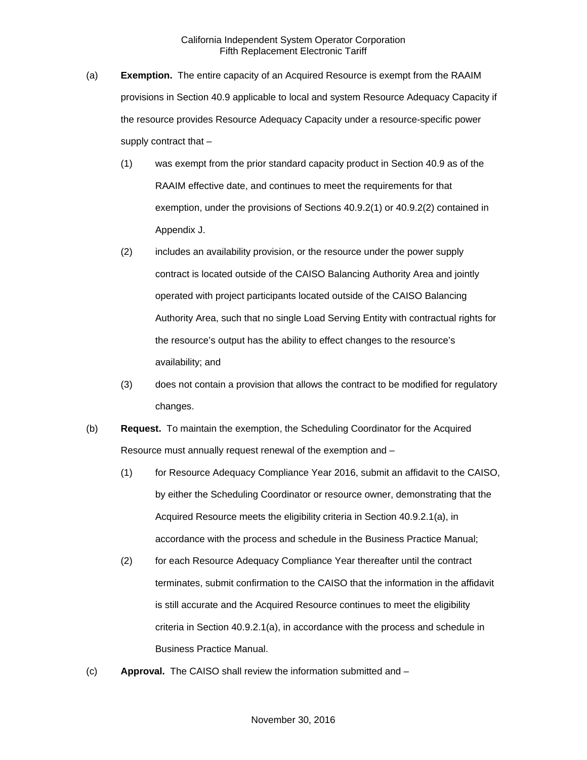(a) **Exemption.** The entire capacity of an Acquired Resource is exempt from the RAAIM provisions in Section 40.9 applicable to local and system Resource Adequacy Capacity if the resource provides Resource Adequacy Capacity under a resource-specific power supply contract that –

(1) was exempt from the prior standard capacity product in Section 40.9 as of the RAAIM effective date, and continues to meet the requirements for that exemption, under the provisions of Sections 40.9.2(1) or 40.9.2(2) contained in Appendix J.

(2) includes an availability provision, or the resource under the power supply contract is located outside of the CAISO Balancing Authority Area and jointly operated with project participants located outside of the CAISO Balancing Authority Area, such that no single Load Serving Entity with contractual rights for the resource's output has the ability to effect changes to the resource's availability; and

(3) does not contain a provision that allows the contract to be modified for regulatory changes.

(b) **Request.** To maintain the exemption, the Scheduling Coordinator for the Acquired Resource must annually request renewal of the exemption and –

(1) for Resource Adequacy Compliance Year 2016, submit an affidavit to the CAISO, by either the Scheduling Coordinator or resource owner, demonstrating that the Acquired Resource meets the eligibility criteria in Section 40.9.2.1(a), in accordance with the process and schedule in the Business Practice Manual;

(2) for each Resource Adequacy Compliance Year thereafter until the contract terminates, submit confirmation to the CAISO that the information in the affidavit is still accurate and the Acquired Resource continues to meet the eligibility criteria in Section 40.9.2.1(a), in accordance with the process and schedule in Business Practice Manual.

(c) **Approval.** The CAISO shall review the information submitted and –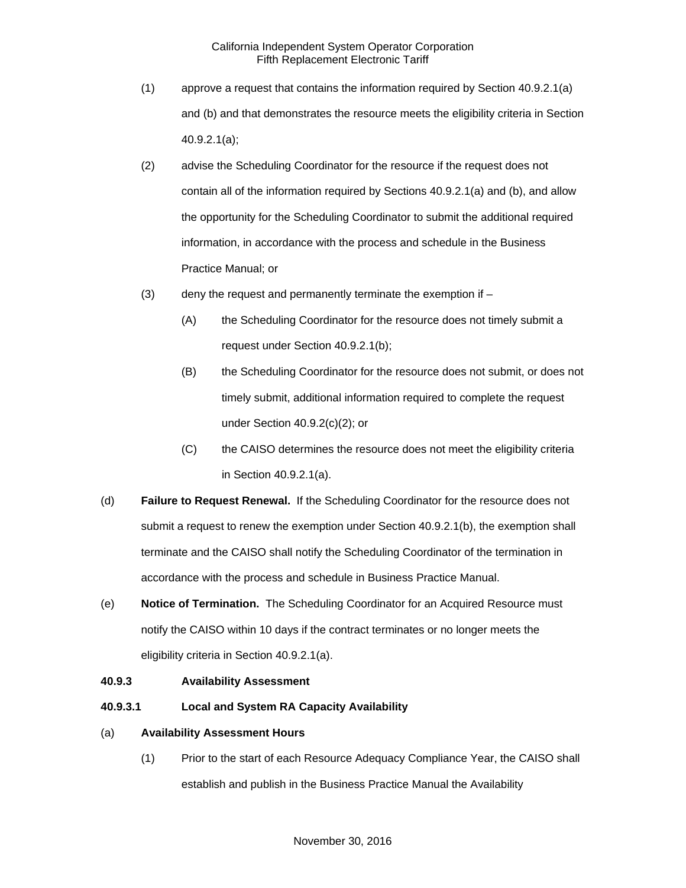(1) approve a request that contains the information required by Section 40.9.2.1(a) and (b) and that demonstrates the resource meets the eligibility criteria in Section 40.9.2.1(a);

(2) advise the Scheduling Coordinator for the resource if the request does not contain all of the information required by Sections 40.9.2.1(a) and (b), and allow the opportunity for the Scheduling Coordinator to submit the additional required information, in accordance with the process and schedule in the Business Practice Manual; or

(3) deny the request and permanently terminate the exemption if –

(A) the Scheduling Coordinator for the resource does not timely submit a request under Section 40.9.2.1(b);

(B) the Scheduling Coordinator for the resource does not submit, or does not timely submit, additional information required to complete the request under Section 40.9.2(c)(2); or

(C) the CAISO determines the resource does not meet the eligibility criteria in Section 40.9.2.1(a).

(d) **Failure to Request Renewal.** If the Scheduling Coordinator for the resource does not submit a request to renew the exemption under Section 40.9.2.1(b), the exemption shall terminate and the CAISO shall notify the Scheduling Coordinator of the termination in accordance with the process and schedule in Business Practice Manual.

(e) **Notice of Termination.** The Scheduling Coordinator for an Acquired Resource must notify the CAISO within 10 days if the contract terminates or no longer meets the eligibility criteria in Section 40.9.2.1(a).

**40.9.3 Availability Assessment**

**40.9.3.1 Local and System RA Capacity Availability**

(a) **Availability Assessment Hours**

(1) Prior to the start of each Resource Adequacy Compliance Year, the CAISO shall establish and publish in the Business Practice Manual the Availability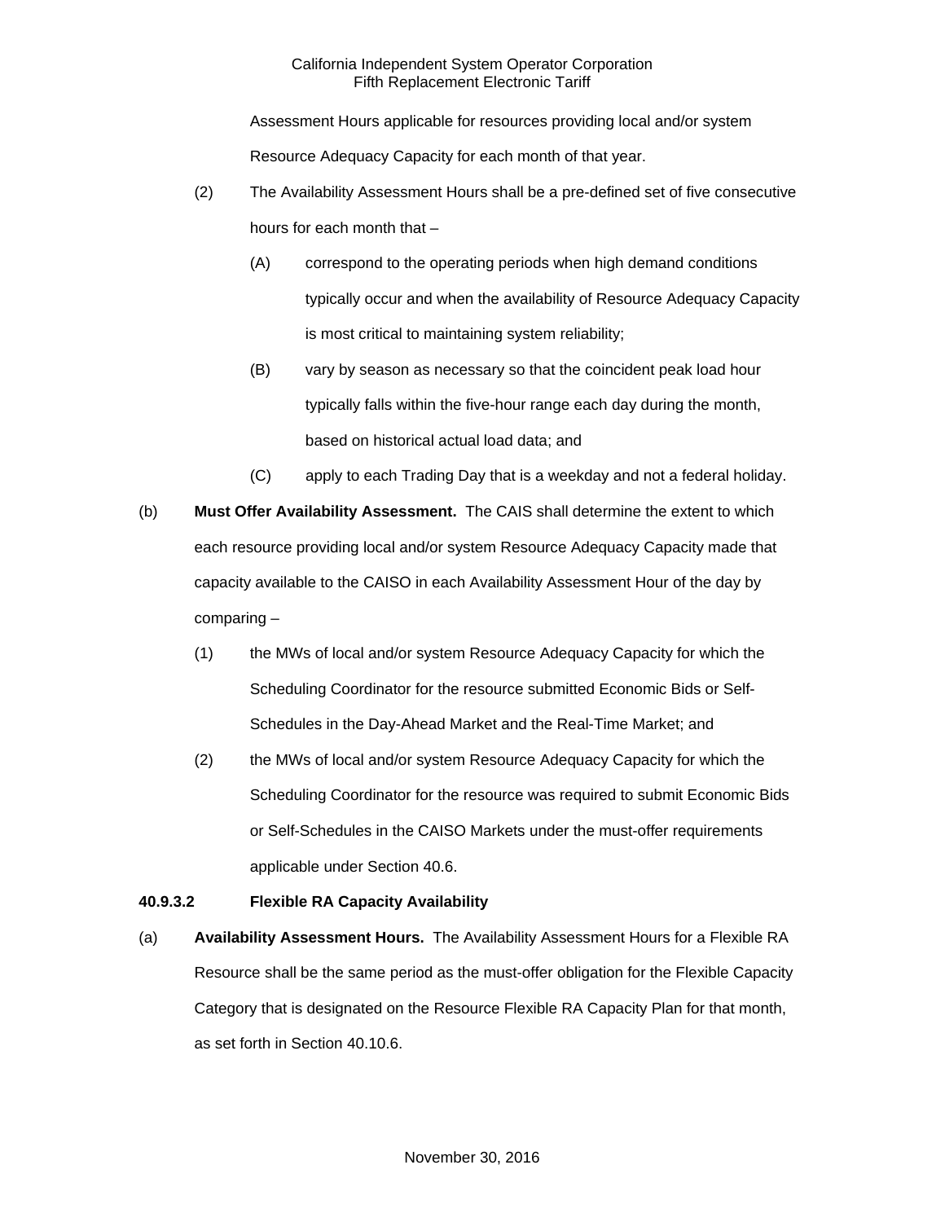Assessment Hours applicable for resources providing local and/or system Resource Adequacy Capacity for each month of that year.

(2) The Availability Assessment Hours shall be a pre-defined set of five consecutive hours for each month that –

(A) correspond to the operating periods when high demand conditions typically occur and when the availability of Resource Adequacy Capacity is most critical to maintaining system reliability;

(B) vary by season as necessary so that the coincident peak load hour typically falls within the five-hour range each day during the month, based on historical actual load data; and

(C) apply to each Trading Day that is a weekday and not a federal holiday.

(b) **Must Offer Availability Assessment.** The CAIS shall determine the extent to which each resource providing local and/or system Resource Adequacy Capacity made that capacity available to the CAISO in each Availability Assessment Hour of the day by comparing –

(1) the MWs of local and/or system Resource Adequacy Capacity for which the Scheduling Coordinator for the resource submitted Economic Bids or Self-Schedules in the Day-Ahead Market and the Real-Time Market; and

(2) the MWs of local and/or system Resource Adequacy Capacity for which the Scheduling Coordinator for the resource was required to submit Economic Bids or Self-Schedules in the CAISO Markets under the must-offer requirements applicable under Section 40.6.

**40.9.3.2 Flexible RA Capacity Availability**

(a) **Availability Assessment Hours.** The Availability Assessment Hours for a Flexible RA Resource shall be the same period as the must-offer obligation for the Flexible Capacity Category that is designated on the Resource Flexible RA Capacity Plan for that month, as set forth in Section 40.10.6.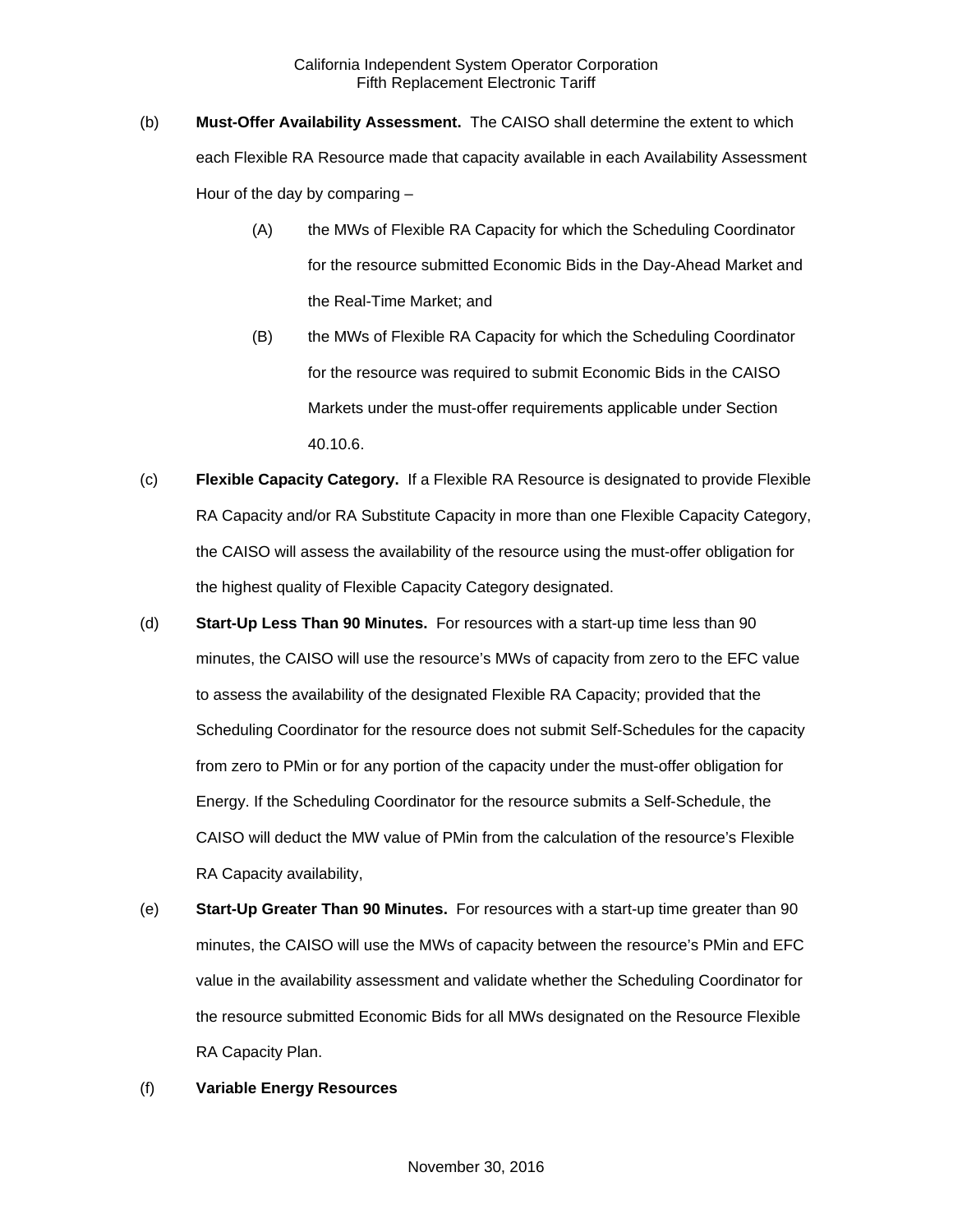(b) **Must-Offer Availability Assessment.** The CAISO shall determine the extent to which each Flexible RA Resource made that capacity available in each Availability Assessment Hour of the day by comparing –

> (A) the MWs of Flexible RA Capacity for which the Scheduling Coordinator for the resource submitted Economic Bids in the Day-Ahead Market and the Real-Time Market; and
>
> (B) the MWs of Flexible RA Capacity for which the Scheduling Coordinator for the resource was required to submit Economic Bids in the CAISO Markets under the must-offer requirements applicable under Section 40.10.6.

(c) **Flexible Capacity Category.** If a Flexible RA Resource is designated to provide Flexible RA Capacity and/or RA Substitute Capacity in more than one Flexible Capacity Category, the CAISO will assess the availability of the resource using the must-offer obligation for the highest quality of Flexible Capacity Category designated.

(d) **Start-Up Less Than 90 Minutes.** For resources with a start-up time less than 90 minutes, the CAISO will use the resource's MWs of capacity from zero to the EFC value to assess the availability of the designated Flexible RA Capacity; provided that the Scheduling Coordinator for the resource does not submit Self-Schedules for the capacity from zero to PMin or for any portion of the capacity under the must-offer obligation for Energy. If the Scheduling Coordinator for the resource submits a Self-Schedule, the CAISO will deduct the MW value of PMin from the calculation of the resource's Flexible RA Capacity availability,

(e) **Start-Up Greater Than 90 Minutes.** For resources with a start-up time greater than 90 minutes, the CAISO will use the MWs of capacity between the resource's PMin and EFC value in the availability assessment and validate whether the Scheduling Coordinator for the resource submitted Economic Bids for all MWs designated on the Resource Flexible RA Capacity Plan.

(f) **Variable Energy Resources**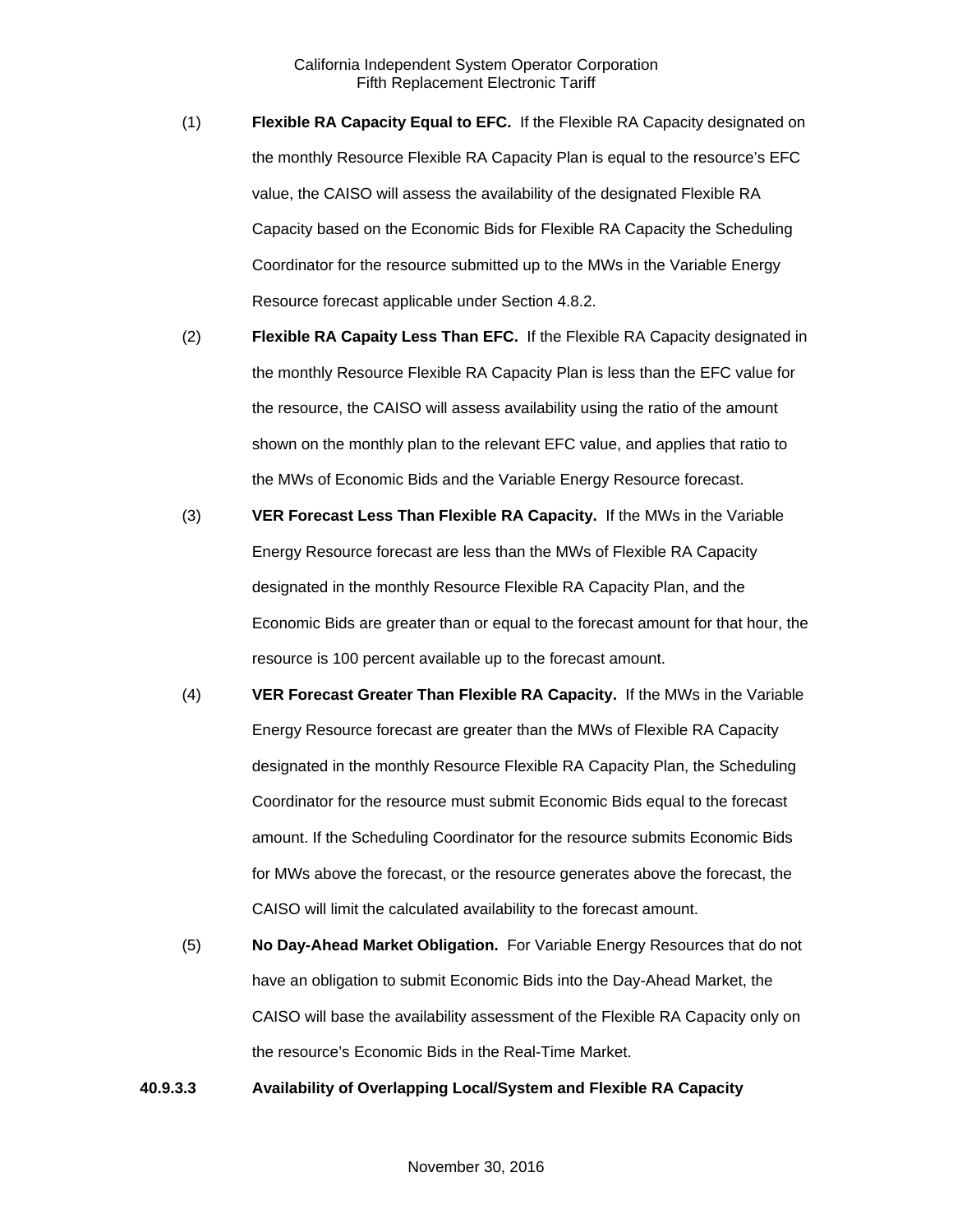(1) **Flexible RA Capacity Equal to EFC.** If the Flexible RA Capacity designated on the monthly Resource Flexible RA Capacity Plan is equal to the resource's EFC value, the CAISO will assess the availability of the designated Flexible RA Capacity based on the Economic Bids for Flexible RA Capacity the Scheduling Coordinator for the resource submitted up to the MWs in the Variable Energy Resource forecast applicable under Section 4.8.2.

(2) **Flexible RA Capaity Less Than EFC.** If the Flexible RA Capacity designated in the monthly Resource Flexible RA Capacity Plan is less than the EFC value for the resource, the CAISO will assess availability using the ratio of the amount shown on the monthly plan to the relevant EFC value, and applies that ratio to the MWs of Economic Bids and the Variable Energy Resource forecast.

(3) **VER Forecast Less Than Flexible RA Capacity.** If the MWs in the Variable Energy Resource forecast are less than the MWs of Flexible RA Capacity designated in the monthly Resource Flexible RA Capacity Plan, and the Economic Bids are greater than or equal to the forecast amount for that hour, the resource is 100 percent available up to the forecast amount.

(4) **VER Forecast Greater Than Flexible RA Capacity.** If the MWs in the Variable Energy Resource forecast are greater than the MWs of Flexible RA Capacity designated in the monthly Resource Flexible RA Capacity Plan, the Scheduling Coordinator for the resource must submit Economic Bids equal to the forecast amount. If the Scheduling Coordinator for the resource submits Economic Bids for MWs above the forecast, or the resource generates above the forecast, the CAISO will limit the calculated availability to the forecast amount.

(5) **No Day-Ahead Market Obligation.** For Variable Energy Resources that do not have an obligation to submit Economic Bids into the Day-Ahead Market, the CAISO will base the availability assessment of the Flexible RA Capacity only on the resource's Economic Bids in the Real-Time Market.

#### 40.9.3.3 Availability of Overlapping Local/System and Flexible RA Capacity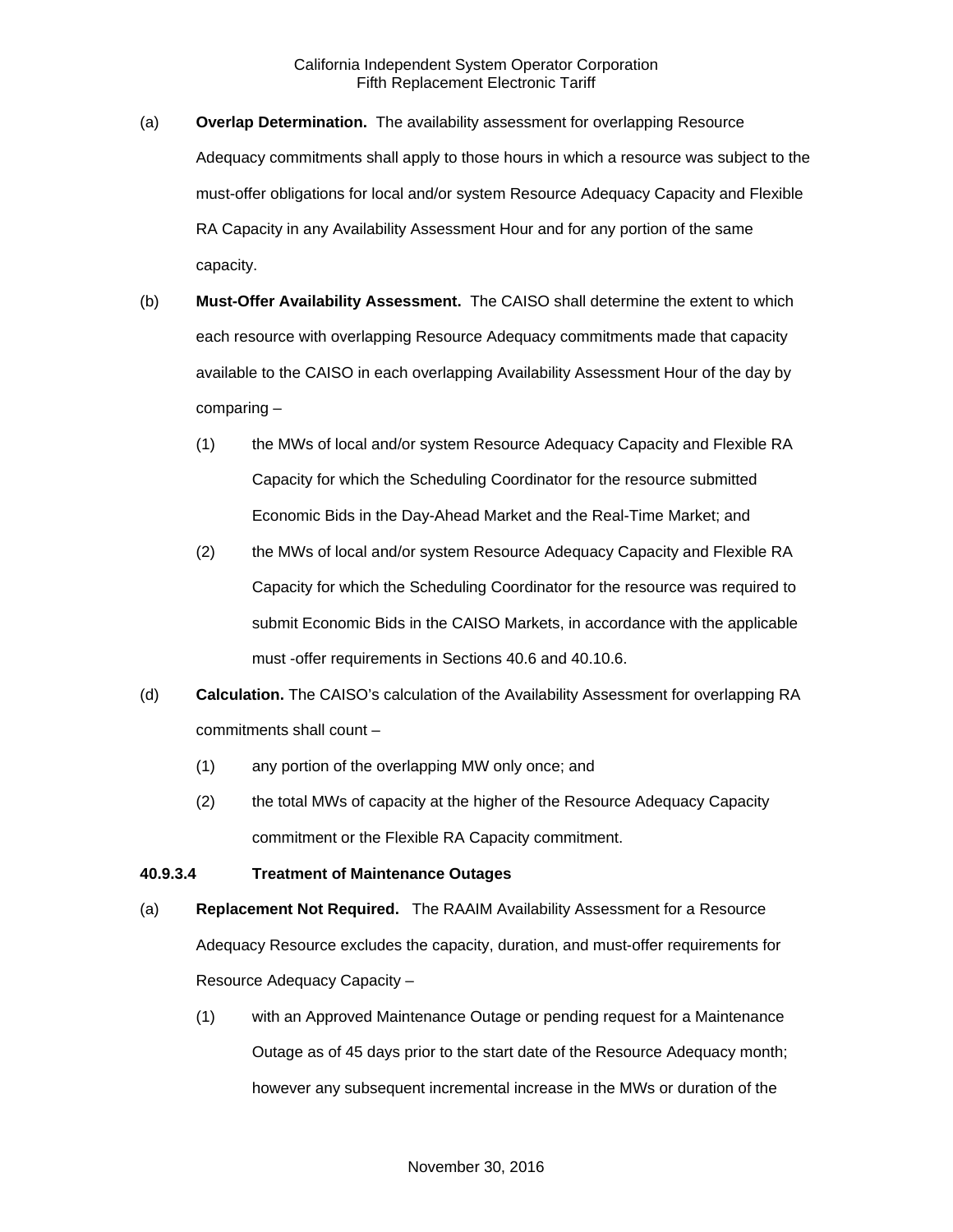(a) **Overlap Determination.** The availability assessment for overlapping Resource Adequacy commitments shall apply to those hours in which a resource was subject to the must-offer obligations for local and/or system Resource Adequacy Capacity and Flexible RA Capacity in any Availability Assessment Hour and for any portion of the same capacity.

(b) **Must-Offer Availability Assessment.** The CAISO shall determine the extent to which each resource with overlapping Resource Adequacy commitments made that capacity available to the CAISO in each overlapping Availability Assessment Hour of the day by comparing –

(1) the MWs of local and/or system Resource Adequacy Capacity and Flexible RA Capacity for which the Scheduling Coordinator for the resource submitted Economic Bids in the Day-Ahead Market and the Real-Time Market; and

(2) the MWs of local and/or system Resource Adequacy Capacity and Flexible RA Capacity for which the Scheduling Coordinator for the resource was required to submit Economic Bids in the CAISO Markets, in accordance with the applicable must -offer requirements in Sections 40.6 and 40.10.6.

(d) **Calculation.** The CAISO's calculation of the Availability Assessment for overlapping RA commitments shall count –

(1) any portion of the overlapping MW only once; and

(2) the total MWs of capacity at the higher of the Resource Adequacy Capacity commitment or the Flexible RA Capacity commitment.

**40.9.3.4 Treatment of Maintenance Outages**

(a) **Replacement Not Required.** The RAAIM Availability Assessment for a Resource Adequacy Resource excludes the capacity, duration, and must-offer requirements for Resource Adequacy Capacity –

(1) with an Approved Maintenance Outage or pending request for a Maintenance Outage as of 45 days prior to the start date of the Resource Adequacy month; however any subsequent incremental increase in the MWs or duration of the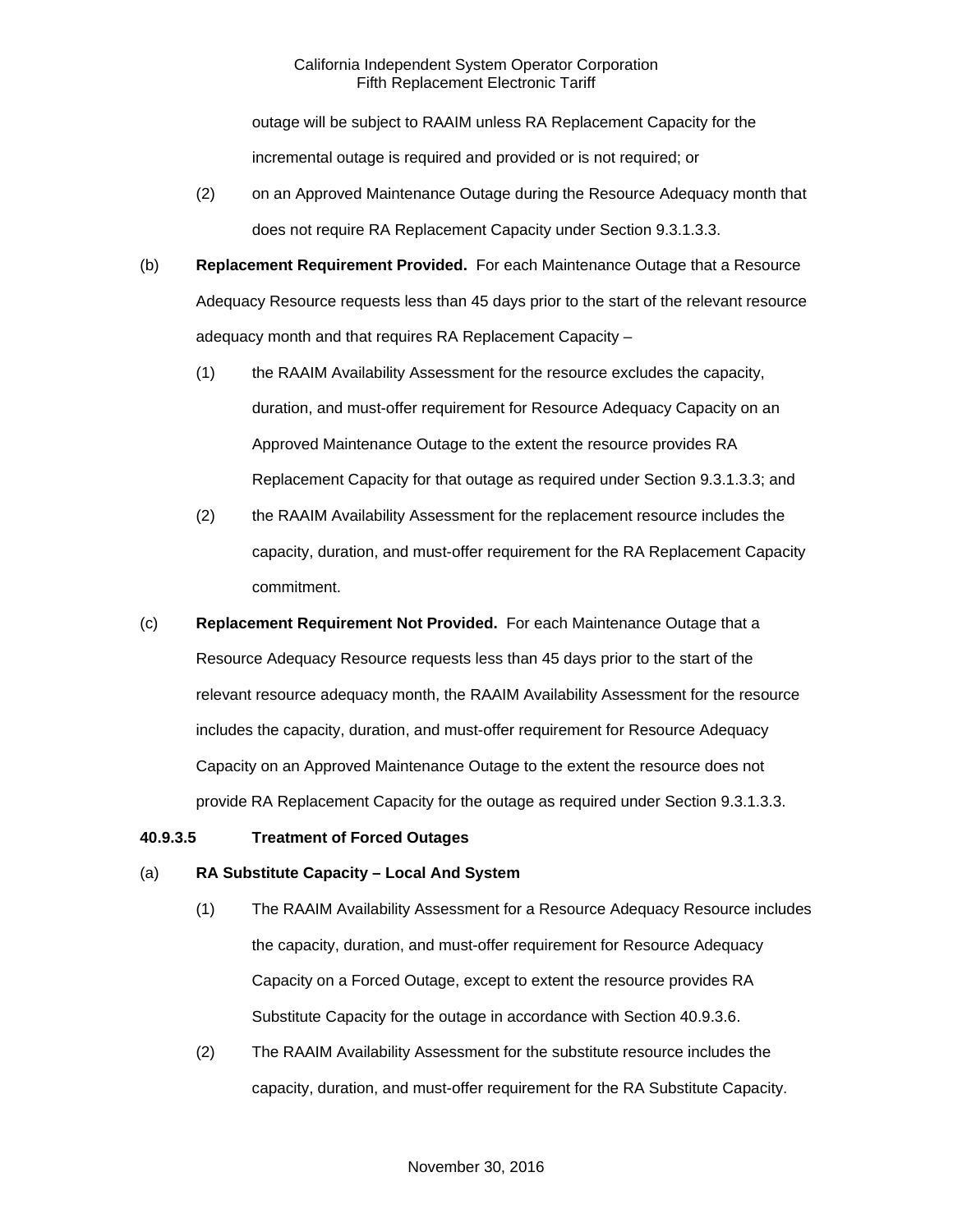outage will be subject to RAAIM unless RA Replacement Capacity for the incremental outage is required and provided or is not required; or

(2) on an Approved Maintenance Outage during the Resource Adequacy month that does not require RA Replacement Capacity under Section 9.3.1.3.3.

(b) **Replacement Requirement Provided.** For each Maintenance Outage that a Resource Adequacy Resource requests less than 45 days prior to the start of the relevant resource adequacy month and that requires RA Replacement Capacity –

(1) the RAAIM Availability Assessment for the resource excludes the capacity, duration, and must-offer requirement for Resource Adequacy Capacity on an Approved Maintenance Outage to the extent the resource provides RA Replacement Capacity for that outage as required under Section 9.3.1.3.3; and

(2) the RAAIM Availability Assessment for the replacement resource includes the capacity, duration, and must-offer requirement for the RA Replacement Capacity commitment.

(c) **Replacement Requirement Not Provided.** For each Maintenance Outage that a Resource Adequacy Resource requests less than 45 days prior to the start of the relevant resource adequacy month, the RAAIM Availability Assessment for the resource includes the capacity, duration, and must-offer requirement for Resource Adequacy Capacity on an Approved Maintenance Outage to the extent the resource does not provide RA Replacement Capacity for the outage as required under Section 9.3.1.3.3.

**40.9.3.5 Treatment of Forced Outages**

(a) **RA Substitute Capacity – Local And System**

(1) The RAAIM Availability Assessment for a Resource Adequacy Resource includes the capacity, duration, and must-offer requirement for Resource Adequacy Capacity on a Forced Outage, except to extent the resource provides RA Substitute Capacity for the outage in accordance with Section 40.9.3.6.

(2) The RAAIM Availability Assessment for the substitute resource includes the capacity, duration, and must-offer requirement for the RA Substitute Capacity.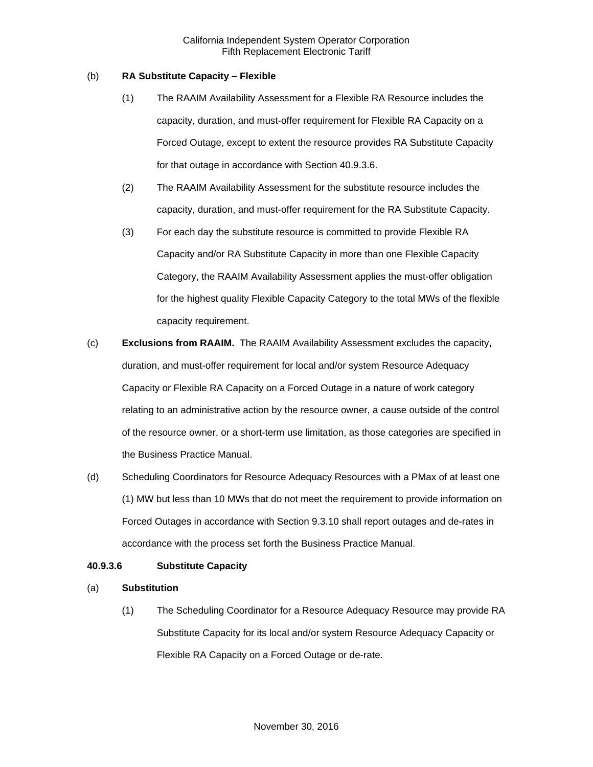(b) **RA Substitute Capacity – Flexible**

(1) The RAAIM Availability Assessment for a Flexible RA Resource includes the capacity, duration, and must-offer requirement for Flexible RA Capacity on a Forced Outage, except to extent the resource provides RA Substitute Capacity for that outage in accordance with Section 40.9.3.6.

(2) The RAAIM Availability Assessment for the substitute resource includes the capacity, duration, and must-offer requirement for the RA Substitute Capacity.

(3) For each day the substitute resource is committed to provide Flexible RA Capacity and/or RA Substitute Capacity in more than one Flexible Capacity Category, the RAAIM Availability Assessment applies the must-offer obligation for the highest quality Flexible Capacity Category to the total MWs of the flexible capacity requirement.

(c) **Exclusions from RAAIM.** The RAAIM Availability Assessment excludes the capacity, duration, and must-offer requirement for local and/or system Resource Adequacy Capacity or Flexible RA Capacity on a Forced Outage in a nature of work category relating to an administrative action by the resource owner, a cause outside of the control of the resource owner, or a short-term use limitation, as those categories are specified in the Business Practice Manual.

(d) Scheduling Coordinators for Resource Adequacy Resources with a PMax of at least one (1) MW but less than 10 MWs that do not meet the requirement to provide information on Forced Outages in accordance with Section 9.3.10 shall report outages and de-rates in accordance with the process set forth the Business Practice Manual.

**40.9.3.6 Substitute Capacity**

(a) **Substitution**

(1) The Scheduling Coordinator for a Resource Adequacy Resource may provide RA Substitute Capacity for its local and/or system Resource Adequacy Capacity or Flexible RA Capacity on a Forced Outage or de-rate.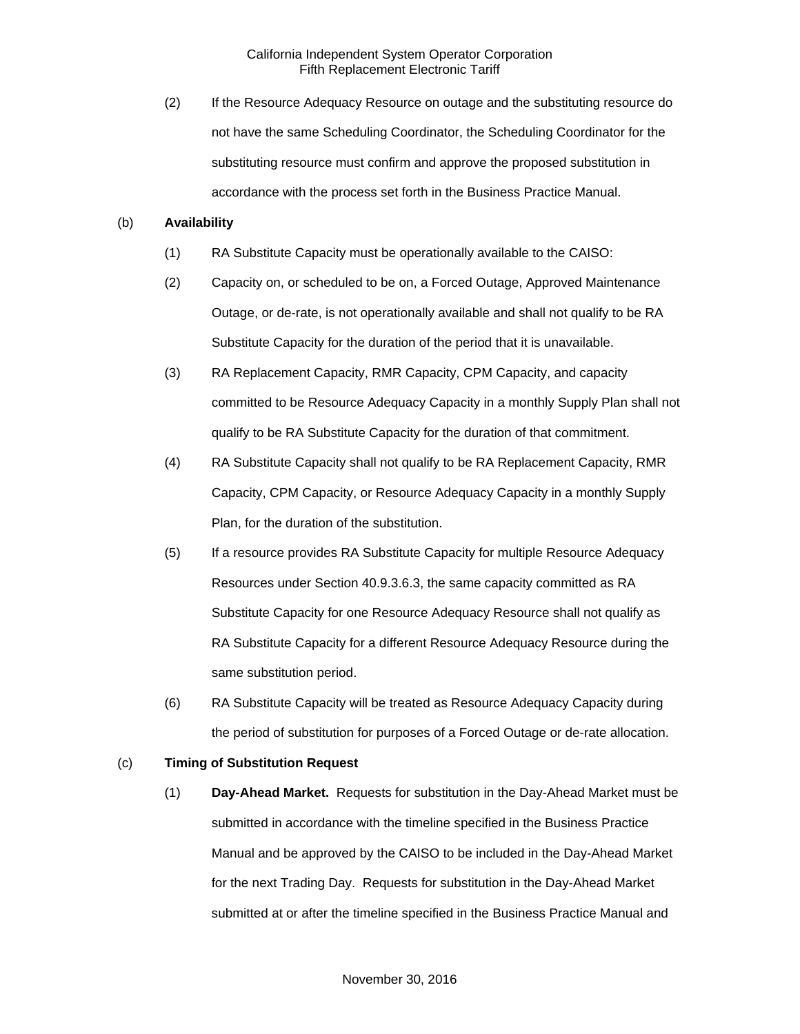(2) If the Resource Adequacy Resource on outage and the substituting resource do not have the same Scheduling Coordinator, the Scheduling Coordinator for the substituting resource must confirm and approve the proposed substitution in accordance with the process set forth in the Business Practice Manual.

(b) **Availability**

(1) RA Substitute Capacity must be operationally available to the CAISO:

(2) Capacity on, or scheduled to be on, a Forced Outage, Approved Maintenance Outage, or de-rate, is not operationally available and shall not qualify to be RA Substitute Capacity for the duration of the period that it is unavailable.

(3) RA Replacement Capacity, RMR Capacity, CPM Capacity, and capacity committed to be Resource Adequacy Capacity in a monthly Supply Plan shall not qualify to be RA Substitute Capacity for the duration of that commitment.

(4) RA Substitute Capacity shall not qualify to be RA Replacement Capacity, RMR Capacity, CPM Capacity, or Resource Adequacy Capacity in a monthly Supply Plan, for the duration of the substitution.

(5) If a resource provides RA Substitute Capacity for multiple Resource Adequacy Resources under Section 40.9.3.6.3, the same capacity committed as RA Substitute Capacity for one Resource Adequacy Resource shall not qualify as RA Substitute Capacity for a different Resource Adequacy Resource during the same substitution period.

(6) RA Substitute Capacity will be treated as Resource Adequacy Capacity during the period of substitution for purposes of a Forced Outage or de-rate allocation.

(c) **Timing of Substitution Request**

(1) **Day-Ahead Market.** Requests for substitution in the Day-Ahead Market must be submitted in accordance with the timeline specified in the Business Practice Manual and be approved by the CAISO to be included in the Day-Ahead Market for the next Trading Day. Requests for substitution in the Day-Ahead Market submitted at or after the timeline specified in the Business Practice Manual and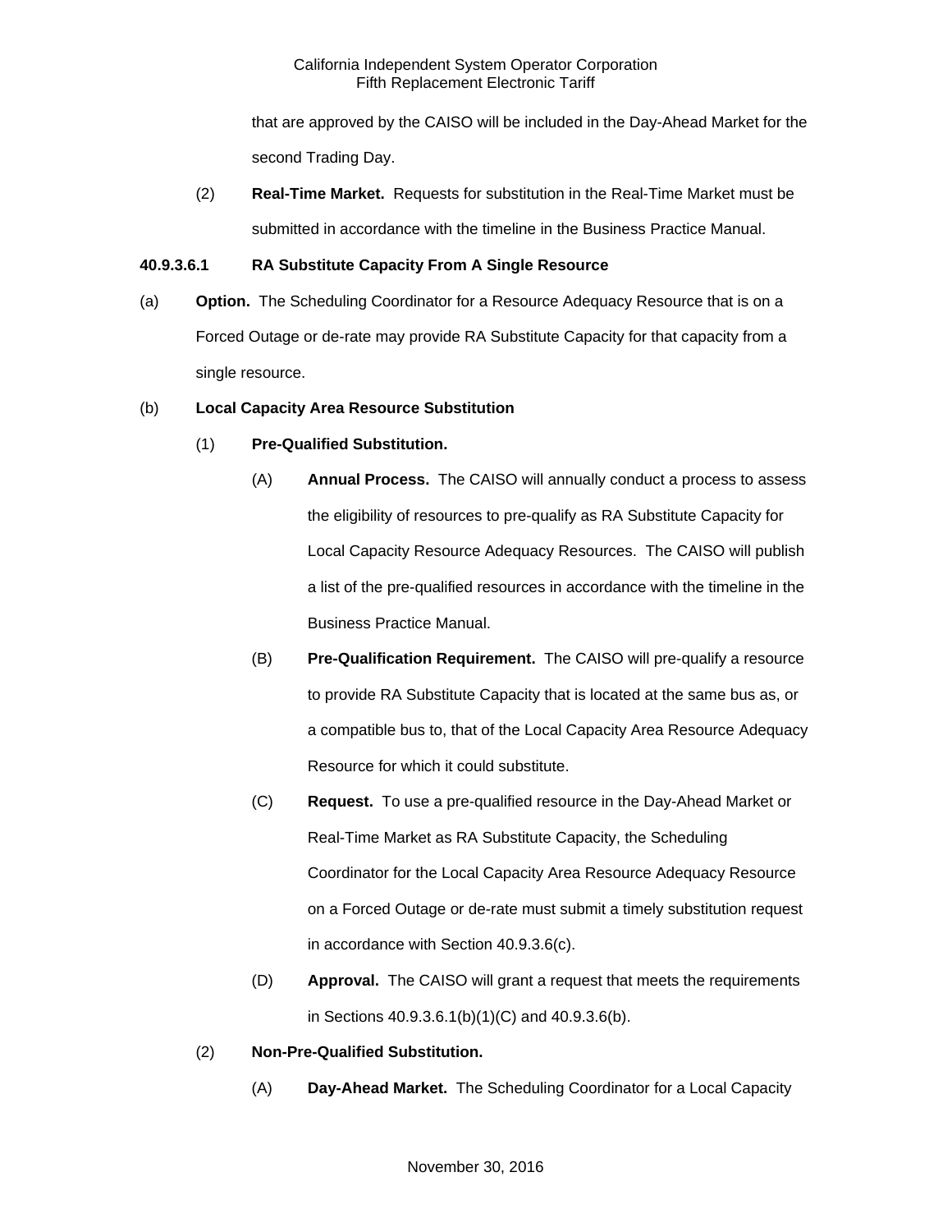that are approved by the CAISO will be included in the Day-Ahead Market for the second Trading Day.

(2) **Real-Time Market.** Requests for substitution in the Real-Time Market must be submitted in accordance with the timeline in the Business Practice Manual.

**40.9.3.6.1 RA Substitute Capacity From A Single Resource**

(a) **Option.** The Scheduling Coordinator for a Resource Adequacy Resource that is on a Forced Outage or de-rate may provide RA Substitute Capacity for that capacity from a single resource.

(b) **Local Capacity Area Resource Substitution**

(1) **Pre-Qualified Substitution.**

(A) **Annual Process.** The CAISO will annually conduct a process to assess the eligibility of resources to pre-qualify as RA Substitute Capacity for Local Capacity Resource Adequacy Resources. The CAISO will publish a list of the pre-qualified resources in accordance with the timeline in the Business Practice Manual.

(B) **Pre-Qualification Requirement.** The CAISO will pre-qualify a resource to provide RA Substitute Capacity that is located at the same bus as, or a compatible bus to, that of the Local Capacity Area Resource Adequacy Resource for which it could substitute.

(C) **Request.** To use a pre-qualified resource in the Day-Ahead Market or Real-Time Market as RA Substitute Capacity, the Scheduling Coordinator for the Local Capacity Area Resource Adequacy Resource on a Forced Outage or de-rate must submit a timely substitution request in accordance with Section 40.9.3.6(c).

(D) **Approval.** The CAISO will grant a request that meets the requirements in Sections 40.9.3.6.1(b)(1)(C) and 40.9.3.6(b).

(2) **Non-Pre-Qualified Substitution.**

(A) **Day-Ahead Market.** The Scheduling Coordinator for a Local Capacity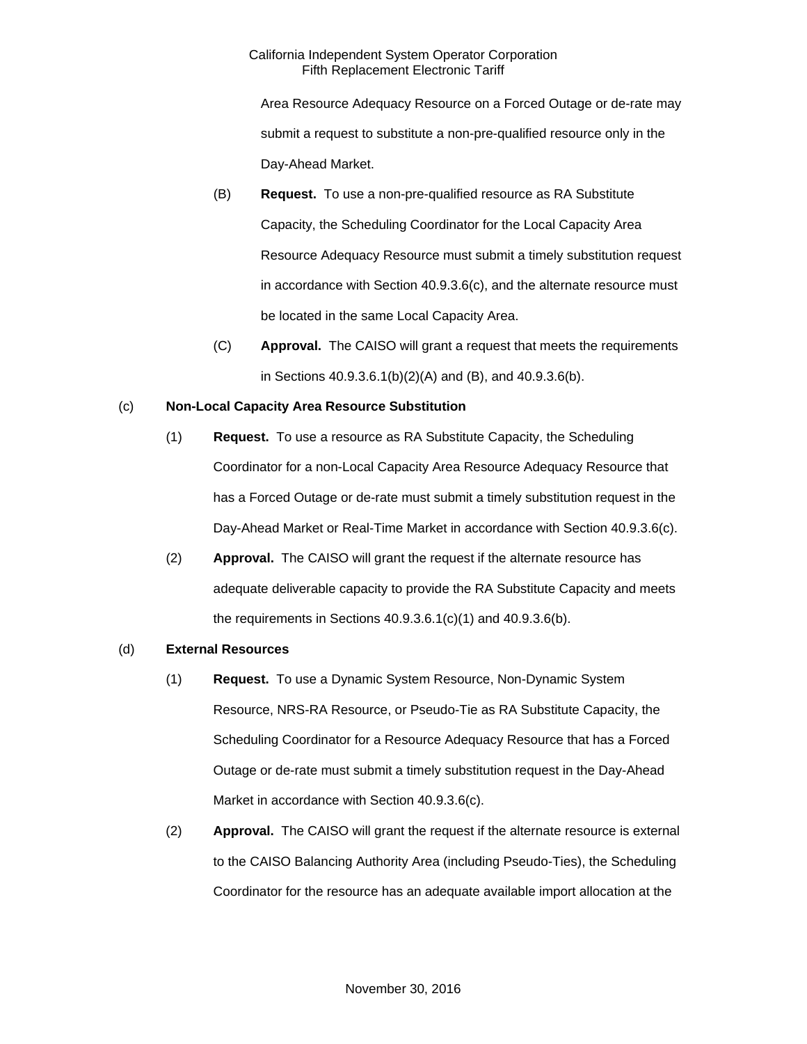Area Resource Adequacy Resource on a Forced Outage or de-rate may submit a request to substitute a non-pre-qualified resource only in the Day-Ahead Market.

(B) **Request.** To use a non-pre-qualified resource as RA Substitute Capacity, the Scheduling Coordinator for the Local Capacity Area Resource Adequacy Resource must submit a timely substitution request in accordance with Section 40.9.3.6(c), and the alternate resource must be located in the same Local Capacity Area.

(C) **Approval.** The CAISO will grant a request that meets the requirements in Sections 40.9.3.6.1(b)(2)(A) and (B), and 40.9.3.6(b).

(c) **Non-Local Capacity Area Resource Substitution**

(1) **Request.** To use a resource as RA Substitute Capacity, the Scheduling Coordinator for a non-Local Capacity Area Resource Adequacy Resource that has a Forced Outage or de-rate must submit a timely substitution request in the Day-Ahead Market or Real-Time Market in accordance with Section 40.9.3.6(c).

(2) **Approval.** The CAISO will grant the request if the alternate resource has adequate deliverable capacity to provide the RA Substitute Capacity and meets the requirements in Sections 40.9.3.6.1(c)(1) and 40.9.3.6(b).

(d) **External Resources**

(1) **Request.** To use a Dynamic System Resource, Non-Dynamic System Resource, NRS-RA Resource, or Pseudo-Tie as RA Substitute Capacity, the Scheduling Coordinator for a Resource Adequacy Resource that has a Forced Outage or de-rate must submit a timely substitution request in the Day-Ahead Market in accordance with Section 40.9.3.6(c).

(2) **Approval.** The CAISO will grant the request if the alternate resource is external to the CAISO Balancing Authority Area (including Pseudo-Ties), the Scheduling Coordinator for the resource has an adequate available import allocation at the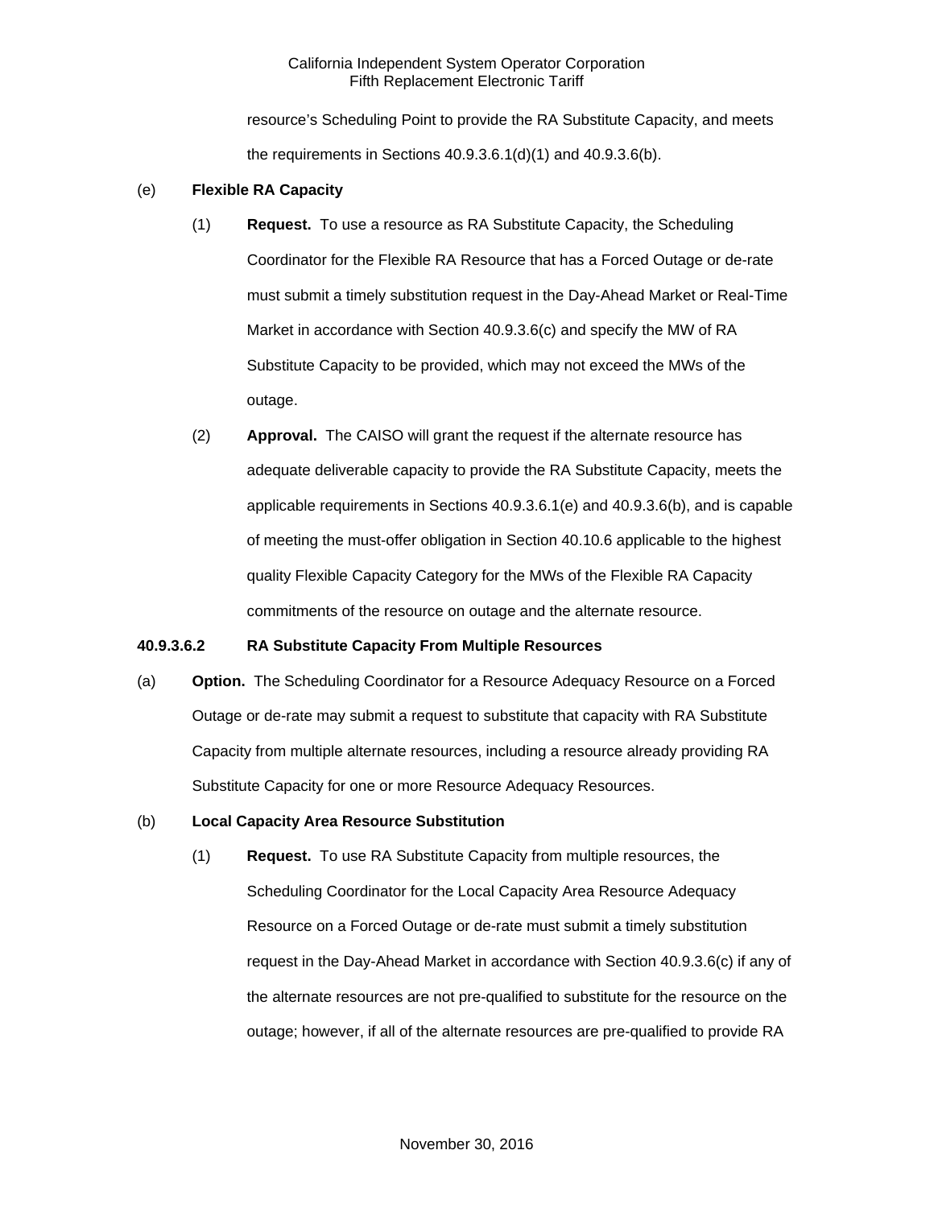resource's Scheduling Point to provide the RA Substitute Capacity, and meets the requirements in Sections 40.9.3.6.1(d)(1) and 40.9.3.6(b).

(e) **Flexible RA Capacity**

(1) **Request.** To use a resource as RA Substitute Capacity, the Scheduling Coordinator for the Flexible RA Resource that has a Forced Outage or de-rate must submit a timely substitution request in the Day-Ahead Market or Real-Time Market in accordance with Section 40.9.3.6(c) and specify the MW of RA Substitute Capacity to be provided, which may not exceed the MWs of the outage.

(2) **Approval.** The CAISO will grant the request if the alternate resource has adequate deliverable capacity to provide the RA Substitute Capacity, meets the applicable requirements in Sections 40.9.3.6.1(e) and 40.9.3.6(b), and is capable of meeting the must-offer obligation in Section 40.10.6 applicable to the highest quality Flexible Capacity Category for the MWs of the Flexible RA Capacity commitments of the resource on outage and the alternate resource.

**40.9.3.6.2 RA Substitute Capacity From Multiple Resources**

(a) **Option.** The Scheduling Coordinator for a Resource Adequacy Resource on a Forced Outage or de-rate may submit a request to substitute that capacity with RA Substitute Capacity from multiple alternate resources, including a resource already providing RA Substitute Capacity for one or more Resource Adequacy Resources.

(b) **Local Capacity Area Resource Substitution**

(1) **Request.** To use RA Substitute Capacity from multiple resources, the Scheduling Coordinator for the Local Capacity Area Resource Adequacy Resource on a Forced Outage or de-rate must submit a timely substitution request in the Day-Ahead Market in accordance with Section 40.9.3.6(c) if any of the alternate resources are not pre-qualified to substitute for the resource on the outage; however, if all of the alternate resources are pre-qualified to provide RA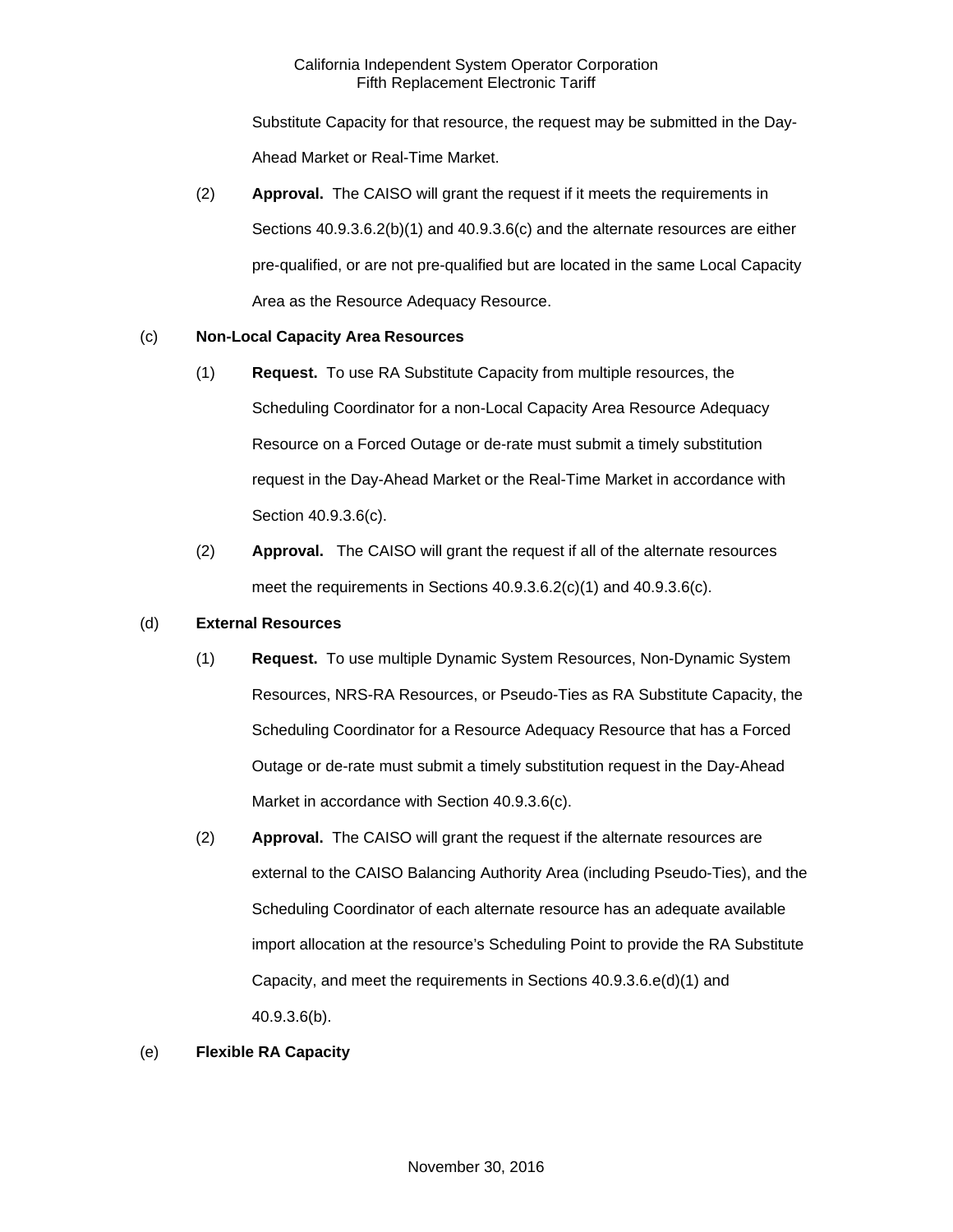Substitute Capacity for that resource, the request may be submitted in the Day-Ahead Market or Real-Time Market.

(2) **Approval.** The CAISO will grant the request if it meets the requirements in Sections 40.9.3.6.2(b)(1) and 40.9.3.6(c) and the alternate resources are either pre-qualified, or are not pre-qualified but are located in the same Local Capacity Area as the Resource Adequacy Resource.

(c) **Non-Local Capacity Area Resources**

(1) **Request.** To use RA Substitute Capacity from multiple resources, the Scheduling Coordinator for a non-Local Capacity Area Resource Adequacy Resource on a Forced Outage or de-rate must submit a timely substitution request in the Day-Ahead Market or the Real-Time Market in accordance with Section 40.9.3.6(c).

(2) **Approval.** The CAISO will grant the request if all of the alternate resources meet the requirements in Sections 40.9.3.6.2(c)(1) and 40.9.3.6(c).

(d) **External Resources**

(1) **Request.** To use multiple Dynamic System Resources, Non-Dynamic System Resources, NRS-RA Resources, or Pseudo-Ties as RA Substitute Capacity, the Scheduling Coordinator for a Resource Adequacy Resource that has a Forced Outage or de-rate must submit a timely substitution request in the Day-Ahead Market in accordance with Section 40.9.3.6(c).

(2) **Approval.** The CAISO will grant the request if the alternate resources are external to the CAISO Balancing Authority Area (including Pseudo-Ties), and the Scheduling Coordinator of each alternate resource has an adequate available import allocation at the resource's Scheduling Point to provide the RA Substitute Capacity, and meet the requirements in Sections 40.9.3.6.e(d)(1) and 40.9.3.6(b).

(e) **Flexible RA Capacity**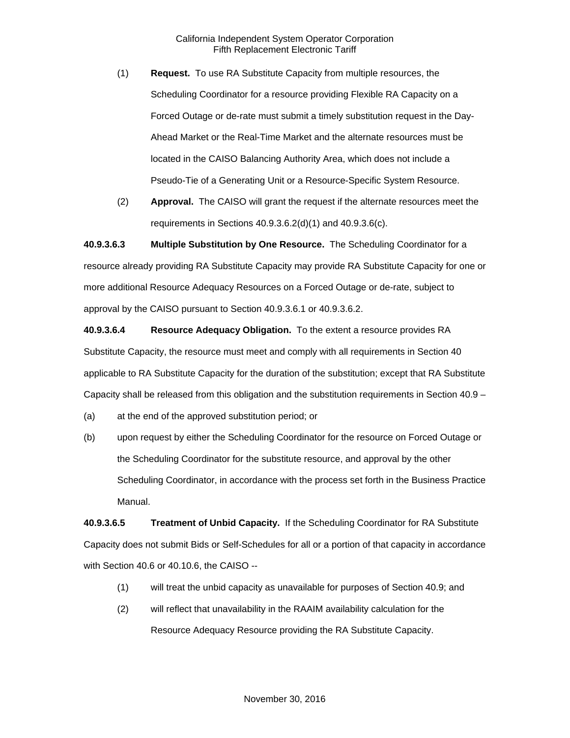(1) **Request.** To use RA Substitute Capacity from multiple resources, the Scheduling Coordinator for a resource providing Flexible RA Capacity on a Forced Outage or de-rate must submit a timely substitution request in the Day-Ahead Market or the Real-Time Market and the alternate resources must be located in the CAISO Balancing Authority Area, which does not include a Pseudo-Tie of a Generating Unit or a Resource-Specific System Resource.

(2) **Approval.** The CAISO will grant the request if the alternate resources meet the requirements in Sections 40.9.3.6.2(d)(1) and 40.9.3.6(c).

**40.9.3.6.3 Multiple Substitution by One Resource.** The Scheduling Coordinator for a resource already providing RA Substitute Capacity may provide RA Substitute Capacity for one or more additional Resource Adequacy Resources on a Forced Outage or de-rate, subject to approval by the CAISO pursuant to Section 40.9.3.6.1 or 40.9.3.6.2.

**40.9.3.6.4 Resource Adequacy Obligation.** To the extent a resource provides RA Substitute Capacity, the resource must meet and comply with all requirements in Section 40 applicable to RA Substitute Capacity for the duration of the substitution; except that RA Substitute Capacity shall be released from this obligation and the substitution requirements in Section 40.9 –

(a) at the end of the approved substitution period; or

(b) upon request by either the Scheduling Coordinator for the resource on Forced Outage or the Scheduling Coordinator for the substitute resource, and approval by the other Scheduling Coordinator, in accordance with the process set forth in the Business Practice Manual.

**40.9.3.6.5 Treatment of Unbid Capacity.** If the Scheduling Coordinator for RA Substitute Capacity does not submit Bids or Self-Schedules for all or a portion of that capacity in accordance with Section 40.6 or 40.10.6, the CAISO --

(1) will treat the unbid capacity as unavailable for purposes of Section 40.9; and

(2) will reflect that unavailability in the RAAIM availability calculation for the Resource Adequacy Resource providing the RA Substitute Capacity.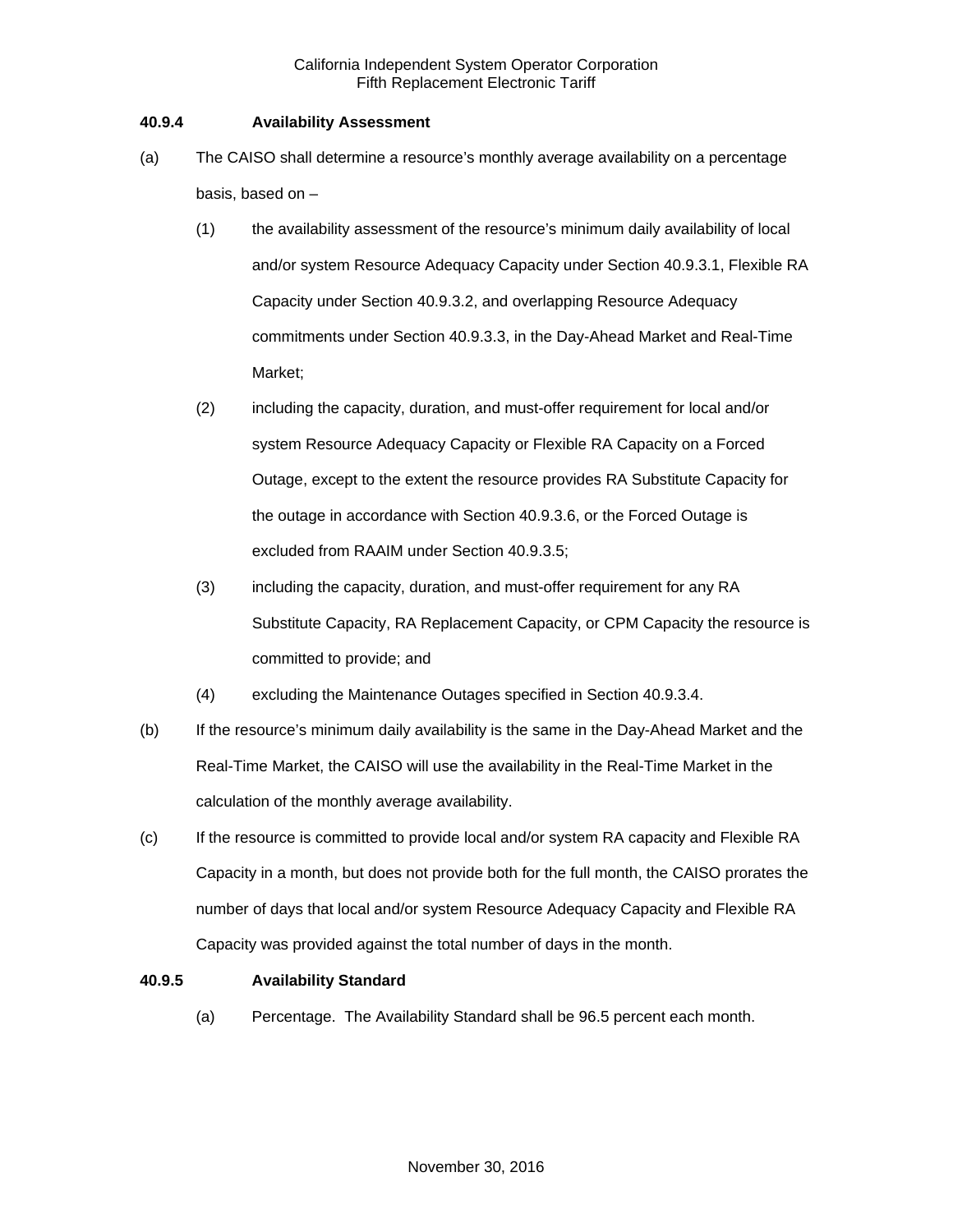**40.9.4 Availability Assessment**

(a) The CAISO shall determine a resource's monthly average availability on a percentage basis, based on –

(1) the availability assessment of the resource's minimum daily availability of local and/or system Resource Adequacy Capacity under Section 40.9.3.1, Flexible RA Capacity under Section 40.9.3.2, and overlapping Resource Adequacy commitments under Section 40.9.3.3, in the Day-Ahead Market and Real-Time Market;

(2) including the capacity, duration, and must-offer requirement for local and/or system Resource Adequacy Capacity or Flexible RA Capacity on a Forced Outage, except to the extent the resource provides RA Substitute Capacity for the outage in accordance with Section 40.9.3.6, or the Forced Outage is excluded from RAAIM under Section 40.9.3.5;

(3) including the capacity, duration, and must-offer requirement for any RA Substitute Capacity, RA Replacement Capacity, or CPM Capacity the resource is committed to provide; and

(4) excluding the Maintenance Outages specified in Section 40.9.3.4.

(b) If the resource's minimum daily availability is the same in the Day-Ahead Market and the Real-Time Market, the CAISO will use the availability in the Real-Time Market in the calculation of the monthly average availability.

(c) If the resource is committed to provide local and/or system RA capacity and Flexible RA Capacity in a month, but does not provide both for the full month, the CAISO prorates the number of days that local and/or system Resource Adequacy Capacity and Flexible RA Capacity was provided against the total number of days in the month.

**40.9.5 Availability Standard**

(a) Percentage. The Availability Standard shall be 96.5 percent each month.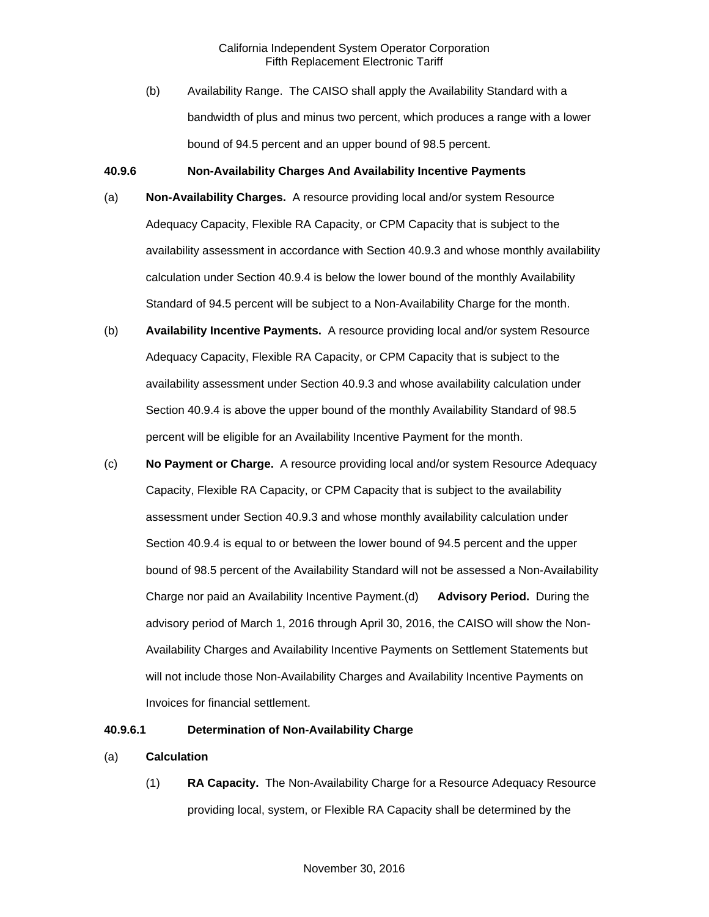(b) Availability Range. The CAISO shall apply the Availability Standard with a bandwidth of plus and minus two percent, which produces a range with a lower bound of 94.5 percent and an upper bound of 98.5 percent.

**40.9.6 Non-Availability Charges And Availability Incentive Payments**

(a) **Non-Availability Charges.** A resource providing local and/or system Resource Adequacy Capacity, Flexible RA Capacity, or CPM Capacity that is subject to the availability assessment in accordance with Section 40.9.3 and whose monthly availability calculation under Section 40.9.4 is below the lower bound of the monthly Availability Standard of 94.5 percent will be subject to a Non-Availability Charge for the month.

(b) **Availability Incentive Payments.** A resource providing local and/or system Resource Adequacy Capacity, Flexible RA Capacity, or CPM Capacity that is subject to the availability assessment under Section 40.9.3 and whose availability calculation under Section 40.9.4 is above the upper bound of the monthly Availability Standard of 98.5 percent will be eligible for an Availability Incentive Payment for the month.

(c) **No Payment or Charge.** A resource providing local and/or system Resource Adequacy Capacity, Flexible RA Capacity, or CPM Capacity that is subject to the availability assessment under Section 40.9.3 and whose monthly availability calculation under Section 40.9.4 is equal to or between the lower bound of 94.5 percent and the upper bound of 98.5 percent of the Availability Standard will not be assessed a Non-Availability Charge nor paid an Availability Incentive Payment.(d) **Advisory Period.** During the advisory period of March 1, 2016 through April 30, 2016, the CAISO will show the Non-Availability Charges and Availability Incentive Payments on Settlement Statements but will not include those Non-Availability Charges and Availability Incentive Payments on Invoices for financial settlement.

**40.9.6.1 Determination of Non-Availability Charge**

(a) **Calculation**

(1) **RA Capacity.** The Non-Availability Charge for a Resource Adequacy Resource providing local, system, or Flexible RA Capacity shall be determined by the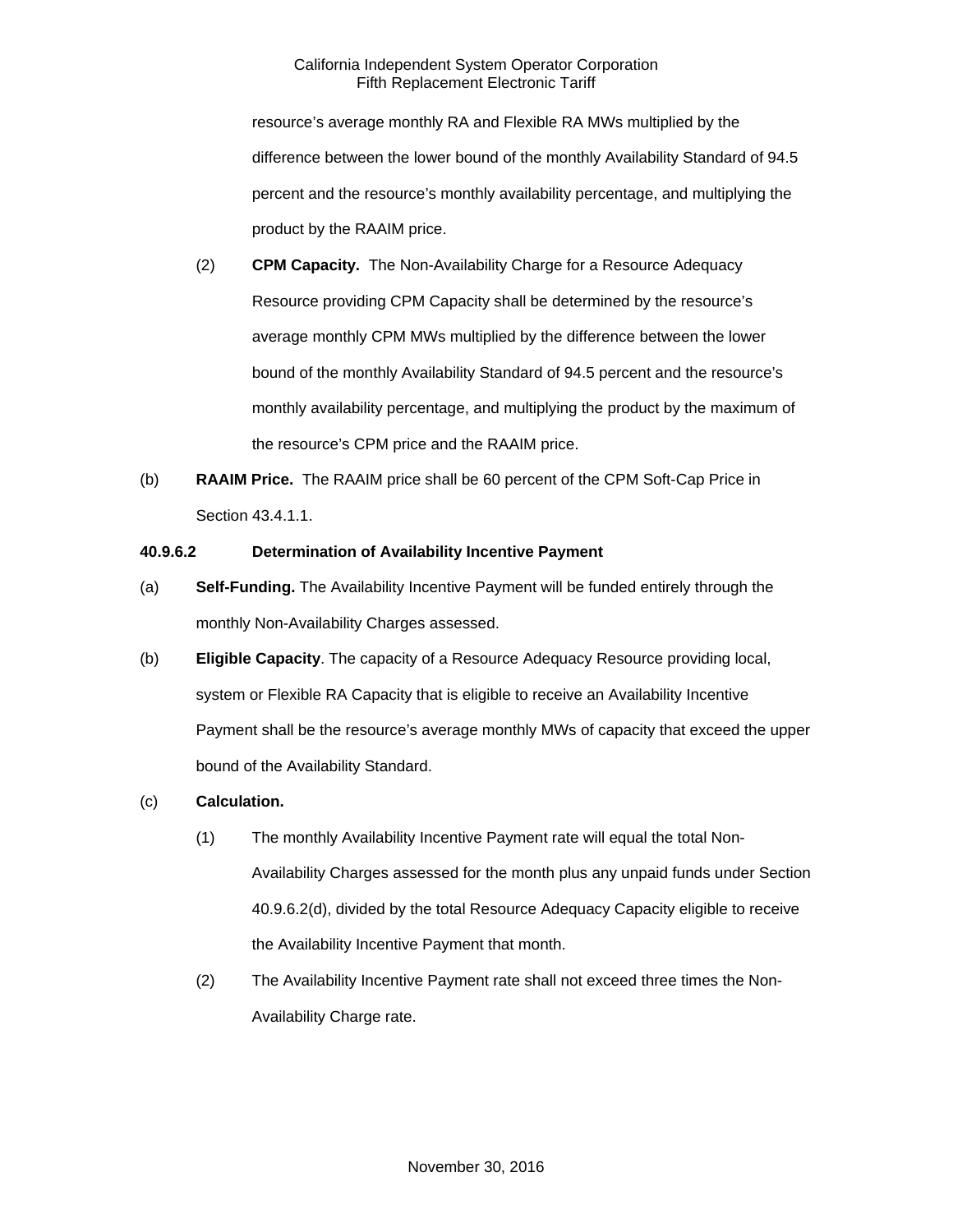resource's average monthly RA and Flexible RA MWs multiplied by the difference between the lower bound of the monthly Availability Standard of 94.5 percent and the resource's monthly availability percentage, and multiplying the product by the RAAIM price.

(2) **CPM Capacity.** The Non-Availability Charge for a Resource Adequacy Resource providing CPM Capacity shall be determined by the resource's average monthly CPM MWs multiplied by the difference between the lower bound of the monthly Availability Standard of 94.5 percent and the resource's monthly availability percentage, and multiplying the product by the maximum of the resource's CPM price and the RAAIM price.

(b) **RAAIM Price.** The RAAIM price shall be 60 percent of the CPM Soft-Cap Price in Section 43.4.1.1.

**40.9.6.2 Determination of Availability Incentive Payment**

(a) **Self-Funding.** The Availability Incentive Payment will be funded entirely through the monthly Non-Availability Charges assessed.

(b) **Eligible Capacity**. The capacity of a Resource Adequacy Resource providing local, system or Flexible RA Capacity that is eligible to receive an Availability Incentive Payment shall be the resource's average monthly MWs of capacity that exceed the upper bound of the Availability Standard.

(c) **Calculation.**

(1) The monthly Availability Incentive Payment rate will equal the total Non-Availability Charges assessed for the month plus any unpaid funds under Section 40.9.6.2(d), divided by the total Resource Adequacy Capacity eligible to receive the Availability Incentive Payment that month.

(2) The Availability Incentive Payment rate shall not exceed three times the Non-Availability Charge rate.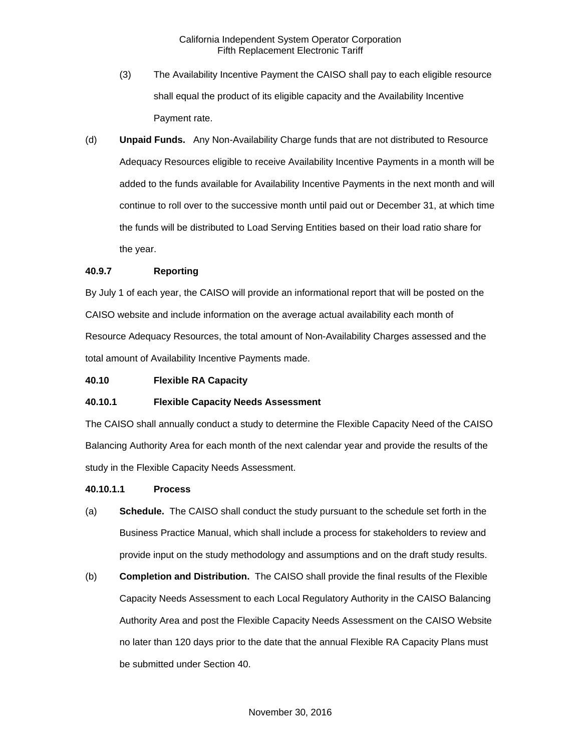(3) The Availability Incentive Payment the CAISO shall pay to each eligible resource shall equal the product of its eligible capacity and the Availability Incentive Payment rate.

(d) **Unpaid Funds.** Any Non-Availability Charge funds that are not distributed to Resource Adequacy Resources eligible to receive Availability Incentive Payments in a month will be added to the funds available for Availability Incentive Payments in the next month and will continue to roll over to the successive month until paid out or December 31, at which time the funds will be distributed to Load Serving Entities based on their load ratio share for the year.

**40.9.7 Reporting**

By July 1 of each year, the CAISO will provide an informational report that will be posted on the CAISO website and include information on the average actual availability each month of Resource Adequacy Resources, the total amount of Non-Availability Charges assessed and the total amount of Availability Incentive Payments made.

**40.10 Flexible RA Capacity**

**40.10.1 Flexible Capacity Needs Assessment**

The CAISO shall annually conduct a study to determine the Flexible Capacity Need of the CAISO Balancing Authority Area for each month of the next calendar year and provide the results of the study in the Flexible Capacity Needs Assessment.

**40.10.1.1 Process**

(a) **Schedule.** The CAISO shall conduct the study pursuant to the schedule set forth in the Business Practice Manual, which shall include a process for stakeholders to review and provide input on the study methodology and assumptions and on the draft study results.

(b) **Completion and Distribution.** The CAISO shall provide the final results of the Flexible Capacity Needs Assessment to each Local Regulatory Authority in the CAISO Balancing Authority Area and post the Flexible Capacity Needs Assessment on the CAISO Website no later than 120 days prior to the date that the annual Flexible RA Capacity Plans must be submitted under Section 40.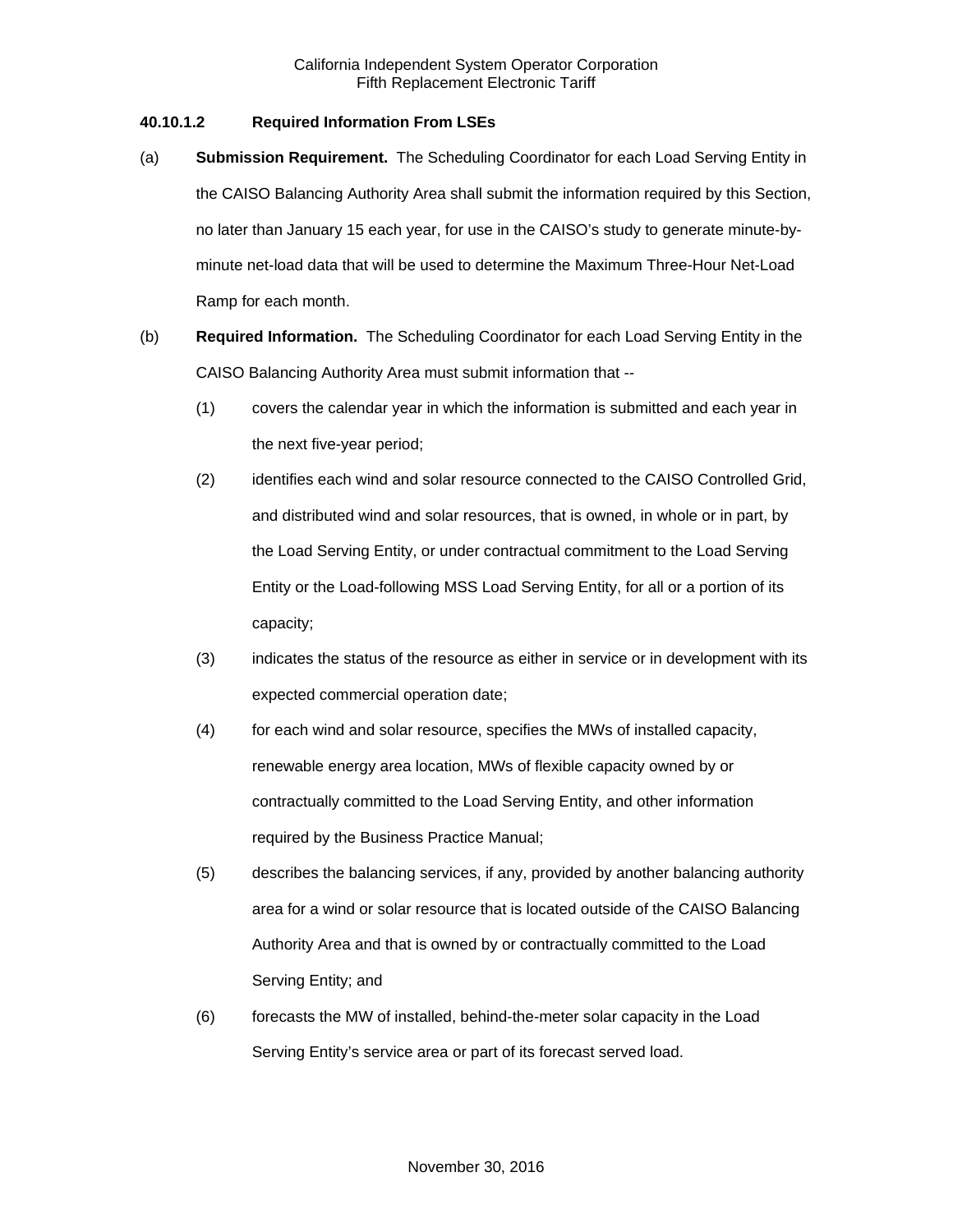### 40.10.1.2 Required Information From LSEs

(a) **Submission Requirement.** The Scheduling Coordinator for each Load Serving Entity in the CAISO Balancing Authority Area shall submit the information required by this Section, no later than January 15 each year, for use in the CAISO's study to generate minute-by-minute net-load data that will be used to determine the Maximum Three-Hour Net-Load Ramp for each month.

(b) **Required Information.** The Scheduling Coordinator for each Load Serving Entity in the CAISO Balancing Authority Area must submit information that --

(1) covers the calendar year in which the information is submitted and each year in the next five-year period;

(2) identifies each wind and solar resource connected to the CAISO Controlled Grid, and distributed wind and solar resources, that is owned, in whole or in part, by the Load Serving Entity, or under contractual commitment to the Load Serving Entity or the Load-following MSS Load Serving Entity, for all or a portion of its capacity;

(3) indicates the status of the resource as either in service or in development with its expected commercial operation date;

(4) for each wind and solar resource, specifies the MWs of installed capacity, renewable energy area location, MWs of flexible capacity owned by or contractually committed to the Load Serving Entity, and other information required by the Business Practice Manual;

(5) describes the balancing services, if any, provided by another balancing authority area for a wind or solar resource that is located outside of the CAISO Balancing Authority Area and that is owned by or contractually committed to the Load Serving Entity; and

(6) forecasts the MW of installed, behind-the-meter solar capacity in the Load Serving Entity's service area or part of its forecast served load.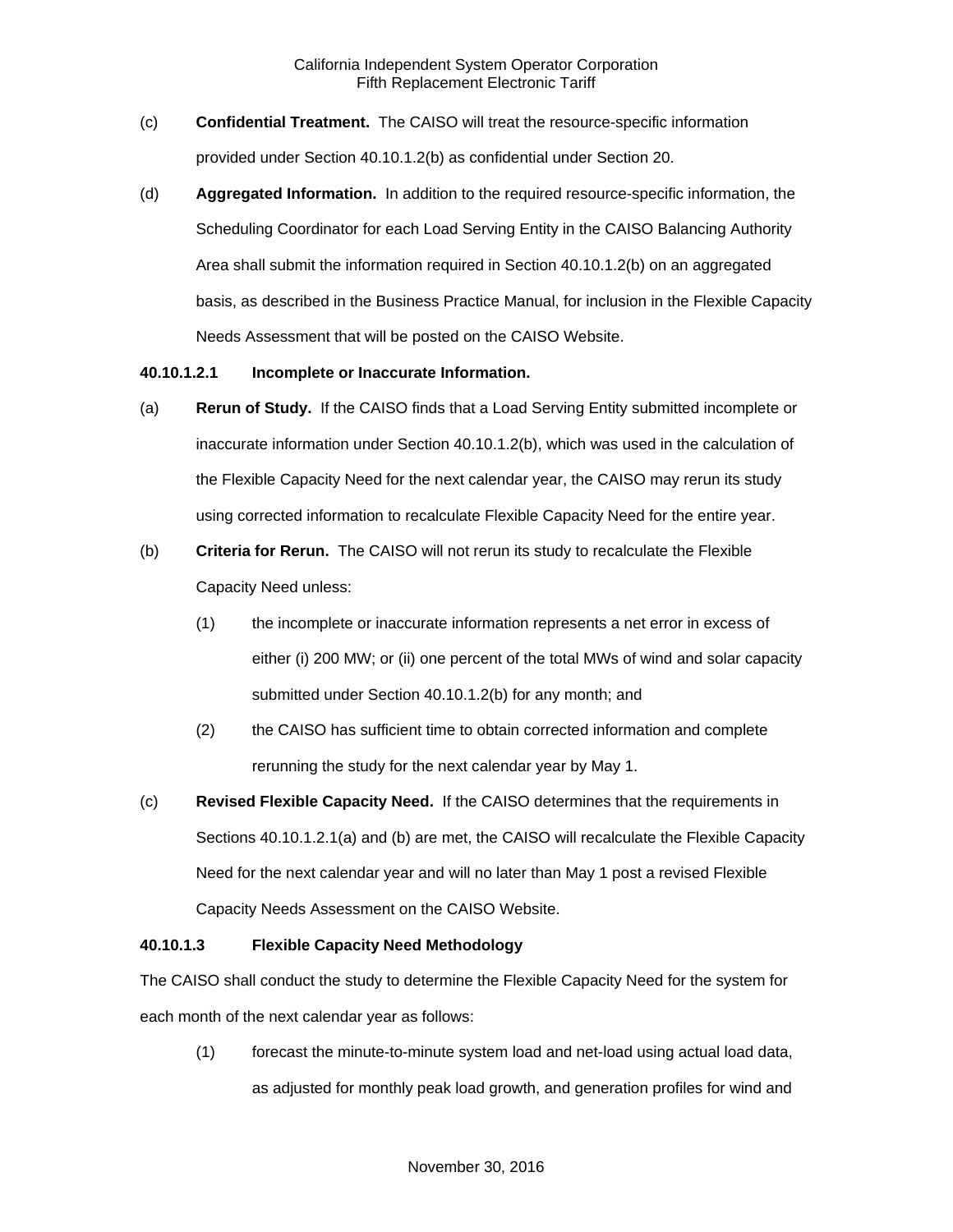(c) **Confidential Treatment.** The CAISO will treat the resource-specific information provided under Section 40.10.1.2(b) as confidential under Section 20.

(d) **Aggregated Information.** In addition to the required resource-specific information, the Scheduling Coordinator for each Load Serving Entity in the CAISO Balancing Authority Area shall submit the information required in Section 40.10.1.2(b) on an aggregated basis, as described in the Business Practice Manual, for inclusion in the Flexible Capacity Needs Assessment that will be posted on the CAISO Website.

**40.10.1.2.1 Incomplete or Inaccurate Information.**

(a) **Rerun of Study.** If the CAISO finds that a Load Serving Entity submitted incomplete or inaccurate information under Section 40.10.1.2(b), which was used in the calculation of the Flexible Capacity Need for the next calendar year, the CAISO may rerun its study using corrected information to recalculate Flexible Capacity Need for the entire year.

(b) **Criteria for Rerun.** The CAISO will not rerun its study to recalculate the Flexible Capacity Need unless:

(1) the incomplete or inaccurate information represents a net error in excess of either (i) 200 MW; or (ii) one percent of the total MWs of wind and solar capacity submitted under Section 40.10.1.2(b) for any month; and

(2) the CAISO has sufficient time to obtain corrected information and complete rerunning the study for the next calendar year by May 1.

(c) **Revised Flexible Capacity Need.** If the CAISO determines that the requirements in Sections 40.10.1.2.1(a) and (b) are met, the CAISO will recalculate the Flexible Capacity Need for the next calendar year and will no later than May 1 post a revised Flexible Capacity Needs Assessment on the CAISO Website.

**40.10.1.3 Flexible Capacity Need Methodology**

The CAISO shall conduct the study to determine the Flexible Capacity Need for the system for each month of the next calendar year as follows:

(1) forecast the minute-to-minute system load and net-load using actual load data, as adjusted for monthly peak load growth, and generation profiles for wind and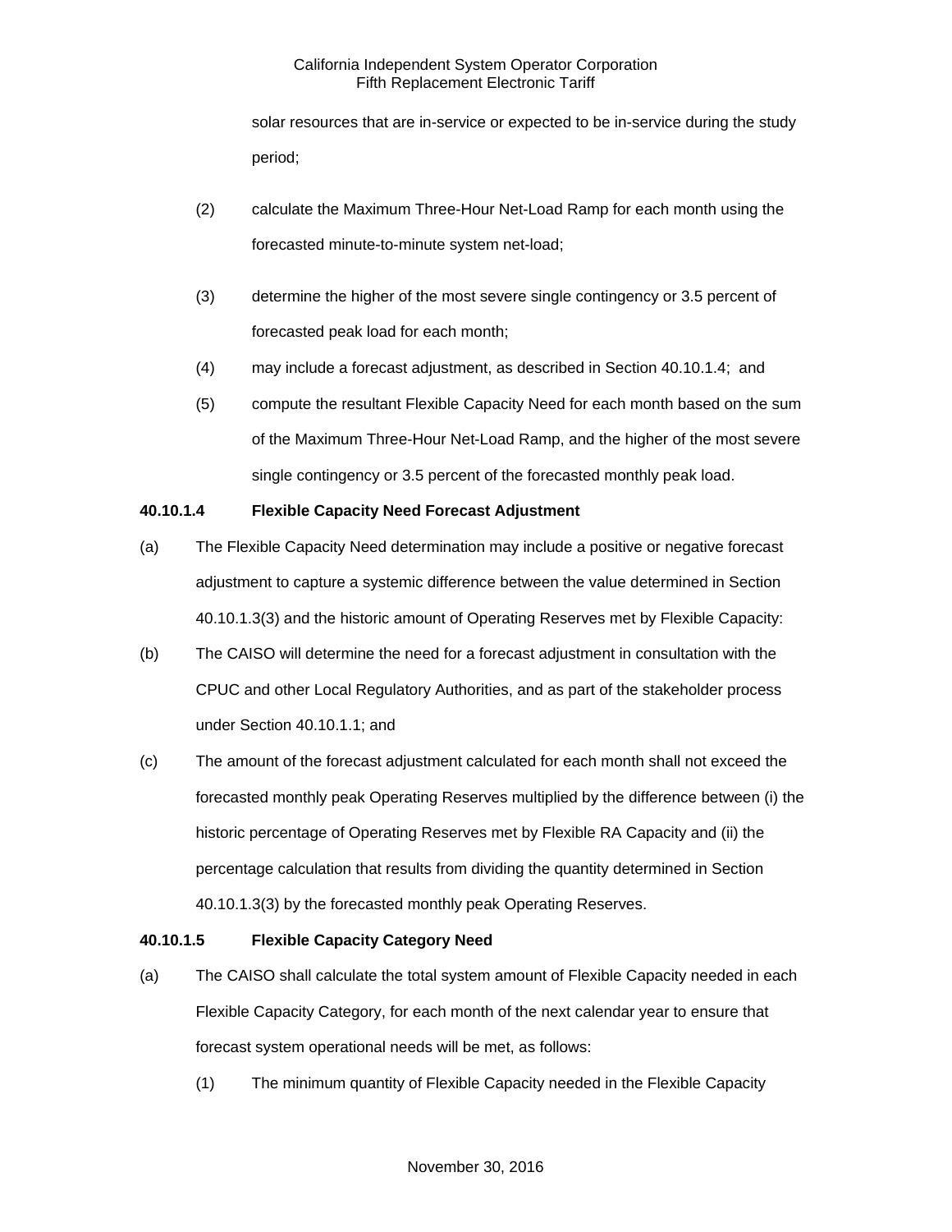solar resources that are in-service or expected to be in-service during the study period;

(2) calculate the Maximum Three-Hour Net-Load Ramp for each month using the forecasted minute-to-minute system net-load;

(3) determine the higher of the most severe single contingency or 3.5 percent of forecasted peak load for each month;

(4) may include a forecast adjustment, as described in Section 40.10.1.4; and

(5) compute the resultant Flexible Capacity Need for each month based on the sum of the Maximum Three-Hour Net-Load Ramp, and the higher of the most severe single contingency or 3.5 percent of the forecasted monthly peak load.

**40.10.1.4 Flexible Capacity Need Forecast Adjustment**

(a) The Flexible Capacity Need determination may include a positive or negative forecast adjustment to capture a systemic difference between the value determined in Section 40.10.1.3(3) and the historic amount of Operating Reserves met by Flexible Capacity:

(b) The CAISO will determine the need for a forecast adjustment in consultation with the CPUC and other Local Regulatory Authorities, and as part of the stakeholder process under Section 40.10.1.1; and

(c) The amount of the forecast adjustment calculated for each month shall not exceed the forecasted monthly peak Operating Reserves multiplied by the difference between (i) the historic percentage of Operating Reserves met by Flexible RA Capacity and (ii) the percentage calculation that results from dividing the quantity determined in Section 40.10.1.3(3) by the forecasted monthly peak Operating Reserves.

**40.10.1.5 Flexible Capacity Category Need**

(a) The CAISO shall calculate the total system amount of Flexible Capacity needed in each Flexible Capacity Category, for each month of the next calendar year to ensure that forecast system operational needs will be met, as follows:

(1) The minimum quantity of Flexible Capacity needed in the Flexible Capacity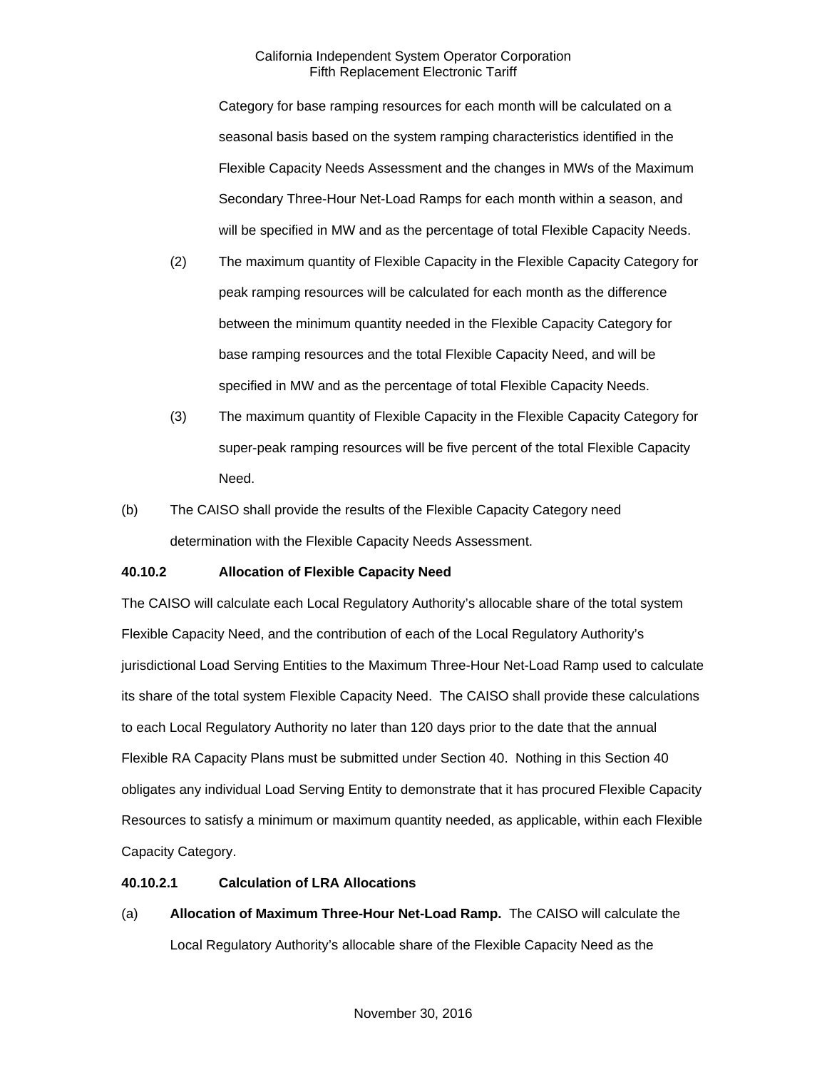Category for base ramping resources for each month will be calculated on a seasonal basis based on the system ramping characteristics identified in the Flexible Capacity Needs Assessment and the changes in MWs of the Maximum Secondary Three-Hour Net-Load Ramps for each month within a season, and will be specified in MW and as the percentage of total Flexible Capacity Needs.

(2) The maximum quantity of Flexible Capacity in the Flexible Capacity Category for peak ramping resources will be calculated for each month as the difference between the minimum quantity needed in the Flexible Capacity Category for base ramping resources and the total Flexible Capacity Need, and will be specified in MW and as the percentage of total Flexible Capacity Needs.

(3) The maximum quantity of Flexible Capacity in the Flexible Capacity Category for super-peak ramping resources will be five percent of the total Flexible Capacity Need.

(b) The CAISO shall provide the results of the Flexible Capacity Category need determination with the Flexible Capacity Needs Assessment.

**40.10.2 Allocation of Flexible Capacity Need**

The CAISO will calculate each Local Regulatory Authority's allocable share of the total system Flexible Capacity Need, and the contribution of each of the Local Regulatory Authority's jurisdictional Load Serving Entities to the Maximum Three-Hour Net-Load Ramp used to calculate its share of the total system Flexible Capacity Need. The CAISO shall provide these calculations to each Local Regulatory Authority no later than 120 days prior to the date that the annual Flexible RA Capacity Plans must be submitted under Section 40. Nothing in this Section 40 obligates any individual Load Serving Entity to demonstrate that it has procured Flexible Capacity Resources to satisfy a minimum or maximum quantity needed, as applicable, within each Flexible Capacity Category.

**40.10.2.1 Calculation of LRA Allocations**

(a) **Allocation of Maximum Three-Hour Net-Load Ramp.** The CAISO will calculate the Local Regulatory Authority's allocable share of the Flexible Capacity Need as the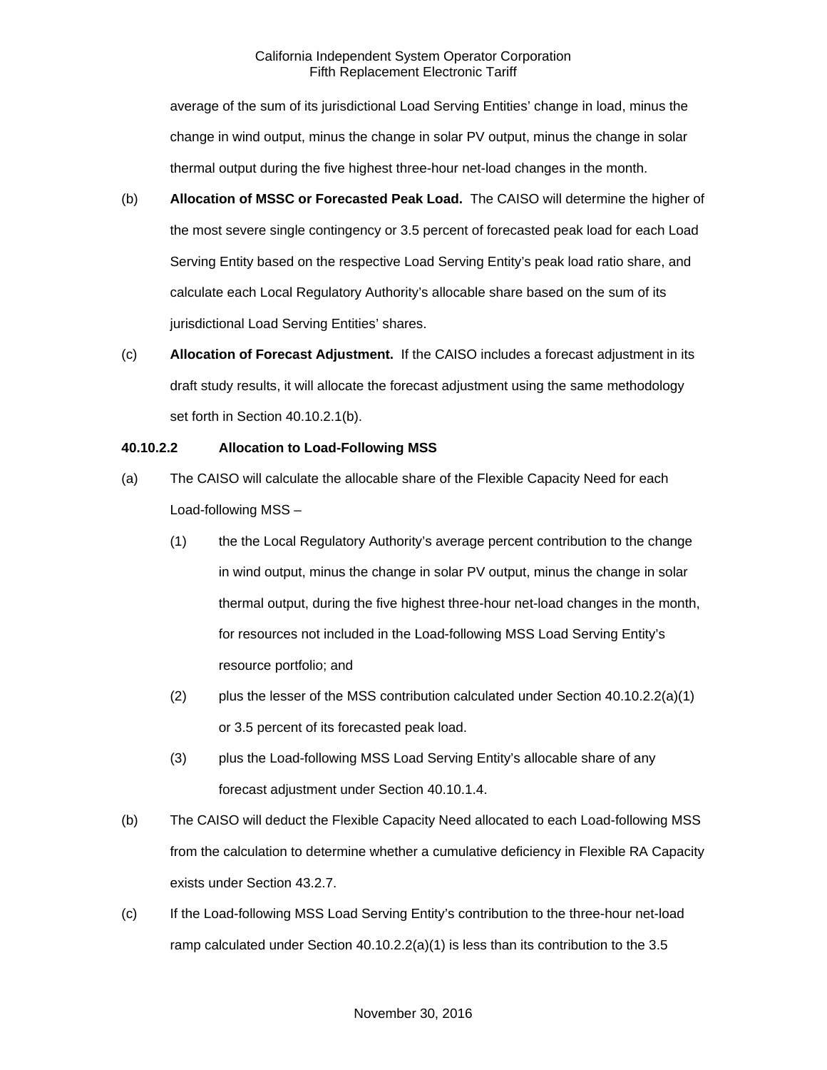average of the sum of its jurisdictional Load Serving Entities' change in load, minus the change in wind output, minus the change in solar PV output, minus the change in solar thermal output during the five highest three-hour net-load changes in the month.

(b) **Allocation of MSSC or Forecasted Peak Load.** The CAISO will determine the higher of the most severe single contingency or 3.5 percent of forecasted peak load for each Load Serving Entity based on the respective Load Serving Entity's peak load ratio share, and calculate each Local Regulatory Authority's allocable share based on the sum of its jurisdictional Load Serving Entities' shares.

(c) **Allocation of Forecast Adjustment.** If the CAISO includes a forecast adjustment in its draft study results, it will allocate the forecast adjustment using the same methodology set forth in Section 40.10.2.1(b).

**40.10.2.2 Allocation to Load-Following MSS**

(a) The CAISO will calculate the allocable share of the Flexible Capacity Need for each Load-following MSS –

(1) the the Local Regulatory Authority's average percent contribution to the change in wind output, minus the change in solar PV output, minus the change in solar thermal output, during the five highest three-hour net-load changes in the month, for resources not included in the Load-following MSS Load Serving Entity's resource portfolio; and

(2) plus the lesser of the MSS contribution calculated under Section 40.10.2.2(a)(1) or 3.5 percent of its forecasted peak load.

(3) plus the Load-following MSS Load Serving Entity's allocable share of any forecast adjustment under Section 40.10.1.4.

(b) The CAISO will deduct the Flexible Capacity Need allocated to each Load-following MSS from the calculation to determine whether a cumulative deficiency in Flexible RA Capacity exists under Section 43.2.7.

(c) If the Load-following MSS Load Serving Entity's contribution to the three-hour net-load ramp calculated under Section 40.10.2.2(a)(1) is less than its contribution to the 3.5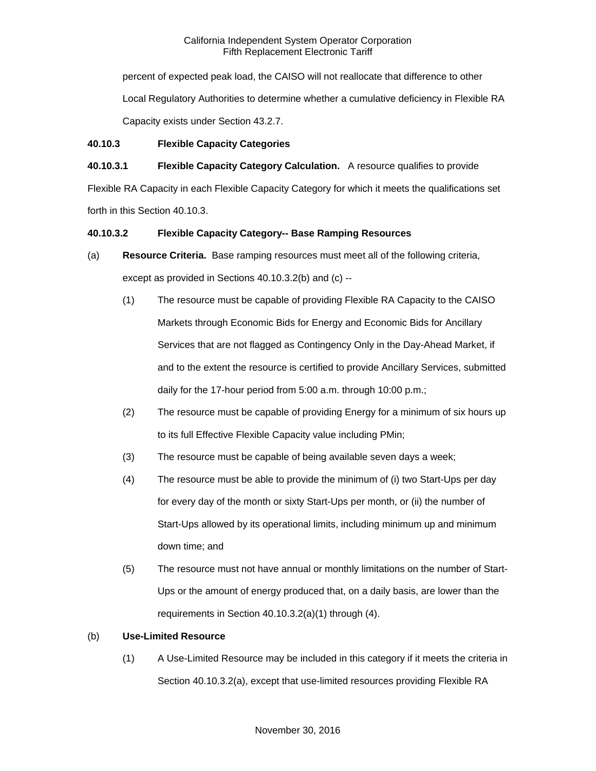percent of expected peak load, the CAISO will not reallocate that difference to other Local Regulatory Authorities to determine whether a cumulative deficiency in Flexible RA Capacity exists under Section 43.2.7.

**40.10.3 Flexible Capacity Categories**

**40.10.3.1 Flexible Capacity Category Calculation.** A resource qualifies to provide Flexible RA Capacity in each Flexible Capacity Category for which it meets the qualifications set forth in this Section 40.10.3.

**40.10.3.2 Flexible Capacity Category-- Base Ramping Resources**

(a) **Resource Criteria.** Base ramping resources must meet all of the following criteria, except as provided in Sections 40.10.3.2(b) and (c) --

(1) The resource must be capable of providing Flexible RA Capacity to the CAISO Markets through Economic Bids for Energy and Economic Bids for Ancillary Services that are not flagged as Contingency Only in the Day-Ahead Market, if and to the extent the resource is certified to provide Ancillary Services, submitted daily for the 17-hour period from 5:00 a.m. through 10:00 p.m.;

(2) The resource must be capable of providing Energy for a minimum of six hours up to its full Effective Flexible Capacity value including PMin;

(3) The resource must be capable of being available seven days a week;

(4) The resource must be able to provide the minimum of (i) two Start-Ups per day for every day of the month or sixty Start-Ups per month, or (ii) the number of Start-Ups allowed by its operational limits, including minimum up and minimum down time; and

(5) The resource must not have annual or monthly limitations on the number of Start-Ups or the amount of energy produced that, on a daily basis, are lower than the requirements in Section 40.10.3.2(a)(1) through (4).

(b) **Use-Limited Resource**

(1) A Use-Limited Resource may be included in this category if it meets the criteria in Section 40.10.3.2(a), except that use-limited resources providing Flexible RA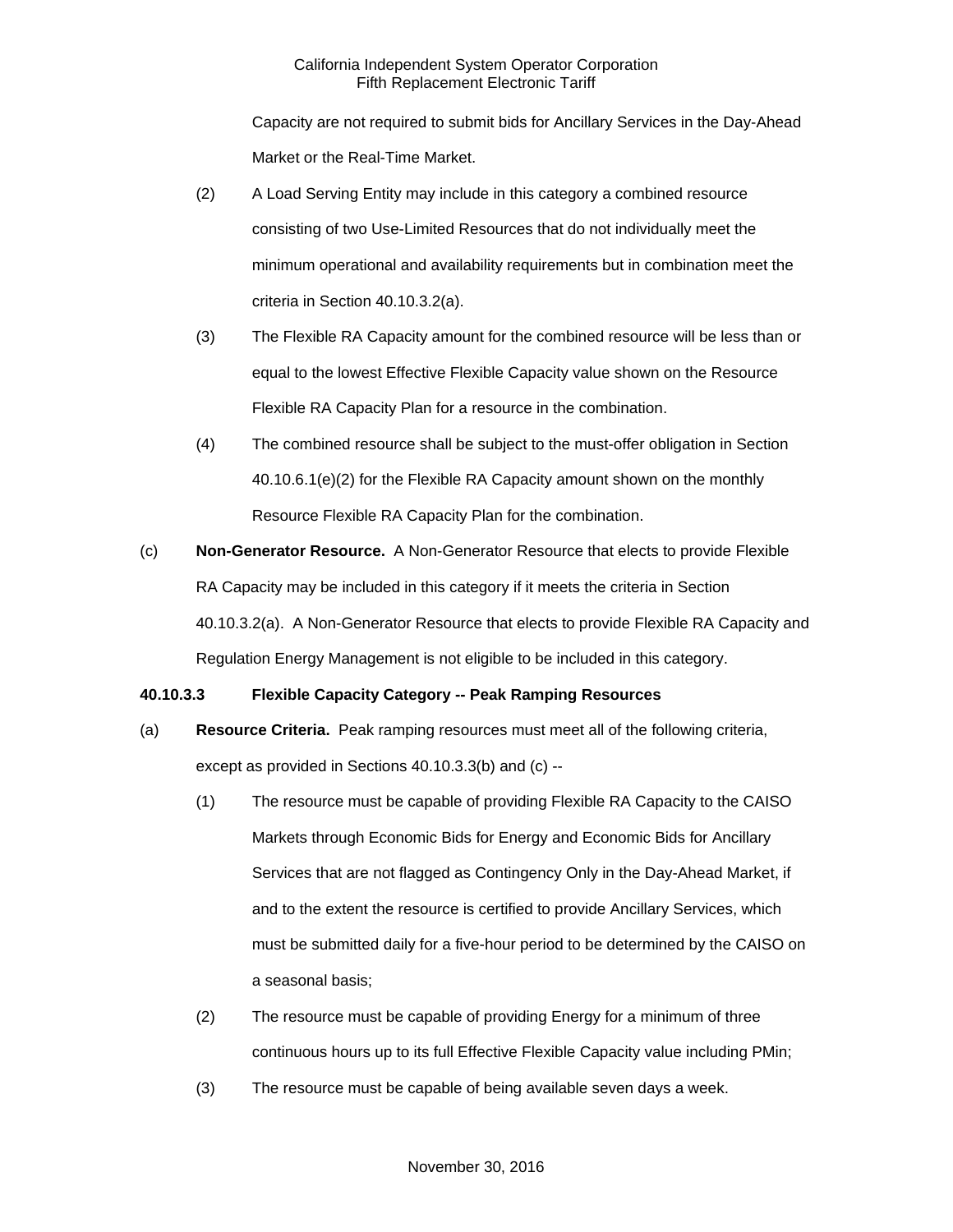Capacity are not required to submit bids for Ancillary Services in the Day-Ahead Market or the Real-Time Market.

(2) A Load Serving Entity may include in this category a combined resource consisting of two Use-Limited Resources that do not individually meet the minimum operational and availability requirements but in combination meet the criteria in Section 40.10.3.2(a).

(3) The Flexible RA Capacity amount for the combined resource will be less than or equal to the lowest Effective Flexible Capacity value shown on the Resource Flexible RA Capacity Plan for a resource in the combination.

(4) The combined resource shall be subject to the must-offer obligation in Section 40.10.6.1(e)(2) for the Flexible RA Capacity amount shown on the monthly Resource Flexible RA Capacity Plan for the combination.

(c) **Non-Generator Resource.** A Non-Generator Resource that elects to provide Flexible RA Capacity may be included in this category if it meets the criteria in Section 40.10.3.2(a). A Non-Generator Resource that elects to provide Flexible RA Capacity and Regulation Energy Management is not eligible to be included in this category.

**40.10.3.3 Flexible Capacity Category -- Peak Ramping Resources**

(a) **Resource Criteria.** Peak ramping resources must meet all of the following criteria, except as provided in Sections 40.10.3.3(b) and (c) --

(1) The resource must be capable of providing Flexible RA Capacity to the CAISO Markets through Economic Bids for Energy and Economic Bids for Ancillary Services that are not flagged as Contingency Only in the Day-Ahead Market, if and to the extent the resource is certified to provide Ancillary Services, which must be submitted daily for a five-hour period to be determined by the CAISO on a seasonal basis;

(2) The resource must be capable of providing Energy for a minimum of three continuous hours up to its full Effective Flexible Capacity value including PMin;

(3) The resource must be capable of being available seven days a week.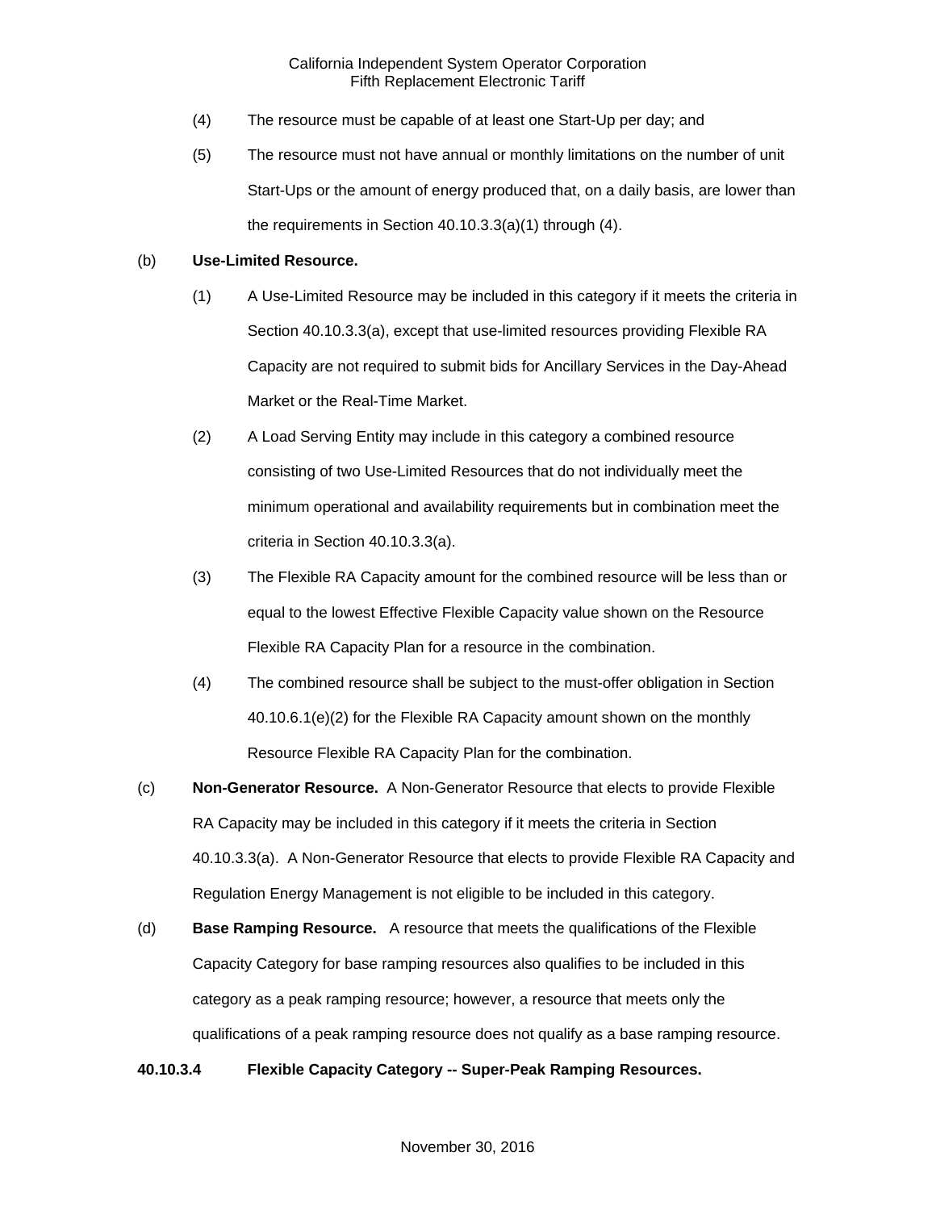(4) The resource must be capable of at least one Start-Up per day; and

(5) The resource must not have annual or monthly limitations on the number of unit Start-Ups or the amount of energy produced that, on a daily basis, are lower than the requirements in Section 40.10.3.3(a)(1) through (4).

(b) **Use-Limited Resource.**

(1) A Use-Limited Resource may be included in this category if it meets the criteria in Section 40.10.3.3(a), except that use-limited resources providing Flexible RA Capacity are not required to submit bids for Ancillary Services in the Day-Ahead Market or the Real-Time Market.

(2) A Load Serving Entity may include in this category a combined resource consisting of two Use-Limited Resources that do not individually meet the minimum operational and availability requirements but in combination meet the criteria in Section 40.10.3.3(a).

(3) The Flexible RA Capacity amount for the combined resource will be less than or equal to the lowest Effective Flexible Capacity value shown on the Resource Flexible RA Capacity Plan for a resource in the combination.

(4) The combined resource shall be subject to the must-offer obligation in Section 40.10.6.1(e)(2) for the Flexible RA Capacity amount shown on the monthly Resource Flexible RA Capacity Plan for the combination.

(c) **Non-Generator Resource.** A Non-Generator Resource that elects to provide Flexible RA Capacity may be included in this category if it meets the criteria in Section 40.10.3.3(a). A Non-Generator Resource that elects to provide Flexible RA Capacity and Regulation Energy Management is not eligible to be included in this category.

(d) **Base Ramping Resource.** A resource that meets the qualifications of the Flexible Capacity Category for base ramping resources also qualifies to be included in this category as a peak ramping resource; however, a resource that meets only the qualifications of a peak ramping resource does not qualify as a base ramping resource.

**40.10.3.4 Flexible Capacity Category -- Super-Peak Ramping Resources.**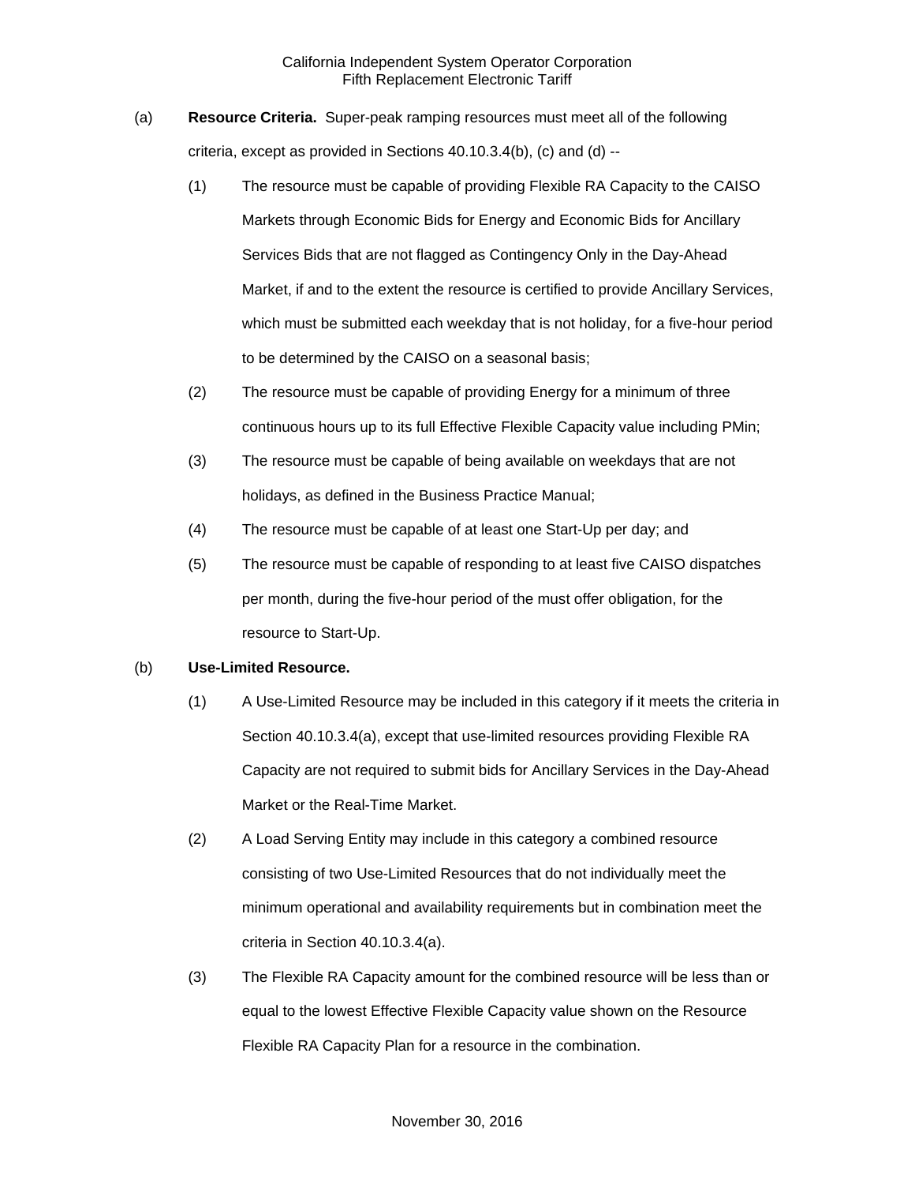(a) **Resource Criteria.** Super-peak ramping resources must meet all of the following criteria, except as provided in Sections 40.10.3.4(b), (c) and (d) --

(1) The resource must be capable of providing Flexible RA Capacity to the CAISO Markets through Economic Bids for Energy and Economic Bids for Ancillary Services Bids that are not flagged as Contingency Only in the Day-Ahead Market, if and to the extent the resource is certified to provide Ancillary Services, which must be submitted each weekday that is not holiday, for a five-hour period to be determined by the CAISO on a seasonal basis;

(2) The resource must be capable of providing Energy for a minimum of three continuous hours up to its full Effective Flexible Capacity value including PMin;

(3) The resource must be capable of being available on weekdays that are not holidays, as defined in the Business Practice Manual;

(4) The resource must be capable of at least one Start-Up per day; and

(5) The resource must be capable of responding to at least five CAISO dispatches per month, during the five-hour period of the must offer obligation, for the resource to Start-Up.

(b) **Use-Limited Resource.**

(1) A Use-Limited Resource may be included in this category if it meets the criteria in Section 40.10.3.4(a), except that use-limited resources providing Flexible RA Capacity are not required to submit bids for Ancillary Services in the Day-Ahead Market or the Real-Time Market.

(2) A Load Serving Entity may include in this category a combined resource consisting of two Use-Limited Resources that do not individually meet the minimum operational and availability requirements but in combination meet the criteria in Section 40.10.3.4(a).

(3) The Flexible RA Capacity amount for the combined resource will be less than or equal to the lowest Effective Flexible Capacity value shown on the Resource Flexible RA Capacity Plan for a resource in the combination.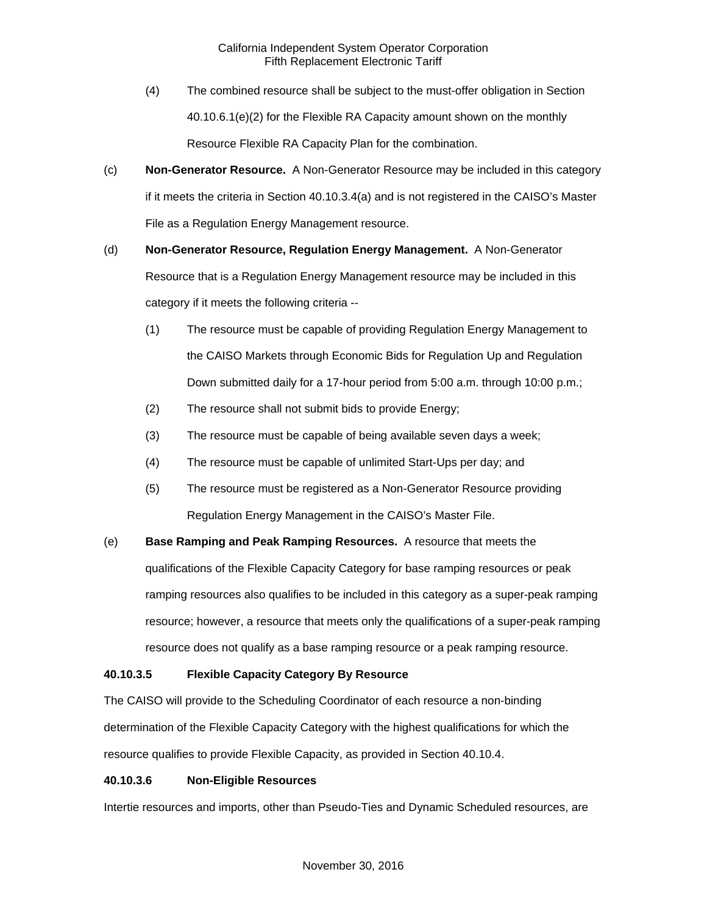(4) The combined resource shall be subject to the must-offer obligation in Section 40.10.6.1(e)(2) for the Flexible RA Capacity amount shown on the monthly Resource Flexible RA Capacity Plan for the combination.

(c) **Non-Generator Resource.** A Non-Generator Resource may be included in this category if it meets the criteria in Section 40.10.3.4(a) and is not registered in the CAISO's Master File as a Regulation Energy Management resource.

(d) **Non-Generator Resource, Regulation Energy Management.** A Non-Generator Resource that is a Regulation Energy Management resource may be included in this category if it meets the following criteria --

(1) The resource must be capable of providing Regulation Energy Management to the CAISO Markets through Economic Bids for Regulation Up and Regulation Down submitted daily for a 17-hour period from 5:00 a.m. through 10:00 p.m.;

(2) The resource shall not submit bids to provide Energy;

(3) The resource must be capable of being available seven days a week;

(4) The resource must be capable of unlimited Start-Ups per day; and

(5) The resource must be registered as a Non-Generator Resource providing Regulation Energy Management in the CAISO's Master File.

(e) **Base Ramping and Peak Ramping Resources.** A resource that meets the qualifications of the Flexible Capacity Category for base ramping resources or peak ramping resources also qualifies to be included in this category as a super-peak ramping resource; however, a resource that meets only the qualifications of a super-peak ramping resource does not qualify as a base ramping resource or a peak ramping resource.

**40.10.3.5 Flexible Capacity Category By Resource**

The CAISO will provide to the Scheduling Coordinator of each resource a non-binding determination of the Flexible Capacity Category with the highest qualifications for which the resource qualifies to provide Flexible Capacity, as provided in Section 40.10.4.

**40.10.3.6 Non-Eligible Resources**

Intertie resources and imports, other than Pseudo-Ties and Dynamic Scheduled resources, are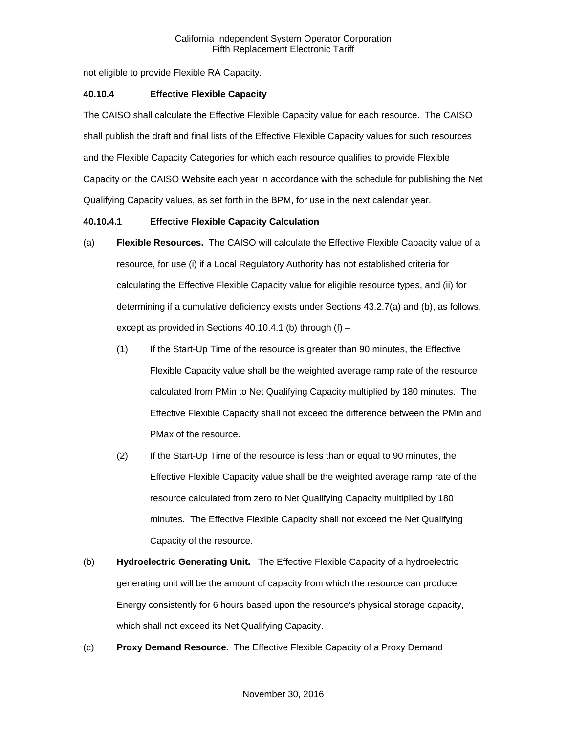not eligible to provide Flexible RA Capacity.

**40.10.4 Effective Flexible Capacity**

The CAISO shall calculate the Effective Flexible Capacity value for each resource. The CAISO shall publish the draft and final lists of the Effective Flexible Capacity values for such resources and the Flexible Capacity Categories for which each resource qualifies to provide Flexible Capacity on the CAISO Website each year in accordance with the schedule for publishing the Net Qualifying Capacity values, as set forth in the BPM, for use in the next calendar year.

**40.10.4.1 Effective Flexible Capacity Calculation**

(a) **Flexible Resources.** The CAISO will calculate the Effective Flexible Capacity value of a resource, for use (i) if a Local Regulatory Authority has not established criteria for calculating the Effective Flexible Capacity value for eligible resource types, and (ii) for determining if a cumulative deficiency exists under Sections 43.2.7(a) and (b), as follows, except as provided in Sections 40.10.4.1 (b) through (f) –

   (1) If the Start-Up Time of the resource is greater than 90 minutes, the Effective Flexible Capacity value shall be the weighted average ramp rate of the resource calculated from PMin to Net Qualifying Capacity multiplied by 180 minutes. The Effective Flexible Capacity shall not exceed the difference between the PMin and PMax of the resource.

   (2) If the Start-Up Time of the resource is less than or equal to 90 minutes, the Effective Flexible Capacity value shall be the weighted average ramp rate of the resource calculated from zero to Net Qualifying Capacity multiplied by 180 minutes. The Effective Flexible Capacity shall not exceed the Net Qualifying Capacity of the resource.

(b) **Hydroelectric Generating Unit.** The Effective Flexible Capacity of a hydroelectric generating unit will be the amount of capacity from which the resource can produce Energy consistently for 6 hours based upon the resource's physical storage capacity, which shall not exceed its Net Qualifying Capacity.

(c) **Proxy Demand Resource.** The Effective Flexible Capacity of a Proxy Demand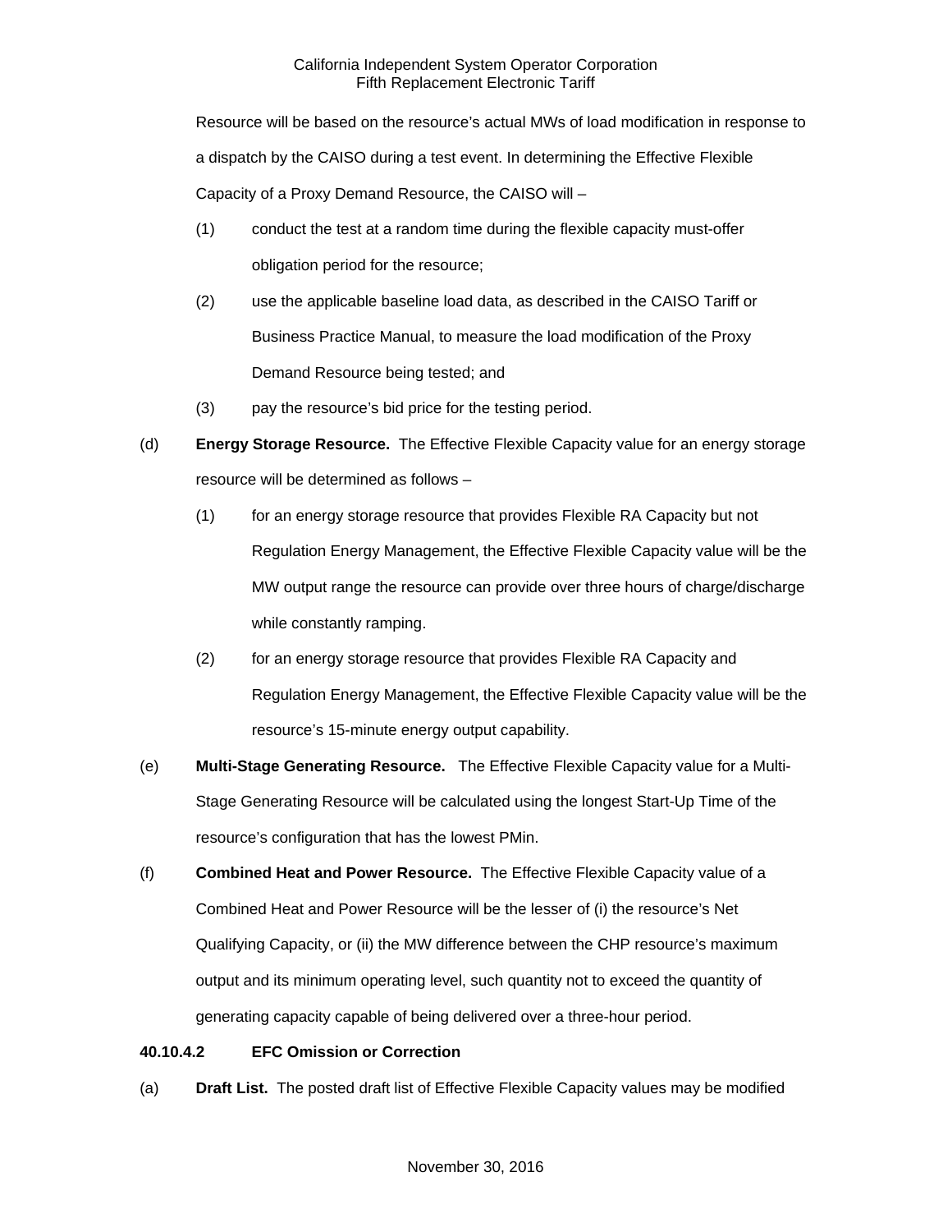Resource will be based on the resource's actual MWs of load modification in response to a dispatch by the CAISO during a test event. In determining the Effective Flexible Capacity of a Proxy Demand Resource, the CAISO will –

(1) conduct the test at a random time during the flexible capacity must-offer obligation period for the resource;

(2) use the applicable baseline load data, as described in the CAISO Tariff or Business Practice Manual, to measure the load modification of the Proxy Demand Resource being tested; and

(3) pay the resource's bid price for the testing period.

(d) **Energy Storage Resource.** The Effective Flexible Capacity value for an energy storage resource will be determined as follows –

(1) for an energy storage resource that provides Flexible RA Capacity but not Regulation Energy Management, the Effective Flexible Capacity value will be the MW output range the resource can provide over three hours of charge/discharge while constantly ramping.

(2) for an energy storage resource that provides Flexible RA Capacity and Regulation Energy Management, the Effective Flexible Capacity value will be the resource's 15-minute energy output capability.

(e) **Multi-Stage Generating Resource.** The Effective Flexible Capacity value for a Multi-Stage Generating Resource will be calculated using the longest Start-Up Time of the resource's configuration that has the lowest PMin.

(f) **Combined Heat and Power Resource.** The Effective Flexible Capacity value of a Combined Heat and Power Resource will be the lesser of (i) the resource's Net Qualifying Capacity, or (ii) the MW difference between the CHP resource's maximum output and its minimum operating level, such quantity not to exceed the quantity of generating capacity capable of being delivered over a three-hour period.

**40.10.4.2 EFC Omission or Correction**

(a) **Draft List.** The posted draft list of Effective Flexible Capacity values may be modified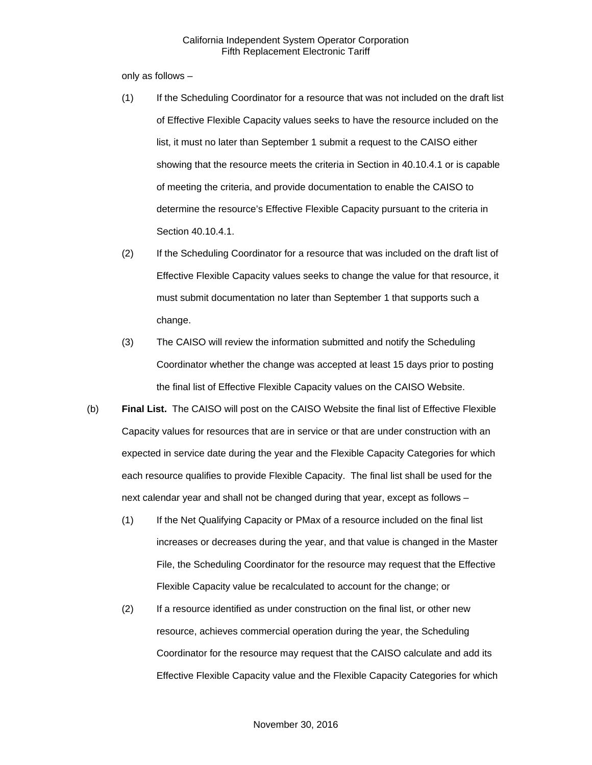only as follows –

(1) If the Scheduling Coordinator for a resource that was not included on the draft list of Effective Flexible Capacity values seeks to have the resource included on the list, it must no later than September 1 submit a request to the CAISO either showing that the resource meets the criteria in Section in 40.10.4.1 or is capable of meeting the criteria, and provide documentation to enable the CAISO to determine the resource's Effective Flexible Capacity pursuant to the criteria in Section 40.10.4.1.

(2) If the Scheduling Coordinator for a resource that was included on the draft list of Effective Flexible Capacity values seeks to change the value for that resource, it must submit documentation no later than September 1 that supports such a change.

(3) The CAISO will review the information submitted and notify the Scheduling Coordinator whether the change was accepted at least 15 days prior to posting the final list of Effective Flexible Capacity values on the CAISO Website.

(b) **Final List.** The CAISO will post on the CAISO Website the final list of Effective Flexible Capacity values for resources that are in service or that are under construction with an expected in service date during the year and the Flexible Capacity Categories for which each resource qualifies to provide Flexible Capacity. The final list shall be used for the next calendar year and shall not be changed during that year, except as follows –

(1) If the Net Qualifying Capacity or PMax of a resource included on the final list increases or decreases during the year, and that value is changed in the Master File, the Scheduling Coordinator for the resource may request that the Effective Flexible Capacity value be recalculated to account for the change; or

(2) If a resource identified as under construction on the final list, or other new resource, achieves commercial operation during the year, the Scheduling Coordinator for the resource may request that the CAISO calculate and add its Effective Flexible Capacity value and the Flexible Capacity Categories for which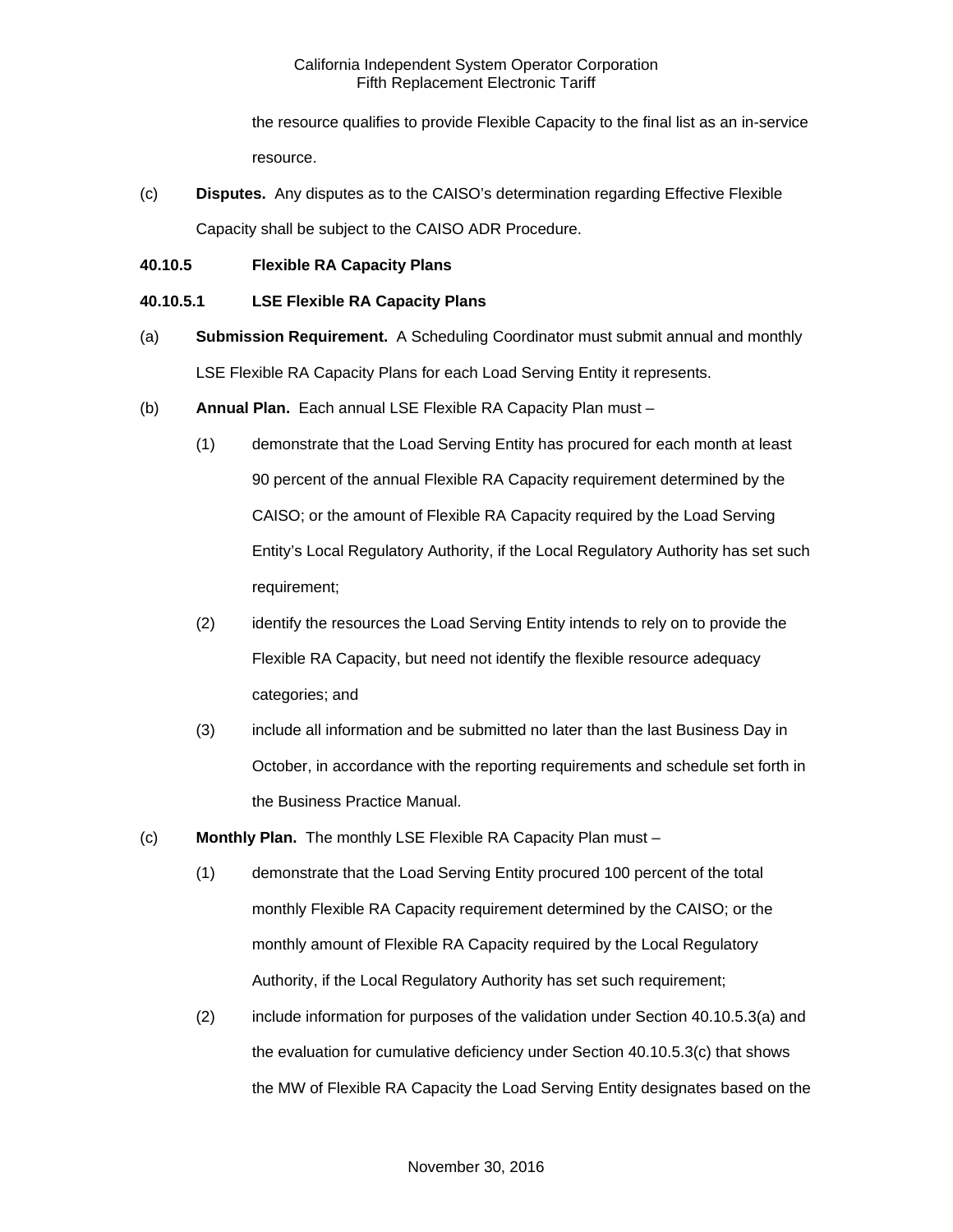the resource qualifies to provide Flexible Capacity to the final list as an in-service resource.

(c) **Disputes.** Any disputes as to the CAISO's determination regarding Effective Flexible Capacity shall be subject to the CAISO ADR Procedure.

**40.10.5 Flexible RA Capacity Plans**

**40.10.5.1 LSE Flexible RA Capacity Plans**

(a) **Submission Requirement.** A Scheduling Coordinator must submit annual and monthly LSE Flexible RA Capacity Plans for each Load Serving Entity it represents.

(b) **Annual Plan.** Each annual LSE Flexible RA Capacity Plan must –

(1) demonstrate that the Load Serving Entity has procured for each month at least 90 percent of the annual Flexible RA Capacity requirement determined by the CAISO; or the amount of Flexible RA Capacity required by the Load Serving Entity's Local Regulatory Authority, if the Local Regulatory Authority has set such requirement;

(2) identify the resources the Load Serving Entity intends to rely on to provide the Flexible RA Capacity, but need not identify the flexible resource adequacy categories; and

(3) include all information and be submitted no later than the last Business Day in October, in accordance with the reporting requirements and schedule set forth in the Business Practice Manual.

(c) **Monthly Plan.** The monthly LSE Flexible RA Capacity Plan must –

(1) demonstrate that the Load Serving Entity procured 100 percent of the total monthly Flexible RA Capacity requirement determined by the CAISO; or the monthly amount of Flexible RA Capacity required by the Local Regulatory Authority, if the Local Regulatory Authority has set such requirement;

(2) include information for purposes of the validation under Section 40.10.5.3(a) and the evaluation for cumulative deficiency under Section 40.10.5.3(c) that shows the MW of Flexible RA Capacity the Load Serving Entity designates based on the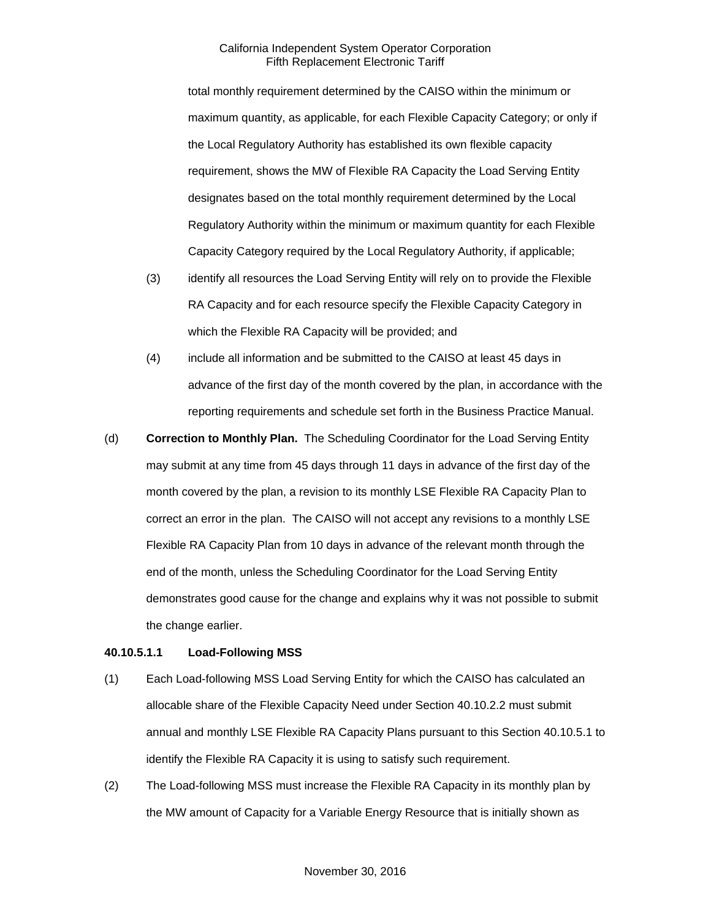total monthly requirement determined by the CAISO within the minimum or maximum quantity, as applicable, for each Flexible Capacity Category; or only if the Local Regulatory Authority has established its own flexible capacity requirement, shows the MW of Flexible RA Capacity the Load Serving Entity designates based on the total monthly requirement determined by the Local Regulatory Authority within the minimum or maximum quantity for each Flexible Capacity Category required by the Local Regulatory Authority, if applicable;

(3) identify all resources the Load Serving Entity will rely on to provide the Flexible RA Capacity and for each resource specify the Flexible Capacity Category in which the Flexible RA Capacity will be provided; and

(4) include all information and be submitted to the CAISO at least 45 days in advance of the first day of the month covered by the plan, in accordance with the reporting requirements and schedule set forth in the Business Practice Manual.

(d) **Correction to Monthly Plan.** The Scheduling Coordinator for the Load Serving Entity may submit at any time from 45 days through 11 days in advance of the first day of the month covered by the plan, a revision to its monthly LSE Flexible RA Capacity Plan to correct an error in the plan. The CAISO will not accept any revisions to a monthly LSE Flexible RA Capacity Plan from 10 days in advance of the relevant month through the end of the month, unless the Scheduling Coordinator for the Load Serving Entity demonstrates good cause for the change and explains why it was not possible to submit the change earlier.

**40.10.5.1.1 Load-Following MSS**

(1) Each Load-following MSS Load Serving Entity for which the CAISO has calculated an allocable share of the Flexible Capacity Need under Section 40.10.2.2 must submit annual and monthly LSE Flexible RA Capacity Plans pursuant to this Section 40.10.5.1 to identify the Flexible RA Capacity it is using to satisfy such requirement.

(2) The Load-following MSS must increase the Flexible RA Capacity in its monthly plan by the MW amount of Capacity for a Variable Energy Resource that is initially shown as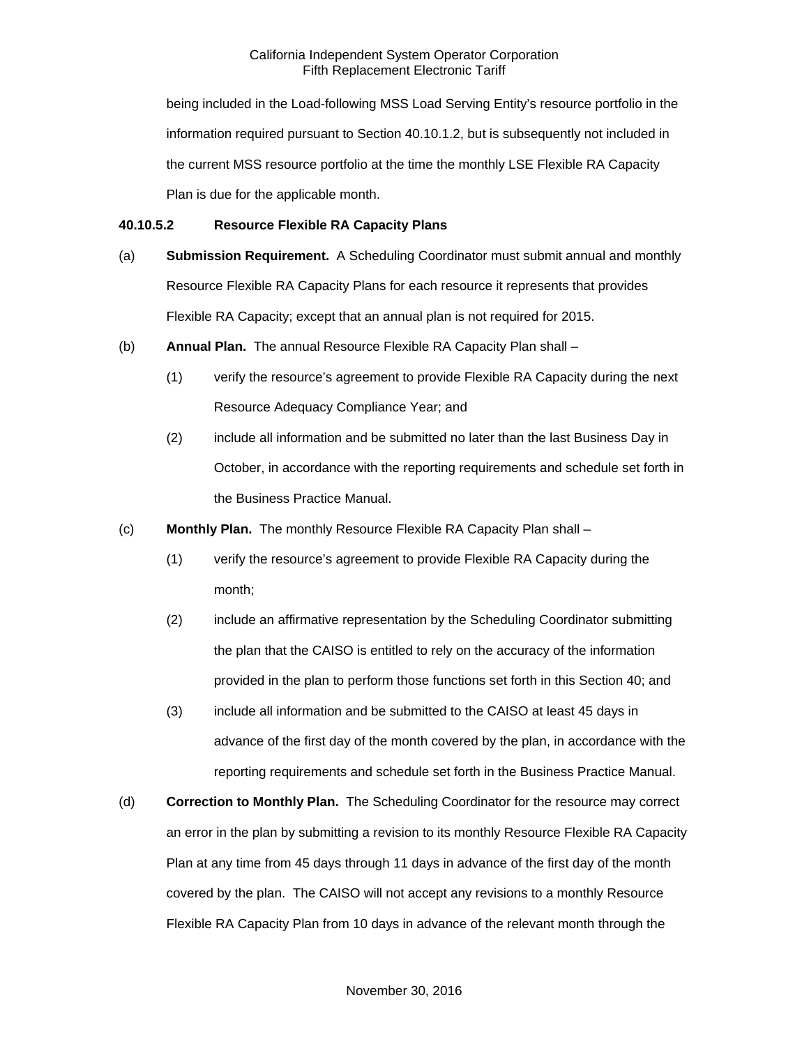being included in the Load-following MSS Load Serving Entity's resource portfolio in the information required pursuant to Section 40.10.1.2, but is subsequently not included in the current MSS resource portfolio at the time the monthly LSE Flexible RA Capacity Plan is due for the applicable month.

**40.10.5.2 Resource Flexible RA Capacity Plans**

(a) **Submission Requirement.** A Scheduling Coordinator must submit annual and monthly Resource Flexible RA Capacity Plans for each resource it represents that provides Flexible RA Capacity; except that an annual plan is not required for 2015.

(b) **Annual Plan.** The annual Resource Flexible RA Capacity Plan shall –

(1) verify the resource's agreement to provide Flexible RA Capacity during the next Resource Adequacy Compliance Year; and

(2) include all information and be submitted no later than the last Business Day in October, in accordance with the reporting requirements and schedule set forth in the Business Practice Manual.

(c) **Monthly Plan.** The monthly Resource Flexible RA Capacity Plan shall –

(1) verify the resource's agreement to provide Flexible RA Capacity during the month;

(2) include an affirmative representation by the Scheduling Coordinator submitting the plan that the CAISO is entitled to rely on the accuracy of the information provided in the plan to perform those functions set forth in this Section 40; and

(3) include all information and be submitted to the CAISO at least 45 days in advance of the first day of the month covered by the plan, in accordance with the reporting requirements and schedule set forth in the Business Practice Manual.

(d) **Correction to Monthly Plan.** The Scheduling Coordinator for the resource may correct an error in the plan by submitting a revision to its monthly Resource Flexible RA Capacity Plan at any time from 45 days through 11 days in advance of the first day of the month covered by the plan. The CAISO will not accept any revisions to a monthly Resource Flexible RA Capacity Plan from 10 days in advance of the relevant month through the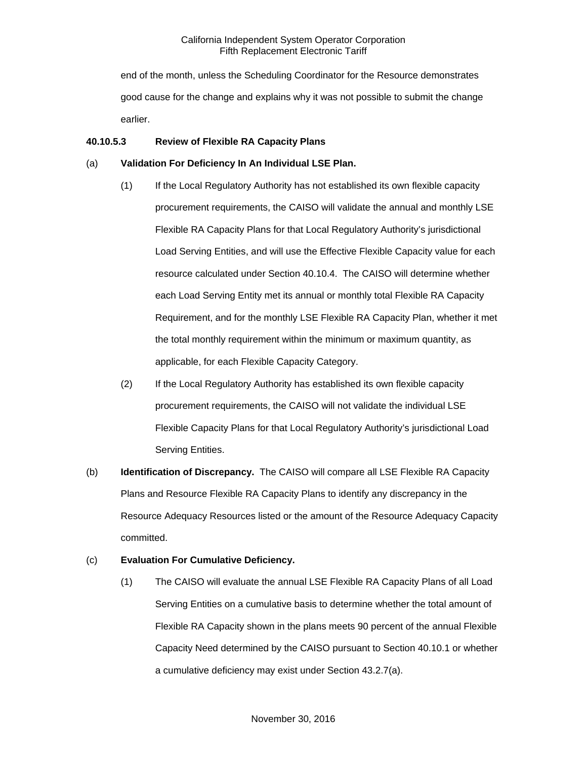end of the month, unless the Scheduling Coordinator for the Resource demonstrates good cause for the change and explains why it was not possible to submit the change earlier.

**40.10.5.3 Review of Flexible RA Capacity Plans**

(a) **Validation For Deficiency In An Individual LSE Plan.**

(1) If the Local Regulatory Authority has not established its own flexible capacity procurement requirements, the CAISO will validate the annual and monthly LSE Flexible RA Capacity Plans for that Local Regulatory Authority's jurisdictional Load Serving Entities, and will use the Effective Flexible Capacity value for each resource calculated under Section 40.10.4. The CAISO will determine whether each Load Serving Entity met its annual or monthly total Flexible RA Capacity Requirement, and for the monthly LSE Flexible RA Capacity Plan, whether it met the total monthly requirement within the minimum or maximum quantity, as applicable, for each Flexible Capacity Category.

(2) If the Local Regulatory Authority has established its own flexible capacity procurement requirements, the CAISO will not validate the individual LSE Flexible Capacity Plans for that Local Regulatory Authority's jurisdictional Load Serving Entities.

(b) **Identification of Discrepancy.** The CAISO will compare all LSE Flexible RA Capacity Plans and Resource Flexible RA Capacity Plans to identify any discrepancy in the Resource Adequacy Resources listed or the amount of the Resource Adequacy Capacity committed.

(c) **Evaluation For Cumulative Deficiency.**

(1) The CAISO will evaluate the annual LSE Flexible RA Capacity Plans of all Load Serving Entities on a cumulative basis to determine whether the total amount of Flexible RA Capacity shown in the plans meets 90 percent of the annual Flexible Capacity Need determined by the CAISO pursuant to Section 40.10.1 or whether a cumulative deficiency may exist under Section 43.2.7(a).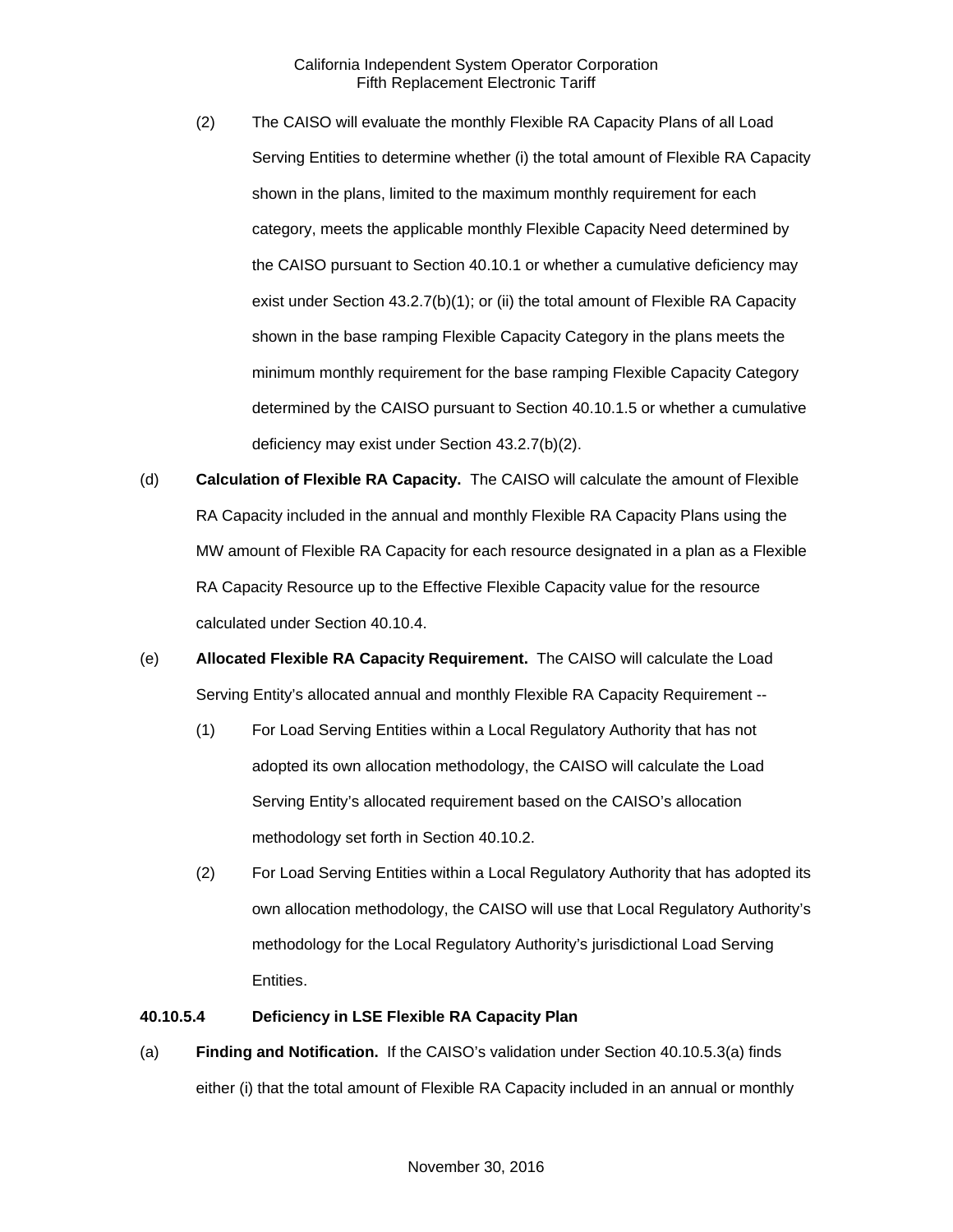(2) The CAISO will evaluate the monthly Flexible RA Capacity Plans of all Load Serving Entities to determine whether (i) the total amount of Flexible RA Capacity shown in the plans, limited to the maximum monthly requirement for each category, meets the applicable monthly Flexible Capacity Need determined by the CAISO pursuant to Section 40.10.1 or whether a cumulative deficiency may exist under Section 43.2.7(b)(1); or (ii) the total amount of Flexible RA Capacity shown in the base ramping Flexible Capacity Category in the plans meets the minimum monthly requirement for the base ramping Flexible Capacity Category determined by the CAISO pursuant to Section 40.10.1.5 or whether a cumulative deficiency may exist under Section 43.2.7(b)(2).

(d) **Calculation of Flexible RA Capacity.** The CAISO will calculate the amount of Flexible RA Capacity included in the annual and monthly Flexible RA Capacity Plans using the MW amount of Flexible RA Capacity for each resource designated in a plan as a Flexible RA Capacity Resource up to the Effective Flexible Capacity value for the resource calculated under Section 40.10.4.

(e) **Allocated Flexible RA Capacity Requirement.** The CAISO will calculate the Load Serving Entity's allocated annual and monthly Flexible RA Capacity Requirement --

(1) For Load Serving Entities within a Local Regulatory Authority that has not adopted its own allocation methodology, the CAISO will calculate the Load Serving Entity's allocated requirement based on the CAISO's allocation methodology set forth in Section 40.10.2.

(2) For Load Serving Entities within a Local Regulatory Authority that has adopted its own allocation methodology, the CAISO will use that Local Regulatory Authority's methodology for the Local Regulatory Authority's jurisdictional Load Serving Entities.

**40.10.5.4 Deficiency in LSE Flexible RA Capacity Plan**

(a) **Finding and Notification.** If the CAISO's validation under Section 40.10.5.3(a) finds either (i) that the total amount of Flexible RA Capacity included in an annual or monthly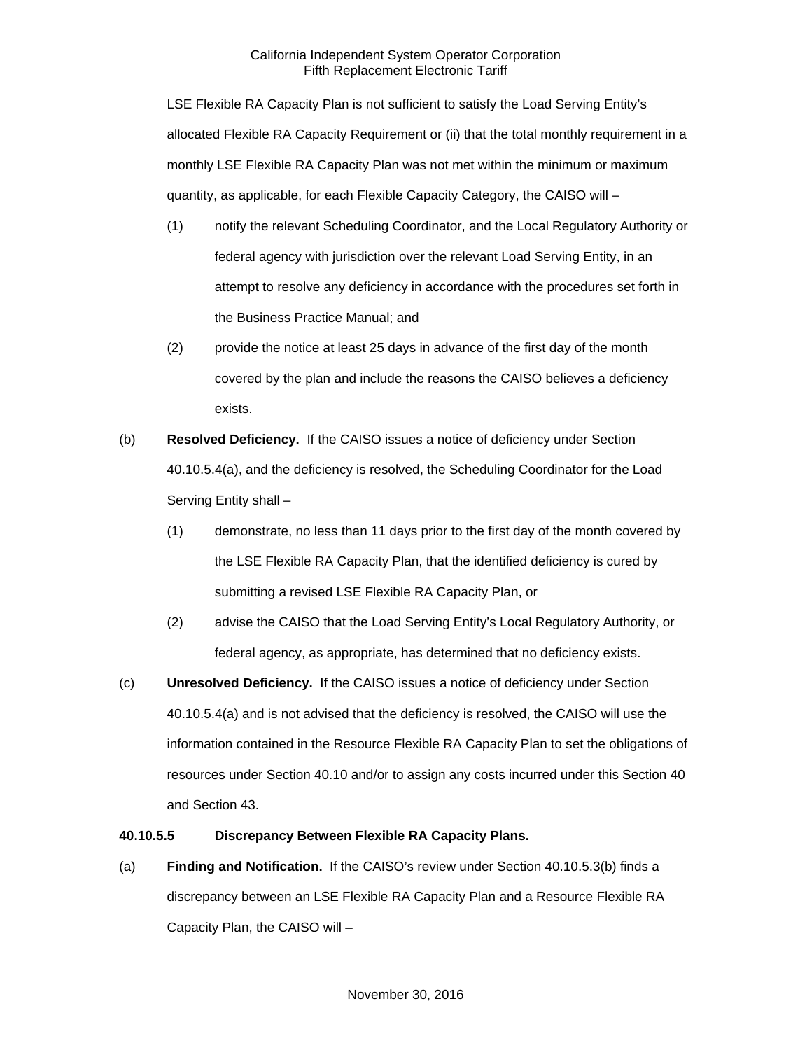LSE Flexible RA Capacity Plan is not sufficient to satisfy the Load Serving Entity's allocated Flexible RA Capacity Requirement or (ii) that the total monthly requirement in a monthly LSE Flexible RA Capacity Plan was not met within the minimum or maximum quantity, as applicable, for each Flexible Capacity Category, the CAISO will –

(1) notify the relevant Scheduling Coordinator, and the Local Regulatory Authority or federal agency with jurisdiction over the relevant Load Serving Entity, in an attempt to resolve any deficiency in accordance with the procedures set forth in the Business Practice Manual; and

(2) provide the notice at least 25 days in advance of the first day of the month covered by the plan and include the reasons the CAISO believes a deficiency exists.

(b) **Resolved Deficiency.** If the CAISO issues a notice of deficiency under Section 40.10.5.4(a), and the deficiency is resolved, the Scheduling Coordinator for the Load Serving Entity shall –

(1) demonstrate, no less than 11 days prior to the first day of the month covered by the LSE Flexible RA Capacity Plan, that the identified deficiency is cured by submitting a revised LSE Flexible RA Capacity Plan, or

(2) advise the CAISO that the Load Serving Entity's Local Regulatory Authority, or federal agency, as appropriate, has determined that no deficiency exists.

(c) **Unresolved Deficiency.** If the CAISO issues a notice of deficiency under Section 40.10.5.4(a) and is not advised that the deficiency is resolved, the CAISO will use the information contained in the Resource Flexible RA Capacity Plan to set the obligations of resources under Section 40.10 and/or to assign any costs incurred under this Section 40 and Section 43.

**40.10.5.5 Discrepancy Between Flexible RA Capacity Plans.**

(a) **Finding and Notification.** If the CAISO's review under Section 40.10.5.3(b) finds a discrepancy between an LSE Flexible RA Capacity Plan and a Resource Flexible RA Capacity Plan, the CAISO will –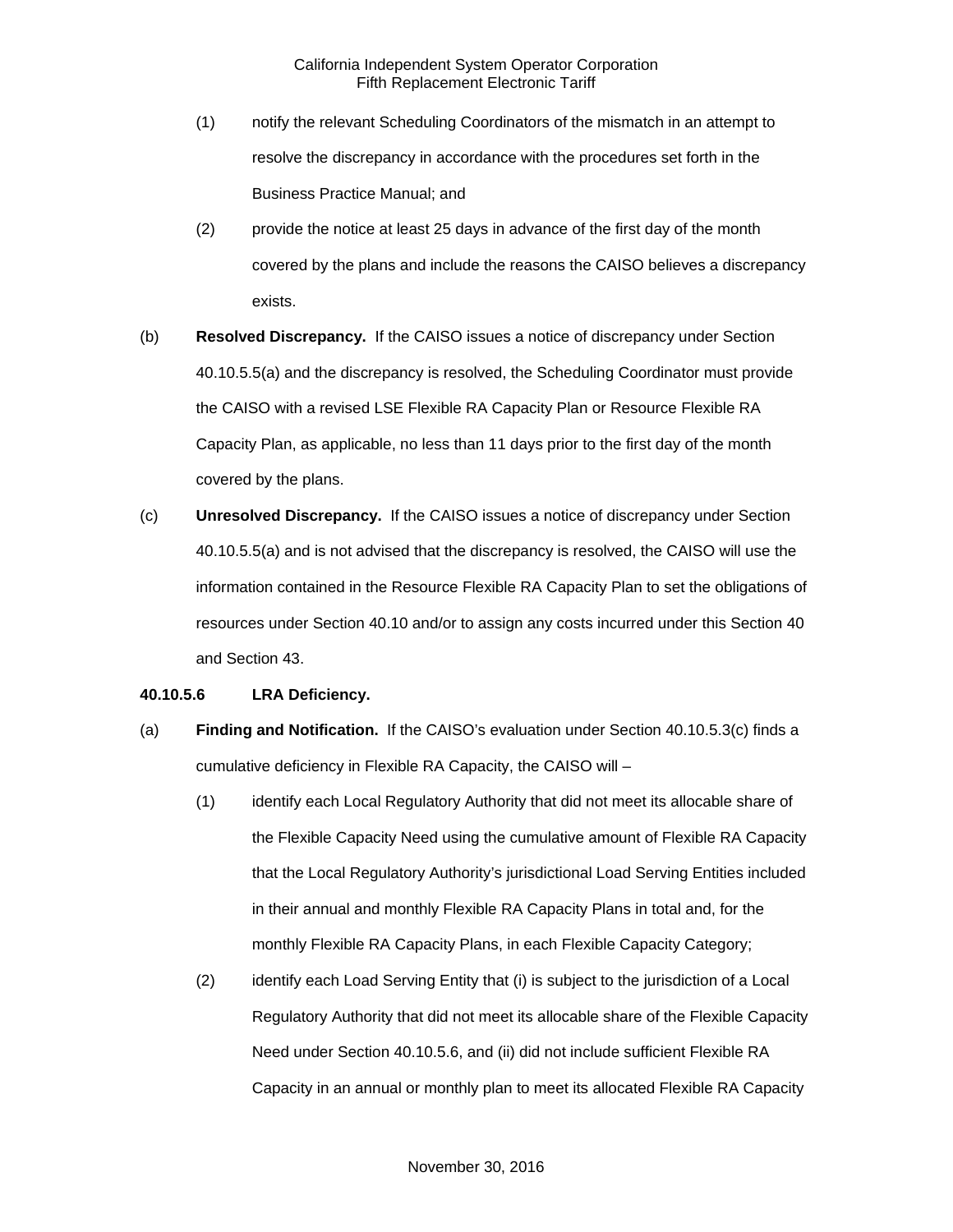(1) notify the relevant Scheduling Coordinators of the mismatch in an attempt to resolve the discrepancy in accordance with the procedures set forth in the Business Practice Manual; and

(2) provide the notice at least 25 days in advance of the first day of the month covered by the plans and include the reasons the CAISO believes a discrepancy exists.

(b) **Resolved Discrepancy.** If the CAISO issues a notice of discrepancy under Section 40.10.5.5(a) and the discrepancy is resolved, the Scheduling Coordinator must provide the CAISO with a revised LSE Flexible RA Capacity Plan or Resource Flexible RA Capacity Plan, as applicable, no less than 11 days prior to the first day of the month covered by the plans.

(c) **Unresolved Discrepancy.** If the CAISO issues a notice of discrepancy under Section 40.10.5.5(a) and is not advised that the discrepancy is resolved, the CAISO will use the information contained in the Resource Flexible RA Capacity Plan to set the obligations of resources under Section 40.10 and/or to assign any costs incurred under this Section 40 and Section 43.

**40.10.5.6 LRA Deficiency.**

(a) **Finding and Notification.** If the CAISO's evaluation under Section 40.10.5.3(c) finds a cumulative deficiency in Flexible RA Capacity, the CAISO will –

(1) identify each Local Regulatory Authority that did not meet its allocable share of the Flexible Capacity Need using the cumulative amount of Flexible RA Capacity that the Local Regulatory Authority's jurisdictional Load Serving Entities included in their annual and monthly Flexible RA Capacity Plans in total and, for the monthly Flexible RA Capacity Plans, in each Flexible Capacity Category;

(2) identify each Load Serving Entity that (i) is subject to the jurisdiction of a Local Regulatory Authority that did not meet its allocable share of the Flexible Capacity Need under Section 40.10.5.6, and (ii) did not include sufficient Flexible RA Capacity in an annual or monthly plan to meet its allocated Flexible RA Capacity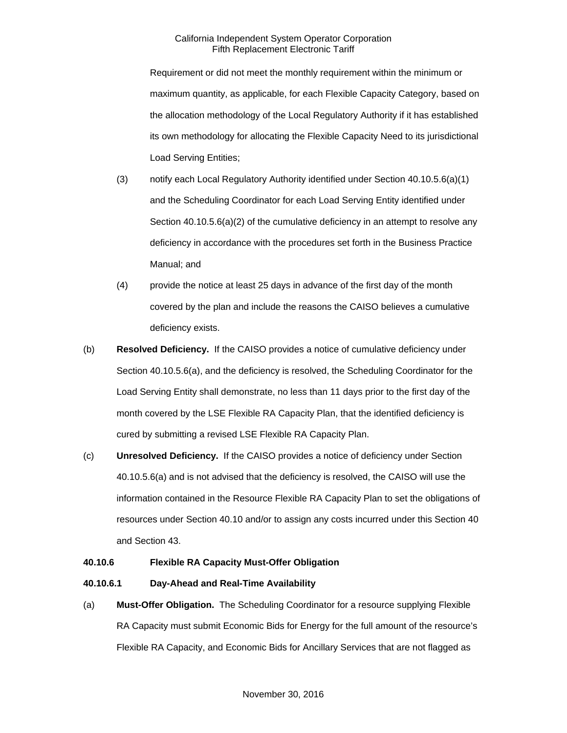Requirement or did not meet the monthly requirement within the minimum or maximum quantity, as applicable, for each Flexible Capacity Category, based on the allocation methodology of the Local Regulatory Authority if it has established its own methodology for allocating the Flexible Capacity Need to its jurisdictional Load Serving Entities;

(3) notify each Local Regulatory Authority identified under Section 40.10.5.6(a)(1) and the Scheduling Coordinator for each Load Serving Entity identified under Section 40.10.5.6(a)(2) of the cumulative deficiency in an attempt to resolve any deficiency in accordance with the procedures set forth in the Business Practice Manual; and

(4) provide the notice at least 25 days in advance of the first day of the month covered by the plan and include the reasons the CAISO believes a cumulative deficiency exists.

(b) **Resolved Deficiency.** If the CAISO provides a notice of cumulative deficiency under Section 40.10.5.6(a), and the deficiency is resolved, the Scheduling Coordinator for the Load Serving Entity shall demonstrate, no less than 11 days prior to the first day of the month covered by the LSE Flexible RA Capacity Plan, that the identified deficiency is cured by submitting a revised LSE Flexible RA Capacity Plan.

(c) **Unresolved Deficiency.** If the CAISO provides a notice of deficiency under Section 40.10.5.6(a) and is not advised that the deficiency is resolved, the CAISO will use the information contained in the Resource Flexible RA Capacity Plan to set the obligations of resources under Section 40.10 and/or to assign any costs incurred under this Section 40 and Section 43.

### 40.10.6 Flexible RA Capacity Must-Offer Obligation

#### 40.10.6.1 Day-Ahead and Real-Time Availability

(a) **Must-Offer Obligation.** The Scheduling Coordinator for a resource supplying Flexible RA Capacity must submit Economic Bids for Energy for the full amount of the resource's Flexible RA Capacity, and Economic Bids for Ancillary Services that are not flagged as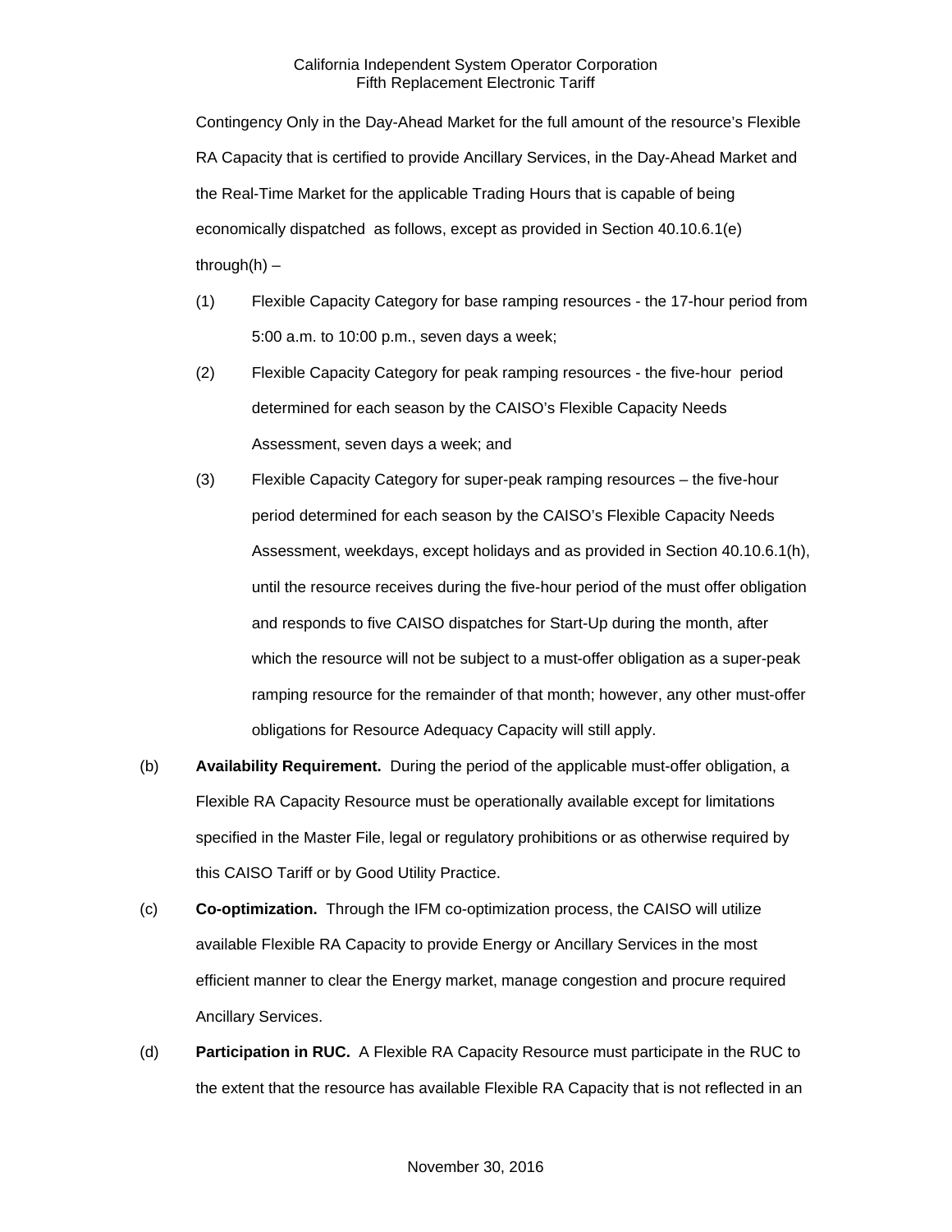Contingency Only in the Day-Ahead Market for the full amount of the resource's Flexible RA Capacity that is certified to provide Ancillary Services, in the Day-Ahead Market and the Real-Time Market for the applicable Trading Hours that is capable of being economically dispatched as follows, except as provided in Section 40.10.6.1(e) through(h) –

(1) Flexible Capacity Category for base ramping resources - the 17-hour period from 5:00 a.m. to 10:00 p.m., seven days a week;

(2) Flexible Capacity Category for peak ramping resources - the five-hour period determined for each season by the CAISO's Flexible Capacity Needs Assessment, seven days a week; and

(3) Flexible Capacity Category for super-peak ramping resources – the five-hour period determined for each season by the CAISO's Flexible Capacity Needs Assessment, weekdays, except holidays and as provided in Section 40.10.6.1(h), until the resource receives during the five-hour period of the must offer obligation and responds to five CAISO dispatches for Start-Up during the month, after which the resource will not be subject to a must-offer obligation as a super-peak ramping resource for the remainder of that month; however, any other must-offer obligations for Resource Adequacy Capacity will still apply.

(b) **Availability Requirement.** During the period of the applicable must-offer obligation, a Flexible RA Capacity Resource must be operationally available except for limitations specified in the Master File, legal or regulatory prohibitions or as otherwise required by this CAISO Tariff or by Good Utility Practice.

(c) **Co-optimization.** Through the IFM co-optimization process, the CAISO will utilize available Flexible RA Capacity to provide Energy or Ancillary Services in the most efficient manner to clear the Energy market, manage congestion and procure required Ancillary Services.

(d) **Participation in RUC.** A Flexible RA Capacity Resource must participate in the RUC to the extent that the resource has available Flexible RA Capacity that is not reflected in an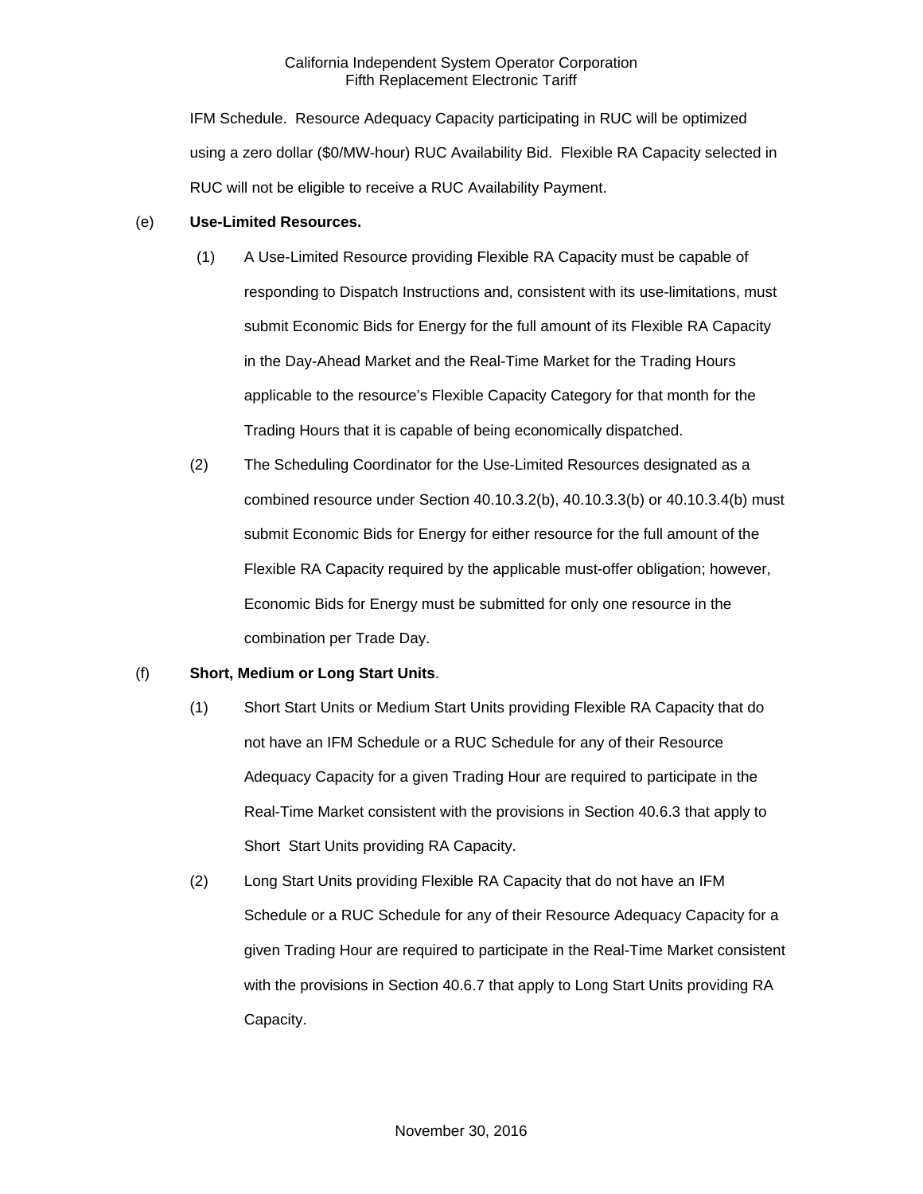IFM Schedule. Resource Adequacy Capacity participating in RUC will be optimized using a zero dollar ($0/MW-hour) RUC Availability Bid. Flexible RA Capacity selected in RUC will not be eligible to receive a RUC Availability Payment.

(e) **Use-Limited Resources.**

(1) A Use-Limited Resource providing Flexible RA Capacity must be capable of responding to Dispatch Instructions and, consistent with its use-limitations, must submit Economic Bids for Energy for the full amount of its Flexible RA Capacity in the Day-Ahead Market and the Real-Time Market for the Trading Hours applicable to the resource's Flexible Capacity Category for that month for the Trading Hours that it is capable of being economically dispatched.

(2) The Scheduling Coordinator for the Use-Limited Resources designated as a combined resource under Section 40.10.3.2(b), 40.10.3.3(b) or 40.10.3.4(b) must submit Economic Bids for Energy for either resource for the full amount of the Flexible RA Capacity required by the applicable must-offer obligation; however, Economic Bids for Energy must be submitted for only one resource in the combination per Trade Day.

(f) **Short, Medium or Long Start Units**.

(1) Short Start Units or Medium Start Units providing Flexible RA Capacity that do not have an IFM Schedule or a RUC Schedule for any of their Resource Adequacy Capacity for a given Trading Hour are required to participate in the Real-Time Market consistent with the provisions in Section 40.6.3 that apply to Short Start Units providing RA Capacity.

(2) Long Start Units providing Flexible RA Capacity that do not have an IFM Schedule or a RUC Schedule for any of their Resource Adequacy Capacity for a given Trading Hour are required to participate in the Real-Time Market consistent with the provisions in Section 40.6.7 that apply to Long Start Units providing RA Capacity.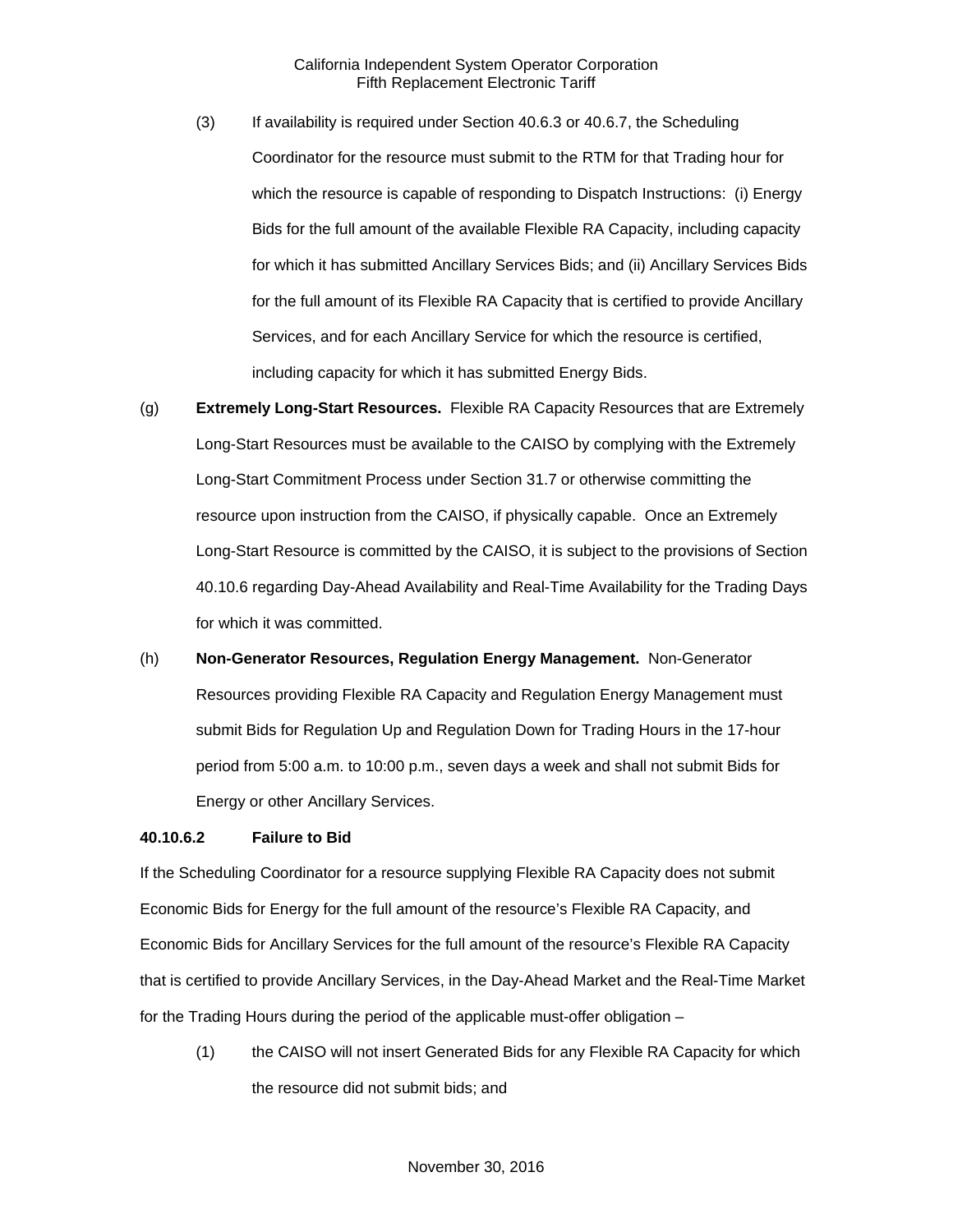(3) If availability is required under Section 40.6.3 or 40.6.7, the Scheduling Coordinator for the resource must submit to the RTM for that Trading hour for which the resource is capable of responding to Dispatch Instructions: (i) Energy Bids for the full amount of the available Flexible RA Capacity, including capacity for which it has submitted Ancillary Services Bids; and (ii) Ancillary Services Bids for the full amount of its Flexible RA Capacity that is certified to provide Ancillary Services, and for each Ancillary Service for which the resource is certified, including capacity for which it has submitted Energy Bids.

(g) **Extremely Long-Start Resources.** Flexible RA Capacity Resources that are Extremely Long-Start Resources must be available to the CAISO by complying with the Extremely Long-Start Commitment Process under Section 31.7 or otherwise committing the resource upon instruction from the CAISO, if physically capable. Once an Extremely Long-Start Resource is committed by the CAISO, it is subject to the provisions of Section 40.10.6 regarding Day-Ahead Availability and Real-Time Availability for the Trading Days for which it was committed.

(h) **Non-Generator Resources, Regulation Energy Management.** Non-Generator Resources providing Flexible RA Capacity and Regulation Energy Management must submit Bids for Regulation Up and Regulation Down for Trading Hours in the 17-hour period from 5:00 a.m. to 10:00 p.m., seven days a week and shall not submit Bids for Energy or other Ancillary Services.

**40.10.6.2 Failure to Bid**

If the Scheduling Coordinator for a resource supplying Flexible RA Capacity does not submit Economic Bids for Energy for the full amount of the resource's Flexible RA Capacity, and Economic Bids for Ancillary Services for the full amount of the resource's Flexible RA Capacity that is certified to provide Ancillary Services, in the Day-Ahead Market and the Real-Time Market for the Trading Hours during the period of the applicable must-offer obligation –

(1) the CAISO will not insert Generated Bids for any Flexible RA Capacity for which the resource did not submit bids; and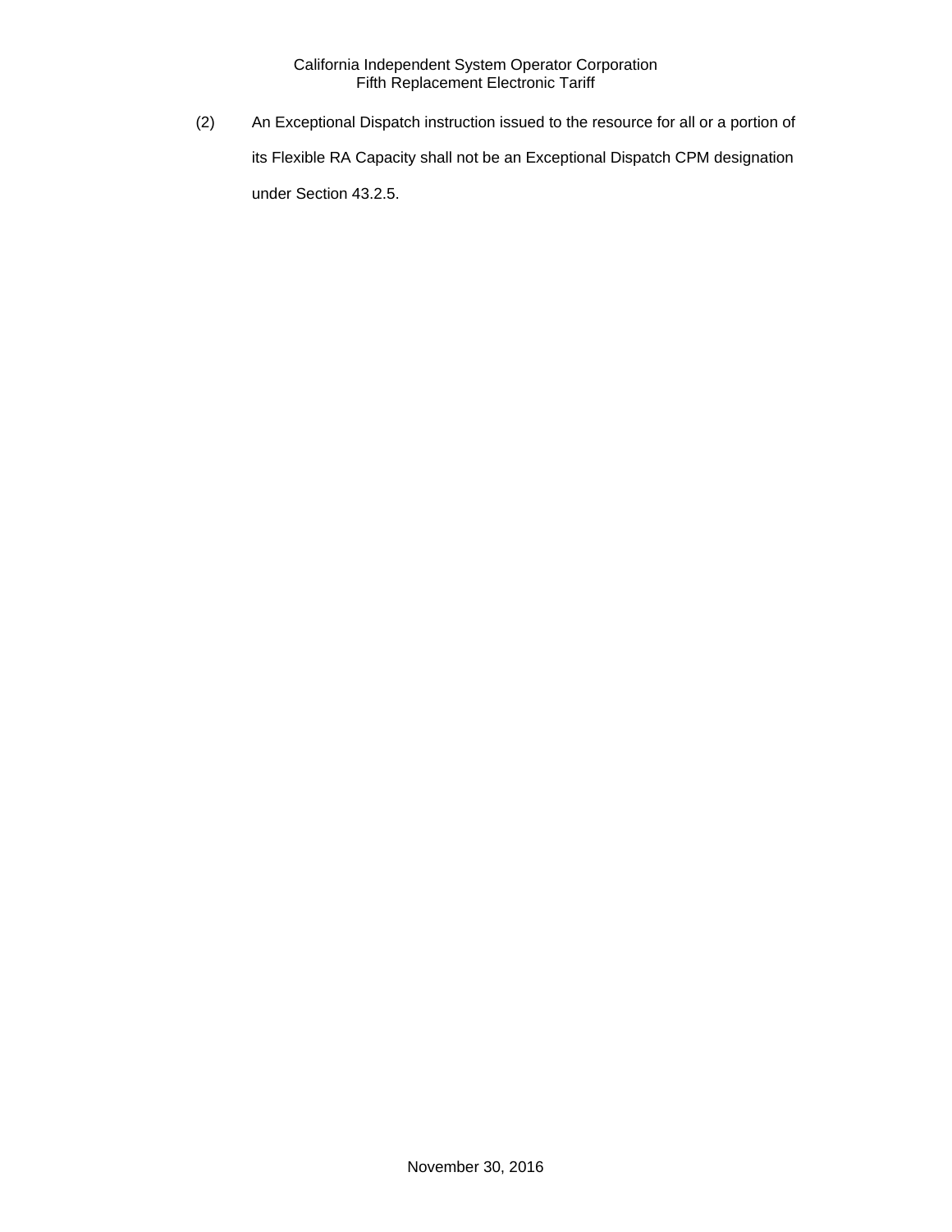(2) An Exceptional Dispatch instruction issued to the resource for all or a portion of its Flexible RA Capacity shall not be an Exceptional Dispatch CPM designation under Section 43.2.5.